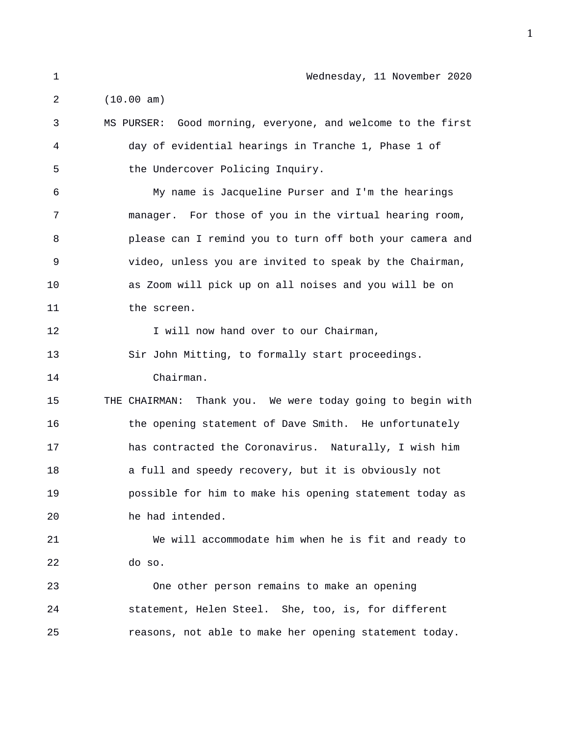Wednesday, 11 November 2020

(10.00 am)

MS PURSER: Good morning, everyone, and welcome to the first day of evidential hearings in Tranche 1, Phase 1 of the Undercover Policing Inquiry.

My name is Jacqueline Purser and I'm the hearings manager. For those of you in the virtual hearing room, please can I remind you to turn off both your camera and video, unless you are invited to speak by the Chairman, as Zoom will pick up on all noises and you will be on the screen.

I will now hand over to our Chairman, Sir John Mitting, to formally start proceedings.

Chairman.

THE CHAIRMAN: Thank you. We were today going to begin with the opening statement of Dave Smith. He unfortunately has contracted the Coronavirus. Naturally, I wish him a full and speedy recovery, but it is obviously not possible for him to make his opening statement today as he had intended.

We will accommodate him when he is fit and ready to do so.

One other person remains to make an opening statement, Helen Steel. She, too, is, for different reasons, not able to make her opening statement today.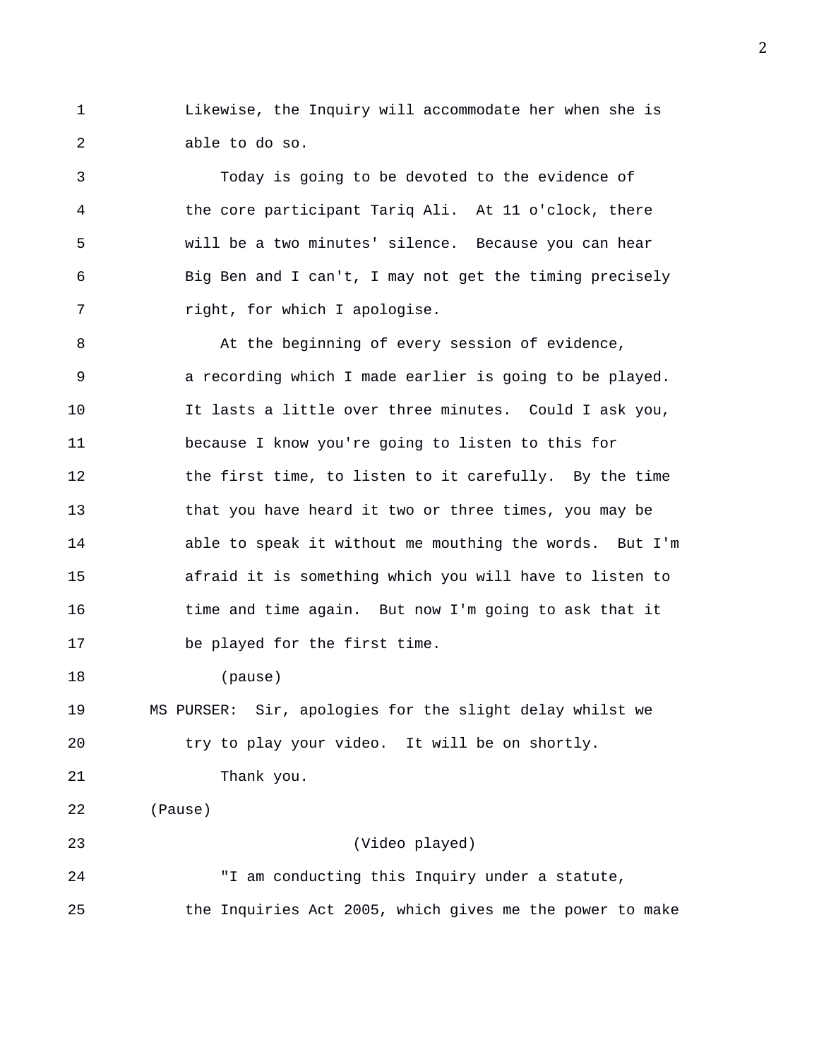Likewise, the Inquiry will accommodate her when she is able to do so.

Today is going to be devoted to the evidence of the core participant Tariq Ali. At 11 o'clock, there will be a two minutes' silence. Because you can hear Big Ben and I can't, I may not get the timing precisely right, for which I apologise.

At the beginning of every session of evidence, a recording which I made earlier is going to be played. It lasts a little over three minutes. Could I ask you, because I know you're going to listen to this for the first time, to listen to it carefully. By the time that you have heard it two or three times, you may be able to speak it without me mouthing the words. But I'm afraid it is something which you will have to listen to time and time again. But now I'm going to ask that it be played for the first time.

(pause)

MS PURSER: Sir, apologies for the slight delay whilst we try to play your video. It will be on shortly.

Thank you.

(Pause)

(Video played)

"I am conducting this Inquiry under a statute, the Inquiries Act 2005, which gives me the power to make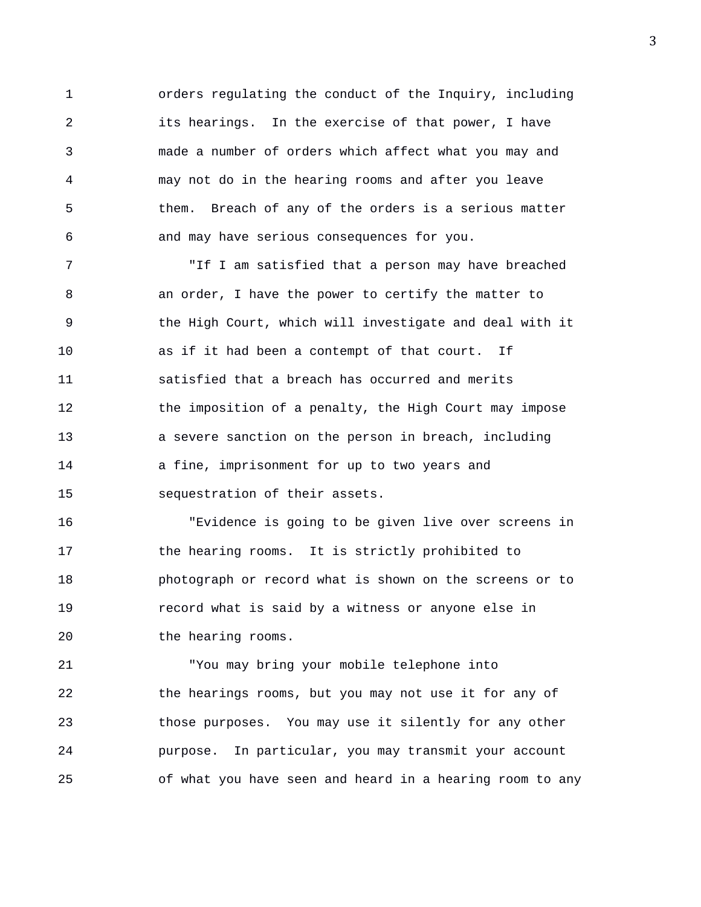orders regulating the conduct of the Inquiry, including its hearings. In the exercise of that power, I have made a number of orders which affect what you may and may not do in the hearing rooms and after you leave them. Breach of any of the orders is a serious matter and may have serious consequences for you.

"If I am satisfied that a person may have breached an order, I have the power to certify the matter to the High Court, which will investigate and deal with it as if it had been a contempt of that court. If satisfied that a breach has occurred and merits the imposition of a penalty, the High Court may impose a severe sanction on the person in breach, including a fine, imprisonment for up to two years and sequestration of their assets.

"Evidence is going to be given live over screens in the hearing rooms. It is strictly prohibited to photograph or record what is shown on the screens or to record what is said by a witness or anyone else in the hearing rooms.

"You may bring your mobile telephone into the hearings rooms, but you may not use it for any of those purposes. You may use it silently for any other purpose. In particular, you may transmit your account of what you have seen and heard in a hearing room to any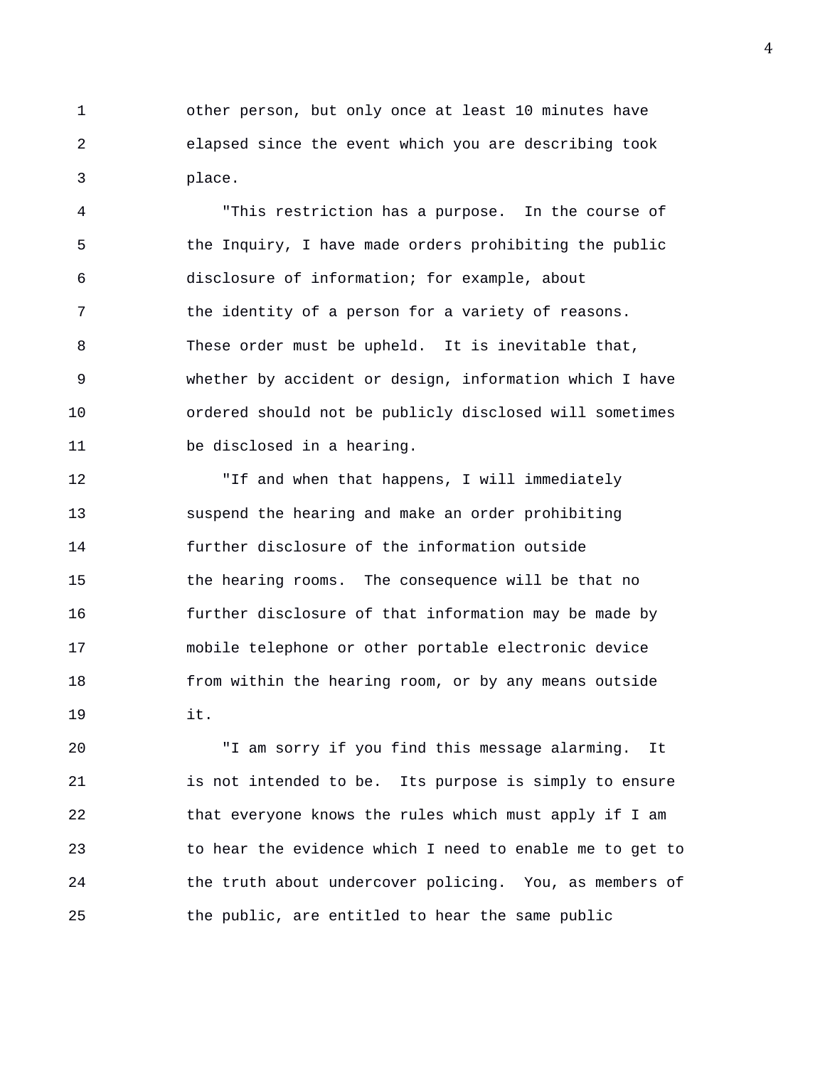other person, but only once at least 10 minutes have elapsed since the event which you are describing took place.

"This restriction has a purpose. In the course of the Inquiry, I have made orders prohibiting the public disclosure of information; for example, about the identity of a person for a variety of reasons. These order must be upheld. It is inevitable that, whether by accident or design, information which I have ordered should not be publicly disclosed will sometimes be disclosed in a hearing.

"If and when that happens, I will immediately suspend the hearing and make an order prohibiting further disclosure of the information outside the hearing rooms. The consequence will be that no further disclosure of that information may be made by mobile telephone or other portable electronic device from within the hearing room, or by any means outside it.

"I am sorry if you find this message alarming. It is not intended to be. Its purpose is simply to ensure that everyone knows the rules which must apply if I am to hear the evidence which I need to enable me to get to the truth about undercover policing. You, as members of the public, are entitled to hear the same public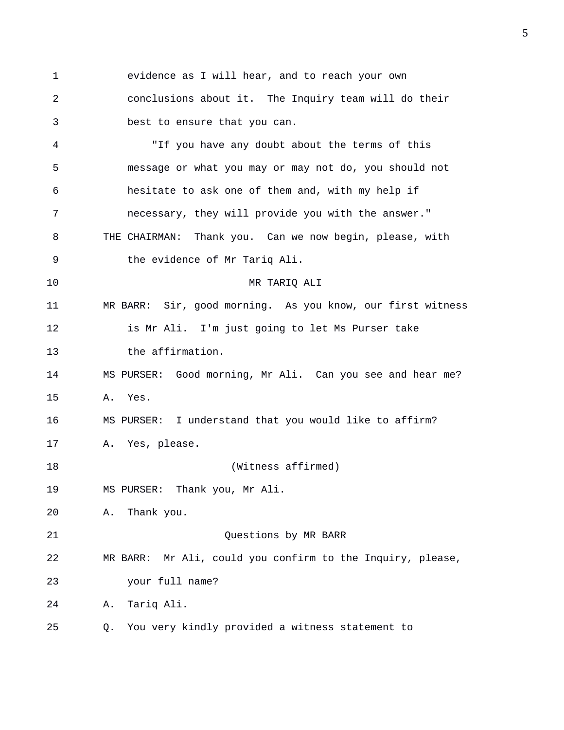evidence as I will hear, and to reach your own conclusions about it. The Inquiry team will do their best to ensure that you can.

"If you have any doubt about the terms of this message or what you may or may not do, you should not hesitate to ask one of them and, with my help if necessary, they will provide you with the answer."

THE CHAIRMAN: Thank you. Can we now begin, please, with the evidence of Mr Tariq Ali.

MR TARIQ ALI

MR BARR: Sir, good morning. As you know, our first witness is Mr Ali. I'm just going to let Ms Purser take the affirmation.

MS PURSER: Good morning, Mr Ali. Can you see and hear me?

A. Yes.

MS PURSER: I understand that you would like to affirm?

A. Yes, please.

(Witness affirmed)

MS PURSER: Thank you, Mr Ali.

A. Thank you.

Questions by MR BARR

MR BARR: Mr Ali, could you confirm to the Inquiry, please, your full name?

A. Tariq Ali.

Q. You very kindly provided a witness statement to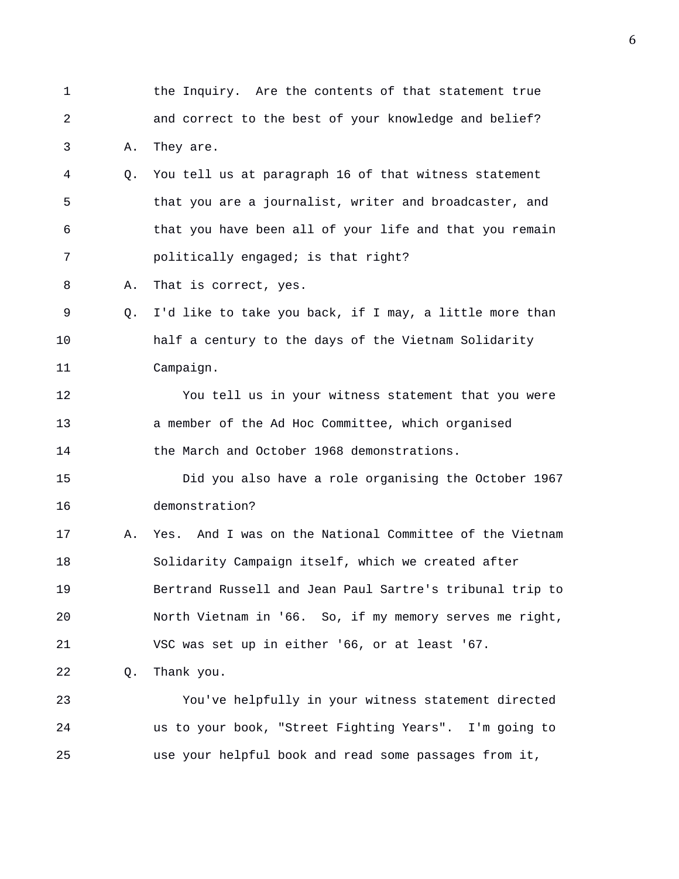1 the Inquiry. Are the contents of that statement true
2 and correct to the best of your knowledge and belief?
3 A. They are.
4 Q. You tell us at paragraph 16 of that witness statement
5 that you are a journalist, writer and broadcaster, and
6 that you have been all of your life and that you remain
7 politically engaged; is that right?
8 A. That is correct, yes.
9 Q. I'd like to take you back, if I may, a little more than
10 half a century to the days of the Vietnam Solidarity
11 Campaign.
12 You tell us in your witness statement that you were
13 a member of the Ad Hoc Committee, which organised
14 the March and October 1968 demonstrations.
15 Did you also have a role organising the October 1967
16 demonstration?
17 A. Yes. And I was on the National Committee of the Vietnam
18 Solidarity Campaign itself, which we created after
19 Bertrand Russell and Jean Paul Sartre's tribunal trip to
20 North Vietnam in '66. So, if my memory serves me right,
21 VSC was set up in either '66, or at least '67.
22 Q. Thank you.
23 You've helpfully in your witness statement directed
24 us to your book, "Street Fighting Years". I'm going to
25 use your helpful book and read some passages from it,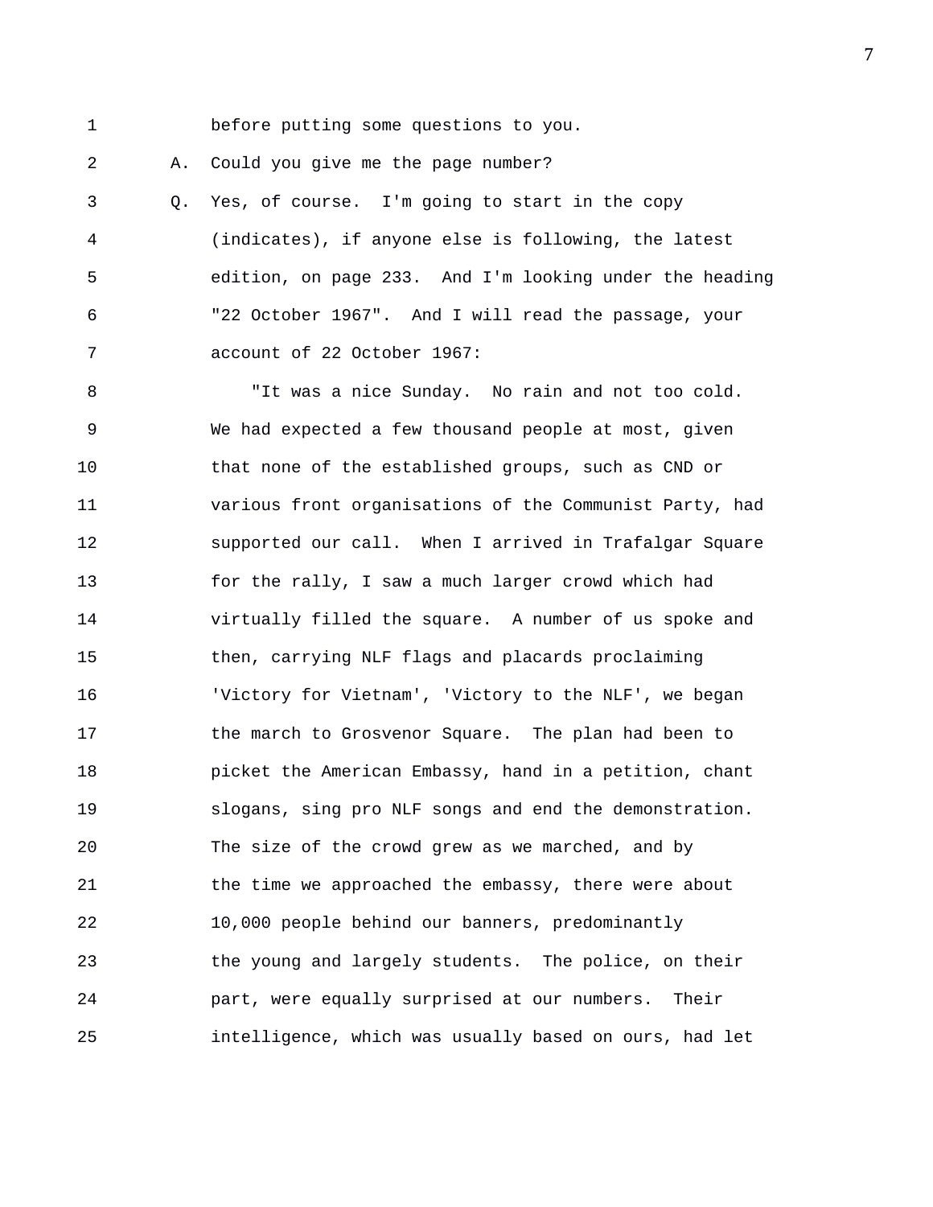before putting some questions to you.

A. Could you give me the page number?

Q. Yes, of course. I'm going to start in the copy (indicates), if anyone else is following, the latest edition, on page 233. And I'm looking under the heading "22 October 1967". And I will read the passage, your account of 22 October 1967:

"It was a nice Sunday. No rain and not too cold. We had expected a few thousand people at most, given that none of the established groups, such as CND or various front organisations of the Communist Party, had supported our call. When I arrived in Trafalgar Square for the rally, I saw a much larger crowd which had virtually filled the square. A number of us spoke and then, carrying NLF flags and placards proclaiming 'Victory for Vietnam', 'Victory to the NLF', we began the march to Grosvenor Square. The plan had been to picket the American Embassy, hand in a petition, chant slogans, sing pro NLF songs and end the demonstration. The size of the crowd grew as we marched, and by the time we approached the embassy, there were about 10,000 people behind our banners, predominantly the young and largely students. The police, on their part, were equally surprised at our numbers. Their intelligence, which was usually based on ours, had let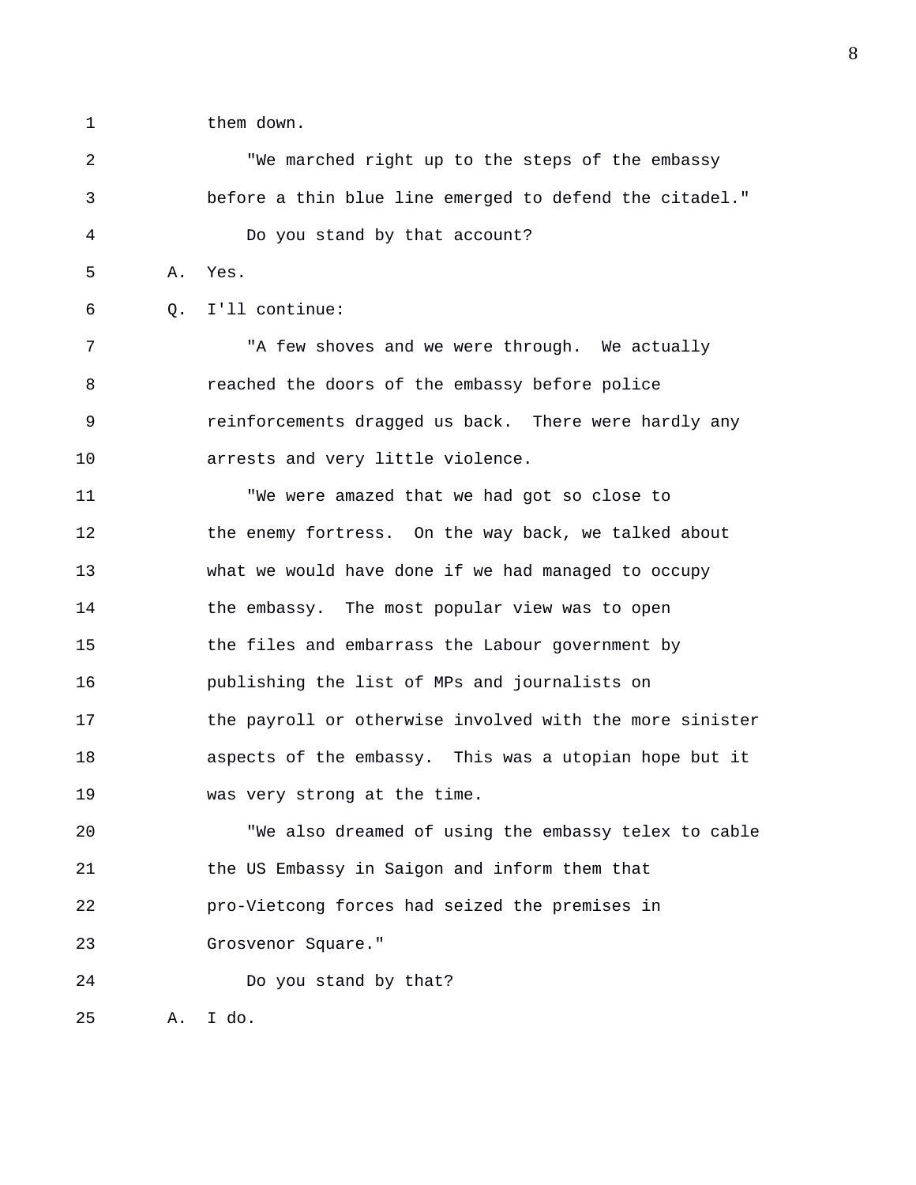them down.

"We marched right up to the steps of the embassy before a thin blue line emerged to defend the citadel."

Do you stand by that account?

A. Yes.

Q. I'll continue:

"A few shoves and we were through. We actually reached the doors of the embassy before police reinforcements dragged us back. There were hardly any arrests and very little violence.

"We were amazed that we had got so close to the enemy fortress. On the way back, we talked about what we would have done if we had managed to occupy the embassy. The most popular view was to open the files and embarrass the Labour government by publishing the list of MPs and journalists on the payroll or otherwise involved with the more sinister aspects of the embassy. This was a utopian hope but it was very strong at the time.

"We also dreamed of using the embassy telex to cable the US Embassy in Saigon and inform them that pro-Vietcong forces had seized the premises in Grosvenor Square."

Do you stand by that?

A. I do.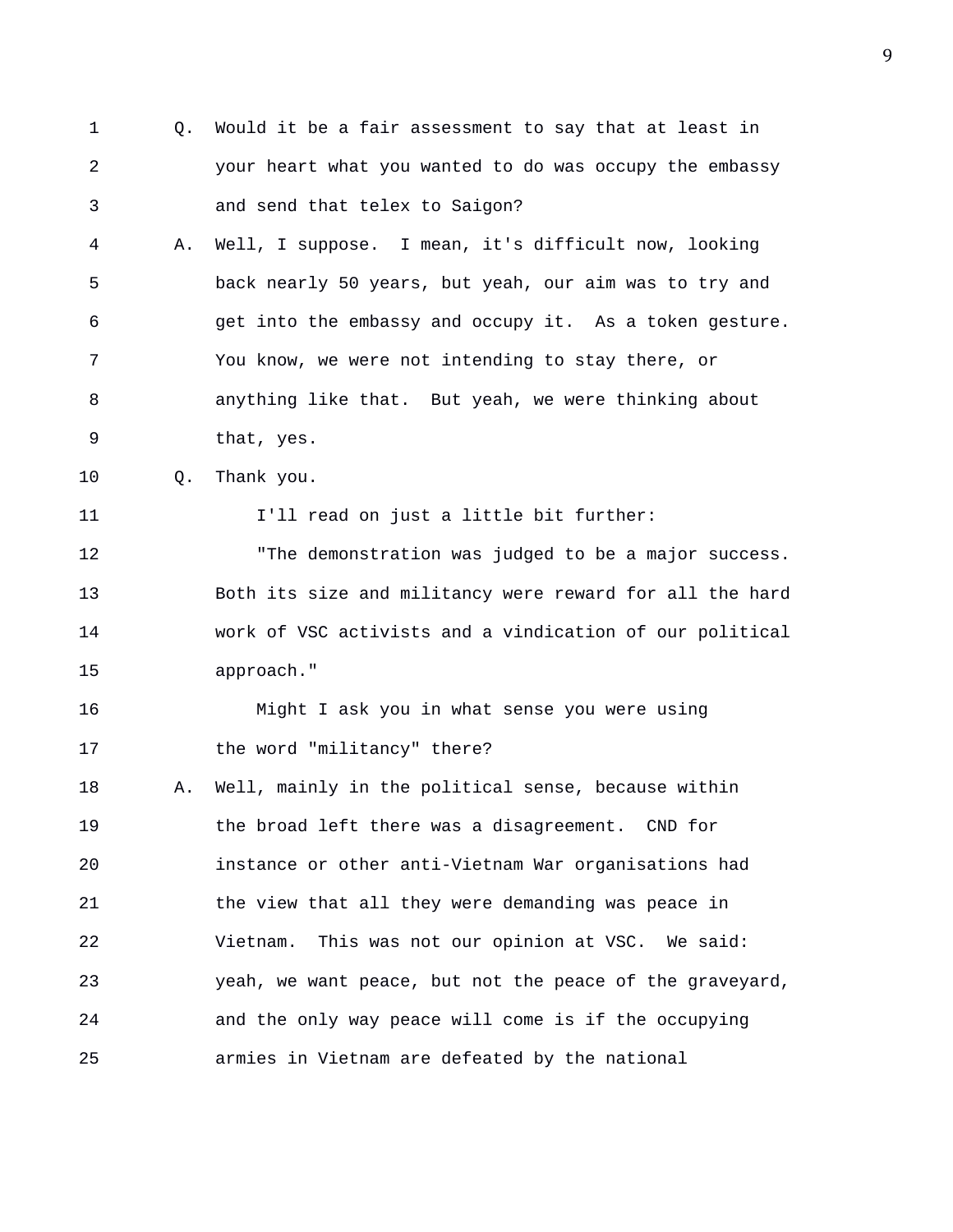Q. Would it be a fair assessment to say that at least in your heart what you wanted to do was occupy the embassy and send that telex to Saigon?

A. Well, I suppose. I mean, it's difficult now, looking back nearly 50 years, but yeah, our aim was to try and get into the embassy and occupy it. As a token gesture. You know, we were not intending to stay there, or anything like that. But yeah, we were thinking about that, yes.

Q. Thank you.

I'll read on just a little bit further:

"The demonstration was judged to be a major success. Both its size and militancy were reward for all the hard work of VSC activists and a vindication of our political approach."

Might I ask you in what sense you were using the word "militancy" there?

A. Well, mainly in the political sense, because within the broad left there was a disagreement. CND for instance or other anti-Vietnam War organisations had the view that all they were demanding was peace in Vietnam. This was not our opinion at VSC. We said: yeah, we want peace, but not the peace of the graveyard, and the only way peace will come is if the occupying armies in Vietnam are defeated by the national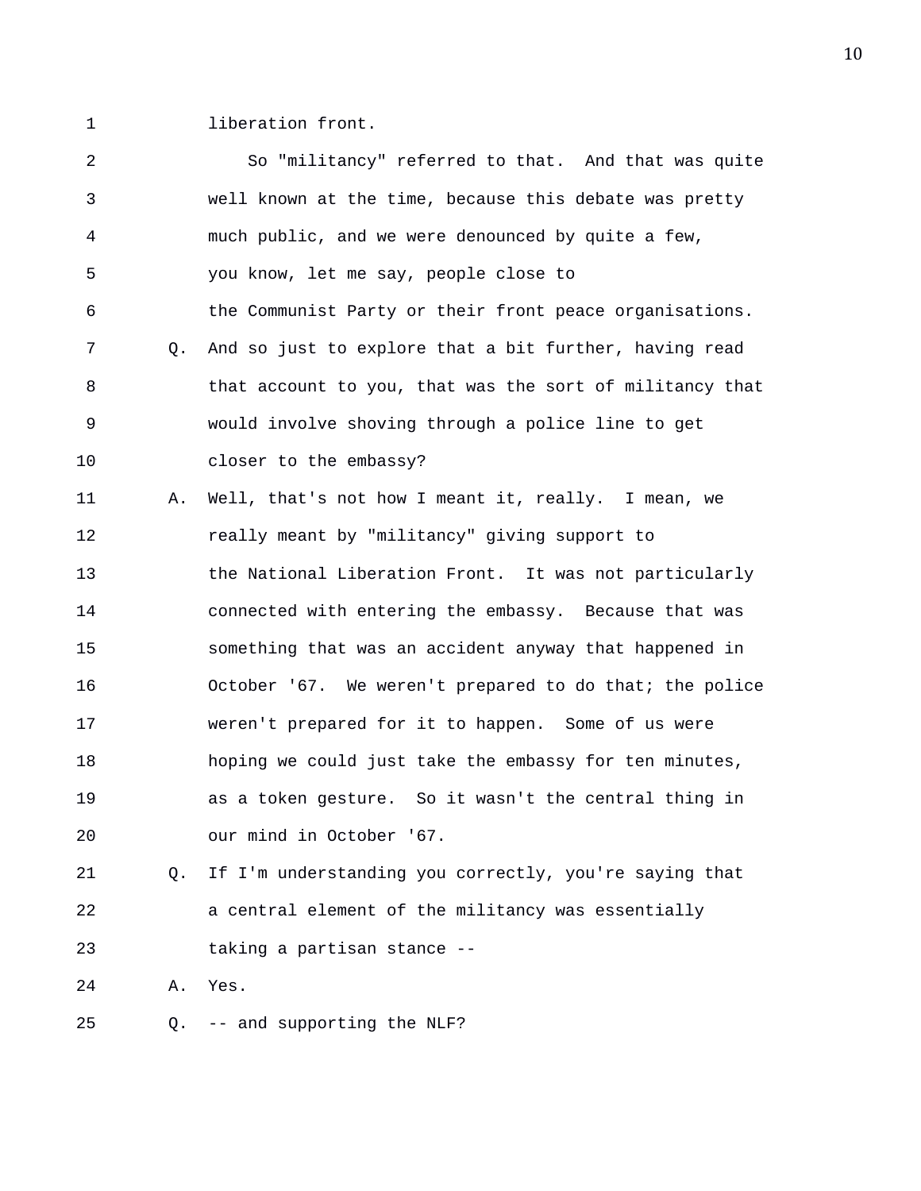liberation front.

So "militancy" referred to that. And that was quite well known at the time, because this debate was pretty much public, and we were denounced by quite a few, you know, let me say, people close to the Communist Party or their front peace organisations.

Q. And so just to explore that a bit further, having read that account to you, that was the sort of militancy that would involve shoving through a police line to get closer to the embassy?

A. Well, that's not how I meant it, really. I mean, we really meant by "militancy" giving support to the National Liberation Front. It was not particularly connected with entering the embassy. Because that was something that was an accident anyway that happened in October '67. We weren't prepared to do that; the police weren't prepared for it to happen. Some of us were hoping we could just take the embassy for ten minutes, as a token gesture. So it wasn't the central thing in our mind in October '67.

Q. If I'm understanding you correctly, you're saying that a central element of the militancy was essentially taking a partisan stance --

A. Yes.

Q. -- and supporting the NLF?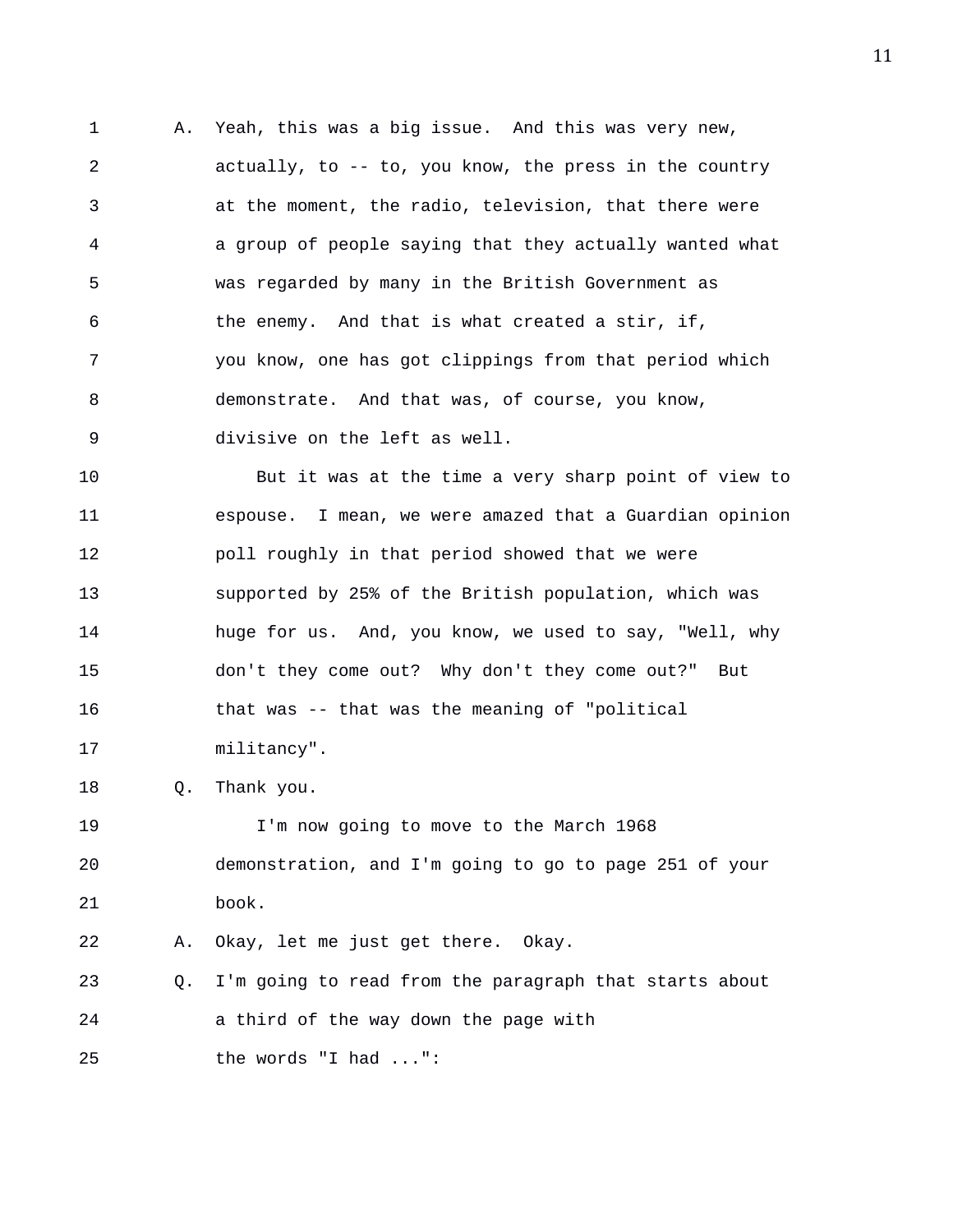A. Yeah, this was a big issue. And this was very new, actually, to -- to, you know, the press in the country at the moment, the radio, television, that there were a group of people saying that they actually wanted what was regarded by many in the British Government as the enemy. And that is what created a stir, if, you know, one has got clippings from that period which demonstrate. And that was, of course, you know, divisive on the left as well.

But it was at the time a very sharp point of view to espouse. I mean, we were amazed that a Guardian opinion poll roughly in that period showed that we were supported by 25% of the British population, which was huge for us. And, you know, we used to say, "Well, why don't they come out? Why don't they come out?" But that was -- that was the meaning of "political militancy".

Q. Thank you.

I'm now going to move to the March 1968 demonstration, and I'm going to go to page 251 of your book.

A. Okay, let me just get there. Okay.

Q. I'm going to read from the paragraph that starts about a third of the way down the page with the words "I had ...":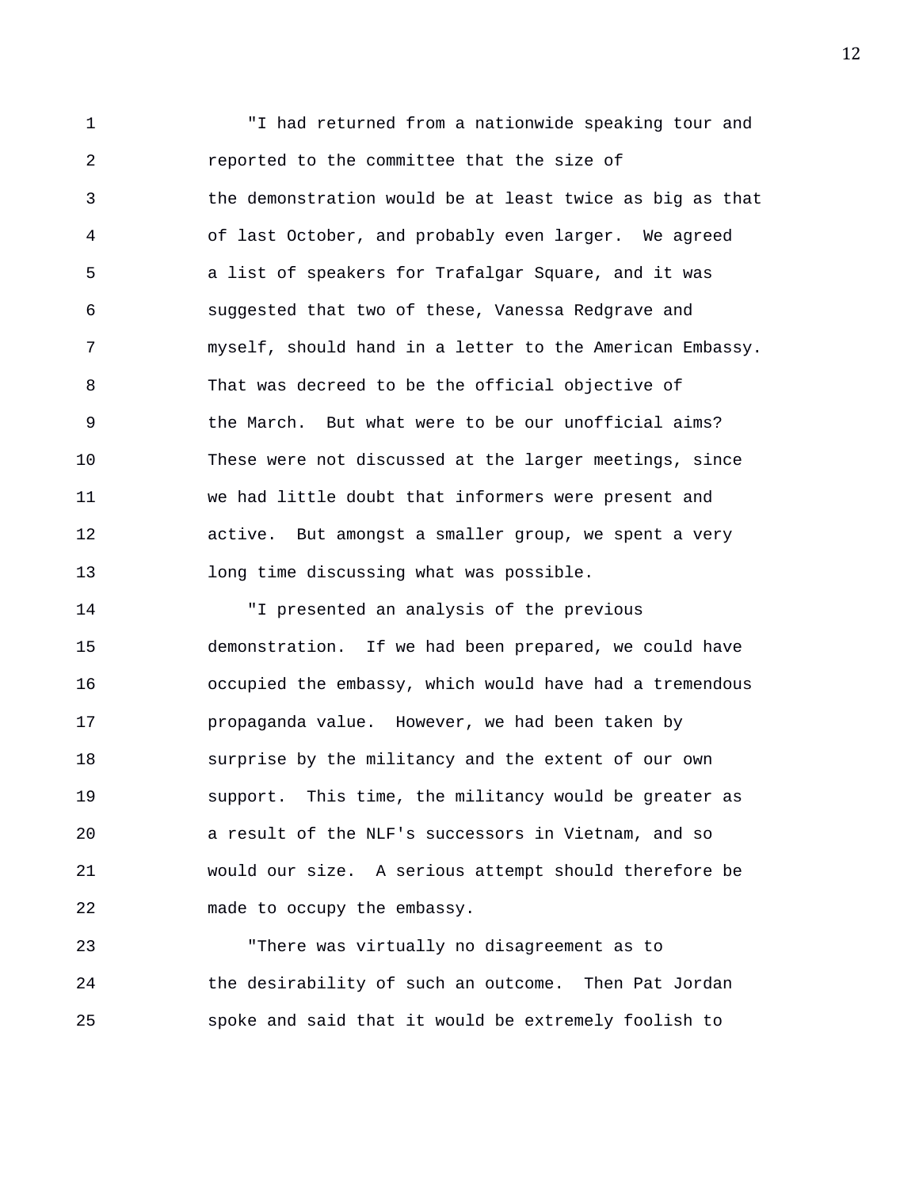"I had returned from a nationwide speaking tour and reported to the committee that the size of the demonstration would be at least twice as big as that of last October, and probably even larger. We agreed a list of speakers for Trafalgar Square, and it was suggested that two of these, Vanessa Redgrave and myself, should hand in a letter to the American Embassy. That was decreed to be the official objective of the March. But what were to be our unofficial aims? These were not discussed at the larger meetings, since we had little doubt that informers were present and active. But amongst a smaller group, we spent a very long time discussing what was possible.

"I presented an analysis of the previous demonstration. If we had been prepared, we could have occupied the embassy, which would have had a tremendous propaganda value. However, we had been taken by surprise by the militancy and the extent of our own support. This time, the militancy would be greater as a result of the NLF's successors in Vietnam, and so would our size. A serious attempt should therefore be made to occupy the embassy.

"There was virtually no disagreement as to the desirability of such an outcome. Then Pat Jordan spoke and said that it would be extremely foolish to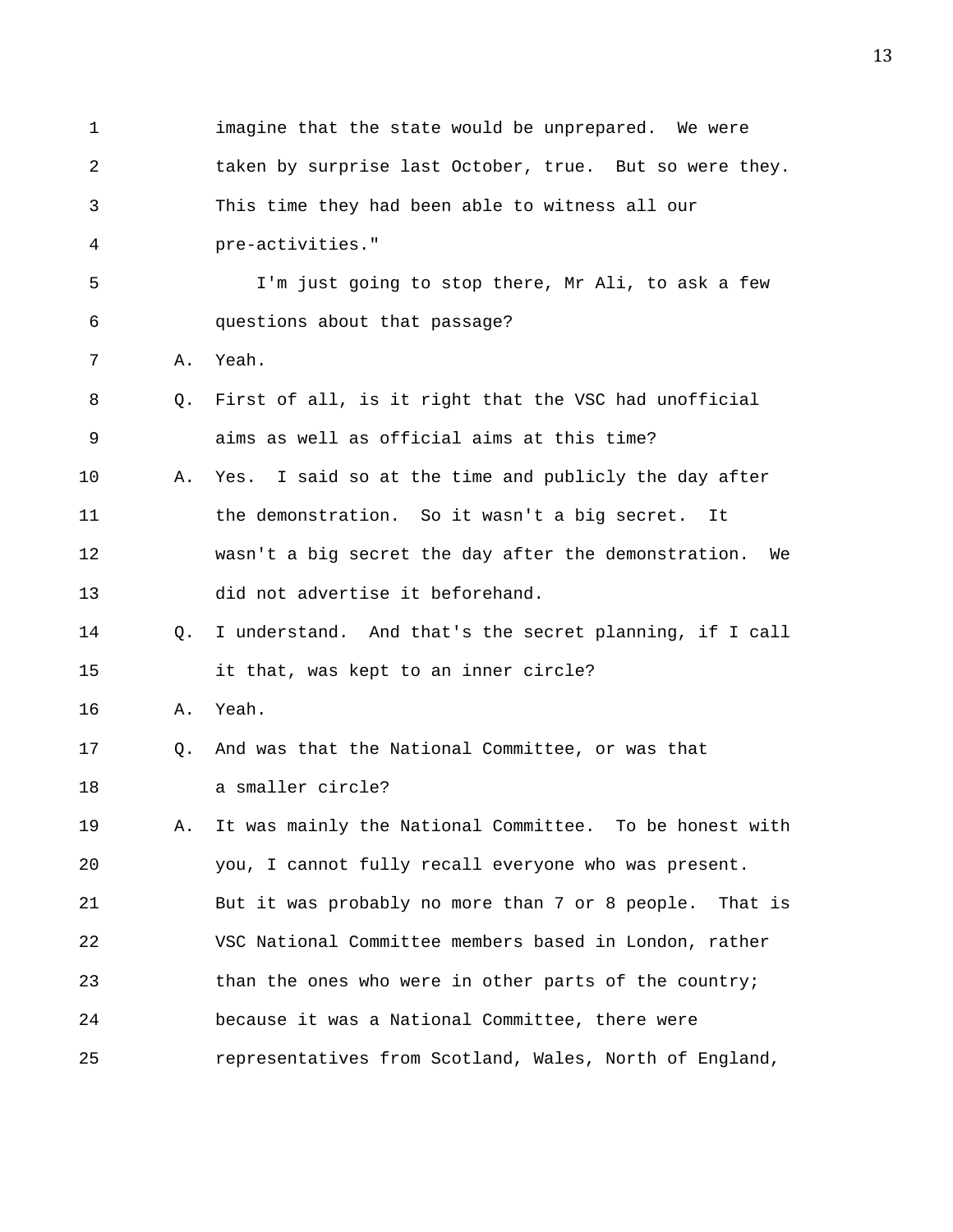imagine that the state would be unprepared. We were taken by surprise last October, true. But so were they. This time they had been able to witness all our pre-activities."

I'm just going to stop there, Mr Ali, to ask a few questions about that passage?

A. Yeah.

Q. First of all, is it right that the VSC had unofficial aims as well as official aims at this time?

A. Yes. I said so at the time and publicly the day after the demonstration. So it wasn't a big secret. It wasn't a big secret the day after the demonstration. We did not advertise it beforehand.

Q. I understand. And that's the secret planning, if I call it that, was kept to an inner circle?

A. Yeah.

Q. And was that the National Committee, or was that a smaller circle?

A. It was mainly the National Committee. To be honest with you, I cannot fully recall everyone who was present. But it was probably no more than 7 or 8 people. That is VSC National Committee members based in London, rather than the ones who were in other parts of the country; because it was a National Committee, there were representatives from Scotland, Wales, North of England,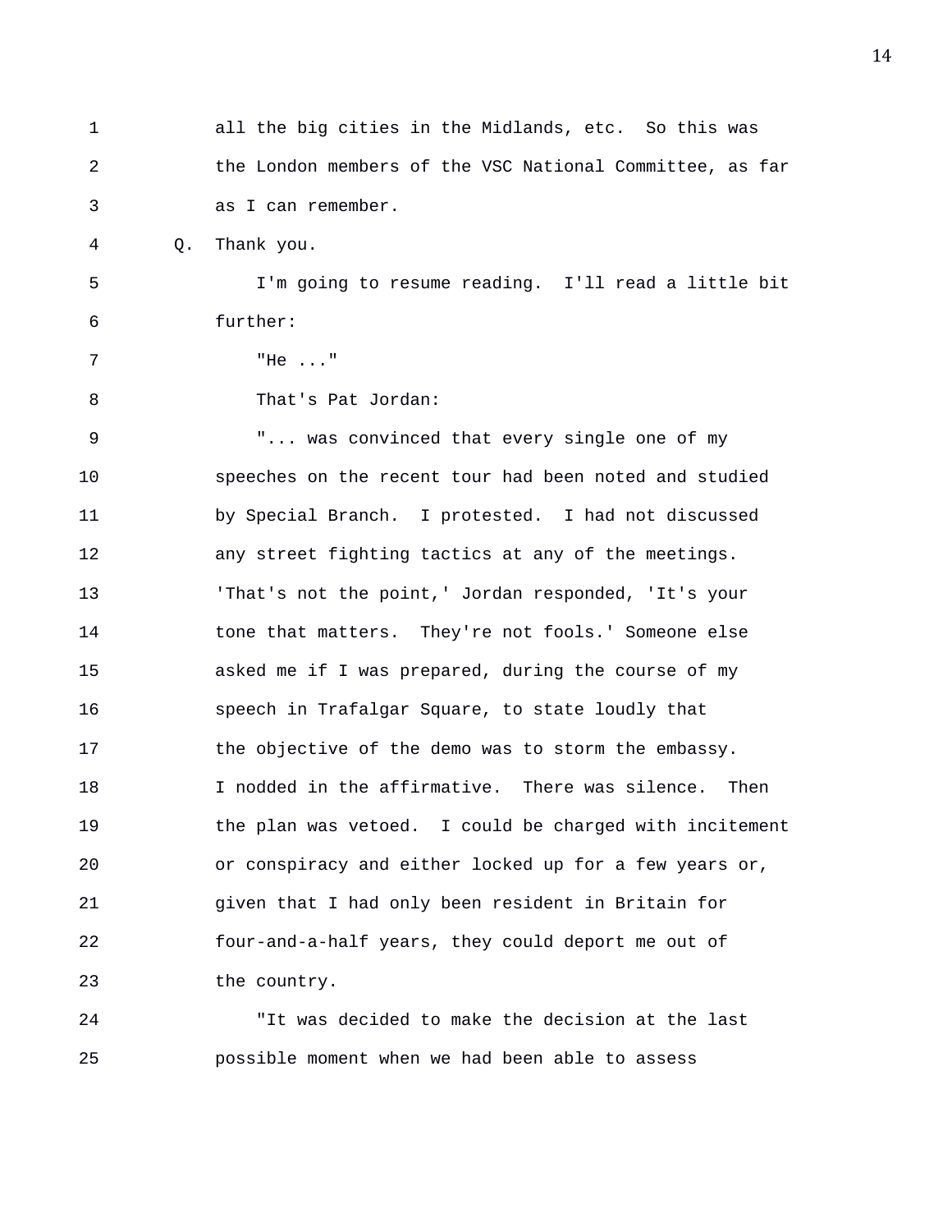all the big cities in the Midlands, etc. So this was the London members of the VSC National Committee, as far as I can remember.

Q. Thank you.

I'm going to resume reading. I'll read a little bit further:

"He ..."

That's Pat Jordan:

"... was convinced that every single one of my speeches on the recent tour had been noted and studied by Special Branch. I protested. I had not discussed any street fighting tactics at any of the meetings. 'That's not the point,' Jordan responded, 'It's your tone that matters. They're not fools.' Someone else asked me if I was prepared, during the course of my speech in Trafalgar Square, to state loudly that the objective of the demo was to storm the embassy. I nodded in the affirmative. There was silence. Then the plan was vetoed. I could be charged with incitement or conspiracy and either locked up for a few years or, given that I had only been resident in Britain for four-and-a-half years, they could deport me out of the country.

"It was decided to make the decision at the last possible moment when we had been able to assess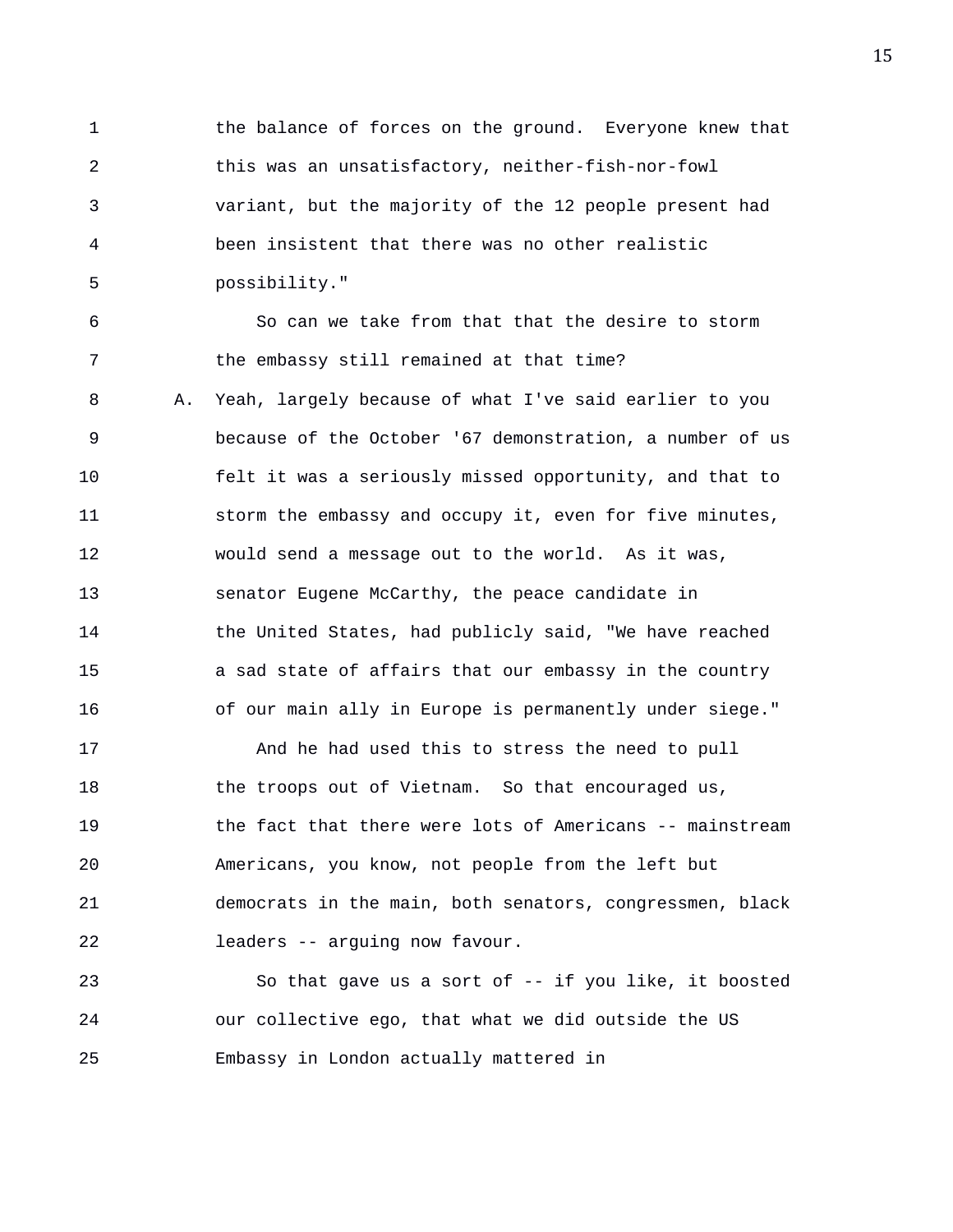the balance of forces on the ground. Everyone knew that this was an unsatisfactory, neither-fish-nor-fowl variant, but the majority of the 12 people present had been insistent that there was no other realistic possibility."

So can we take from that that the desire to storm the embassy still remained at that time?

A. Yeah, largely because of what I've said earlier to you because of the October '67 demonstration, a number of us felt it was a seriously missed opportunity, and that to storm the embassy and occupy it, even for five minutes, would send a message out to the world. As it was, senator Eugene McCarthy, the peace candidate in the United States, had publicly said, "We have reached a sad state of affairs that our embassy in the country of our main ally in Europe is permanently under siege."

And he had used this to stress the need to pull the troops out of Vietnam. So that encouraged us, the fact that there were lots of Americans -- mainstream Americans, you know, not people from the left but democrats in the main, both senators, congressmen, black leaders -- arguing now favour.

So that gave us a sort of -- if you like, it boosted our collective ego, that what we did outside the US Embassy in London actually mattered in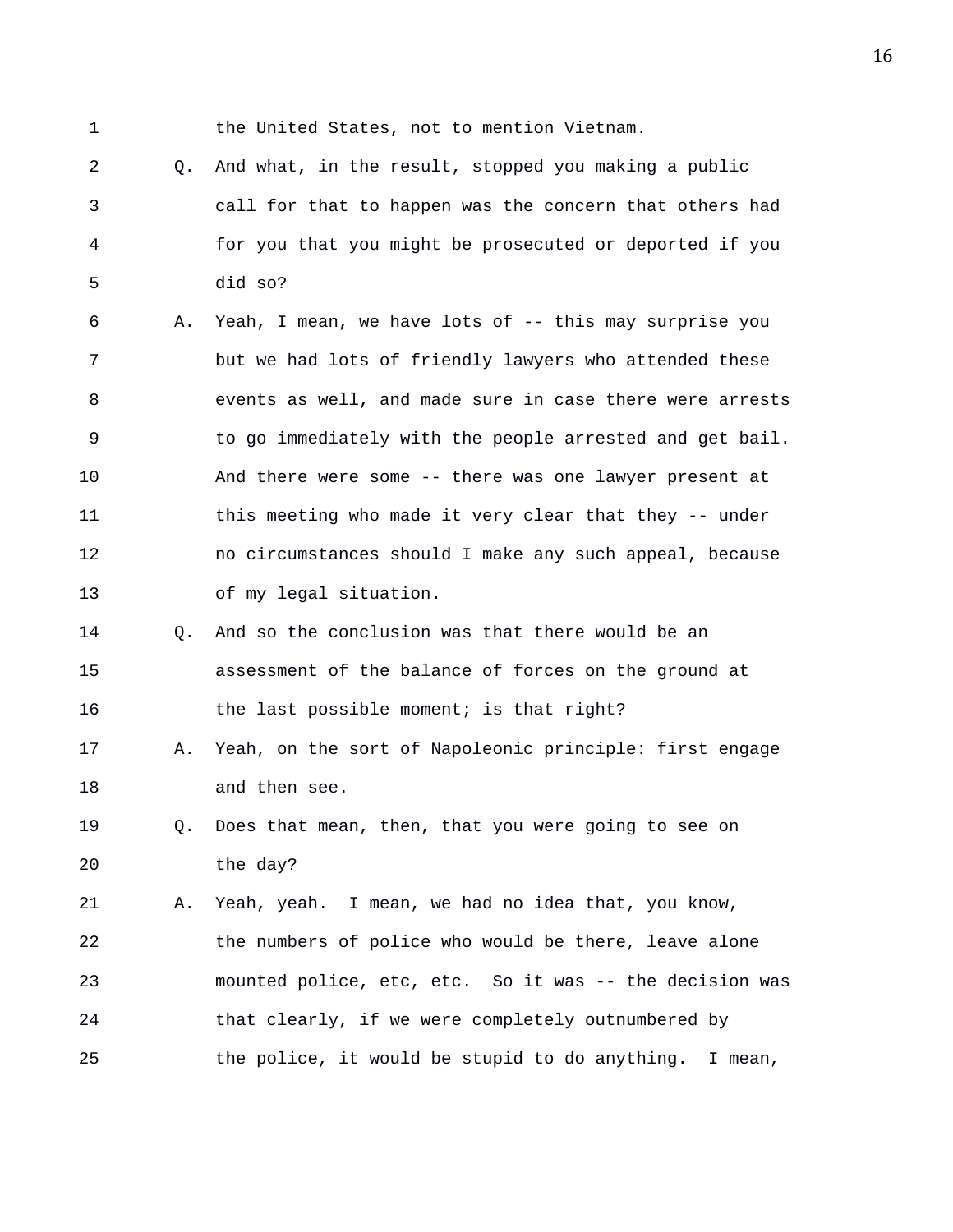the United States, not to mention Vietnam.

Q. And what, in the result, stopped you making a public call for that to happen was the concern that others had for you that you might be prosecuted or deported if you did so?

A. Yeah, I mean, we have lots of -- this may surprise you but we had lots of friendly lawyers who attended these events as well, and made sure in case there were arrests to go immediately with the people arrested and get bail. And there were some -- there was one lawyer present at this meeting who made it very clear that they -- under no circumstances should I make any such appeal, because of my legal situation.

Q. And so the conclusion was that there would be an assessment of the balance of forces on the ground at the last possible moment; is that right?

A. Yeah, on the sort of Napoleonic principle: first engage and then see.

Q. Does that mean, then, that you were going to see on the day?

A. Yeah, yeah. I mean, we had no idea that, you know, the numbers of police who would be there, leave alone mounted police, etc, etc. So it was -- the decision was that clearly, if we were completely outnumbered by the police, it would be stupid to do anything. I mean,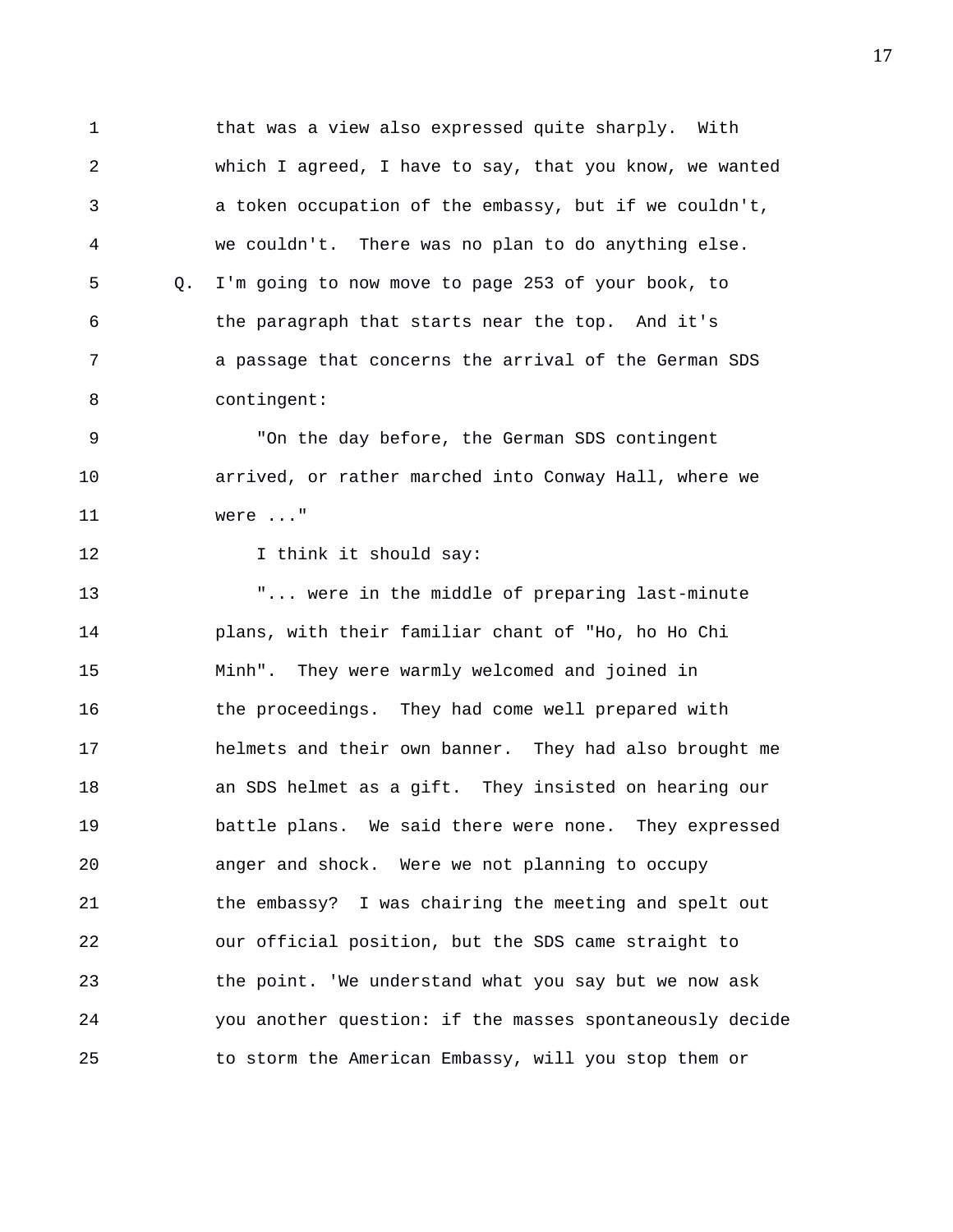that was a view also expressed quite sharply. With which I agreed, I have to say, that you know, we wanted a token occupation of the embassy, but if we couldn't, we couldn't. There was no plan to do anything else.

Q. I'm going to now move to page 253 of your book, to the paragraph that starts near the top. And it's a passage that concerns the arrival of the German SDS contingent:

"On the day before, the German SDS contingent arrived, or rather marched into Conway Hall, where we were ..."

I think it should say:

"... were in the middle of preparing last-minute plans, with their familiar chant of "Ho, ho Ho Chi Minh". They were warmly welcomed and joined in the proceedings. They had come well prepared with helmets and their own banner. They had also brought me an SDS helmet as a gift. They insisted on hearing our battle plans. We said there were none. They expressed anger and shock. Were we not planning to occupy the embassy? I was chairing the meeting and spelt out our official position, but the SDS came straight to the point. 'We understand what you say but we now ask you another question: if the masses spontaneously decide to storm the American Embassy, will you stop them or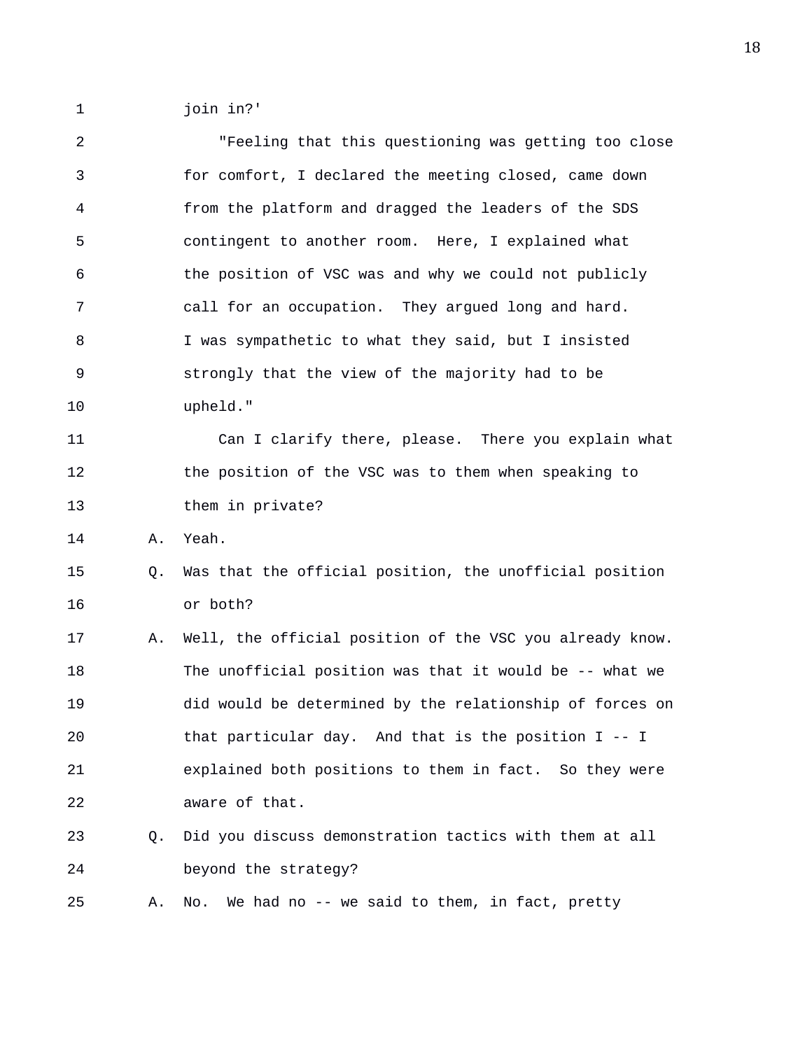join in?'

"Feeling that this questioning was getting too close for comfort, I declared the meeting closed, came down from the platform and dragged the leaders of the SDS contingent to another room. Here, I explained what the position of VSC was and why we could not publicly call for an occupation. They argued long and hard. I was sympathetic to what they said, but I insisted strongly that the view of the majority had to be upheld."

Can I clarify there, please. There you explain what the position of the VSC was to them when speaking to them in private?

A. Yeah.

Q. Was that the official position, the unofficial position or both?

A. Well, the official position of the VSC you already know. The unofficial position was that it would be -- what we did would be determined by the relationship of forces on that particular day. And that is the position I -- I explained both positions to them in fact. So they were aware of that.

Q. Did you discuss demonstration tactics with them at all beyond the strategy?

A. No. We had no -- we said to them, in fact, pretty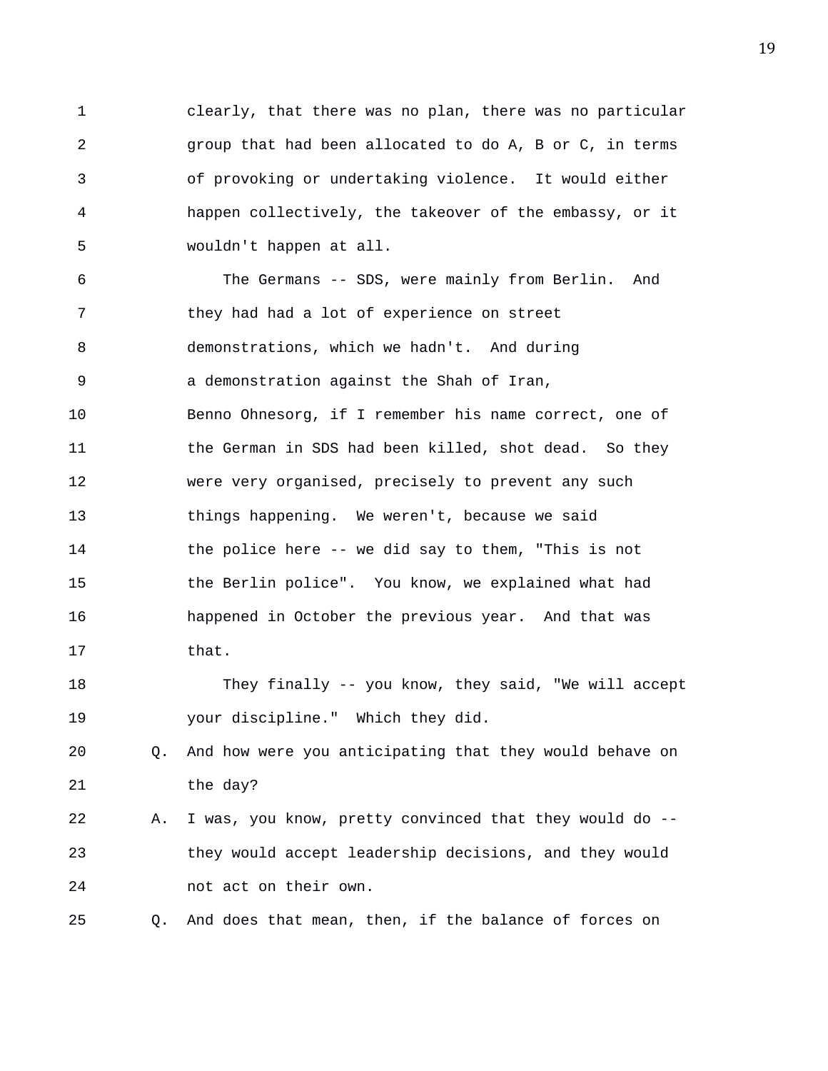clearly, that there was no plan, there was no particular group that had been allocated to do A, B or C, in terms of provoking or undertaking violence. It would either happen collectively, the takeover of the embassy, or it wouldn't happen at all.

The Germans -- SDS, were mainly from Berlin. And they had had a lot of experience on street demonstrations, which we hadn't. And during a demonstration against the Shah of Iran, Benno Ohnesorg, if I remember his name correct, one of the German in SDS had been killed, shot dead. So they were very organised, precisely to prevent any such things happening. We weren't, because we said the police here -- we did say to them, "This is not the Berlin police". You know, we explained what had happened in October the previous year. And that was that.

They finally -- you know, they said, "We will accept your discipline." Which they did.

Q. And how were you anticipating that they would behave on the day?

A. I was, you know, pretty convinced that they would do -- they would accept leadership decisions, and they would not act on their own.

Q. And does that mean, then, if the balance of forces on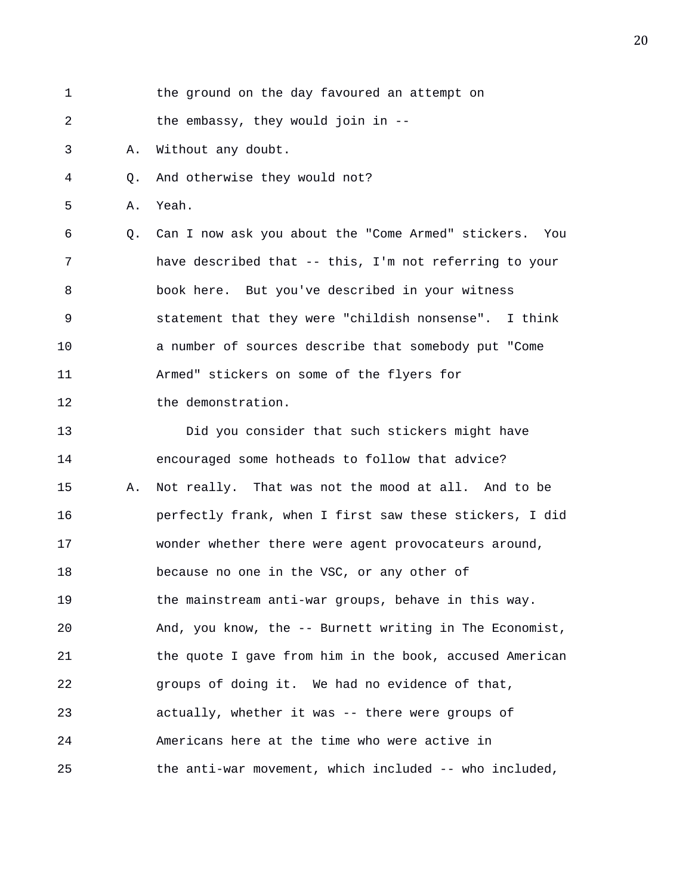1 the ground on the day favoured an attempt on
2 the embassy, they would join in --
3 A. Without any doubt.
4 Q. And otherwise they would not?
5 A. Yeah.
6 Q. Can I now ask you about the "Come Armed" stickers. You
7 have described that -- this, I'm not referring to your
8 book here. But you've described in your witness
9 statement that they were "childish nonsense". I think
10 a number of sources describe that somebody put "Come
11 Armed" stickers on some of the flyers for
12 the demonstration.
13 Did you consider that such stickers might have
14 encouraged some hotheads to follow that advice?
15 A. Not really. That was not the mood at all. And to be
16 perfectly frank, when I first saw these stickers, I did
17 wonder whether there were agent provocateurs around,
18 because no one in the VSC, or any other of
19 the mainstream anti-war groups, behave in this way.
20 And, you know, the -- Burnett writing in The Economist,
21 the quote I gave from him in the book, accused American
22 groups of doing it. We had no evidence of that,
23 actually, whether it was -- there were groups of
24 Americans here at the time who were active in
25 the anti-war movement, which included -- who included,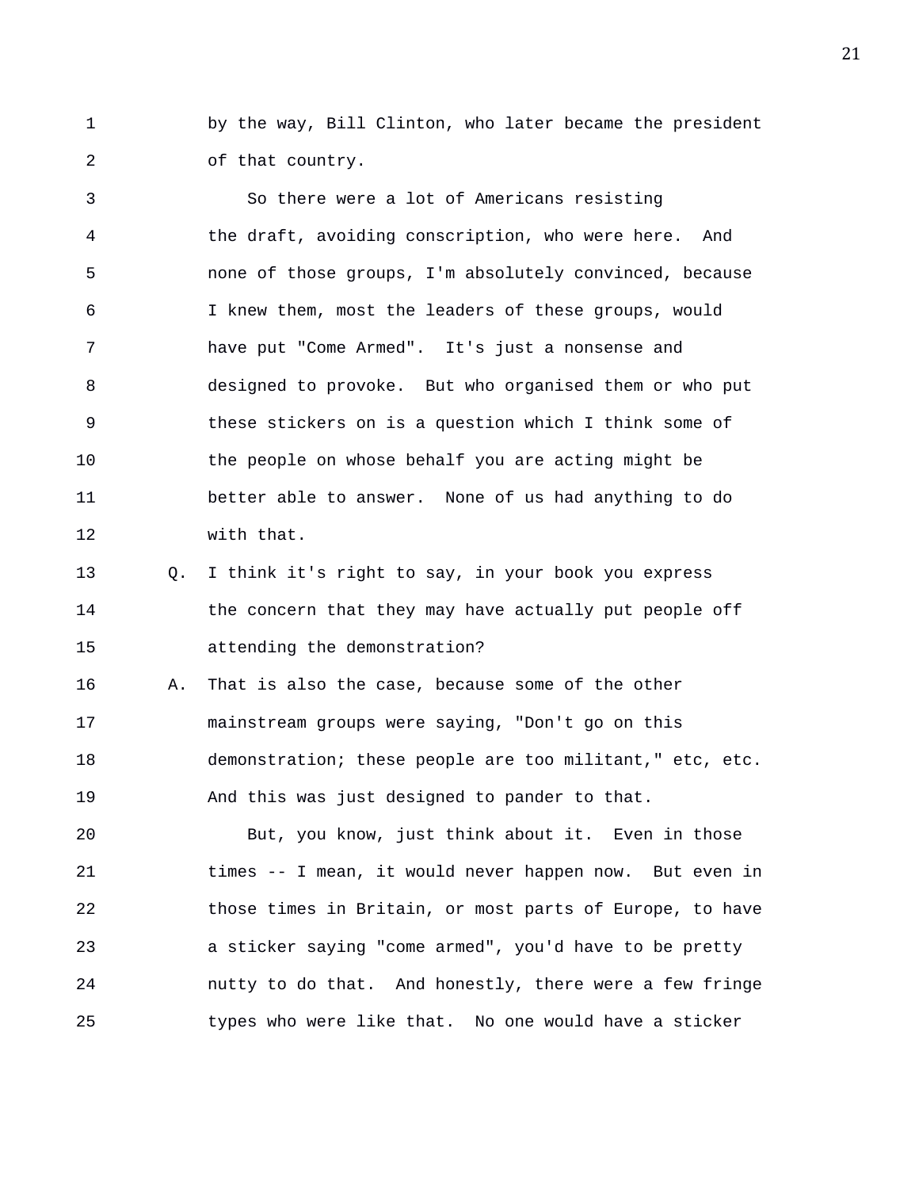by the way, Bill Clinton, who later became the president of that country.

So there were a lot of Americans resisting the draft, avoiding conscription, who were here. And none of those groups, I'm absolutely convinced, because I knew them, most the leaders of these groups, would have put "Come Armed". It's just a nonsense and designed to provoke. But who organised them or who put these stickers on is a question which I think some of the people on whose behalf you are acting might be better able to answer. None of us had anything to do with that.

Q. I think it's right to say, in your book you express the concern that they may have actually put people off attending the demonstration?

A. That is also the case, because some of the other mainstream groups were saying, "Don't go on this demonstration; these people are too militant," etc, etc. And this was just designed to pander to that.

But, you know, just think about it. Even in those times -- I mean, it would never happen now. But even in those times in Britain, or most parts of Europe, to have a sticker saying "come armed", you'd have to be pretty nutty to do that. And honestly, there were a few fringe types who were like that. No one would have a sticker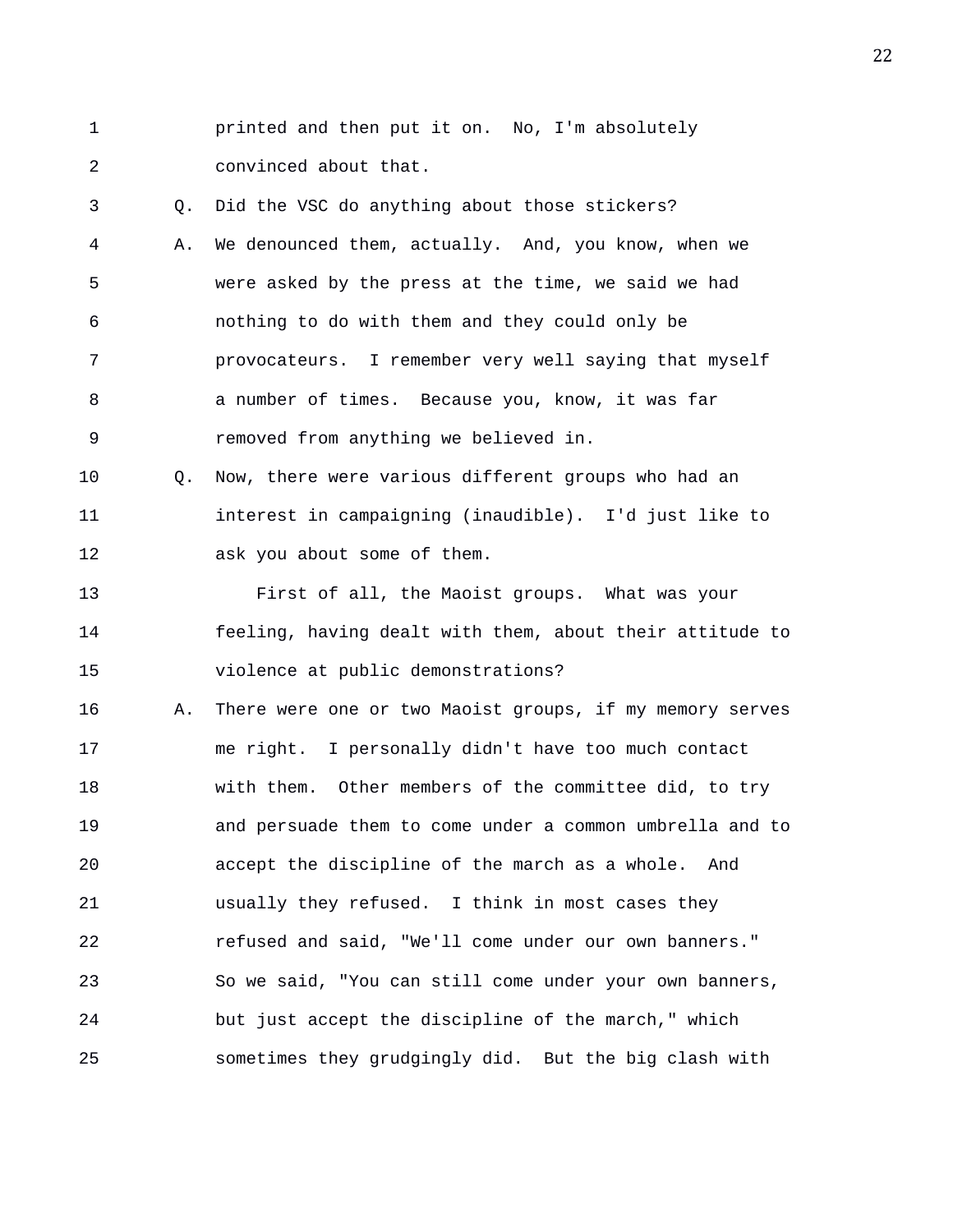printed and then put it on. No, I'm absolutely convinced about that.

Q. Did the VSC do anything about those stickers?

A. We denounced them, actually. And, you know, when we were asked by the press at the time, we said we had nothing to do with them and they could only be provocateurs. I remember very well saying that myself a number of times. Because you, know, it was far removed from anything we believed in.

Q. Now, there were various different groups who had an interest in campaigning (inaudible). I'd just like to ask you about some of them.

First of all, the Maoist groups. What was your feeling, having dealt with them, about their attitude to violence at public demonstrations?

A. There were one or two Maoist groups, if my memory serves me right. I personally didn't have too much contact with them. Other members of the committee did, to try and persuade them to come under a common umbrella and to accept the discipline of the march as a whole. And usually they refused. I think in most cases they refused and said, "We'll come under our own banners." So we said, "You can still come under your own banners, but just accept the discipline of the march," which sometimes they grudgingly did. But the big clash with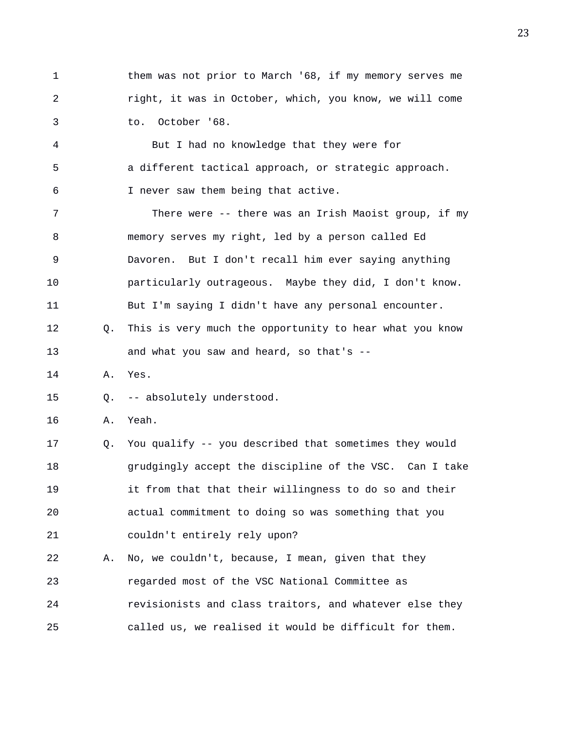them was not prior to March '68, if my memory serves me right, it was in October, which, you know, we will come to. October '68.

But I had no knowledge that they were for a different tactical approach, or strategic approach. I never saw them being that active.

There were -- there was an Irish Maoist group, if my memory serves my right, led by a person called Ed Davoren. But I don't recall him ever saying anything particularly outrageous. Maybe they did, I don't know. But I'm saying I didn't have any personal encounter.

Q. This is very much the opportunity to hear what you know and what you saw and heard, so that's --

A. Yes.

Q. -- absolutely understood.

A. Yeah.

Q. You qualify -- you described that sometimes they would grudgingly accept the discipline of the VSC. Can I take it from that that their willingness to do so and their actual commitment to doing so was something that you couldn't entirely rely upon?

A. No, we couldn't, because, I mean, given that they regarded most of the VSC National Committee as revisionists and class traitors, and whatever else they called us, we realised it would be difficult for them.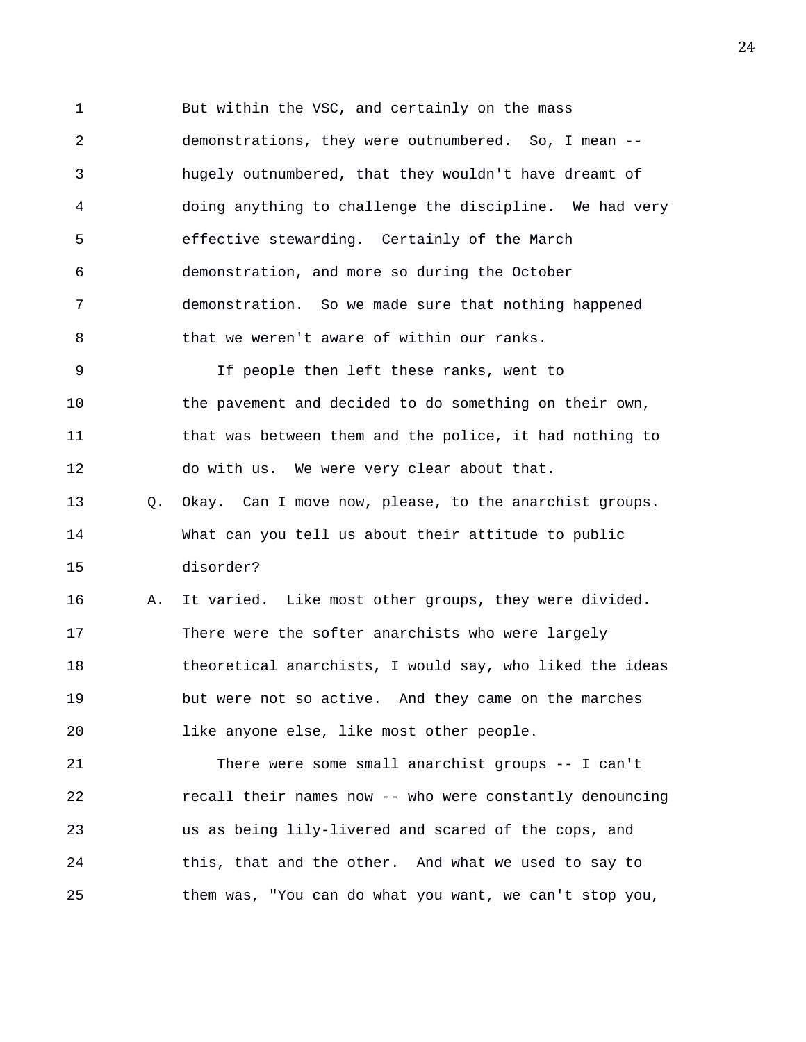But within the VSC, and certainly on the mass demonstrations, they were outnumbered. So, I mean -- hugely outnumbered, that they wouldn't have dreamt of doing anything to challenge the discipline. We had very effective stewarding. Certainly of the March demonstration, and more so during the October demonstration. So we made sure that nothing happened that we weren't aware of within our ranks.

If people then left these ranks, went to the pavement and decided to do something on their own, that was between them and the police, it had nothing to do with us. We were very clear about that.

Q. Okay. Can I move now, please, to the anarchist groups. What can you tell us about their attitude to public disorder?

A. It varied. Like most other groups, they were divided. There were the softer anarchists who were largely theoretical anarchists, I would say, who liked the ideas but were not so active. And they came on the marches like anyone else, like most other people.

There were some small anarchist groups -- I can't recall their names now -- who were constantly denouncing us as being lily-livered and scared of the cops, and this, that and the other. And what we used to say to them was, "You can do what you want, we can't stop you,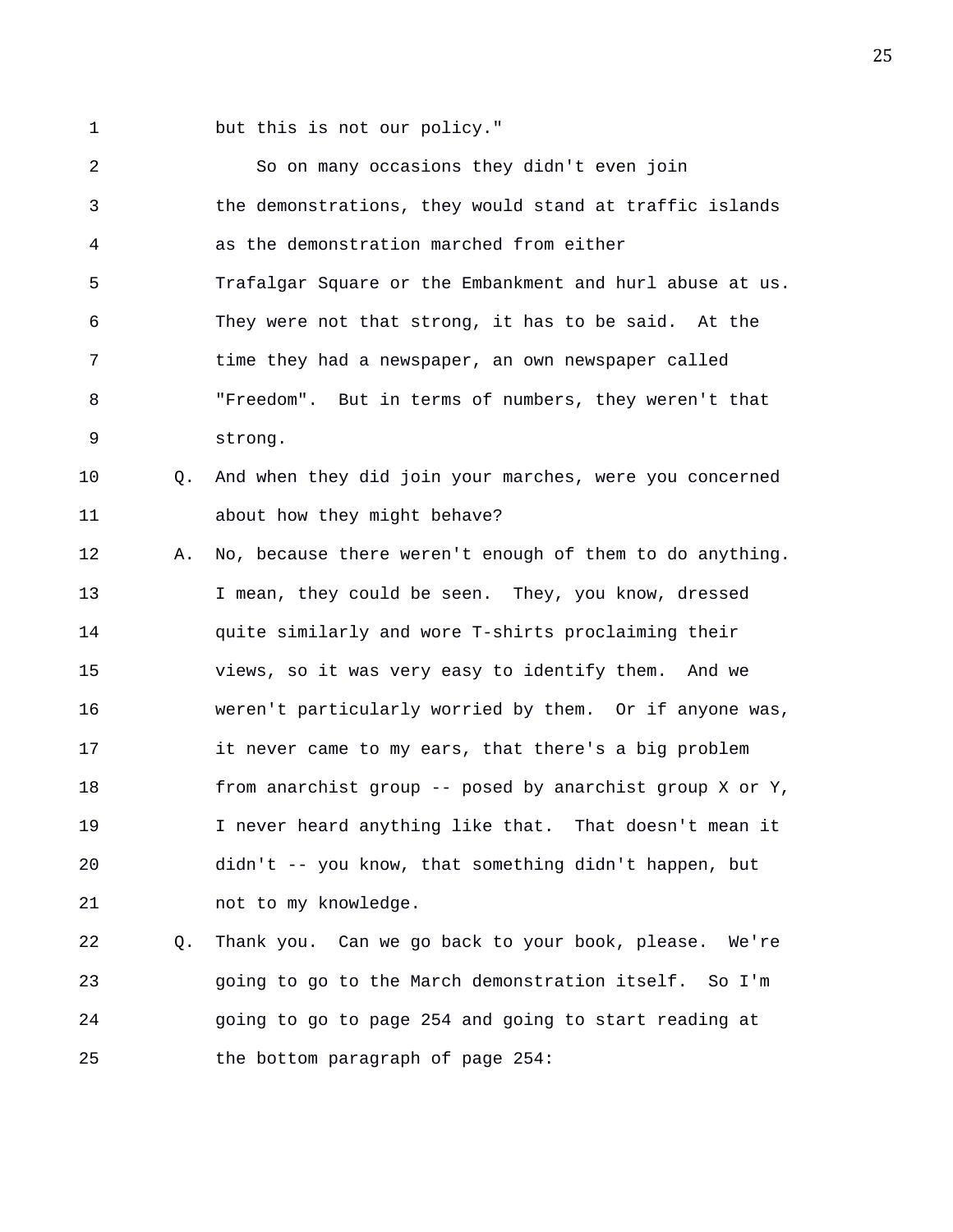but this is not our policy."

So on many occasions they didn't even join the demonstrations, they would stand at traffic islands as the demonstration marched from either Trafalgar Square or the Embankment and hurl abuse at us. They were not that strong, it has to be said. At the time they had a newspaper, an own newspaper called "Freedom". But in terms of numbers, they weren't that strong.

Q. And when they did join your marches, were you concerned about how they might behave?

A. No, because there weren't enough of them to do anything. I mean, they could be seen. They, you know, dressed quite similarly and wore T-shirts proclaiming their views, so it was very easy to identify them. And we weren't particularly worried by them. Or if anyone was, it never came to my ears, that there's a big problem from anarchist group -- posed by anarchist group X or Y, I never heard anything like that. That doesn't mean it didn't -- you know, that something didn't happen, but not to my knowledge.

Q. Thank you. Can we go back to your book, please. We're going to go to the March demonstration itself. So I'm going to go to page 254 and going to start reading at the bottom paragraph of page 254: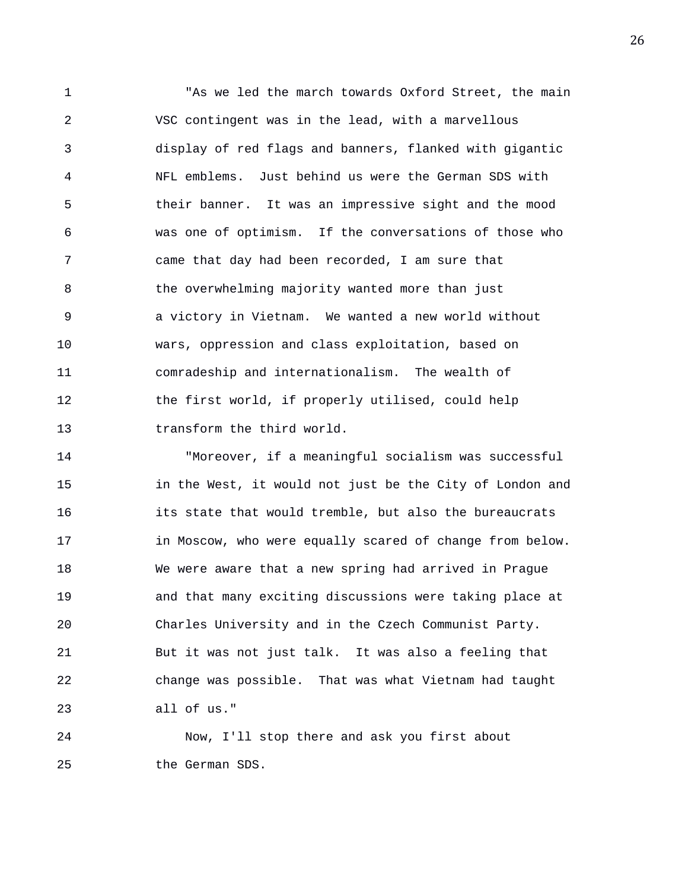"As we led the march towards Oxford Street, the main VSC contingent was in the lead, with a marvellous display of red flags and banners, flanked with gigantic NFL emblems. Just behind us were the German SDS with their banner. It was an impressive sight and the mood was one of optimism. If the conversations of those who came that day had been recorded, I am sure that the overwhelming majority wanted more than just a victory in Vietnam. We wanted a new world without wars, oppression and class exploitation, based on comradeship and internationalism. The wealth of the first world, if properly utilised, could help transform the third world.

"Moreover, if a meaningful socialism was successful in the West, it would not just be the City of London and its state that would tremble, but also the bureaucrats in Moscow, who were equally scared of change from below. We were aware that a new spring had arrived in Prague and that many exciting discussions were taking place at Charles University and in the Czech Communist Party. But it was not just talk. It was also a feeling that change was possible. That was what Vietnam had taught all of us."

Now, I'll stop there and ask you first about the German SDS.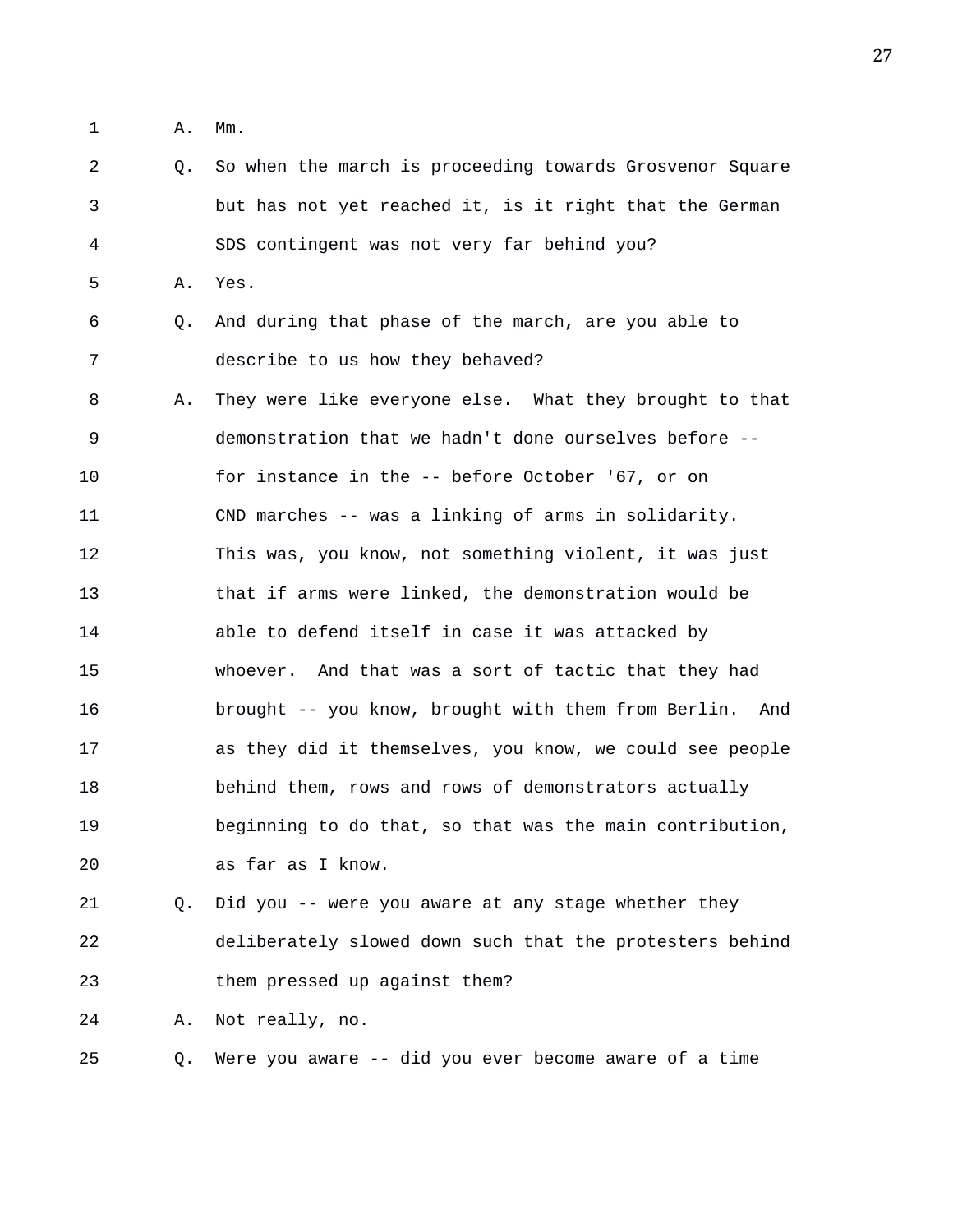1 A. Mm.

2 Q. So when the march is proceeding towards Grosvenor Square

3 but has not yet reached it, is it right that the German

4 SDS contingent was not very far behind you?

5 A. Yes.

6 Q. And during that phase of the march, are you able to

7 describe to us how they behaved?

8 A. They were like everyone else. What they brought to that

9 demonstration that we hadn't done ourselves before --

10 for instance in the -- before October '67, or on

11 CND marches -- was a linking of arms in solidarity.

12 This was, you know, not something violent, it was just

13 that if arms were linked, the demonstration would be

14 able to defend itself in case it was attacked by

15 whoever. And that was a sort of tactic that they had

16 brought -- you know, brought with them from Berlin. And

17 as they did it themselves, you know, we could see people

18 behind them, rows and rows of demonstrators actually

19 beginning to do that, so that was the main contribution,

20 as far as I know.

21 Q. Did you -- were you aware at any stage whether they

22 deliberately slowed down such that the protesters behind

23 them pressed up against them?

24 A. Not really, no.

25 Q. Were you aware -- did you ever become aware of a time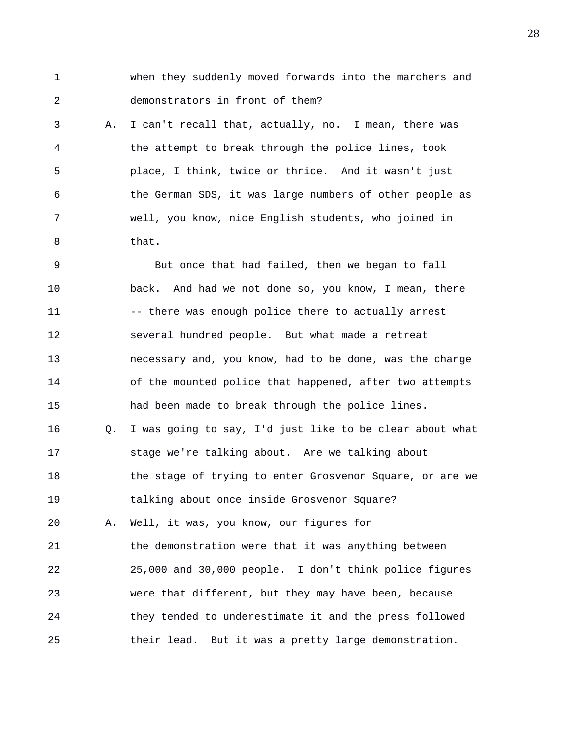1 when they suddenly moved forwards into the marchers and
2 demonstrators in front of them?

3 A. I can't recall that, actually, no. I mean, there was
4 the attempt to break through the police lines, took
5 place, I think, twice or thrice. And it wasn't just
6 the German SDS, it was large numbers of other people as
7 well, you know, nice English students, who joined in
8 that.

9 But once that had failed, then we began to fall
10 back. And had we not done so, you know, I mean, there
11 -- there was enough police there to actually arrest
12 several hundred people. But what made a retreat
13 necessary and, you know, had to be done, was the charge
14 of the mounted police that happened, after two attempts
15 had been made to break through the police lines.

16 Q. I was going to say, I'd just like to be clear about what
17 stage we're talking about. Are we talking about
18 the stage of trying to enter Grosvenor Square, or are we
19 talking about once inside Grosvenor Square?

20 A. Well, it was, you know, our figures for
21 the demonstration were that it was anything between
22 25,000 and 30,000 people. I don't think police figures
23 were that different, but they may have been, because
24 they tended to underestimate it and the press followed
25 their lead. But it was a pretty large demonstration.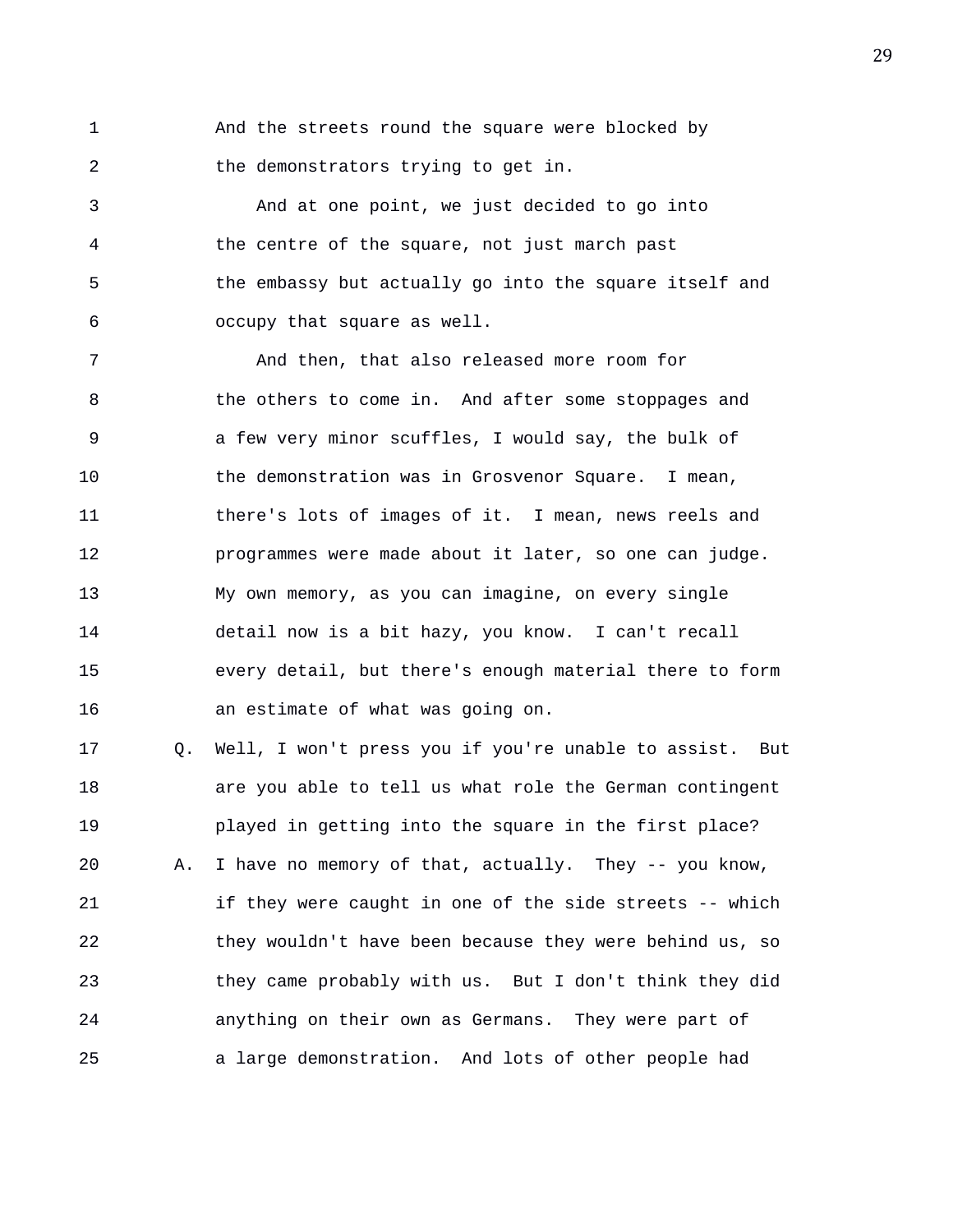1 And the streets round the square were blocked by
2 the demonstrators trying to get in.
3 And at one point, we just decided to go into
4 the centre of the square, not just march past
5 the embassy but actually go into the square itself and
6 occupy that square as well.
7 And then, that also released more room for
8 the others to come in. And after some stoppages and
9 a few very minor scuffles, I would say, the bulk of
10 the demonstration was in Grosvenor Square. I mean,
11 there's lots of images of it. I mean, news reels and
12 programmes were made about it later, so one can judge.
13 My own memory, as you can imagine, on every single
14 detail now is a bit hazy, you know. I can't recall
15 every detail, but there's enough material there to form
16 an estimate of what was going on.
17 Q. Well, I won't press you if you're unable to assist. But
18 are you able to tell us what role the German contingent
19 played in getting into the square in the first place?
20 A. I have no memory of that, actually. They -- you know,
21 if they were caught in one of the side streets -- which
22 they wouldn't have been because they were behind us, so
23 they came probably with us. But I don't think they did
24 anything on their own as Germans. They were part of
25 a large demonstration. And lots of other people had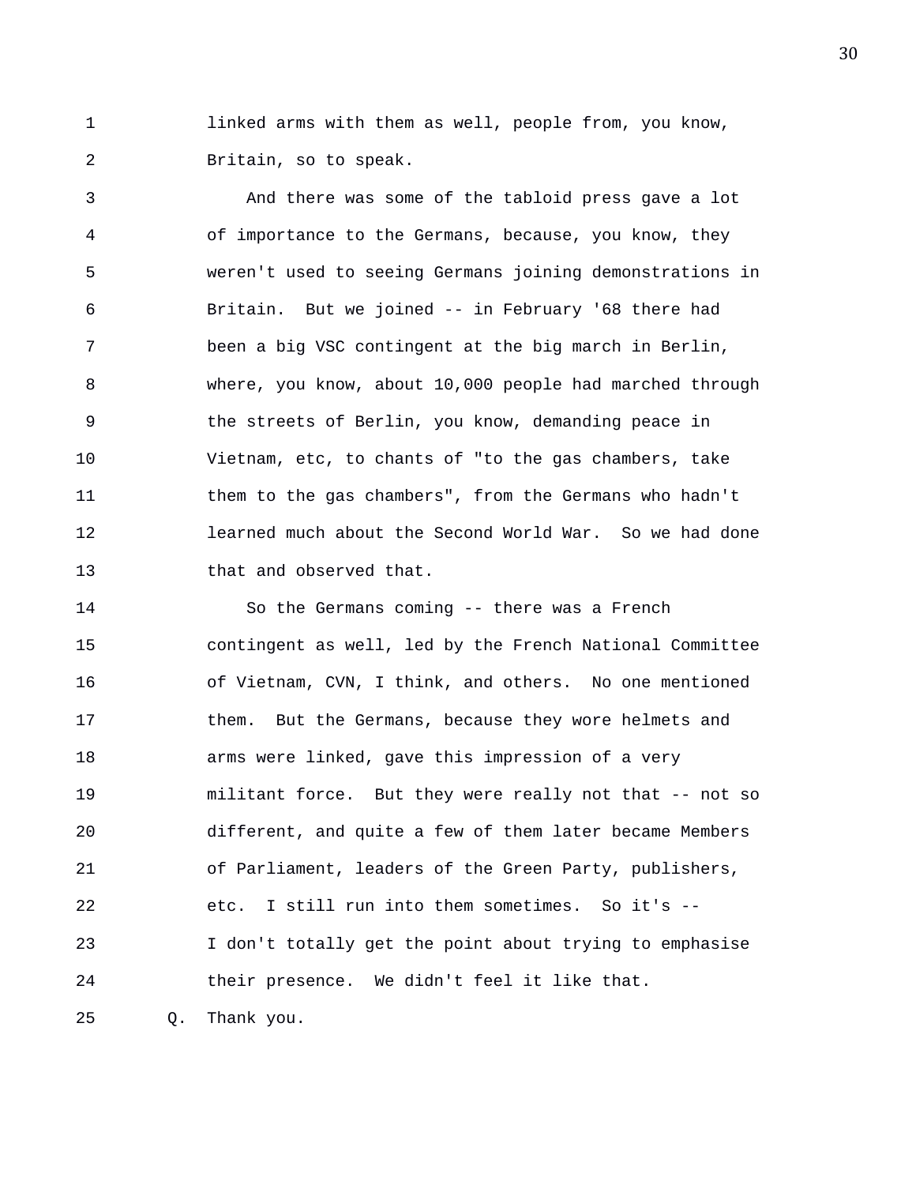linked arms with them as well, people from, you know, Britain, so to speak.

And there was some of the tabloid press gave a lot of importance to the Germans, because, you know, they weren't used to seeing Germans joining demonstrations in Britain. But we joined -- in February '68 there had been a big VSC contingent at the big march in Berlin, where, you know, about 10,000 people had marched through the streets of Berlin, you know, demanding peace in Vietnam, etc, to chants of "to the gas chambers, take them to the gas chambers", from the Germans who hadn't learned much about the Second World War. So we had done that and observed that.

So the Germans coming -- there was a French contingent as well, led by the French National Committee of Vietnam, CVN, I think, and others. No one mentioned them. But the Germans, because they wore helmets and arms were linked, gave this impression of a very militant force. But they were really not that -- not so different, and quite a few of them later became Members of Parliament, leaders of the Green Party, publishers, etc. I still run into them sometimes. So it's -- I don't totally get the point about trying to emphasise their presence. We didn't feel it like that.

Q. Thank you.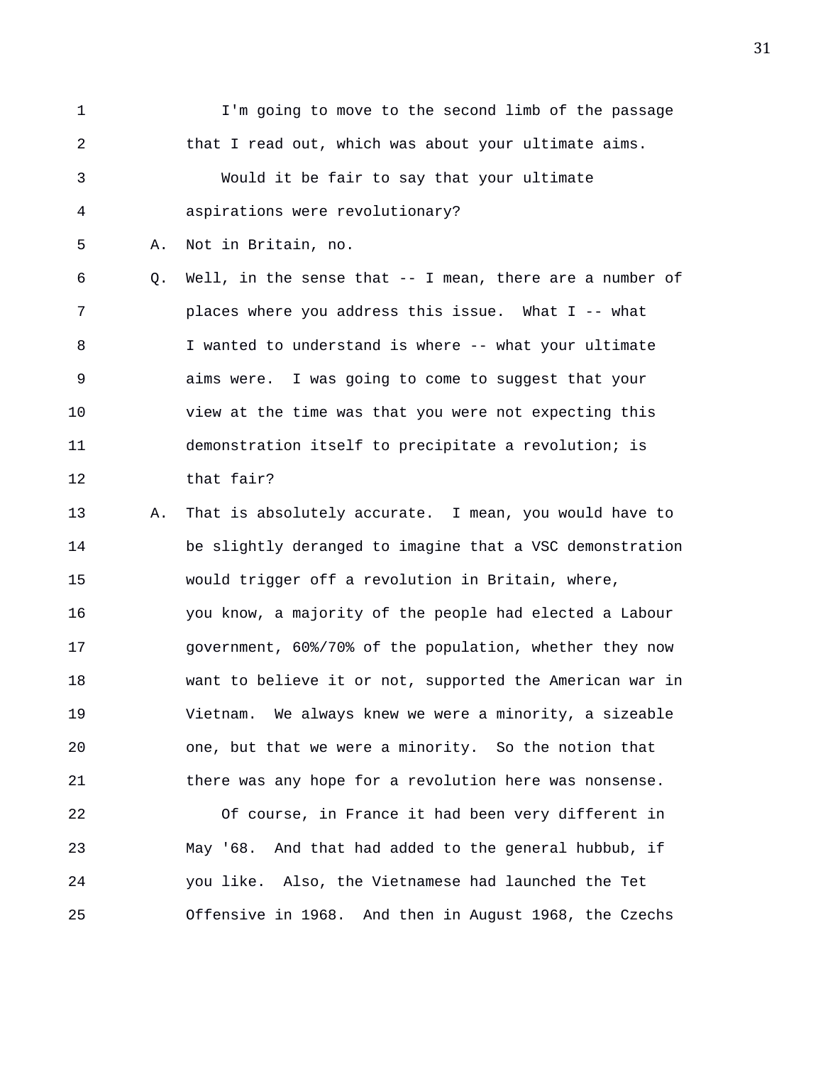I'm going to move to the second limb of the passage that I read out, which was about your ultimate aims.

Would it be fair to say that your ultimate aspirations were revolutionary?

A. Not in Britain, no.

Q. Well, in the sense that -- I mean, there are a number of places where you address this issue. What I -- what I wanted to understand is where -- what your ultimate aims were. I was going to come to suggest that your view at the time was that you were not expecting this demonstration itself to precipitate a revolution; is that fair?

A. That is absolutely accurate. I mean, you would have to be slightly deranged to imagine that a VSC demonstration would trigger off a revolution in Britain, where, you know, a majority of the people had elected a Labour government, 60%/70% of the population, whether they now want to believe it or not, supported the American war in Vietnam. We always knew we were a minority, a sizeable one, but that we were a minority. So the notion that there was any hope for a revolution here was nonsense.

Of course, in France it had been very different in May '68. And that had added to the general hubbub, if you like. Also, the Vietnamese had launched the Tet Offensive in 1968. And then in August 1968, the Czechs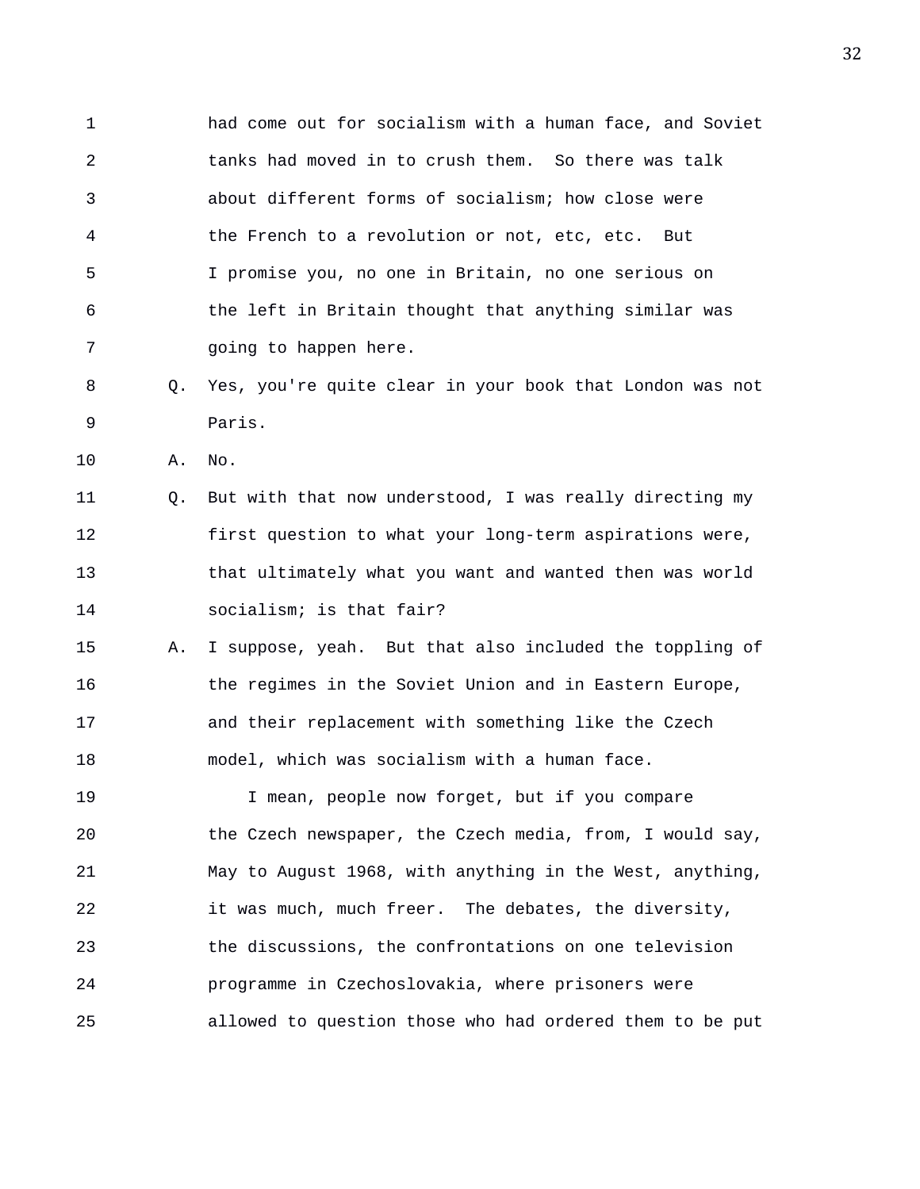had come out for socialism with a human face, and Soviet tanks had moved in to crush them. So there was talk about different forms of socialism; how close were the French to a revolution or not, etc, etc. But I promise you, no one in Britain, no one serious on the left in Britain thought that anything similar was going to happen here.

Q. Yes, you're quite clear in your book that London was not Paris.

A. No.

Q. But with that now understood, I was really directing my first question to what your long-term aspirations were, that ultimately what you want and wanted then was world socialism; is that fair?

A. I suppose, yeah. But that also included the toppling of the regimes in the Soviet Union and in Eastern Europe, and their replacement with something like the Czech model, which was socialism with a human face.

I mean, people now forget, but if you compare the Czech newspaper, the Czech media, from, I would say, May to August 1968, with anything in the West, anything, it was much, much freer. The debates, the diversity, the discussions, the confrontations on one television programme in Czechoslovakia, where prisoners were allowed to question those who had ordered them to be put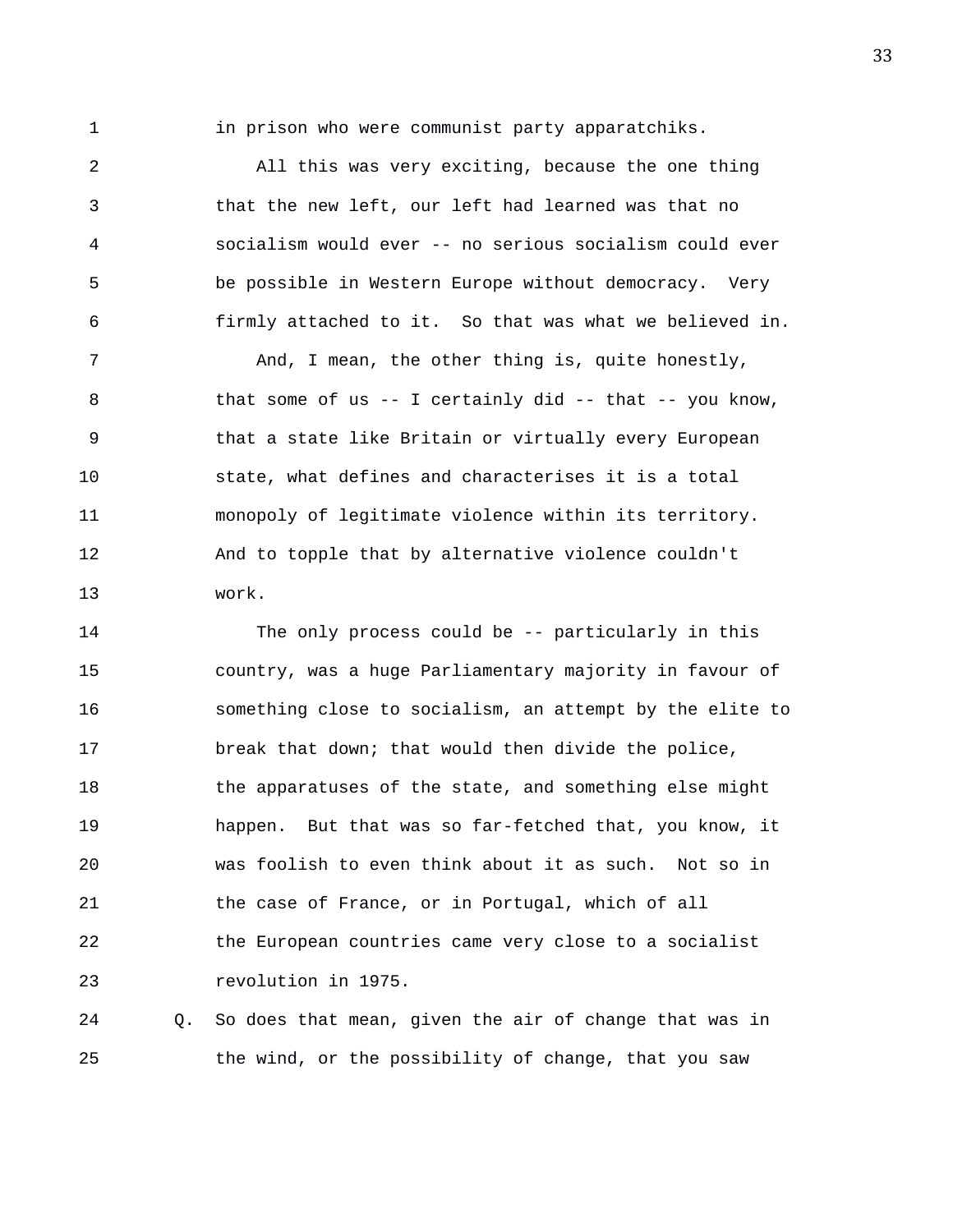in prison who were communist party apparatchiks.

All this was very exciting, because the one thing that the new left, our left had learned was that no socialism would ever -- no serious socialism could ever be possible in Western Europe without democracy. Very firmly attached to it. So that was what we believed in.

And, I mean, the other thing is, quite honestly, that some of us -- I certainly did -- that -- you know, that a state like Britain or virtually every European state, what defines and characterises it is a total monopoly of legitimate violence within its territory. And to topple that by alternative violence couldn't work.

The only process could be -- particularly in this country, was a huge Parliamentary majority in favour of something close to socialism, an attempt by the elite to break that down; that would then divide the police, the apparatuses of the state, and something else might happen. But that was so far-fetched that, you know, it was foolish to even think about it as such. Not so in the case of France, or in Portugal, which of all the European countries came very close to a socialist revolution in 1975.

Q. So does that mean, given the air of change that was in the wind, or the possibility of change, that you saw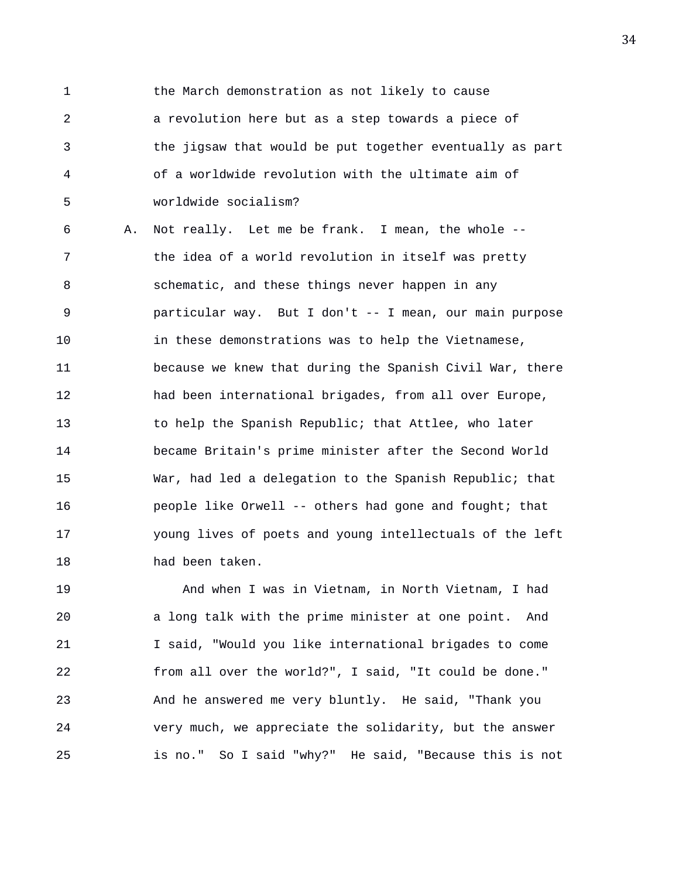the March demonstration as not likely to cause a revolution here but as a step towards a piece of the jigsaw that would be put together eventually as part of a worldwide revolution with the ultimate aim of worldwide socialism?

A. Not really. Let me be frank. I mean, the whole -- the idea of a world revolution in itself was pretty schematic, and these things never happen in any particular way. But I don't -- I mean, our main purpose in these demonstrations was to help the Vietnamese, because we knew that during the Spanish Civil War, there had been international brigades, from all over Europe, to help the Spanish Republic; that Attlee, who later became Britain's prime minister after the Second World War, had led a delegation to the Spanish Republic; that people like Orwell -- others had gone and fought; that young lives of poets and young intellectuals of the left had been taken.

And when I was in Vietnam, in North Vietnam, I had a long talk with the prime minister at one point. And I said, "Would you like international brigades to come from all over the world?", I said, "It could be done." And he answered me very bluntly. He said, "Thank you very much, we appreciate the solidarity, but the answer is no." So I said "why?" He said, "Because this is not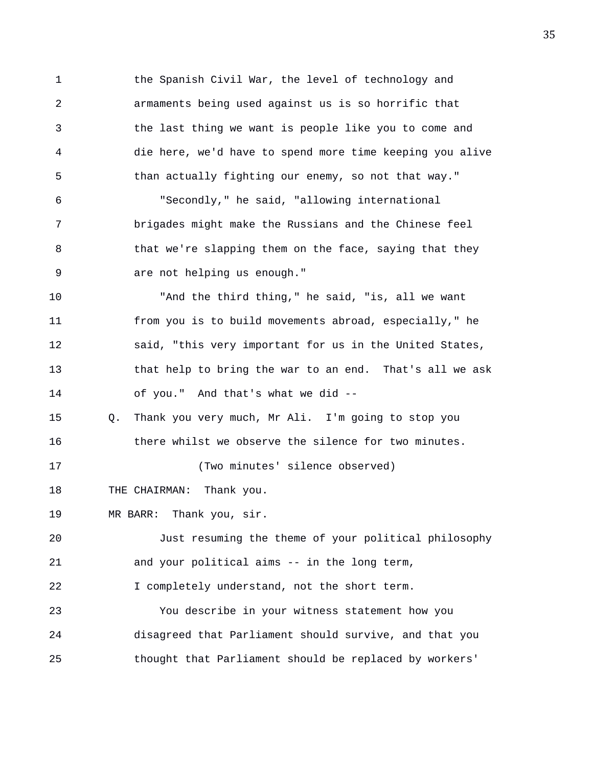1 the Spanish Civil War, the level of technology and
2 armaments being used against us is so horrific that
3 the last thing we want is people like you to come and
4 die here, we'd have to spend more time keeping you alive
5 than actually fighting our enemy, so not that way."
6 "Secondly," he said, "allowing international
7 brigades might make the Russians and the Chinese feel
8 that we're slapping them on the face, saying that they
9 are not helping us enough."
10 "And the third thing," he said, "is, all we want
11 from you is to build movements abroad, especially," he
12 said, "this very important for us in the United States,
13 that help to bring the war to an end. That's all we ask
14 of you." And that's what we did --
15 Q. Thank you very much, Mr Ali. I'm going to stop you
16 there whilst we observe the silence for two minutes.
17 (Two minutes' silence observed)
18 THE CHAIRMAN: Thank you.
19 MR BARR: Thank you, sir.
20 Just resuming the theme of your political philosophy
21 and your political aims -- in the long term,
22 I completely understand, not the short term.
23 You describe in your witness statement how you
24 disagreed that Parliament should survive, and that you
25 thought that Parliament should be replaced by workers'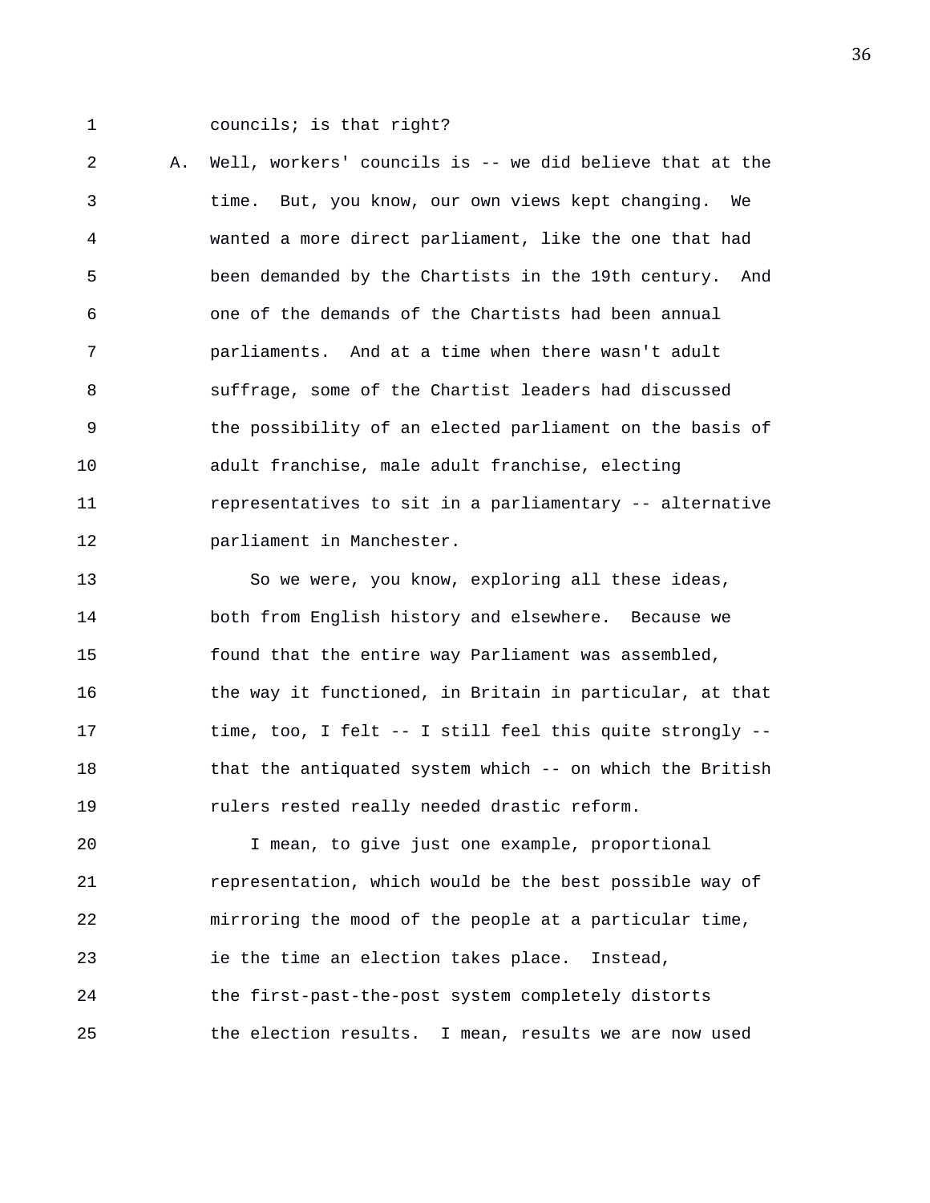councils; is that right?

A. Well, workers' councils is -- we did believe that at the time. But, you know, our own views kept changing. We wanted a more direct parliament, like the one that had been demanded by the Chartists in the 19th century. And one of the demands of the Chartists had been annual parliaments. And at a time when there wasn't adult suffrage, some of the Chartist leaders had discussed the possibility of an elected parliament on the basis of adult franchise, male adult franchise, electing representatives to sit in a parliamentary -- alternative parliament in Manchester.

So we were, you know, exploring all these ideas, both from English history and elsewhere. Because we found that the entire way Parliament was assembled, the way it functioned, in Britain in particular, at that time, too, I felt -- I still feel this quite strongly -- that the antiquated system which -- on which the British rulers rested really needed drastic reform.

I mean, to give just one example, proportional representation, which would be the best possible way of mirroring the mood of the people at a particular time, ie the time an election takes place. Instead, the first-past-the-post system completely distorts the election results. I mean, results we are now used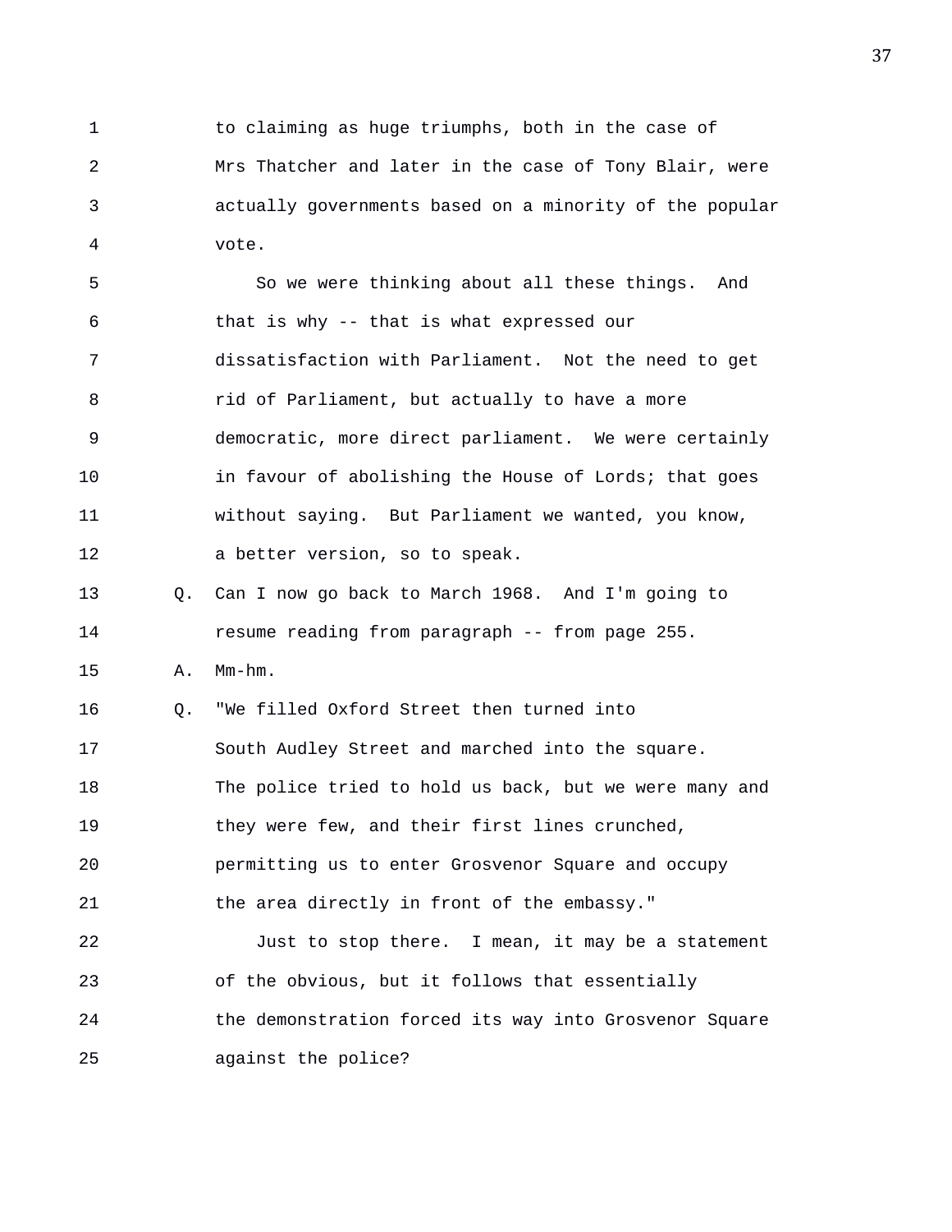1 to claiming as huge triumphs, both in the case of
2 Mrs Thatcher and later in the case of Tony Blair, were
3 actually governments based on a minority of the popular
4 vote.
5 So we were thinking about all these things. And
6 that is why -- that is what expressed our
7 dissatisfaction with Parliament. Not the need to get
8 rid of Parliament, but actually to have a more
9 democratic, more direct parliament. We were certainly
10 in favour of abolishing the House of Lords; that goes
11 without saying. But Parliament we wanted, you know,
12 a better version, so to speak.
13 Q. Can I now go back to March 1968. And I'm going to
14 resume reading from paragraph -- from page 255.
15 A. Mm-hm.
16 Q. "We filled Oxford Street then turned into
17 South Audley Street and marched into the square.
18 The police tried to hold us back, but we were many and
19 they were few, and their first lines crunched,
20 permitting us to enter Grosvenor Square and occupy
21 the area directly in front of the embassy."
22 Just to stop there. I mean, it may be a statement
23 of the obvious, but it follows that essentially
24 the demonstration forced its way into Grosvenor Square
25 against the police?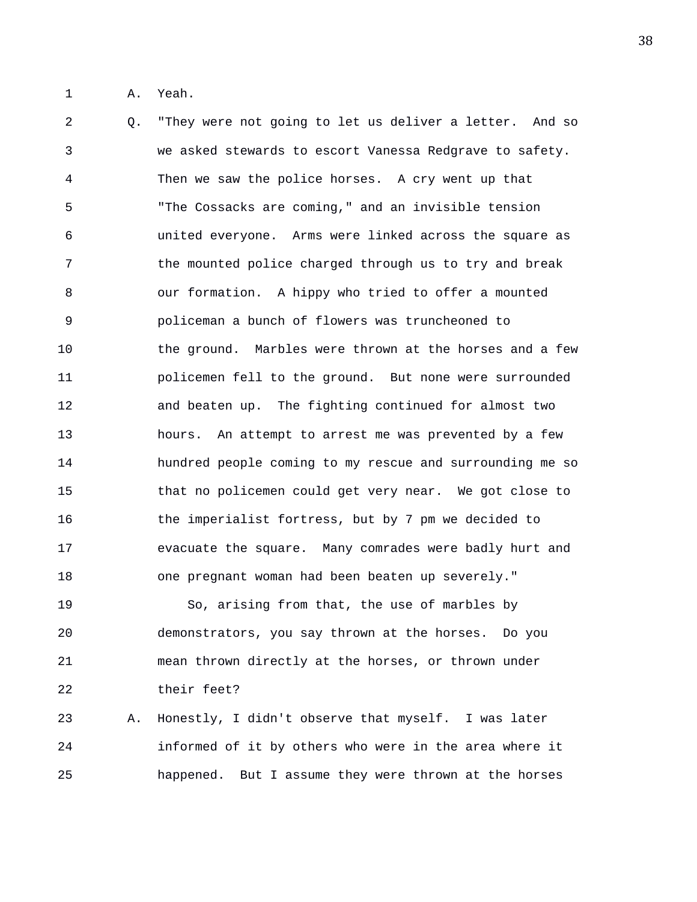A. Yeah.

Q. "They were not going to let us deliver a letter. And so we asked stewards to escort Vanessa Redgrave to safety. Then we saw the police horses. A cry went up that "The Cossacks are coming," and an invisible tension united everyone. Arms were linked across the square as the mounted police charged through us to try and break our formation. A hippy who tried to offer a mounted policeman a bunch of flowers was truncheoned to the ground. Marbles were thrown at the horses and a few policemen fell to the ground. But none were surrounded and beaten up. The fighting continued for almost two hours. An attempt to arrest me was prevented by a few hundred people coming to my rescue and surrounding me so that no policemen could get very near. We got close to the imperialist fortress, but by 7 pm we decided to evacuate the square. Many comrades were badly hurt and one pregnant woman had been beaten up severely."

So, arising from that, the use of marbles by demonstrators, you say thrown at the horses. Do you mean thrown directly at the horses, or thrown under their feet?

A. Honestly, I didn't observe that myself. I was later informed of it by others who were in the area where it happened. But I assume they were thrown at the horses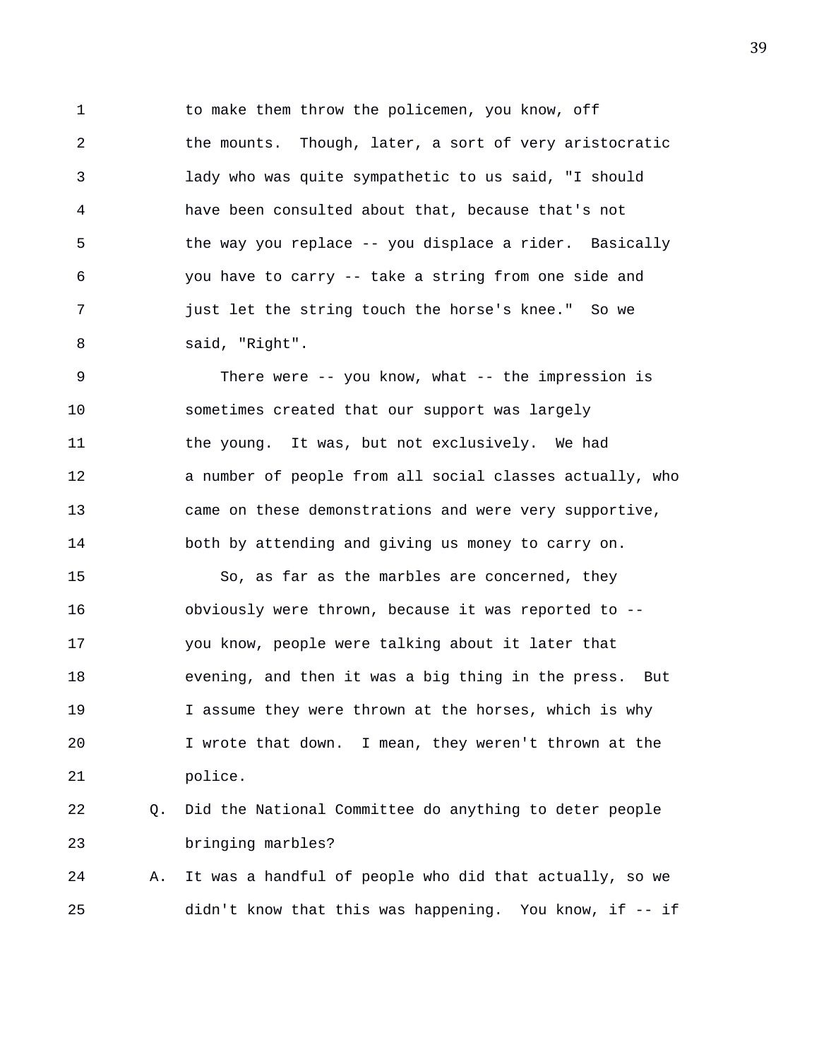to make them throw the policemen, you know, off the mounts. Though, later, a sort of very aristocratic lady who was quite sympathetic to us said, "I should have been consulted about that, because that's not the way you replace -- you displace a rider. Basically you have to carry -- take a string from one side and just let the string touch the horse's knee." So we said, "Right".

There were -- you know, what -- the impression is sometimes created that our support was largely the young. It was, but not exclusively. We had a number of people from all social classes actually, who came on these demonstrations and were very supportive, both by attending and giving us money to carry on.

So, as far as the marbles are concerned, they obviously were thrown, because it was reported to -- you know, people were talking about it later that evening, and then it was a big thing in the press. But I assume they were thrown at the horses, which is why I wrote that down. I mean, they weren't thrown at the police.

Q. Did the National Committee do anything to deter people bringing marbles?

A. It was a handful of people who did that actually, so we didn't know that this was happening. You know, if -- if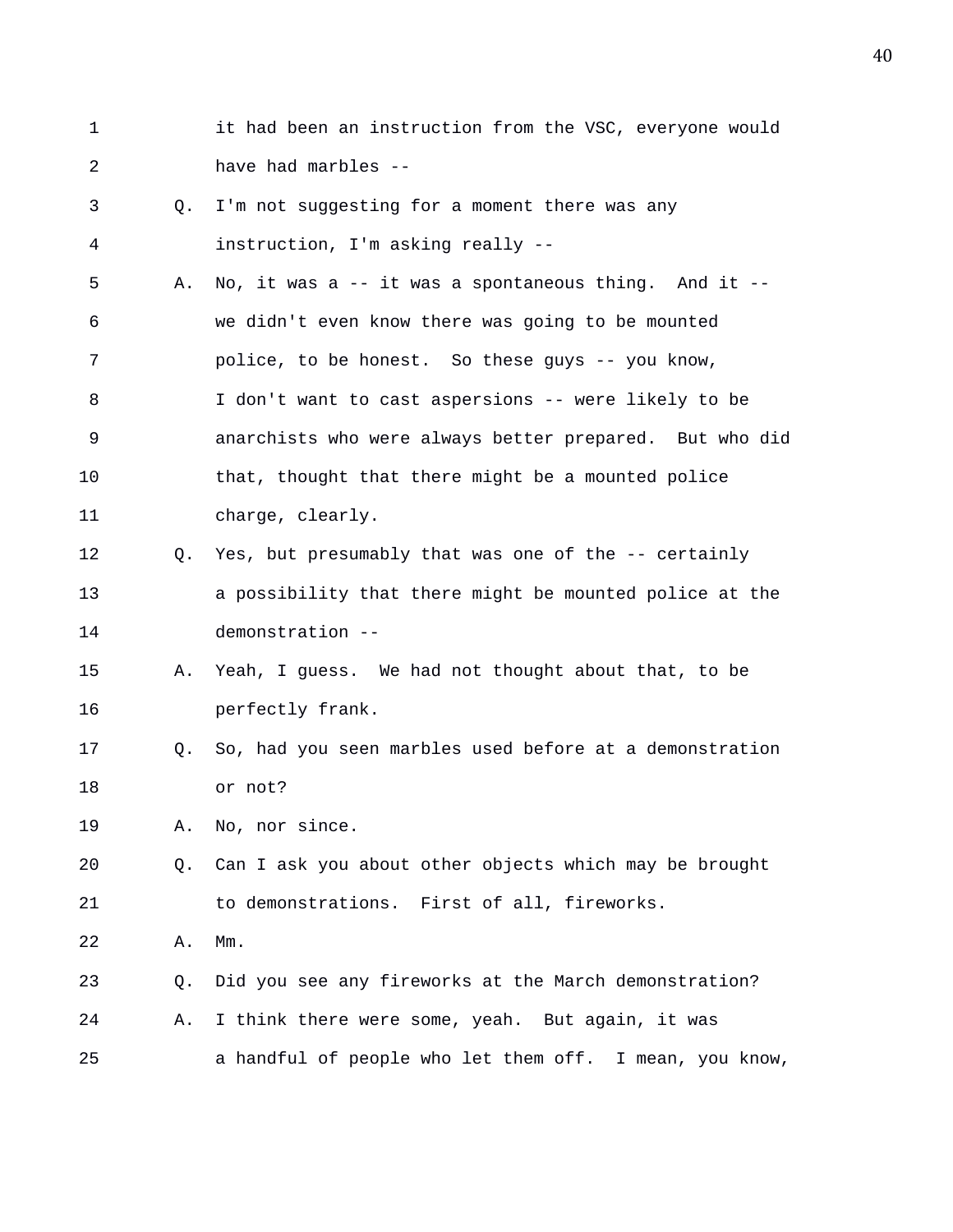1 it had been an instruction from the VSC, everyone would
2 have had marbles --
3 Q. I'm not suggesting for a moment there was any
4 instruction, I'm asking really --
5 A. No, it was a -- it was a spontaneous thing. And it --
6 we didn't even know there was going to be mounted
7 police, to be honest. So these guys -- you know,
8 I don't want to cast aspersions -- were likely to be
9 anarchists who were always better prepared. But who did
10 that, thought that there might be a mounted police
11 charge, clearly.
12 Q. Yes, but presumably that was one of the -- certainly
13 a possibility that there might be mounted police at the
14 demonstration --
15 A. Yeah, I guess. We had not thought about that, to be
16 perfectly frank.
17 Q. So, had you seen marbles used before at a demonstration
18 or not?
19 A. No, nor since.
20 Q. Can I ask you about other objects which may be brought
21 to demonstrations. First of all, fireworks.
22 A. Mm.
23 Q. Did you see any fireworks at the March demonstration?
24 A. I think there were some, yeah. But again, it was
25 a handful of people who let them off. I mean, you know,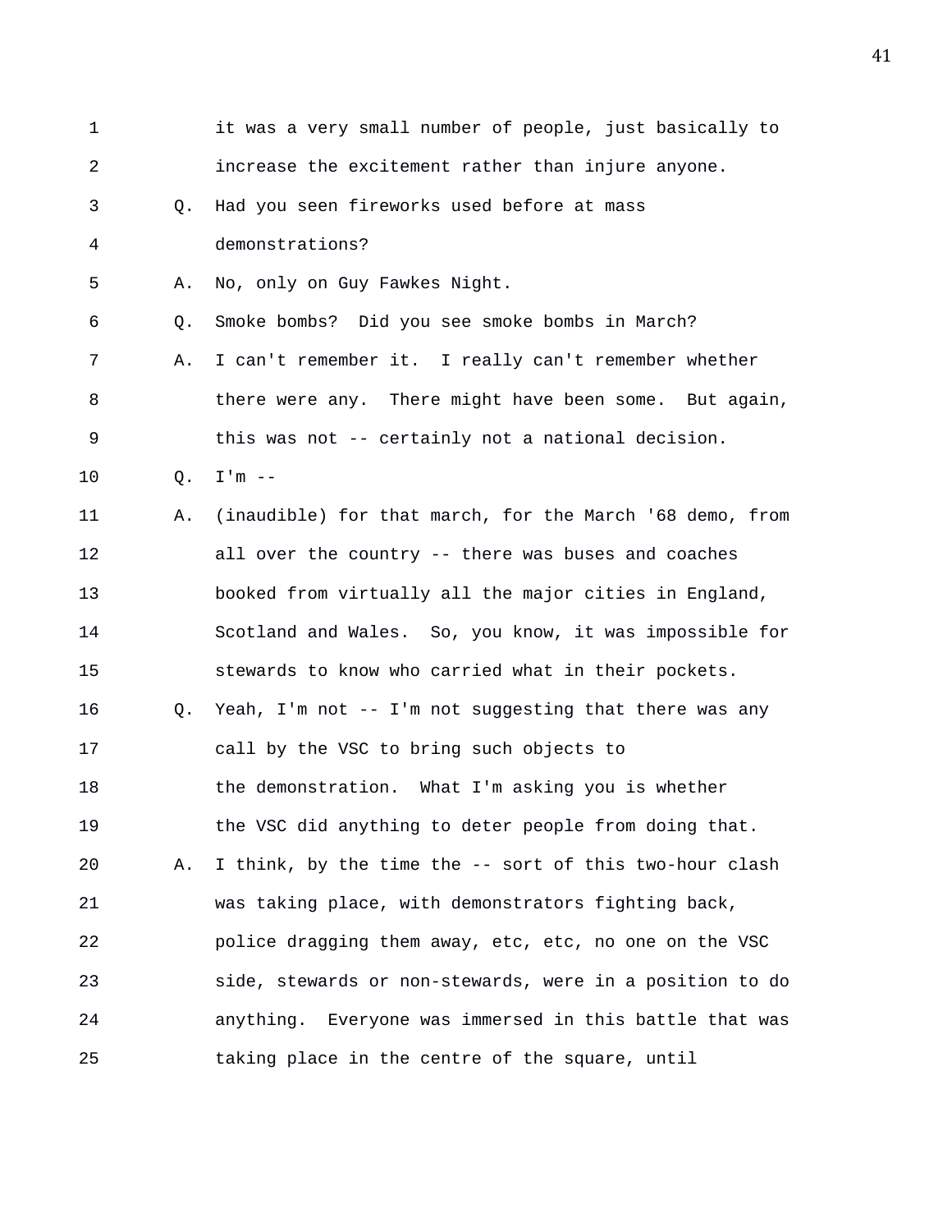it was a very small number of people, just basically to increase the excitement rather than injure anyone.

Q. Had you seen fireworks used before at mass demonstrations?

A. No, only on Guy Fawkes Night.

Q. Smoke bombs? Did you see smoke bombs in March?

A. I can't remember it. I really can't remember whether there were any. There might have been some. But again, this was not -- certainly not a national decision.

Q. I'm --

A. (inaudible) for that march, for the March '68 demo, from all over the country -- there was buses and coaches booked from virtually all the major cities in England, Scotland and Wales. So, you know, it was impossible for stewards to know who carried what in their pockets.

Q. Yeah, I'm not -- I'm not suggesting that there was any call by the VSC to bring such objects to the demonstration. What I'm asking you is whether the VSC did anything to deter people from doing that.

A. I think, by the time the -- sort of this two-hour clash was taking place, with demonstrators fighting back, police dragging them away, etc, etc, no one on the VSC side, stewards or non-stewards, were in a position to do anything. Everyone was immersed in this battle that was taking place in the centre of the square, until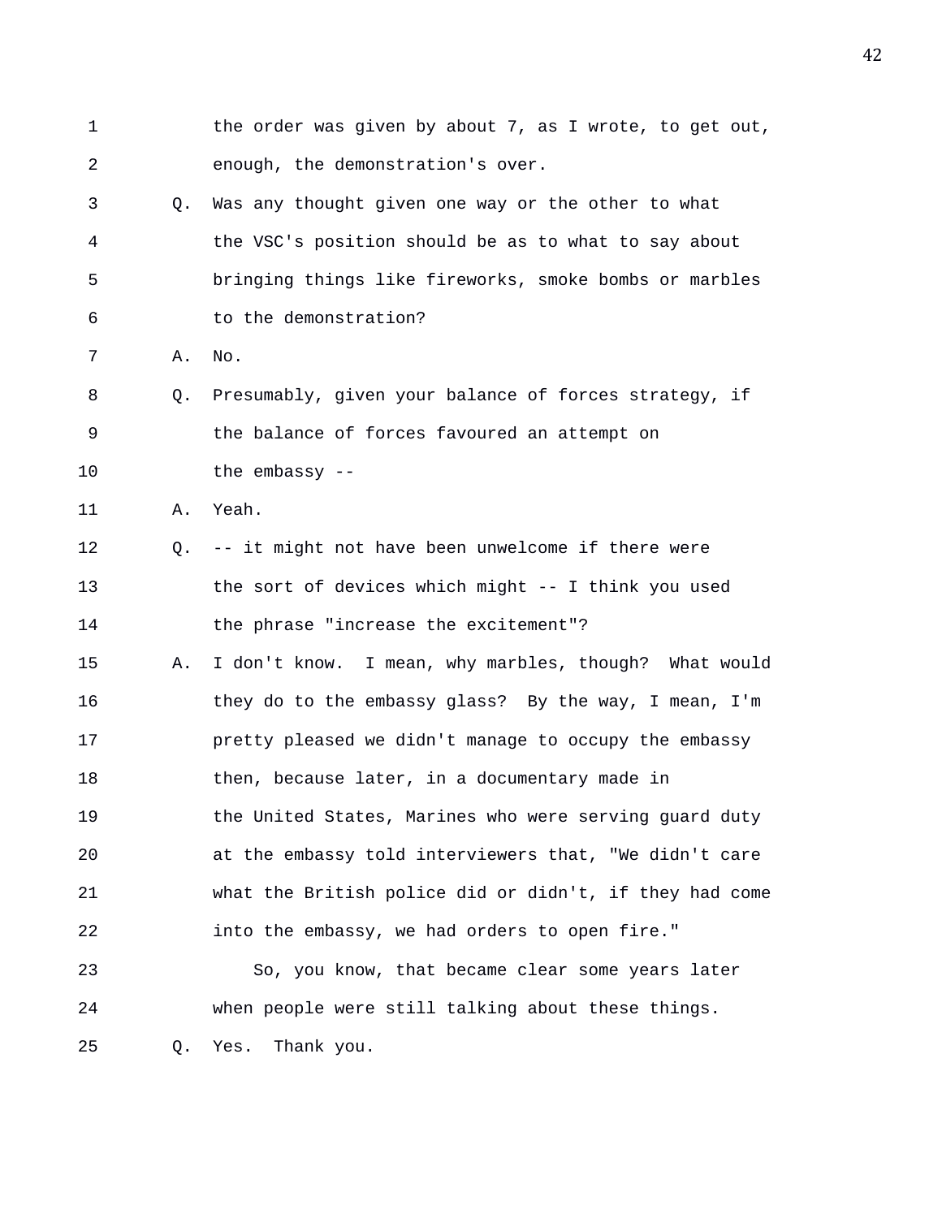1 the order was given by about 7, as I wrote, to get out,
2 enough, the demonstration's over.
3 Q. Was any thought given one way or the other to what
4 the VSC's position should be as to what to say about
5 bringing things like fireworks, smoke bombs or marbles
6 to the demonstration?
7 A. No.
8 Q. Presumably, given your balance of forces strategy, if
9 the balance of forces favoured an attempt on
10 the embassy --
11 A. Yeah.
12 Q. -- it might not have been unwelcome if there were
13 the sort of devices which might -- I think you used
14 the phrase "increase the excitement"?
15 A. I don't know. I mean, why marbles, though? What would
16 they do to the embassy glass? By the way, I mean, I'm
17 pretty pleased we didn't manage to occupy the embassy
18 then, because later, in a documentary made in
19 the United States, Marines who were serving guard duty
20 at the embassy told interviewers that, "We didn't care
21 what the British police did or didn't, if they had come
22 into the embassy, we had orders to open fire."
23 So, you know, that became clear some years later
24 when people were still talking about these things.
25 Q. Yes. Thank you.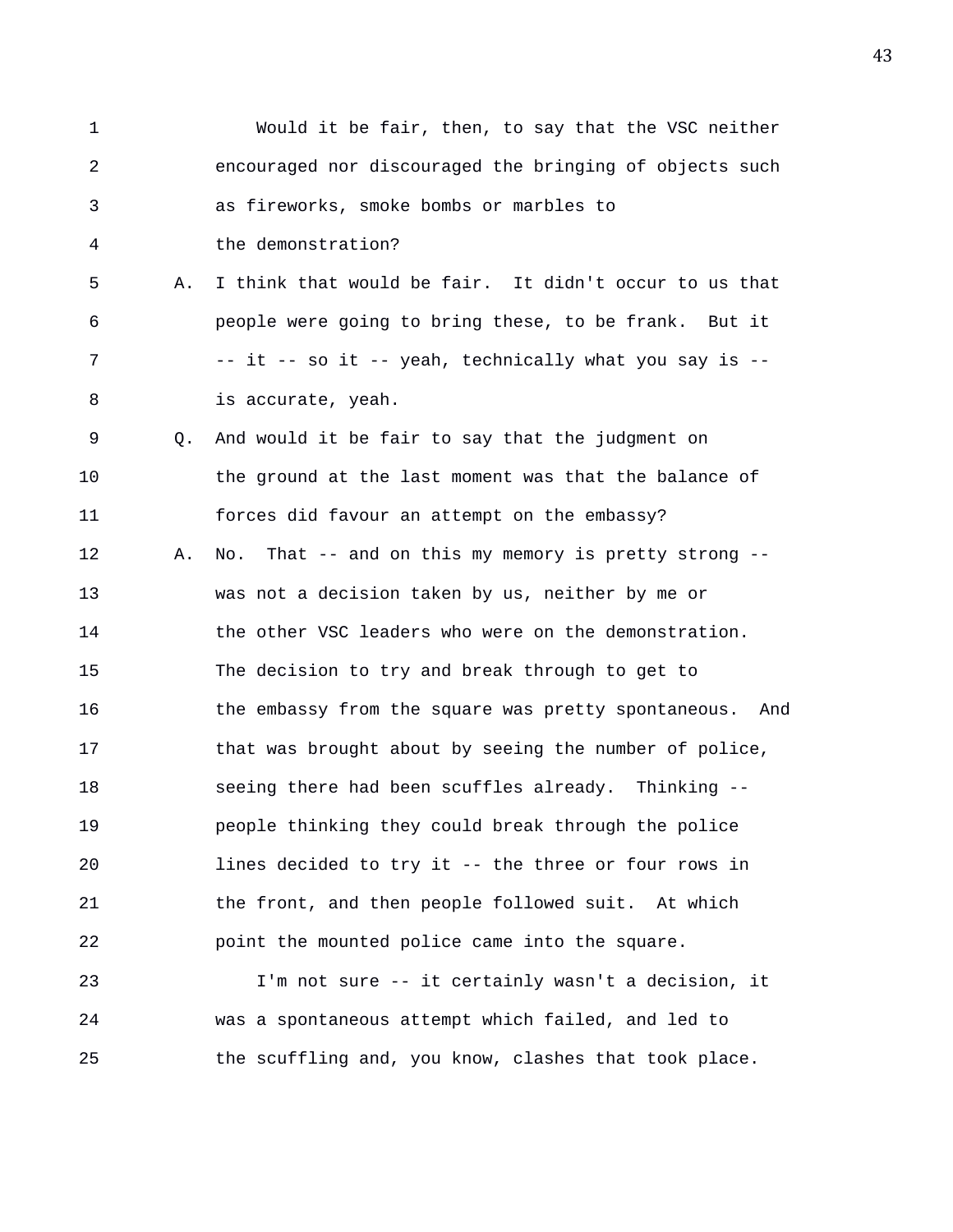Would it be fair, then, to say that the VSC neither encouraged nor discouraged the bringing of objects such as fireworks, smoke bombs or marbles to the demonstration?

A. I think that would be fair. It didn't occur to us that people were going to bring these, to be frank. But it -- it -- so it -- yeah, technically what you say is -- is accurate, yeah.

Q. And would it be fair to say that the judgment on the ground at the last moment was that the balance of forces did favour an attempt on the embassy?

A. No. That -- and on this my memory is pretty strong -- was not a decision taken by us, neither by me or the other VSC leaders who were on the demonstration. The decision to try and break through to get to the embassy from the square was pretty spontaneous. And that was brought about by seeing the number of police, seeing there had been scuffles already. Thinking -- people thinking they could break through the police lines decided to try it -- the three or four rows in the front, and then people followed suit. At which point the mounted police came into the square.

I'm not sure -- it certainly wasn't a decision, it was a spontaneous attempt which failed, and led to the scuffling and, you know, clashes that took place.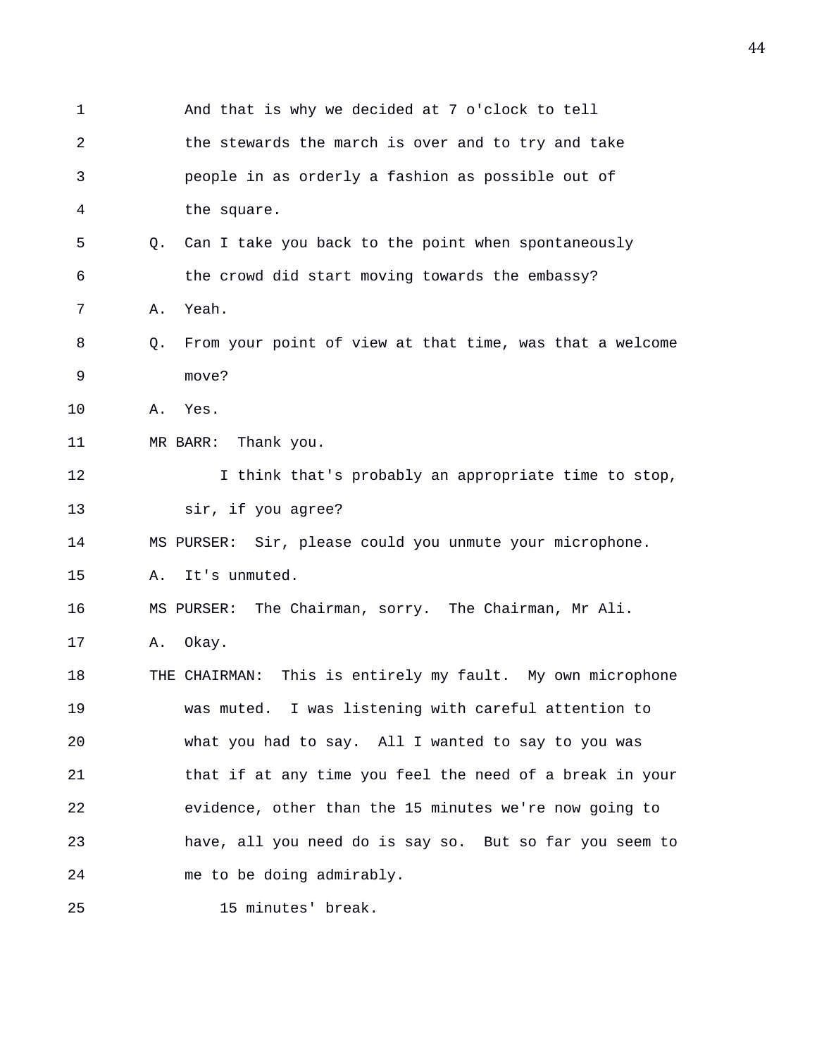And that is why we decided at 7 o'clock to tell the stewards the march is over and to try and take people in as orderly a fashion as possible out of the square.

Q. Can I take you back to the point when spontaneously the crowd did start moving towards the embassy?

A. Yeah.

Q. From your point of view at that time, was that a welcome move?

A. Yes.

MR BARR: Thank you.

I think that's probably an appropriate time to stop, sir, if you agree?

MS PURSER: Sir, please could you unmute your microphone.

A. It's unmuted.

MS PURSER: The Chairman, sorry. The Chairman, Mr Ali.

A. Okay.

THE CHAIRMAN: This is entirely my fault. My own microphone was muted. I was listening with careful attention to what you had to say. All I wanted to say to you was that if at any time you feel the need of a break in your evidence, other than the 15 minutes we're now going to have, all you need do is say so. But so far you seem to me to be doing admirably.

15 minutes' break.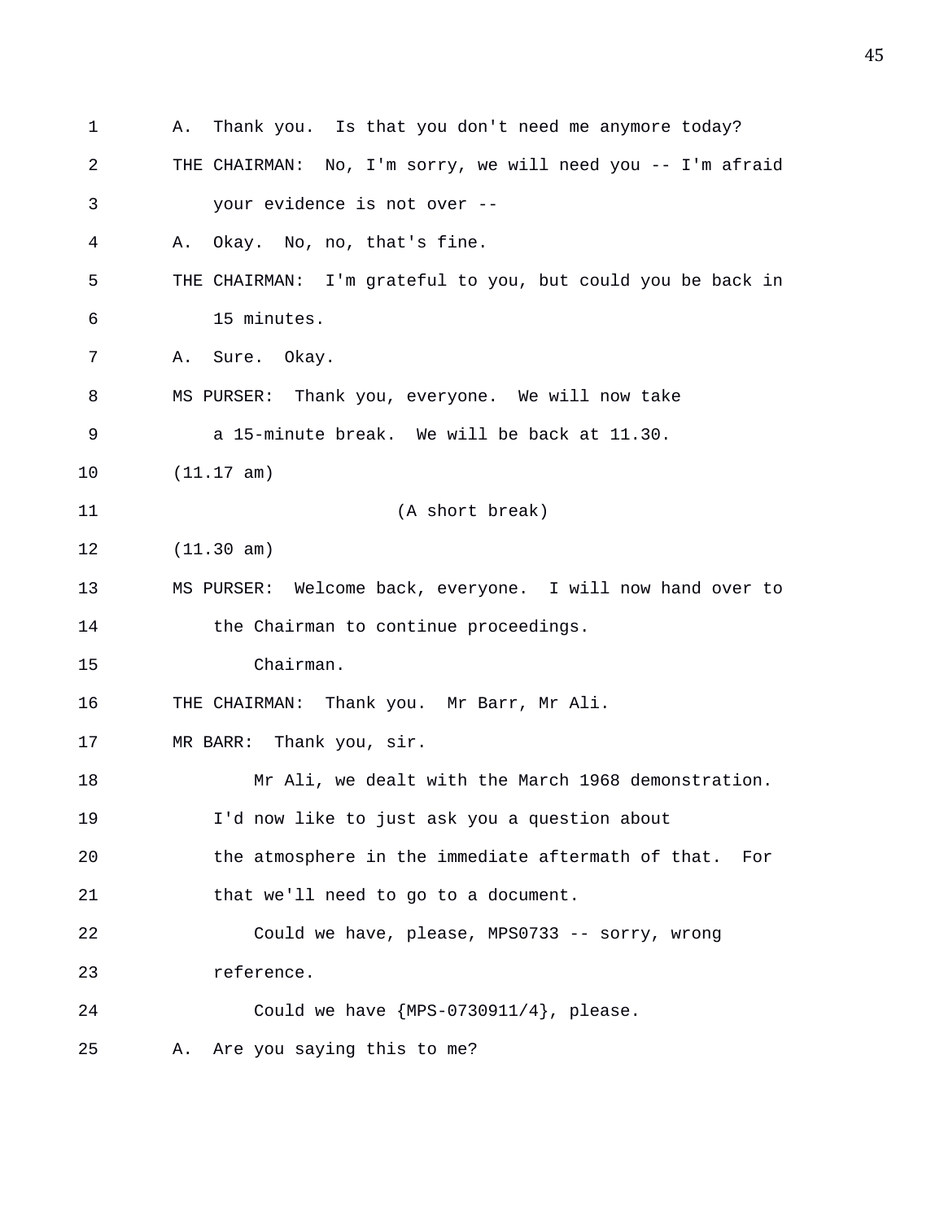1 A. Thank you. Is that you don't need me anymore today?

2 THE CHAIRMAN: No, I'm sorry, we will need you -- I'm afraid

3 your evidence is not over --

4 A. Okay. No, no, that's fine.

5 THE CHAIRMAN: I'm grateful to you, but could you be back in

6 15 minutes.

7 A. Sure. Okay.

8 MS PURSER: Thank you, everyone. We will now take

9 a 15-minute break. We will be back at 11.30.

10 (11.17 am)

11 (A short break)

12 (11.30 am)

13 MS PURSER: Welcome back, everyone. I will now hand over to

14 the Chairman to continue proceedings.

15 Chairman.

16 THE CHAIRMAN: Thank you. Mr Barr, Mr Ali.

17 MR BARR: Thank you, sir.

18 Mr Ali, we dealt with the March 1968 demonstration.

19 I'd now like to just ask you a question about

20 the atmosphere in the immediate aftermath of that. For

21 that we'll need to go to a document.

22 Could we have, please, MPS0733 -- sorry, wrong

23 reference.

24 Could we have {MPS-0730911/4}, please.

25 A. Are you saying this to me?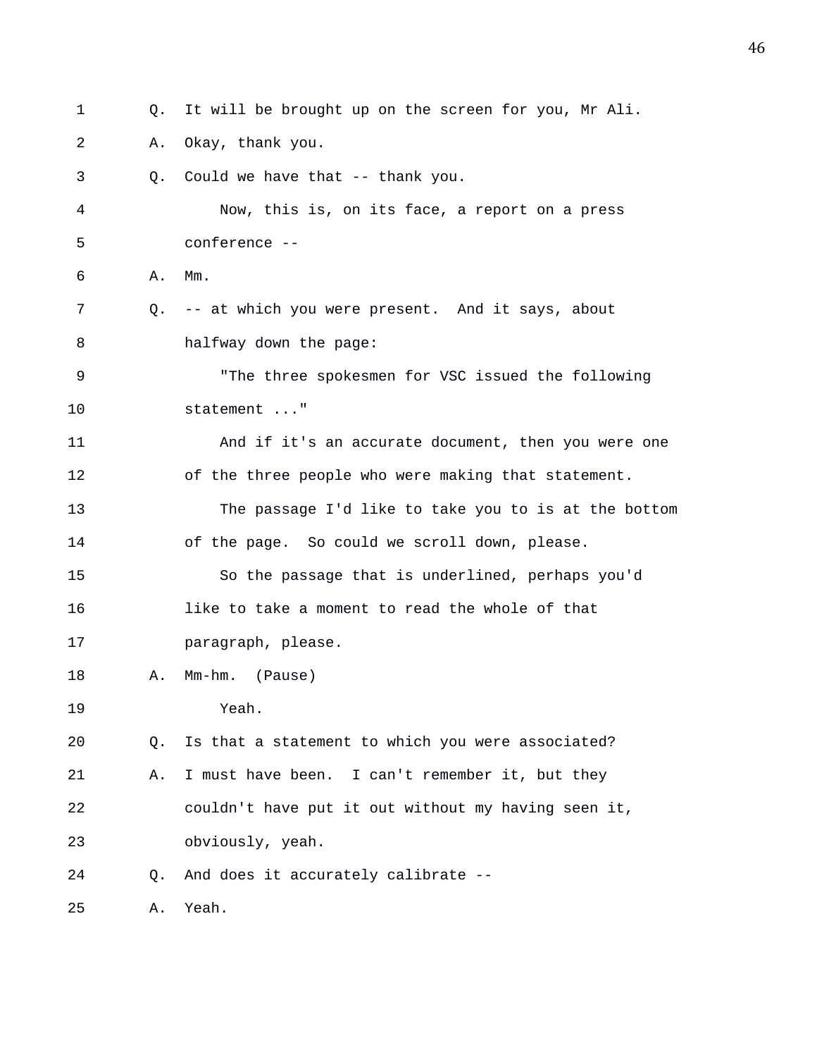Q. It will be brought up on the screen for you, Mr Ali.

A. Okay, thank you.

Q. Could we have that -- thank you.

Now, this is, on its face, a report on a press conference --

A. Mm.

Q. -- at which you were present. And it says, about halfway down the page:

"The three spokesmen for VSC issued the following statement ..."

And if it's an accurate document, then you were one of the three people who were making that statement.

The passage I'd like to take you to is at the bottom of the page. So could we scroll down, please.

So the passage that is underlined, perhaps you'd like to take a moment to read the whole of that paragraph, please.

A. Mm-hm. (Pause)

Yeah.

Q. Is that a statement to which you were associated?

A. I must have been. I can't remember it, but they couldn't have put it out without my having seen it, obviously, yeah.

Q. And does it accurately calibrate --

A. Yeah.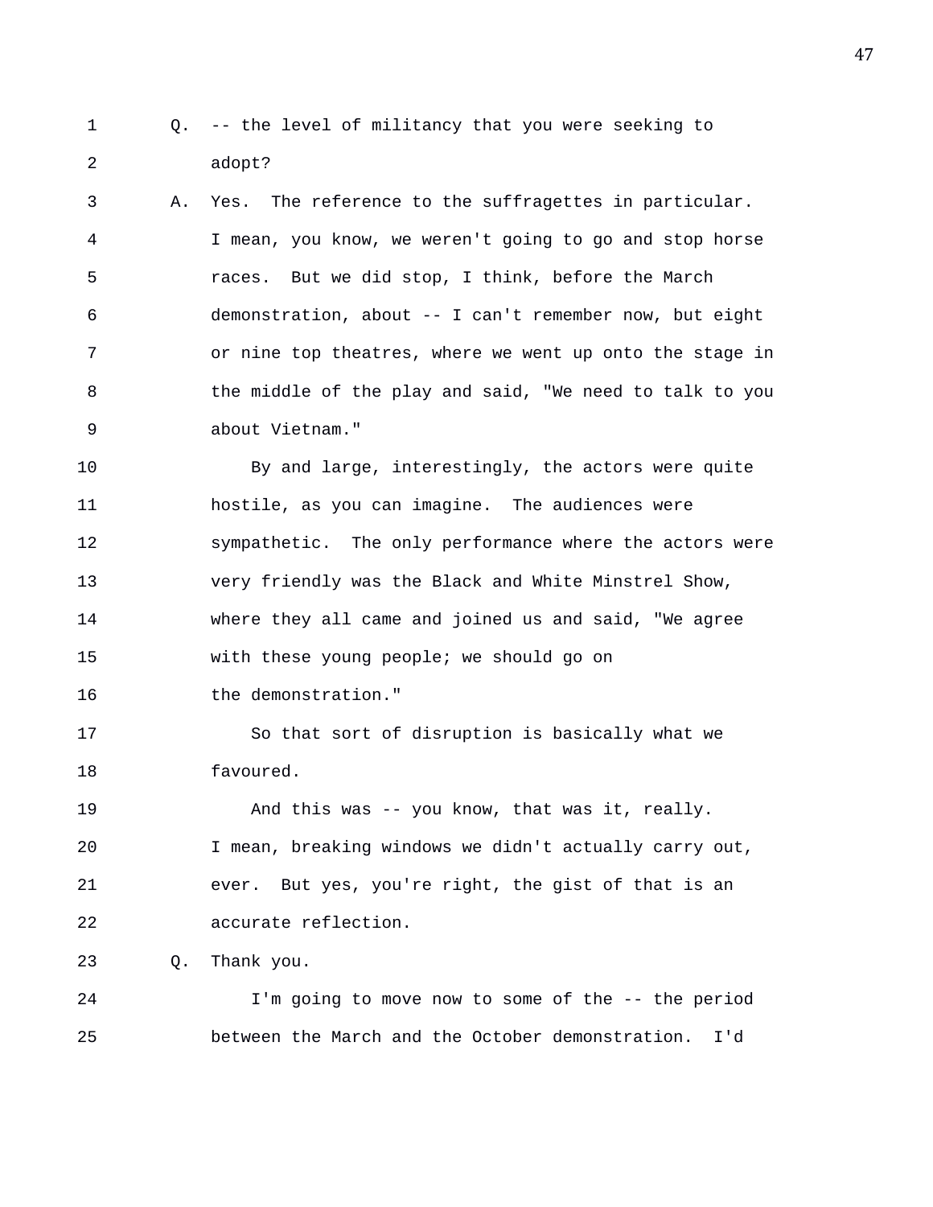Q. -- the level of militancy that you were seeking to adopt?

A. Yes. The reference to the suffragettes in particular. I mean, you know, we weren't going to go and stop horse races. But we did stop, I think, before the March demonstration, about -- I can't remember now, but eight or nine top theatres, where we went up onto the stage in the middle of the play and said, "We need to talk to you about Vietnam."

By and large, interestingly, the actors were quite hostile, as you can imagine. The audiences were sympathetic. The only performance where the actors were very friendly was the Black and White Minstrel Show, where they all came and joined us and said, "We agree with these young people; we should go on the demonstration."

So that sort of disruption is basically what we favoured.

And this was -- you know, that was it, really. I mean, breaking windows we didn't actually carry out, ever. But yes, you're right, the gist of that is an accurate reflection.

Q. Thank you.

I'm going to move now to some of the -- the period between the March and the October demonstration. I'd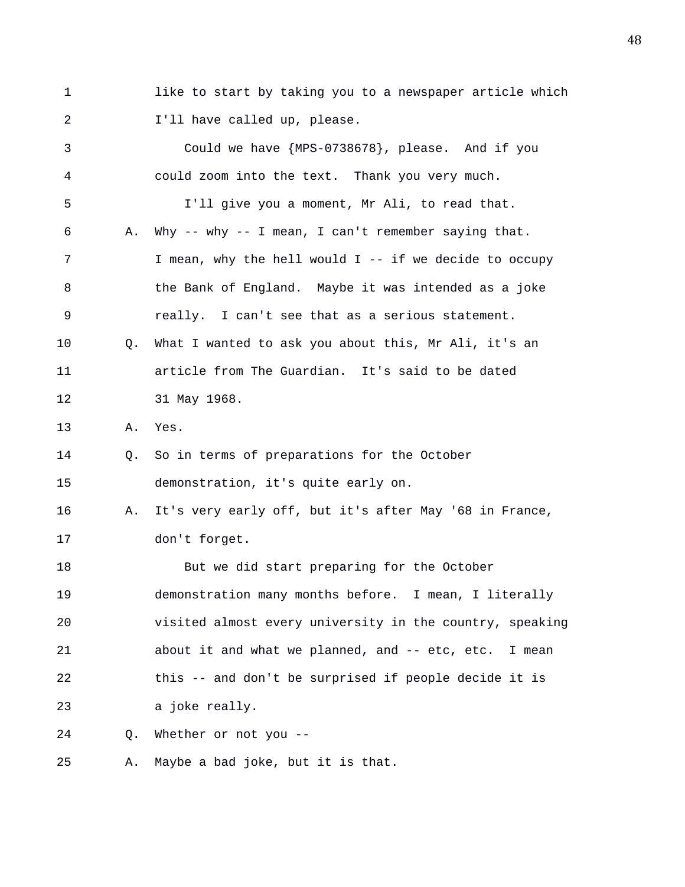like to start by taking you to a newspaper article which I'll have called up, please.

Could we have {MPS-0738678}, please. And if you could zoom into the text. Thank you very much.

I'll give you a moment, Mr Ali, to read that.

A. Why -- why -- I mean, I can't remember saying that. I mean, why the hell would I -- if we decide to occupy the Bank of England. Maybe it was intended as a joke really. I can't see that as a serious statement.

Q. What I wanted to ask you about this, Mr Ali, it's an article from The Guardian. It's said to be dated 31 May 1968.

A. Yes.

Q. So in terms of preparations for the October demonstration, it's quite early on.

A. It's very early off, but it's after May '68 in France, don't forget.

But we did start preparing for the October demonstration many months before. I mean, I literally visited almost every university in the country, speaking about it and what we planned, and -- etc, etc. I mean this -- and don't be surprised if people decide it is a joke really.

Q. Whether or not you --

A. Maybe a bad joke, but it is that.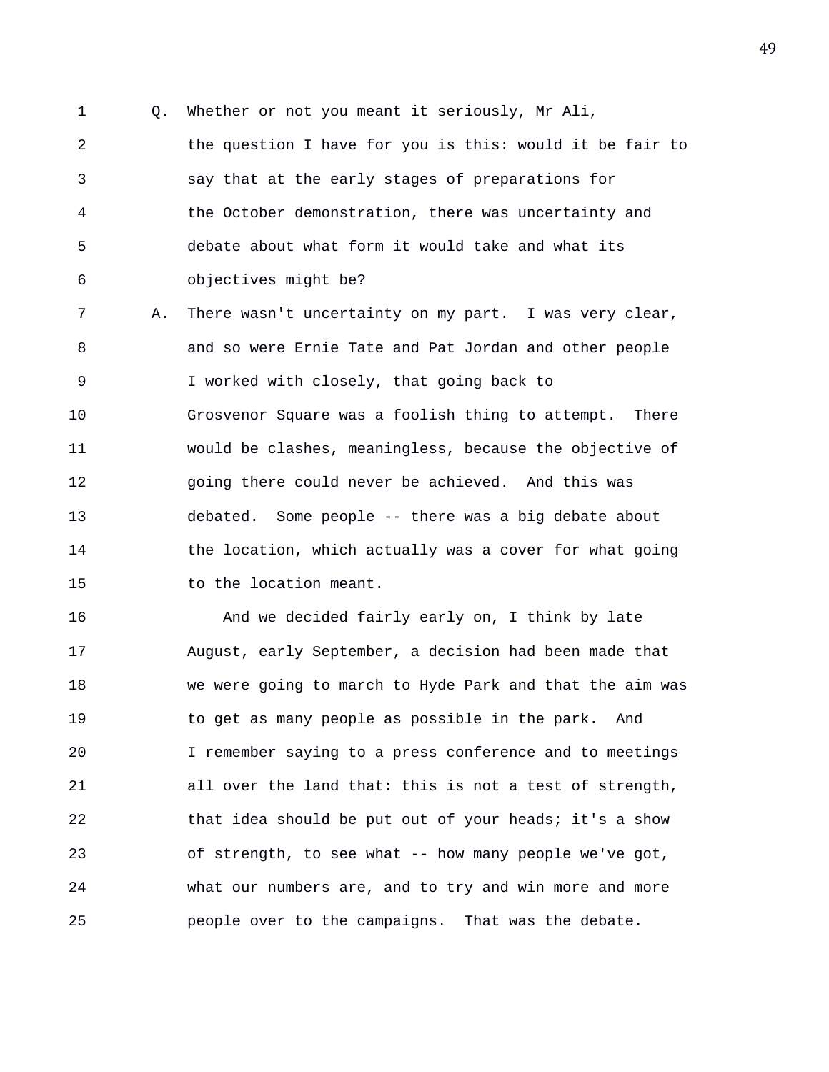Q. Whether or not you meant it seriously, Mr Ali, the question I have for you is this: would it be fair to say that at the early stages of preparations for the October demonstration, there was uncertainty and debate about what form it would take and what its objectives might be?

A. There wasn't uncertainty on my part. I was very clear, and so were Ernie Tate and Pat Jordan and other people I worked with closely, that going back to Grosvenor Square was a foolish thing to attempt. There would be clashes, meaningless, because the objective of going there could never be achieved. And this was debated. Some people -- there was a big debate about the location, which actually was a cover for what going to the location meant.

And we decided fairly early on, I think by late August, early September, a decision had been made that we were going to march to Hyde Park and that the aim was to get as many people as possible in the park. And I remember saying to a press conference and to meetings all over the land that: this is not a test of strength, that idea should be put out of your heads; it's a show of strength, to see what -- how many people we've got, what our numbers are, and to try and win more and more people over to the campaigns. That was the debate.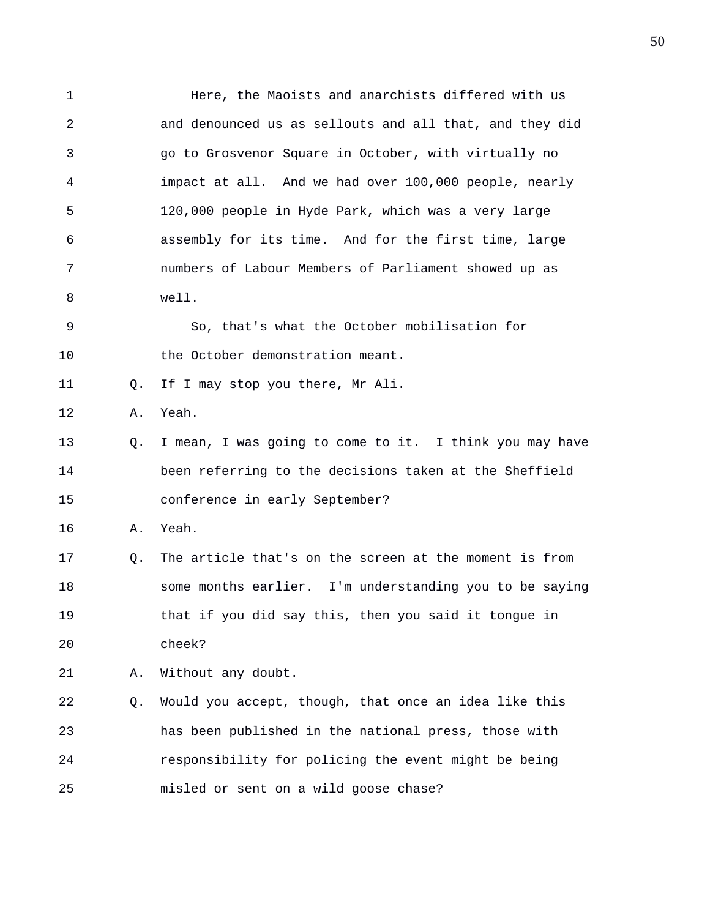Here, the Maoists and anarchists differed with us and denounced us as sellouts and all that, and they did go to Grosvenor Square in October, with virtually no impact at all. And we had over 100,000 people, nearly 120,000 people in Hyde Park, which was a very large assembly for its time. And for the first time, large numbers of Labour Members of Parliament showed up as well.

So, that's what the October mobilisation for the October demonstration meant.

Q. If I may stop you there, Mr Ali.

A. Yeah.

Q. I mean, I was going to come to it. I think you may have been referring to the decisions taken at the Sheffield conference in early September?

A. Yeah.

Q. The article that's on the screen at the moment is from some months earlier. I'm understanding you to be saying that if you did say this, then you said it tongue in cheek?

A. Without any doubt.

Q. Would you accept, though, that once an idea like this has been published in the national press, those with responsibility for policing the event might be being misled or sent on a wild goose chase?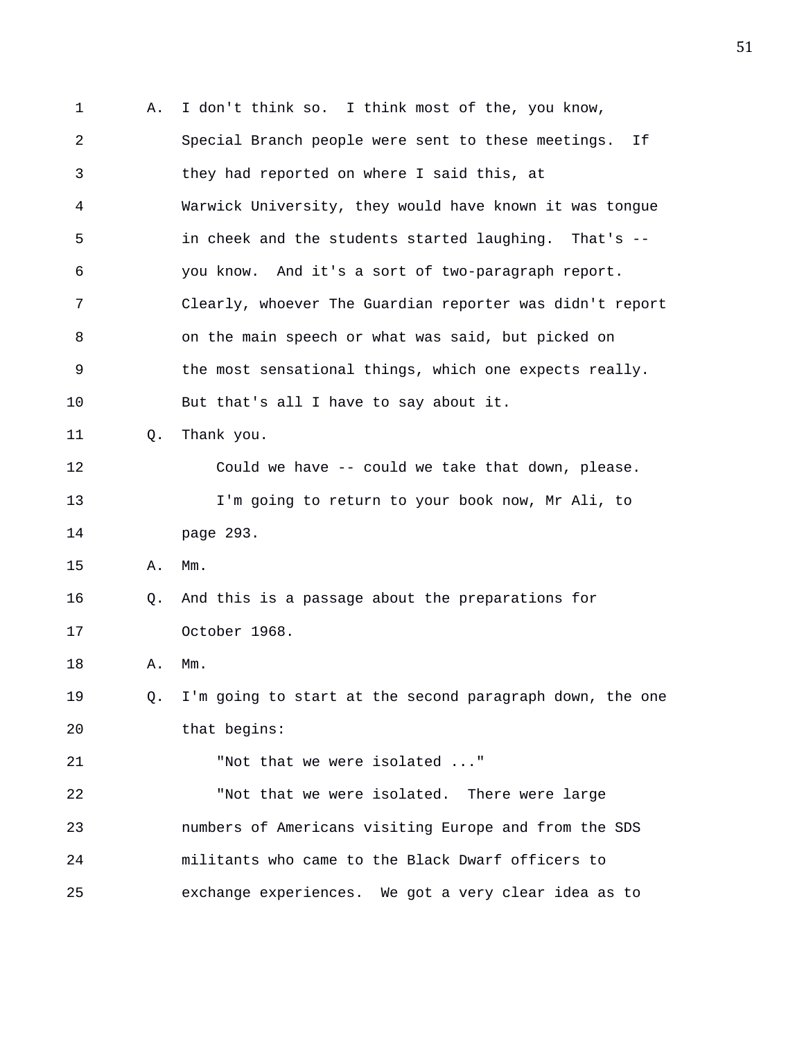A. I don't think so. I think most of the, you know, Special Branch people were sent to these meetings. If they had reported on where I said this, at Warwick University, they would have known it was tongue in cheek and the students started laughing. That's -- you know. And it's a sort of two-paragraph report. Clearly, whoever The Guardian reporter was didn't report on the main speech or what was said, but picked on the most sensational things, which one expects really. But that's all I have to say about it.

Q. Thank you.

Could we have -- could we take that down, please.

I'm going to return to your book now, Mr Ali, to page 293.

A. Mm.

Q. And this is a passage about the preparations for October 1968.

A. Mm.

Q. I'm going to start at the second paragraph down, the one that begins:

"Not that we were isolated ..."

"Not that we were isolated. There were large numbers of Americans visiting Europe and from the SDS militants who came to the Black Dwarf officers to exchange experiences. We got a very clear idea as to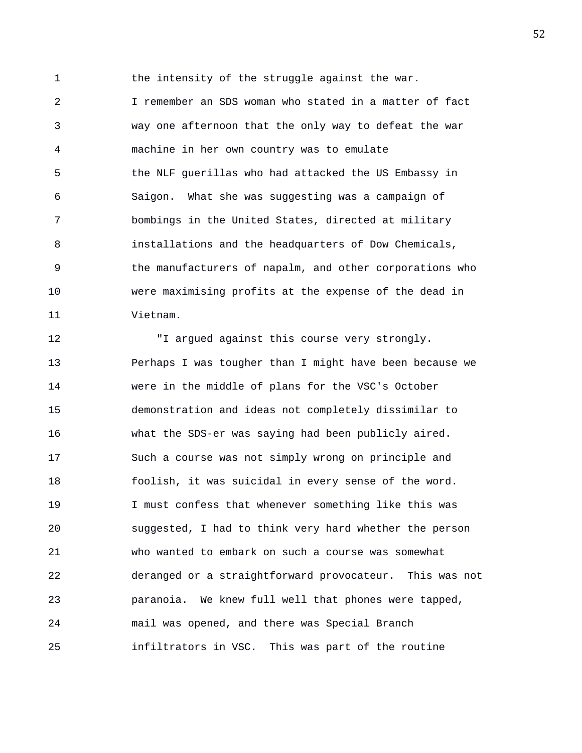the intensity of the struggle against the war. I remember an SDS woman who stated in a matter of fact way one afternoon that the only way to defeat the war machine in her own country was to emulate the NLF guerillas who had attacked the US Embassy in Saigon. What she was suggesting was a campaign of bombings in the United States, directed at military installations and the headquarters of Dow Chemicals, the manufacturers of napalm, and other corporations who were maximising profits at the expense of the dead in Vietnam.

"I argued against this course very strongly. Perhaps I was tougher than I might have been because we were in the middle of plans for the VSC's October demonstration and ideas not completely dissimilar to what the SDS-er was saying had been publicly aired. Such a course was not simply wrong on principle and foolish, it was suicidal in every sense of the word. I must confess that whenever something like this was suggested, I had to think very hard whether the person who wanted to embark on such a course was somewhat deranged or a straightforward provocateur. This was not paranoia. We knew full well that phones were tapped, mail was opened, and there was Special Branch infiltrators in VSC. This was part of the routine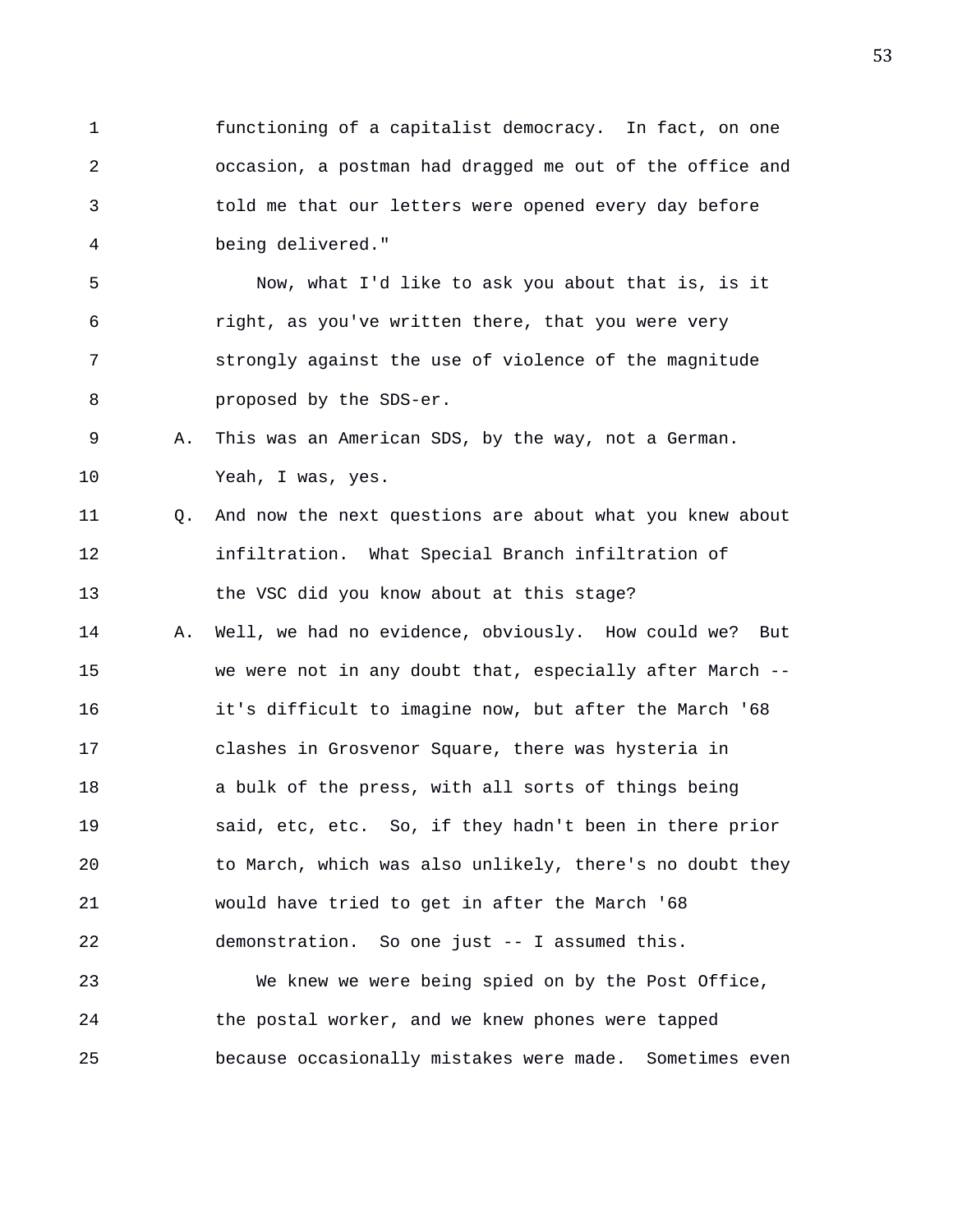functioning of a capitalist democracy. In fact, on one occasion, a postman had dragged me out of the office and told me that our letters were opened every day before being delivered."

Now, what I'd like to ask you about that is, is it right, as you've written there, that you were very strongly against the use of violence of the magnitude proposed by the SDS-er.

A. This was an American SDS, by the way, not a German. Yeah, I was, yes.

Q. And now the next questions are about what you knew about infiltration. What Special Branch infiltration of the VSC did you know about at this stage?

A. Well, we had no evidence, obviously. How could we? But we were not in any doubt that, especially after March -- it's difficult to imagine now, but after the March '68 clashes in Grosvenor Square, there was hysteria in a bulk of the press, with all sorts of things being said, etc, etc. So, if they hadn't been in there prior to March, which was also unlikely, there's no doubt they would have tried to get in after the March '68 demonstration. So one just -- I assumed this.

We knew we were being spied on by the Post Office, the postal worker, and we knew phones were tapped because occasionally mistakes were made. Sometimes even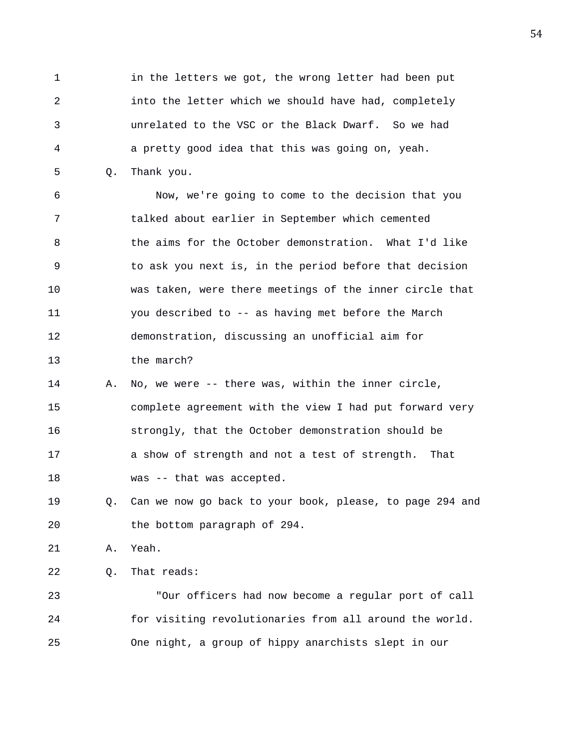in the letters we got, the wrong letter had been put into the letter which we should have had, completely unrelated to the VSC or the Black Dwarf. So we had a pretty good idea that this was going on, yeah.

Q. Thank you.

Now, we're going to come to the decision that you talked about earlier in September which cemented the aims for the October demonstration. What I'd like to ask you next is, in the period before that decision was taken, were there meetings of the inner circle that you described to -- as having met before the March demonstration, discussing an unofficial aim for the march?

A. No, we were -- there was, within the inner circle, complete agreement with the view I had put forward very strongly, that the October demonstration should be a show of strength and not a test of strength. That was -- that was accepted.

Q. Can we now go back to your book, please, to page 294 and the bottom paragraph of 294.

A. Yeah.

Q. That reads:

"Our officers had now become a regular port of call for visiting revolutionaries from all around the world. One night, a group of hippy anarchists slept in our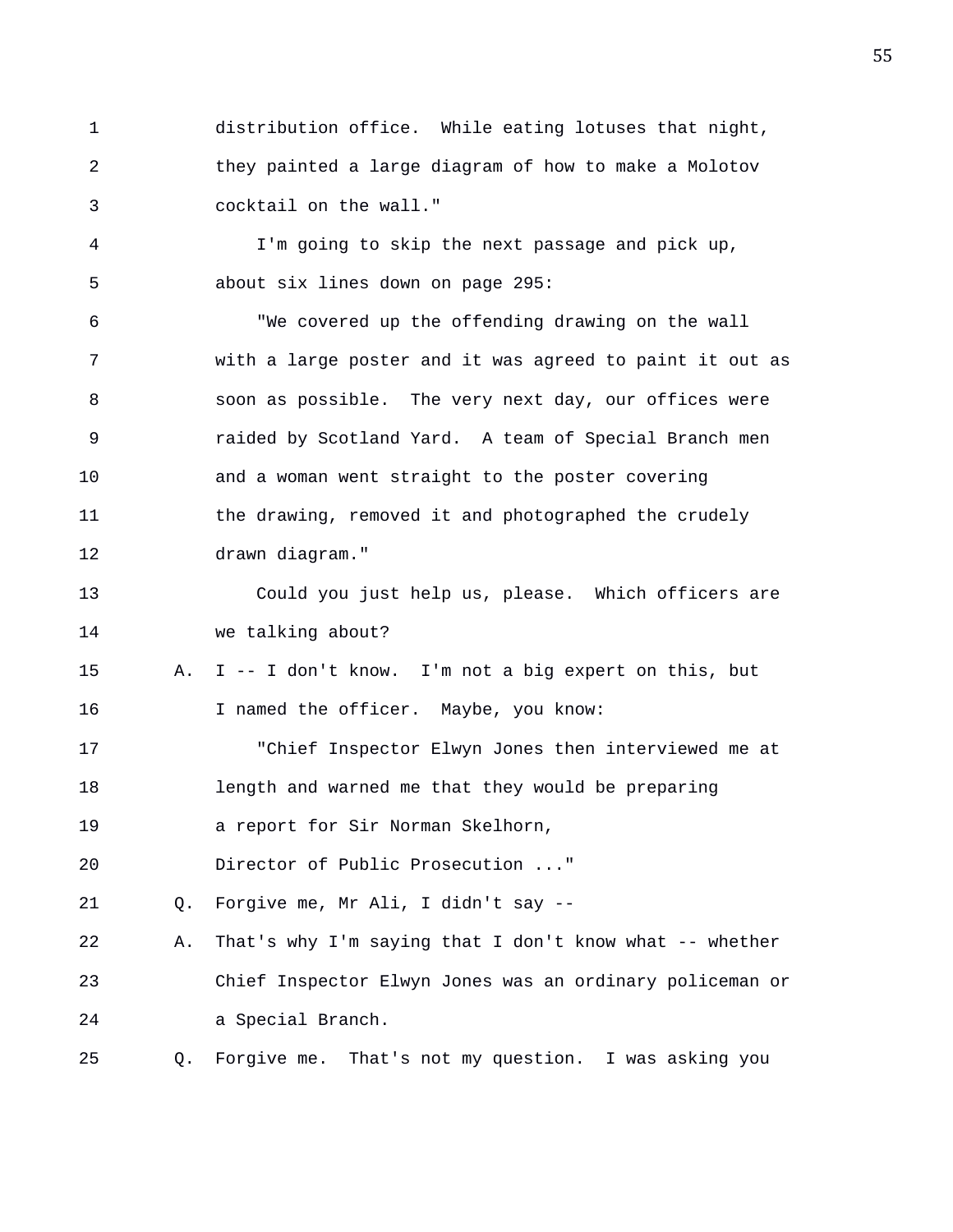distribution office. While eating lotuses that night, they painted a large diagram of how to make a Molotov cocktail on the wall."

I'm going to skip the next passage and pick up, about six lines down on page 295:

"We covered up the offending drawing on the wall with a large poster and it was agreed to paint it out as soon as possible. The very next day, our offices were raided by Scotland Yard. A team of Special Branch men and a woman went straight to the poster covering the drawing, removed it and photographed the crudely drawn diagram."

Could you just help us, please. Which officers are we talking about?

A. I -- I don't know. I'm not a big expert on this, but I named the officer. Maybe, you know:

"Chief Inspector Elwyn Jones then interviewed me at length and warned me that they would be preparing a report for Sir Norman Skelhorn, Director of Public Prosecution ..."

Q. Forgive me, Mr Ali, I didn't say --

A. That's why I'm saying that I don't know what -- whether Chief Inspector Elwyn Jones was an ordinary policeman or a Special Branch.

Q. Forgive me. That's not my question. I was asking you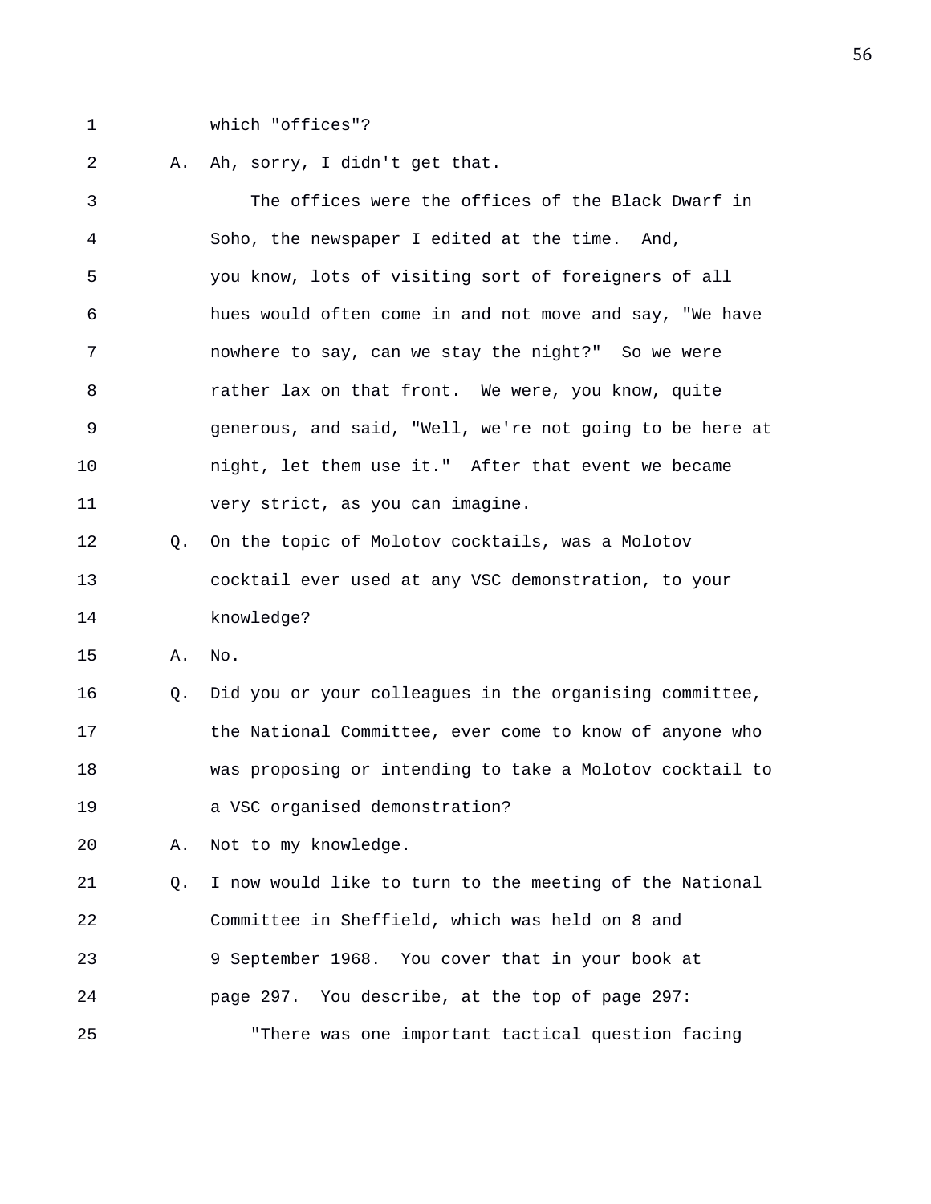which "offices"?

A. Ah, sorry, I didn't get that.

The offices were the offices of the Black Dwarf in Soho, the newspaper I edited at the time. And, you know, lots of visiting sort of foreigners of all hues would often come in and not move and say, "We have nowhere to say, can we stay the night?" So we were rather lax on that front. We were, you know, quite generous, and said, "Well, we're not going to be here at night, let them use it." After that event we became very strict, as you can imagine.

Q. On the topic of Molotov cocktails, was a Molotov cocktail ever used at any VSC demonstration, to your knowledge?

A. No.

Q. Did you or your colleagues in the organising committee, the National Committee, ever come to know of anyone who was proposing or intending to take a Molotov cocktail to a VSC organised demonstration?

A. Not to my knowledge.

Q. I now would like to turn to the meeting of the National Committee in Sheffield, which was held on 8 and 9 September 1968. You cover that in your book at page 297. You describe, at the top of page 297:

"There was one important tactical question facing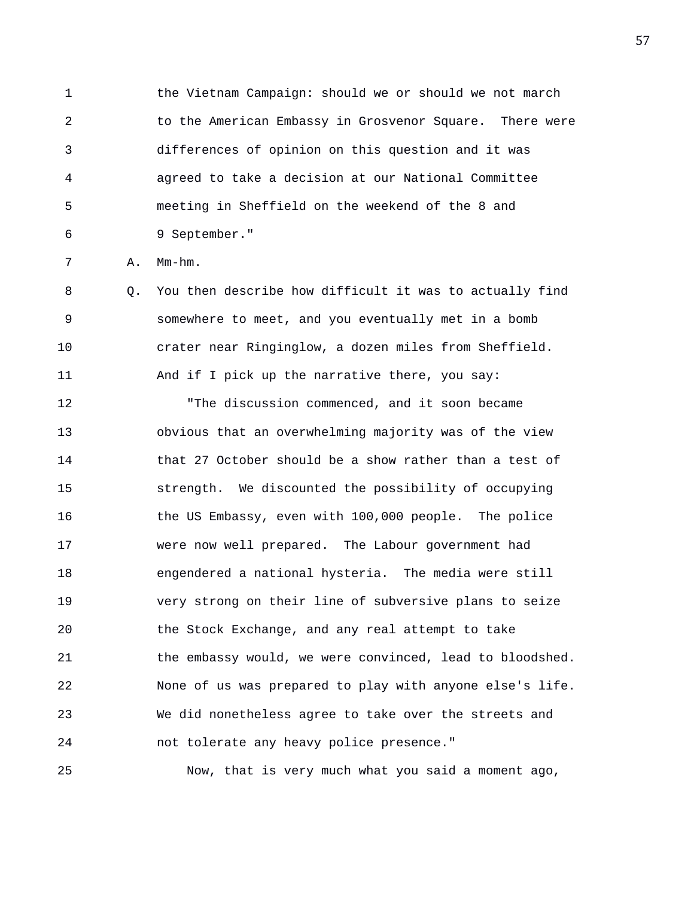1 the Vietnam Campaign: should we or should we not march
2 to the American Embassy in Grosvenor Square. There were
3 differences of opinion on this question and it was
4 agreed to take a decision at our National Committee
5 meeting in Sheffield on the weekend of the 8 and
6 9 September."

7 A. Mm-hm.

8 Q. You then describe how difficult it was to actually find
9 somewhere to meet, and you eventually met in a bomb
10 crater near Ringinglow, a dozen miles from Sheffield.
11 And if I pick up the narrative there, you say:

12 "The discussion commenced, and it soon became
13 obvious that an overwhelming majority was of the view
14 that 27 October should be a show rather than a test of
15 strength. We discounted the possibility of occupying
16 the US Embassy, even with 100,000 people. The police
17 were now well prepared. The Labour government had
18 engendered a national hysteria. The media were still
19 very strong on their line of subversive plans to seize
20 the Stock Exchange, and any real attempt to take
21 the embassy would, we were convinced, lead to bloodshed.
22 None of us was prepared to play with anyone else's life.
23 We did nonetheless agree to take over the streets and
24 not tolerate any heavy police presence."

25 Now, that is very much what you said a moment ago,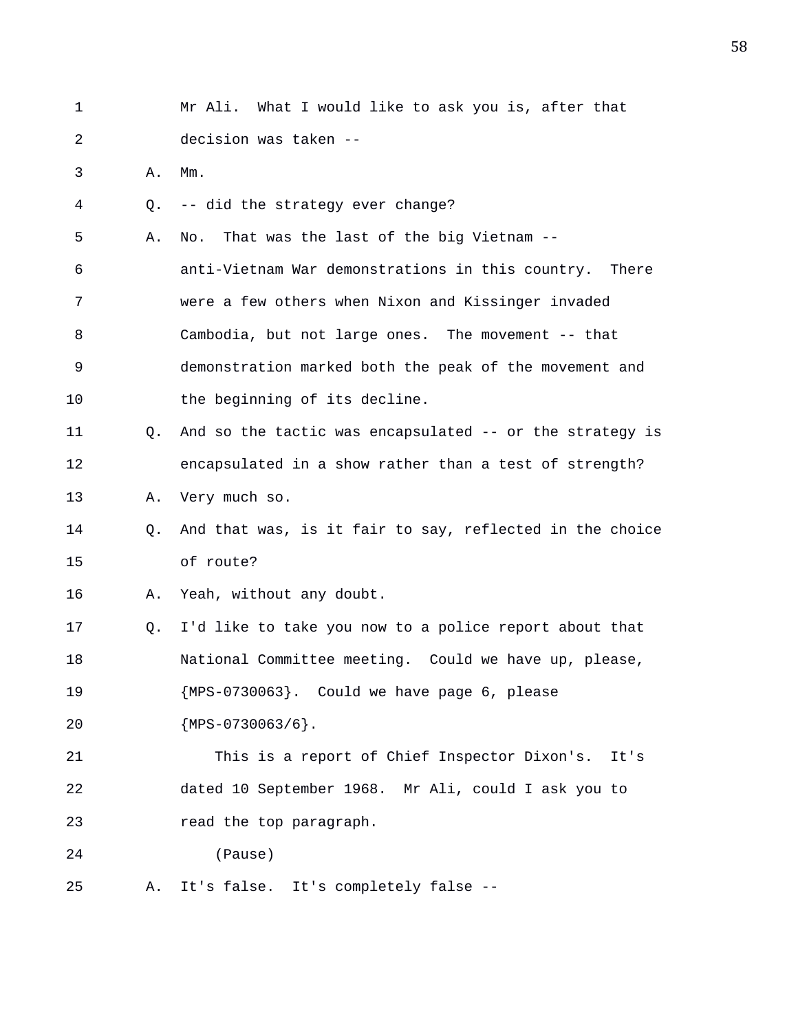1 Mr Ali. What I would like to ask you is, after that
2 decision was taken --
3 A. Mm.
4 Q. -- did the strategy ever change?
5 A. No. That was the last of the big Vietnam --
6 anti-Vietnam War demonstrations in this country. There
7 were a few others when Nixon and Kissinger invaded
8 Cambodia, but not large ones. The movement -- that
9 demonstration marked both the peak of the movement and
10 the beginning of its decline.
11 Q. And so the tactic was encapsulated -- or the strategy is
12 encapsulated in a show rather than a test of strength?
13 A. Very much so.
14 Q. And that was, is it fair to say, reflected in the choice
15 of route?
16 A. Yeah, without any doubt.
17 Q. I'd like to take you now to a police report about that
18 National Committee meeting. Could we have up, please,
19 {MPS-0730063}. Could we have page 6, please
20 {MPS-0730063/6}.
21 This is a report of Chief Inspector Dixon's. It's
22 dated 10 September 1968. Mr Ali, could I ask you to
23 read the top paragraph.
24 (Pause)
25 A. It's false. It's completely false --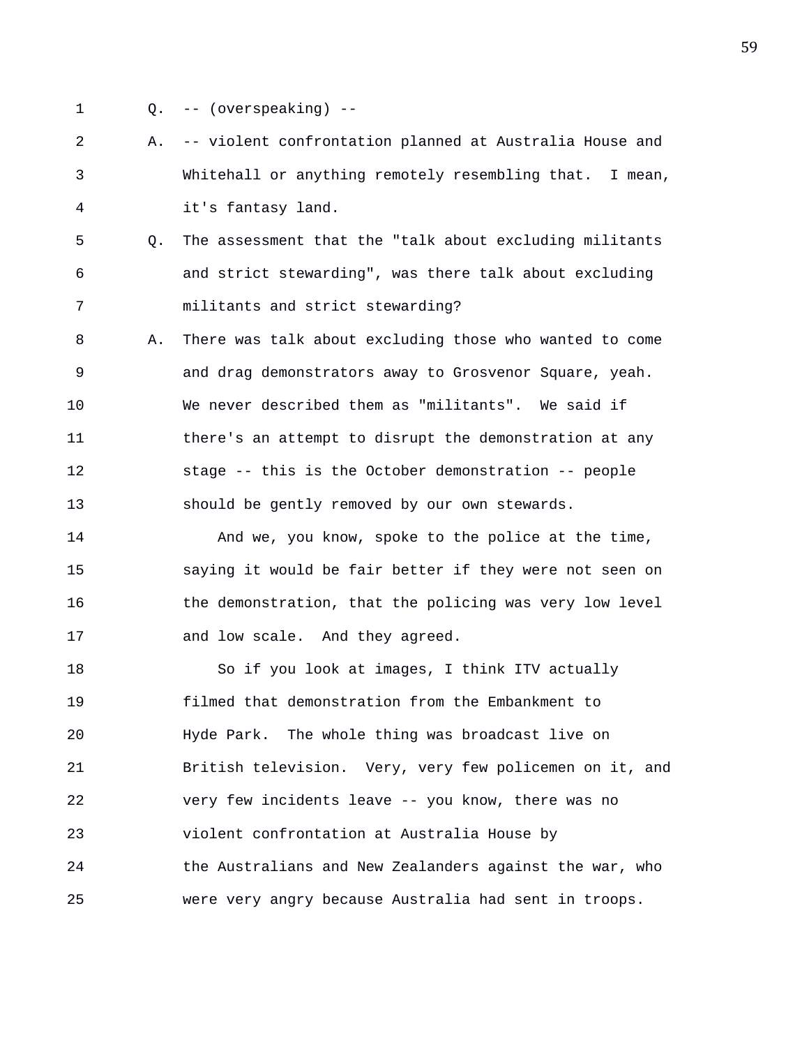1 Q. -- (overspeaking) --

2 A. -- violent confrontation planned at Australia House and
3 Whitehall or anything remotely resembling that. I mean,
4 it's fantasy land.

5 Q. The assessment that the "talk about excluding militants
6 and strict stewarding", was there talk about excluding
7 militants and strict stewarding?

8 A. There was talk about excluding those who wanted to come
9 and drag demonstrators away to Grosvenor Square, yeah.
10 We never described them as "militants". We said if
11 there's an attempt to disrupt the demonstration at any
12 stage -- this is the October demonstration -- people
13 should be gently removed by our own stewards.

14 And we, you know, spoke to the police at the time,
15 saying it would be fair better if they were not seen on
16 the demonstration, that the policing was very low level
17 and low scale. And they agreed.

18 So if you look at images, I think ITV actually
19 filmed that demonstration from the Embankment to
20 Hyde Park. The whole thing was broadcast live on
21 British television. Very, very few policemen on it, and
22 very few incidents leave -- you know, there was no
23 violent confrontation at Australia House by
24 the Australians and New Zealanders against the war, who
25 were very angry because Australia had sent in troops.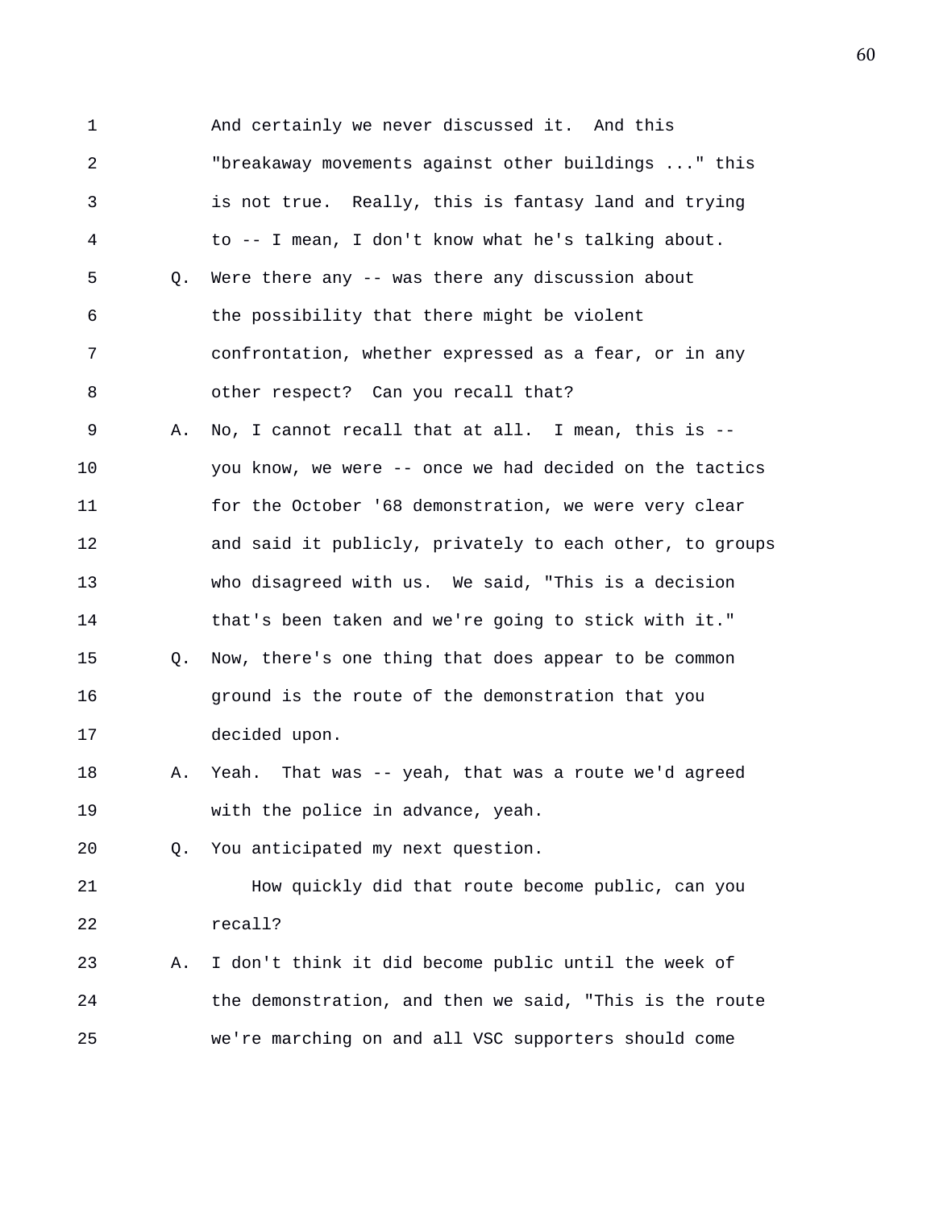And certainly we never discussed it. And this "breakaway movements against other buildings ..." this is not true. Really, this is fantasy land and trying to -- I mean, I don't know what he's talking about.

Q. Were there any -- was there any discussion about the possibility that there might be violent confrontation, whether expressed as a fear, or in any other respect? Can you recall that?

A. No, I cannot recall that at all. I mean, this is -- you know, we were -- once we had decided on the tactics for the October '68 demonstration, we were very clear and said it publicly, privately to each other, to groups who disagreed with us. We said, "This is a decision that's been taken and we're going to stick with it."

Q. Now, there's one thing that does appear to be common ground is the route of the demonstration that you decided upon.

A. Yeah. That was -- yeah, that was a route we'd agreed with the police in advance, yeah.

Q. You anticipated my next question.

How quickly did that route become public, can you recall?

A. I don't think it did become public until the week of the demonstration, and then we said, "This is the route we're marching on and all VSC supporters should come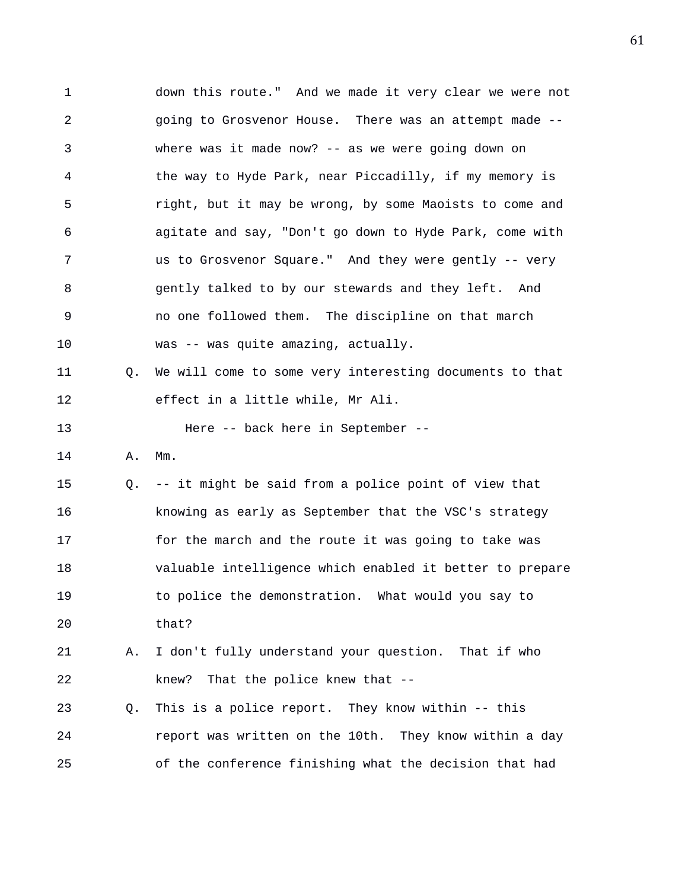1 down this route." And we made it very clear we were not
2 going to Grosvenor House. There was an attempt made --
3 where was it made now? -- as we were going down on
4 the way to Hyde Park, near Piccadilly, if my memory is
5 right, but it may be wrong, by some Maoists to come and
6 agitate and say, "Don't go down to Hyde Park, come with
7 us to Grosvenor Square." And they were gently -- very
8 gently talked to by our stewards and they left. And
9 no one followed them. The discipline on that march
10 was -- was quite amazing, actually.

11 Q. We will come to some very interesting documents to that
12 effect in a little while, Mr Ali.

13 Here -- back here in September --

14 A. Mm.

15 Q. -- it might be said from a police point of view that
16 knowing as early as September that the VSC's strategy
17 for the march and the route it was going to take was
18 valuable intelligence which enabled it better to prepare
19 to police the demonstration. What would you say to
20 that?

21 A. I don't fully understand your question. That if who
22 knew? That the police knew that --

23 Q. This is a police report. They know within -- this
24 report was written on the 10th. They know within a day
25 of the conference finishing what the decision that had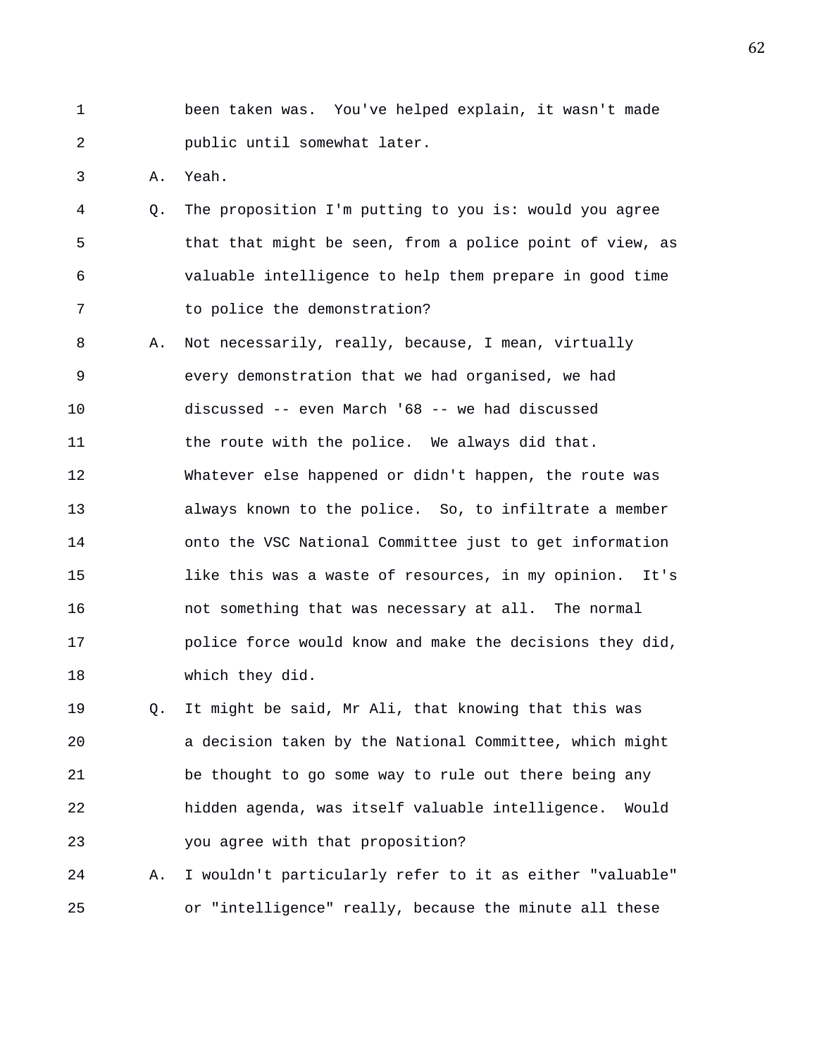1 been taken was. You've helped explain, it wasn't made
2 public until somewhat later.

3 A. Yeah.

4 Q. The proposition I'm putting to you is: would you agree
5 that that might be seen, from a police point of view, as
6 valuable intelligence to help them prepare in good time
7 to police the demonstration?

8 A. Not necessarily, really, because, I mean, virtually
9 every demonstration that we had organised, we had
10 discussed -- even March '68 -- we had discussed
11 the route with the police. We always did that.
12 Whatever else happened or didn't happen, the route was
13 always known to the police. So, to infiltrate a member
14 onto the VSC National Committee just to get information
15 like this was a waste of resources, in my opinion. It's
16 not something that was necessary at all. The normal
17 police force would know and make the decisions they did,
18 which they did.

19 Q. It might be said, Mr Ali, that knowing that this was
20 a decision taken by the National Committee, which might
21 be thought to go some way to rule out there being any
22 hidden agenda, was itself valuable intelligence. Would
23 you agree with that proposition?

24 A. I wouldn't particularly refer to it as either "valuable"
25 or "intelligence" really, because the minute all these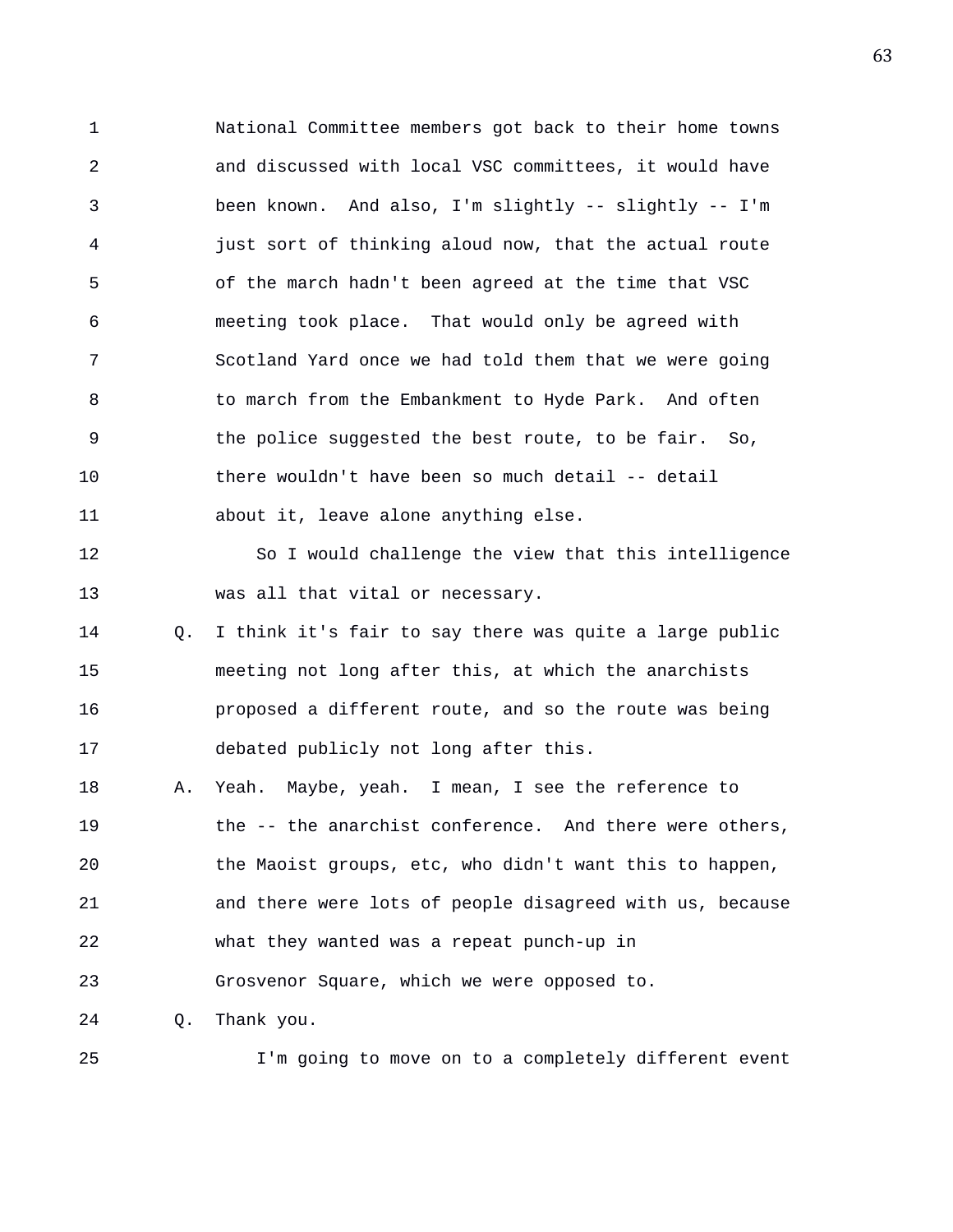National Committee members got back to their home towns and discussed with local VSC committees, it would have been known. And also, I'm slightly -- slightly -- I'm just sort of thinking aloud now, that the actual route of the march hadn't been agreed at the time that VSC meeting took place. That would only be agreed with Scotland Yard once we had told them that we were going to march from the Embankment to Hyde Park. And often the police suggested the best route, to be fair. So, there wouldn't have been so much detail -- detail about it, leave alone anything else.

So I would challenge the view that this intelligence was all that vital or necessary.

Q. I think it's fair to say there was quite a large public meeting not long after this, at which the anarchists proposed a different route, and so the route was being debated publicly not long after this.

A. Yeah. Maybe, yeah. I mean, I see the reference to the -- the anarchist conference. And there were others, the Maoist groups, etc, who didn't want this to happen, and there were lots of people disagreed with us, because what they wanted was a repeat punch-up in Grosvenor Square, which we were opposed to.

Q. Thank you.

I'm going to move on to a completely different event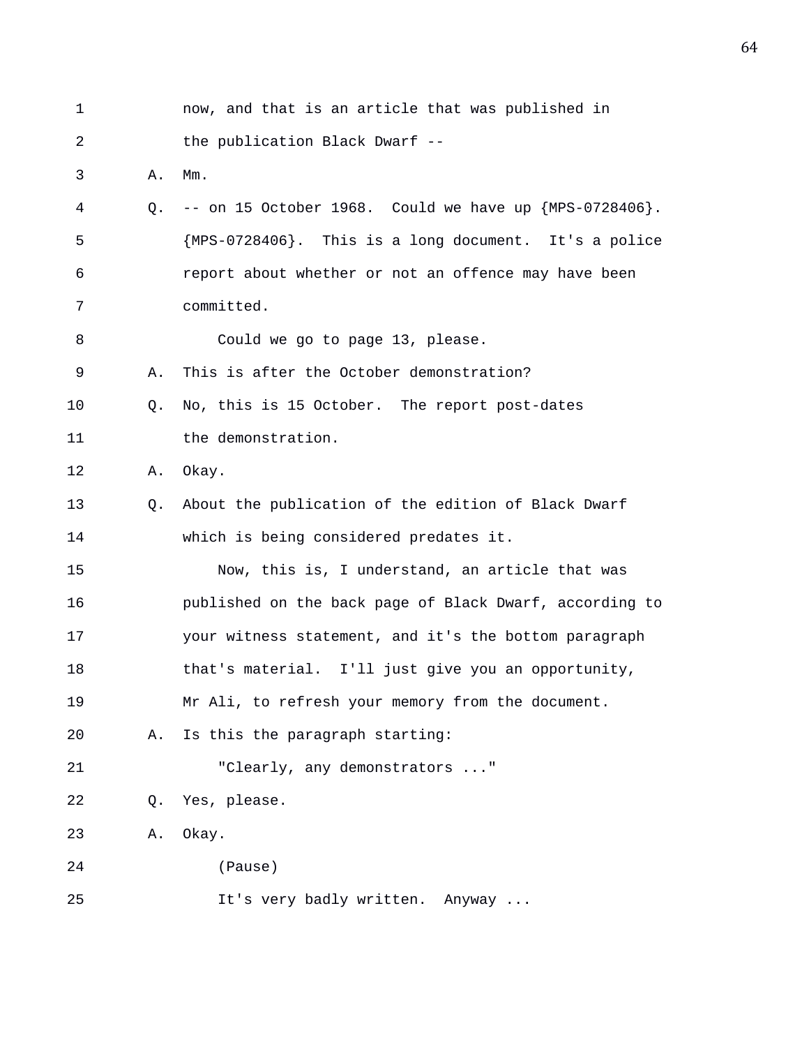now, and that is an article that was published in the publication Black Dwarf --

A. Mm.

Q. -- on 15 October 1968. Could we have up {MPS-0728406}. {MPS-0728406}. This is a long document. It's a police report about whether or not an offence may have been committed.

Could we go to page 13, please.

A. This is after the October demonstration?

Q. No, this is 15 October. The report post-dates the demonstration.

A. Okay.

Q. About the publication of the edition of Black Dwarf which is being considered predates it.

Now, this is, I understand, an article that was published on the back page of Black Dwarf, according to your witness statement, and it's the bottom paragraph that's material. I'll just give you an opportunity, Mr Ali, to refresh your memory from the document.

A. Is this the paragraph starting:

"Clearly, any demonstrators ..."

Q. Yes, please.

A. Okay.

(Pause)

It's very badly written. Anyway ...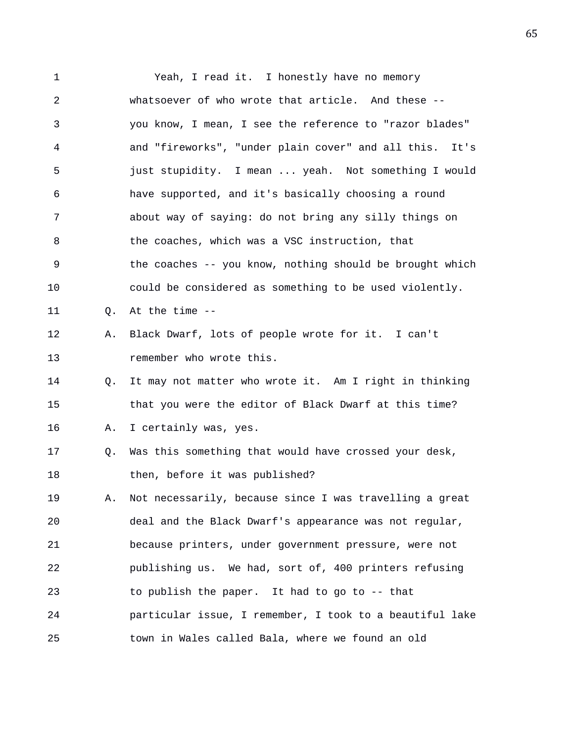1 Yeah, I read it. I honestly have no memory
2 whatsoever of who wrote that article. And these --
3 you know, I mean, I see the reference to "razor blades"
4 and "fireworks", "under plain cover" and all this. It's
5 just stupidity. I mean ... yeah. Not something I would
6 have supported, and it's basically choosing a round
7 about way of saying: do not bring any silly things on
8 the coaches, which was a VSC instruction, that
9 the coaches -- you know, nothing should be brought which
10 could be considered as something to be used violently.
11 Q. At the time --
12 A. Black Dwarf, lots of people wrote for it. I can't
13 remember who wrote this.
14 Q. It may not matter who wrote it. Am I right in thinking
15 that you were the editor of Black Dwarf at this time?
16 A. I certainly was, yes.
17 Q. Was this something that would have crossed your desk,
18 then, before it was published?
19 A. Not necessarily, because since I was travelling a great
20 deal and the Black Dwarf's appearance was not regular,
21 because printers, under government pressure, were not
22 publishing us. We had, sort of, 400 printers refusing
23 to publish the paper. It had to go to -- that
24 particular issue, I remember, I took to a beautiful lake
25 town in Wales called Bala, where we found an old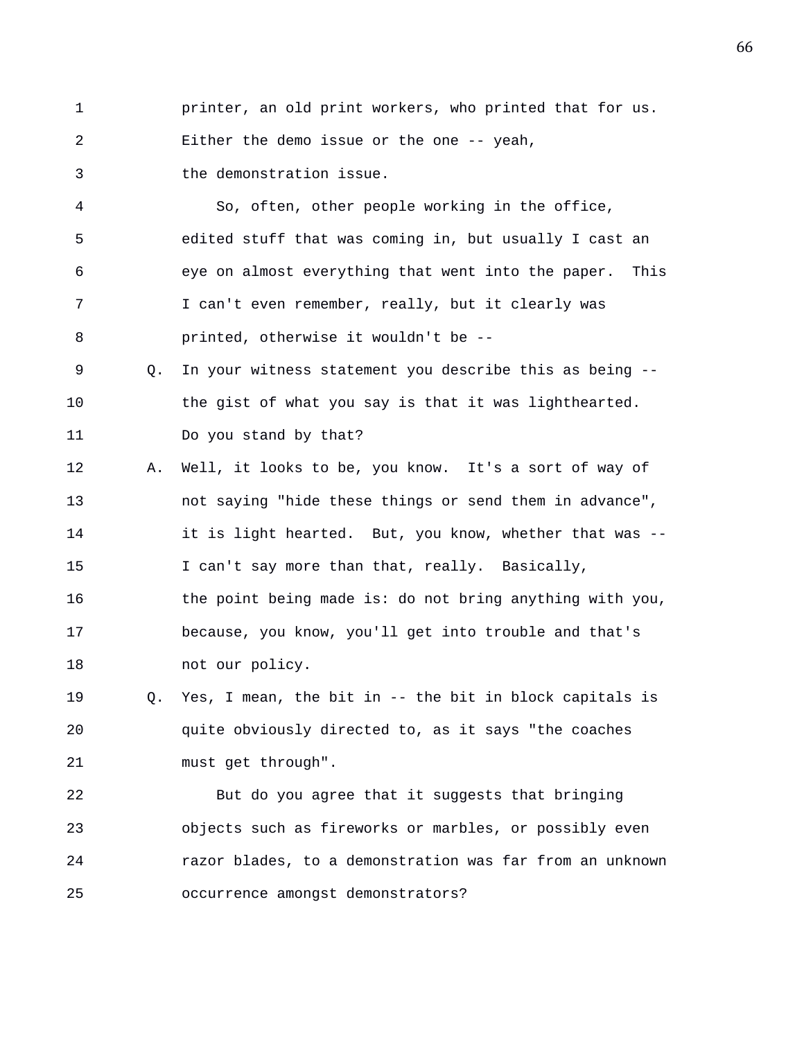1 printer, an old print workers, who printed that for us.
2 Either the demo issue or the one -- yeah,
3 the demonstration issue.
4 So, often, other people working in the office,
5 edited stuff that was coming in, but usually I cast an
6 eye on almost everything that went into the paper. This
7 I can't even remember, really, but it clearly was
8 printed, otherwise it wouldn't be --
9 Q. In your witness statement you describe this as being --
10 the gist of what you say is that it was lighthearted.
11 Do you stand by that?
12 A. Well, it looks to be, you know. It's a sort of way of
13 not saying "hide these things or send them in advance",
14 it is light hearted. But, you know, whether that was --
15 I can't say more than that, really. Basically,
16 the point being made is: do not bring anything with you,
17 because, you know, you'll get into trouble and that's
18 not our policy.
19 Q. Yes, I mean, the bit in -- the bit in block capitals is
20 quite obviously directed to, as it says "the coaches
21 must get through".
22 But do you agree that it suggests that bringing
23 objects such as fireworks or marbles, or possibly even
24 razor blades, to a demonstration was far from an unknown
25 occurrence amongst demonstrators?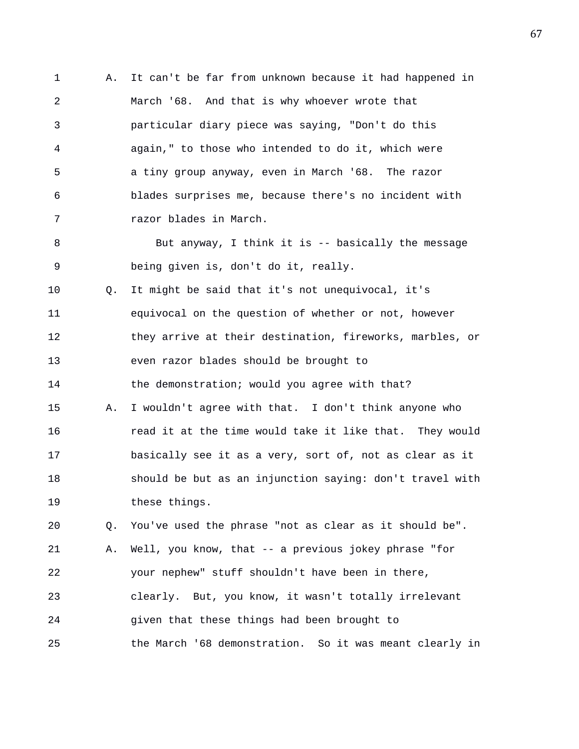A. It can't be far from unknown because it had happened in March '68. And that is why whoever wrote that particular diary piece was saying, "Don't do this again," to those who intended to do it, which were a tiny group anyway, even in March '68. The razor blades surprises me, because there's no incident with razor blades in March.

But anyway, I think it is -- basically the message being given is, don't do it, really.

Q. It might be said that it's not unequivocal, it's equivocal on the question of whether or not, however they arrive at their destination, fireworks, marbles, or even razor blades should be brought to the demonstration; would you agree with that?

A. I wouldn't agree with that. I don't think anyone who read it at the time would take it like that. They would basically see it as a very, sort of, not as clear as it should be but as an injunction saying: don't travel with these things.

Q. You've used the phrase "not as clear as it should be".

A. Well, you know, that -- a previous jokey phrase "for your nephew" stuff shouldn't have been in there, clearly. But, you know, it wasn't totally irrelevant given that these things had been brought to the March '68 demonstration. So it was meant clearly in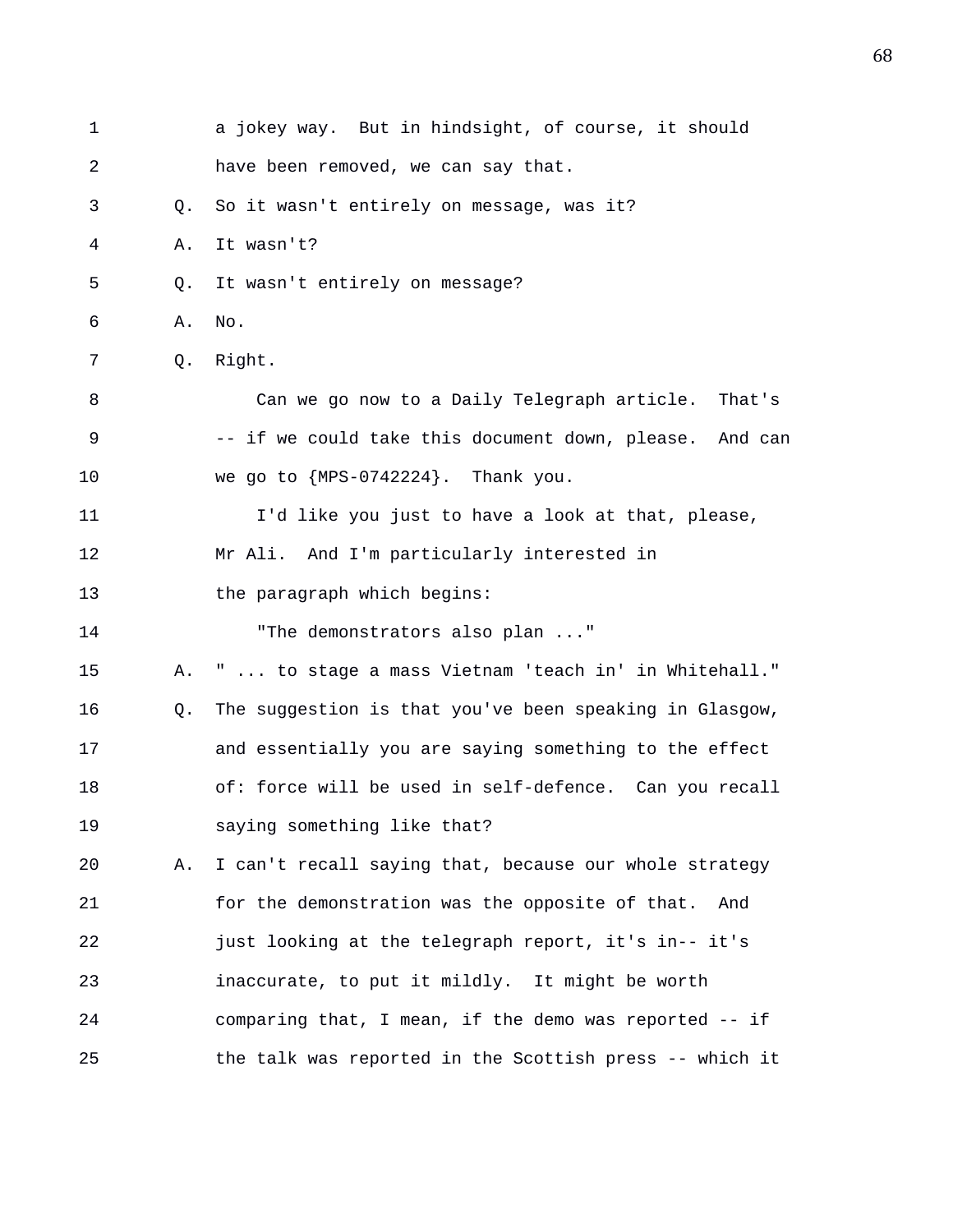1 a jokey way. But in hindsight, of course, it should
2 have been removed, we can say that.
3 Q. So it wasn't entirely on message, was it?
4 A. It wasn't?
5 Q. It wasn't entirely on message?
6 A. No.
7 Q. Right.
8 Can we go now to a Daily Telegraph article. That's
9 -- if we could take this document down, please. And can
10 we go to {MPS-0742224}. Thank you.
11 I'd like you just to have a look at that, please,
12 Mr Ali. And I'm particularly interested in
13 the paragraph which begins:
14 "The demonstrators also plan ..."
15 A. " ... to stage a mass Vietnam 'teach in' in Whitehall."
16 Q. The suggestion is that you've been speaking in Glasgow,
17 and essentially you are saying something to the effect
18 of: force will be used in self-defence. Can you recall
19 saying something like that?
20 A. I can't recall saying that, because our whole strategy
21 for the demonstration was the opposite of that. And
22 just looking at the telegraph report, it's in-- it's
23 inaccurate, to put it mildly. It might be worth
24 comparing that, I mean, if the demo was reported -- if
25 the talk was reported in the Scottish press -- which it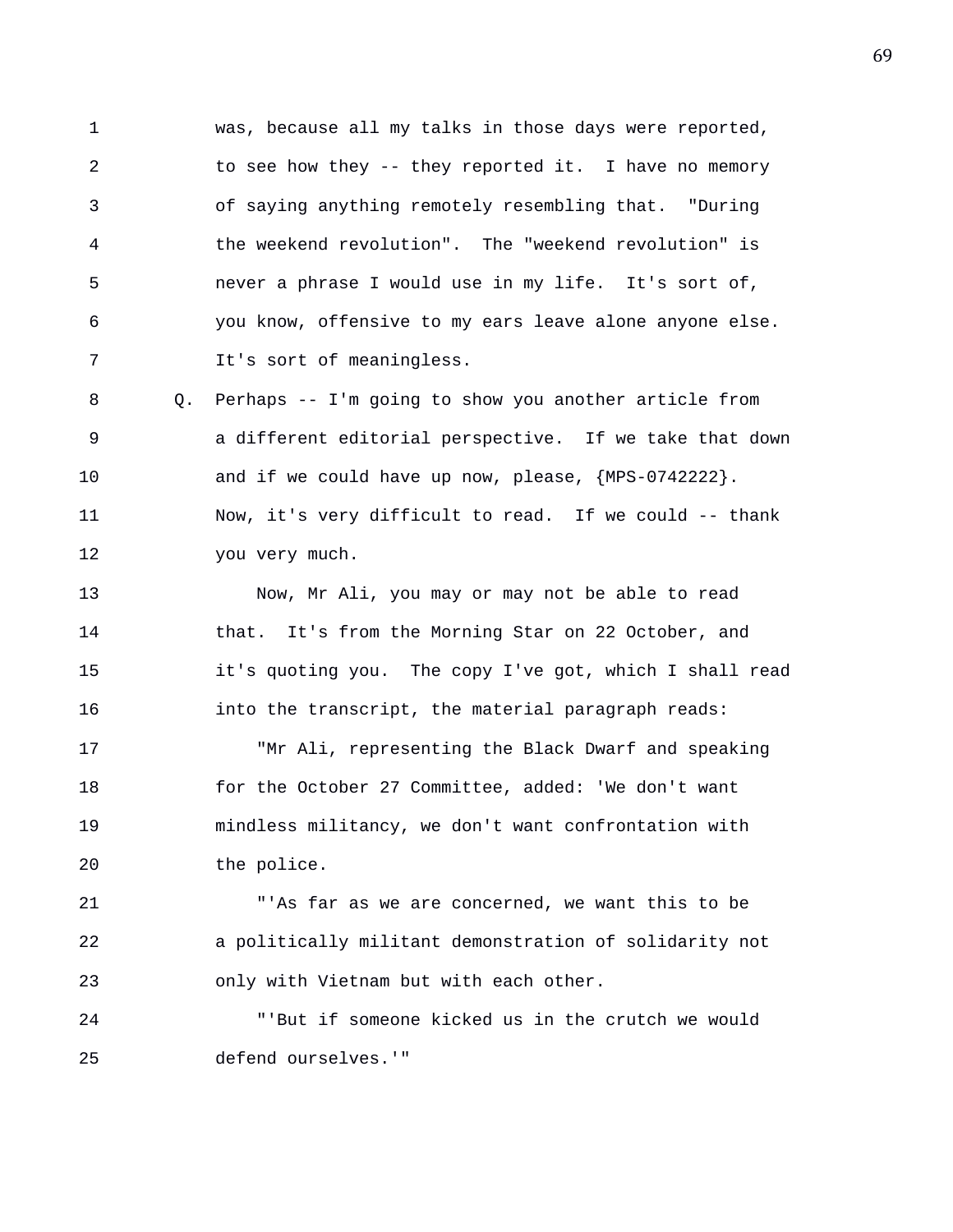1 was, because all my talks in those days were reported,
2 to see how they -- they reported it. I have no memory
3 of saying anything remotely resembling that. "During
4 the weekend revolution". The "weekend revolution" is
5 never a phrase I would use in my life. It's sort of,
6 you know, offensive to my ears leave alone anyone else.
7 It's sort of meaningless.

8 Q. Perhaps -- I'm going to show you another article from
9 a different editorial perspective. If we take that down
10 and if we could have up now, please, {MPS-0742222}.
11 Now, it's very difficult to read. If we could -- thank
12 you very much.

13 Now, Mr Ali, you may or may not be able to read
14 that. It's from the Morning Star on 22 October, and
15 it's quoting you. The copy I've got, which I shall read
16 into the transcript, the material paragraph reads:

17 "Mr Ali, representing the Black Dwarf and speaking
18 for the October 27 Committee, added: 'We don't want
19 mindless militancy, we don't want confrontation with
20 the police.

21 "'As far as we are concerned, we want this to be
22 a politically militant demonstration of solidarity not
23 only with Vietnam but with each other.

24 "'But if someone kicked us in the crutch we would
25 defend ourselves.'"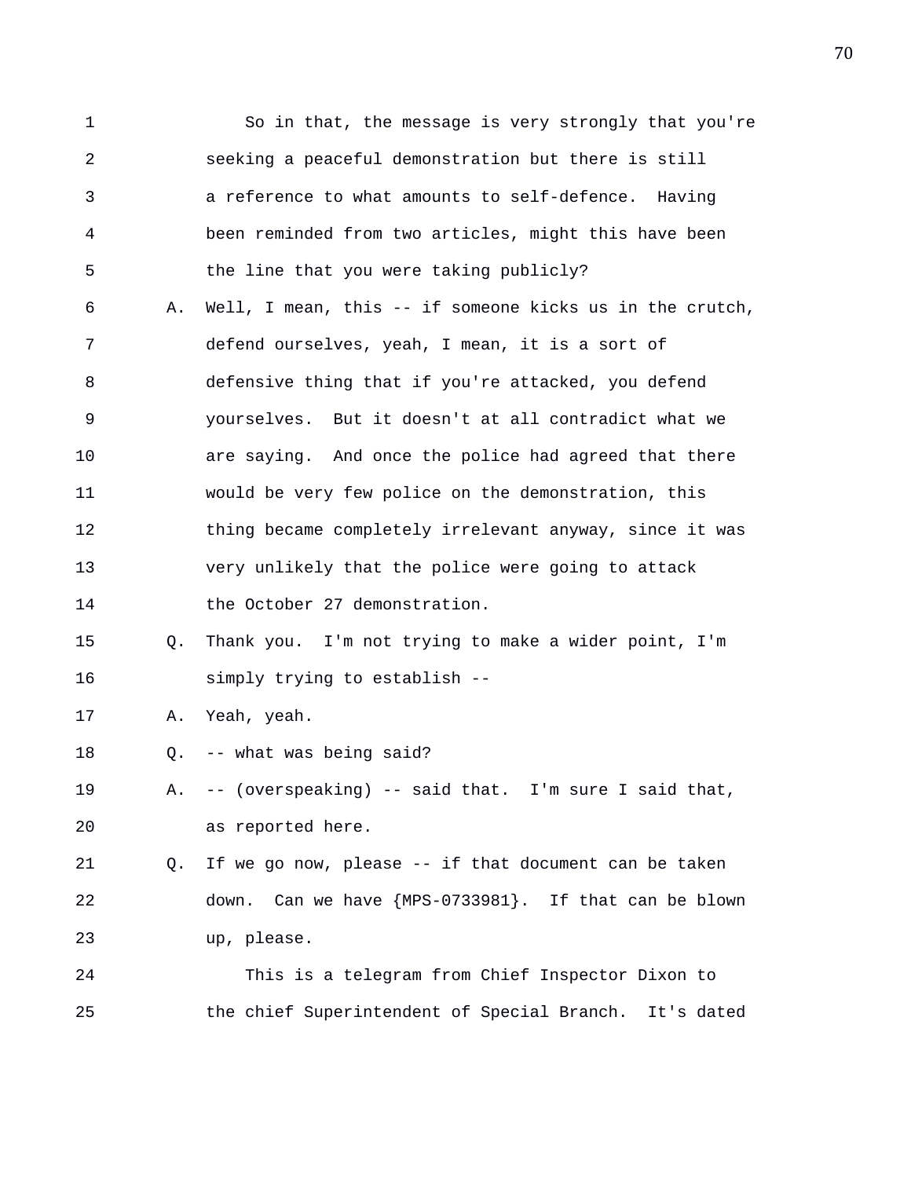So in that, the message is very strongly that you're seeking a peaceful demonstration but there is still a reference to what amounts to self-defence. Having been reminded from two articles, might this have been the line that you were taking publicly?

A. Well, I mean, this -- if someone kicks us in the crutch, defend ourselves, yeah, I mean, it is a sort of defensive thing that if you're attacked, you defend yourselves. But it doesn't at all contradict what we are saying. And once the police had agreed that there would be very few police on the demonstration, this thing became completely irrelevant anyway, since it was very unlikely that the police were going to attack the October 27 demonstration.

Q. Thank you. I'm not trying to make a wider point, I'm simply trying to establish --

A. Yeah, yeah.

Q. -- what was being said?

A. -- (overspeaking) -- said that. I'm sure I said that, as reported here.

Q. If we go now, please -- if that document can be taken down. Can we have {MPS-0733981}. If that can be blown up, please.

This is a telegram from Chief Inspector Dixon to the chief Superintendent of Special Branch. It's dated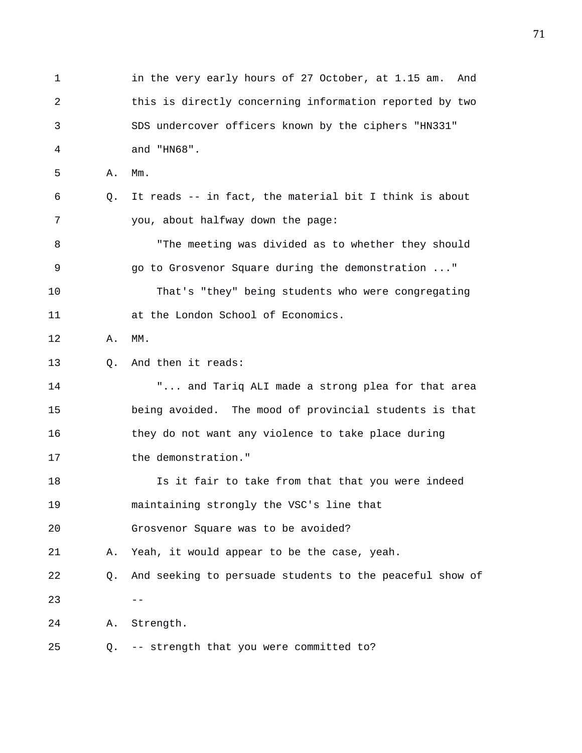1 in the very early hours of 27 October, at 1.15 am. And
2 this is directly concerning information reported by two
3 SDS undercover officers known by the ciphers "HN331"
4 and "HN68".

5 A. Mm.

6 Q. It reads -- in fact, the material bit I think is about
7 you, about halfway down the page:

8 "The meeting was divided as to whether they should
9 go to Grosvenor Square during the demonstration ..."

10 That's "they" being students who were congregating
11 at the London School of Economics.

12 A. MM.

13 Q. And then it reads:

14 "... and Tariq ALI made a strong plea for that area
15 being avoided. The mood of provincial students is that
16 they do not want any violence to take place during
17 the demonstration."

18 Is it fair to take from that that you were indeed
19 maintaining strongly the VSC's line that
20 Grosvenor Square was to be avoided?

21 A. Yeah, it would appear to be the case, yeah.

22 Q. And seeking to persuade students to the peaceful show of
23 --

24 A. Strength.

25 Q. -- strength that you were committed to?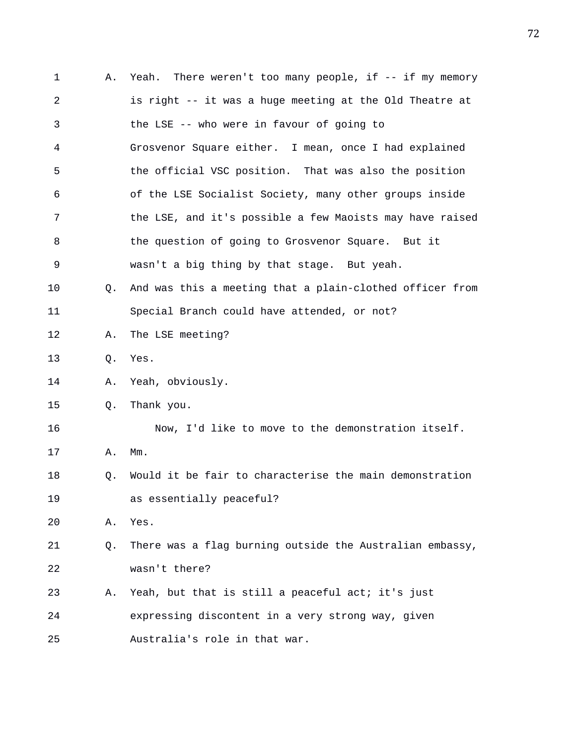A. Yeah. There weren't too many people, if -- if my memory is right -- it was a huge meeting at the Old Theatre at the LSE -- who were in favour of going to Grosvenor Square either. I mean, once I had explained the official VSC position. That was also the position of the LSE Socialist Society, many other groups inside the LSE, and it's possible a few Maoists may have raised the question of going to Grosvenor Square. But it wasn't a big thing by that stage. But yeah.

Q. And was this a meeting that a plain-clothed officer from Special Branch could have attended, or not?

A. The LSE meeting?

Q. Yes.

A. Yeah, obviously.

Q. Thank you.

Now, I'd like to move to the demonstration itself.

A. Mm.

Q. Would it be fair to characterise the main demonstration as essentially peaceful?

A. Yes.

Q. There was a flag burning outside the Australian embassy, wasn't there?

A. Yeah, but that is still a peaceful act; it's just expressing discontent in a very strong way, given Australia's role in that war.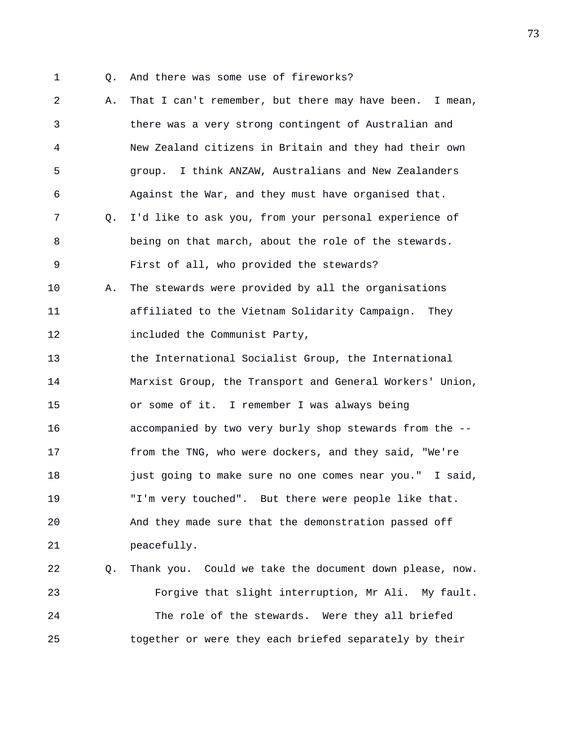Q. And there was some use of fireworks?

A. That I can't remember, but there may have been. I mean, there was a very strong contingent of Australian and New Zealand citizens in Britain and they had their own group. I think ANZAW, Australians and New Zealanders Against the War, and they must have organised that.

Q. I'd like to ask you, from your personal experience of being on that march, about the role of the stewards. First of all, who provided the stewards?

A. The stewards were provided by all the organisations affiliated to the Vietnam Solidarity Campaign. They included the Communist Party,
the International Socialist Group, the International Marxist Group, the Transport and General Workers' Union, or some of it. I remember I was always being accompanied by two very burly shop stewards from the -- from the TNG, who were dockers, and they said, "We're just going to make sure no one comes near you." I said, "I'm very touched". But there were people like that. And they made sure that the demonstration passed off peacefully.

Q. Thank you. Could we take the document down please, now.

Forgive that slight interruption, Mr Ali. My fault.

The role of the stewards. Were they all briefed together or were they each briefed separately by their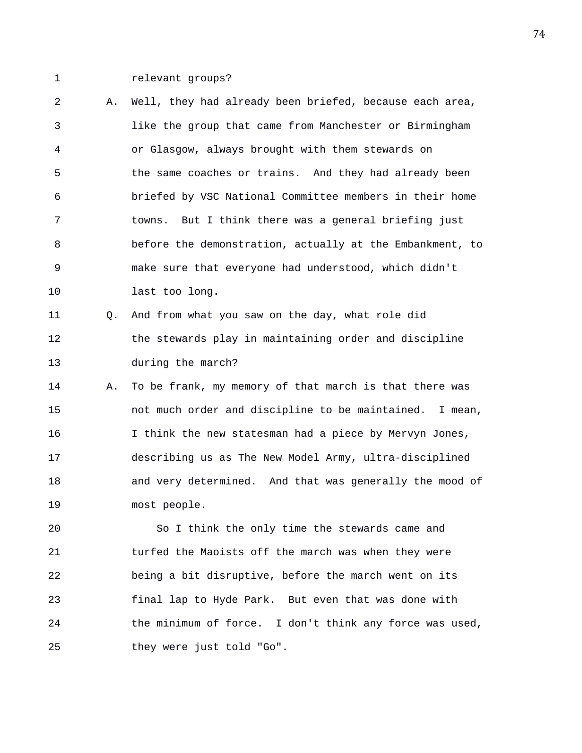relevant groups?

A. Well, they had already been briefed, because each area, like the group that came from Manchester or Birmingham or Glasgow, always brought with them stewards on the same coaches or trains. And they had already been briefed by VSC National Committee members in their home towns. But I think there was a general briefing just before the demonstration, actually at the Embankment, to make sure that everyone had understood, which didn't last too long.

Q. And from what you saw on the day, what role did the stewards play in maintaining order and discipline during the march?

A. To be frank, my memory of that march is that there was not much order and discipline to be maintained. I mean, I think the new statesman had a piece by Mervyn Jones, describing us as The New Model Army, ultra-disciplined and very determined. And that was generally the mood of most people.

So I think the only time the stewards came and turfed the Maoists off the march was when they were being a bit disruptive, before the march went on its final lap to Hyde Park. But even that was done with the minimum of force. I don't think any force was used, they were just told "Go".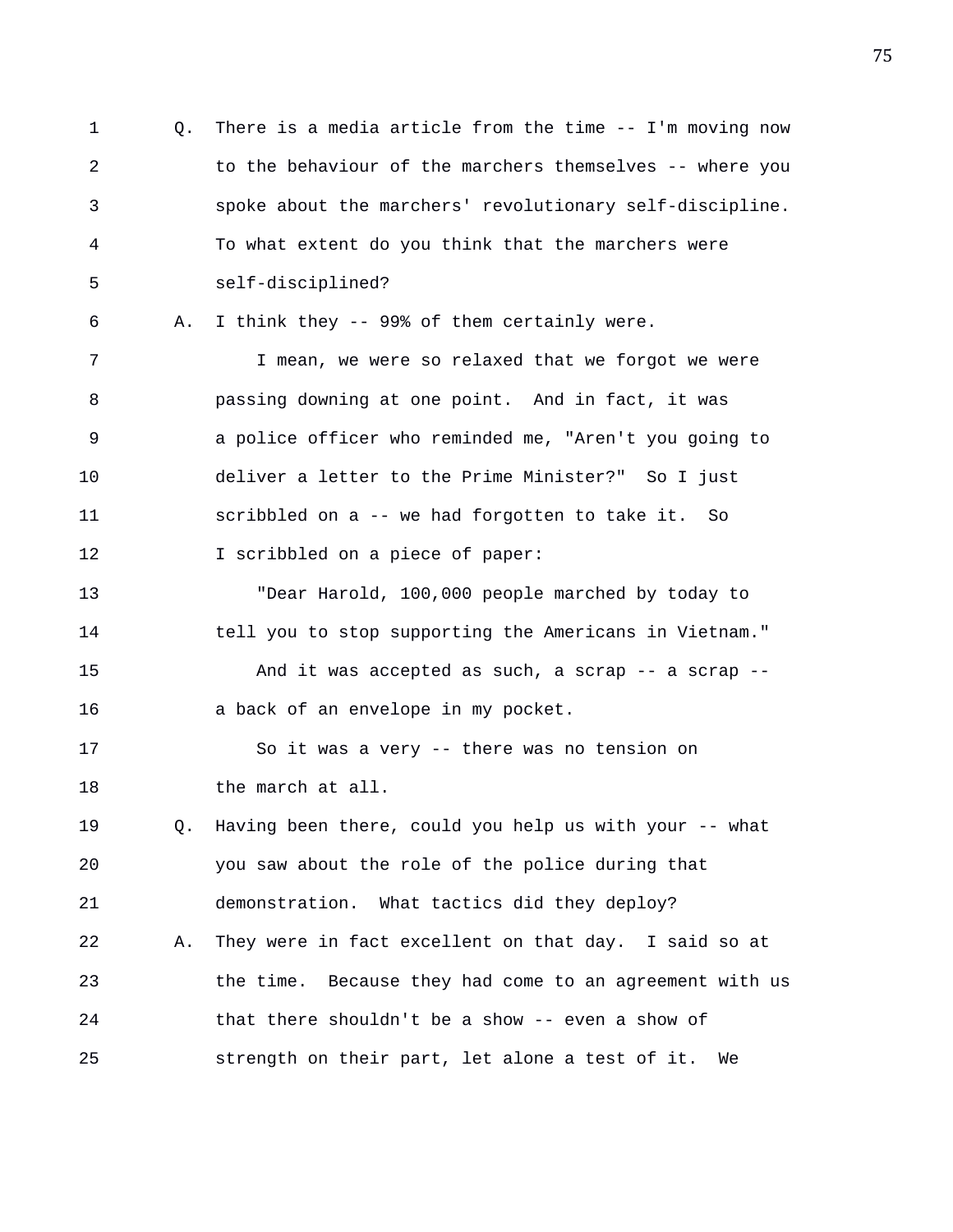Q. There is a media article from the time -- I'm moving now to the behaviour of the marchers themselves -- where you spoke about the marchers' revolutionary self-discipline. To what extent do you think that the marchers were self-disciplined?

A. I think they -- 99% of them certainly were.

I mean, we were so relaxed that we forgot we were passing downing at one point. And in fact, it was a police officer who reminded me, "Aren't you going to deliver a letter to the Prime Minister?" So I just scribbled on a -- we had forgotten to take it. So I scribbled on a piece of paper:

"Dear Harold, 100,000 people marched by today to tell you to stop supporting the Americans in Vietnam."

And it was accepted as such, a scrap -- a scrap -- a back of an envelope in my pocket.

So it was a very -- there was no tension on the march at all.

Q. Having been there, could you help us with your -- what you saw about the role of the police during that demonstration. What tactics did they deploy?

A. They were in fact excellent on that day. I said so at the time. Because they had come to an agreement with us that there shouldn't be a show -- even a show of strength on their part, let alone a test of it. We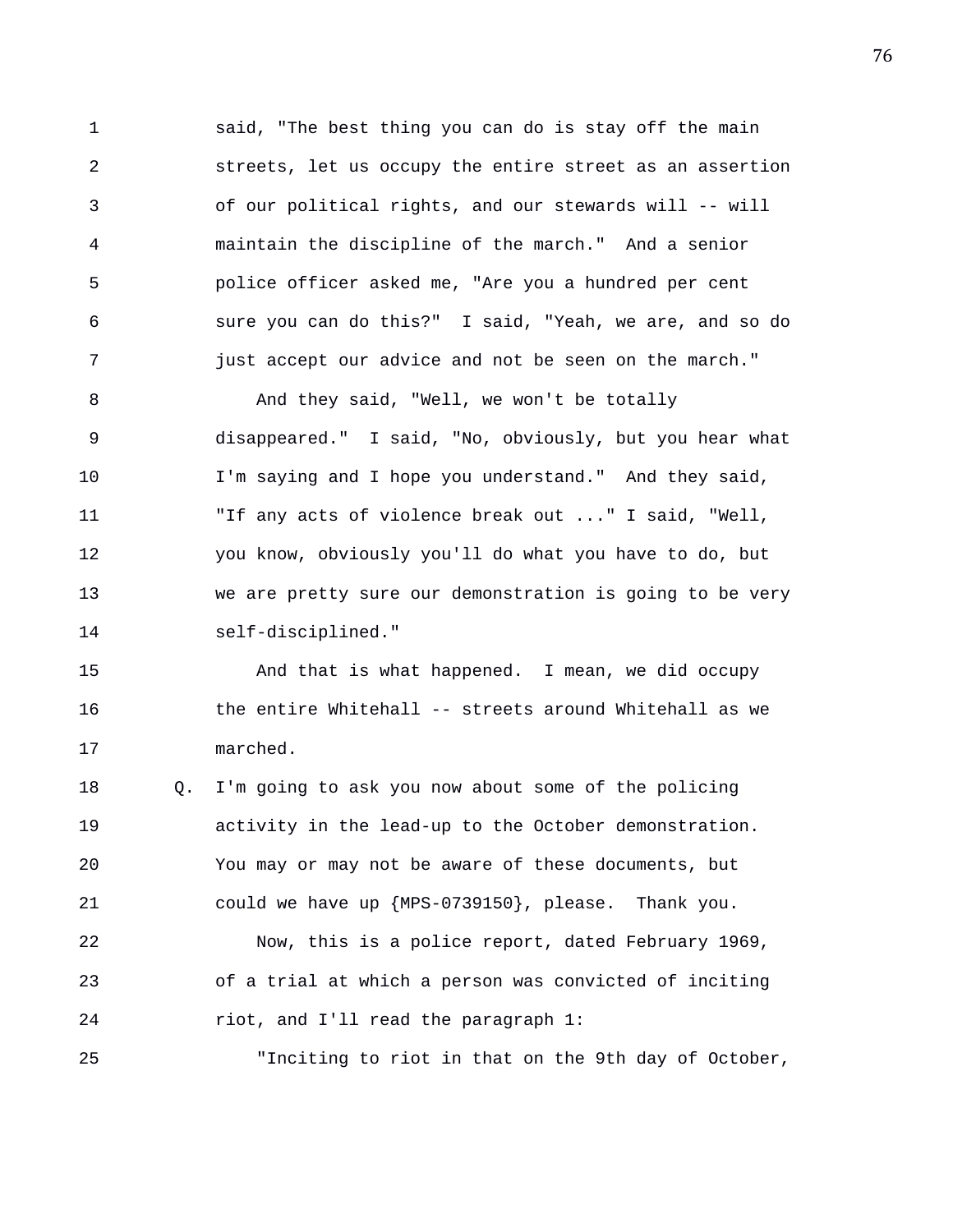said, "The best thing you can do is stay off the main streets, let us occupy the entire street as an assertion of our political rights, and our stewards will -- will maintain the discipline of the march." And a senior police officer asked me, "Are you a hundred per cent sure you can do this?" I said, "Yeah, we are, and so do just accept our advice and not be seen on the march."

And they said, "Well, we won't be totally disappeared." I said, "No, obviously, but you hear what I'm saying and I hope you understand." And they said, "If any acts of violence break out ..." I said, "Well, you know, obviously you'll do what you have to do, but we are pretty sure our demonstration is going to be very self-disciplined."

And that is what happened. I mean, we did occupy the entire Whitehall -- streets around Whitehall as we marched.

Q. I'm going to ask you now about some of the policing activity in the lead-up to the October demonstration. You may or may not be aware of these documents, but could we have up {MPS-0739150}, please. Thank you.

Now, this is a police report, dated February 1969, of a trial at which a person was convicted of inciting riot, and I'll read the paragraph 1:

"Inciting to riot in that on the 9th day of October,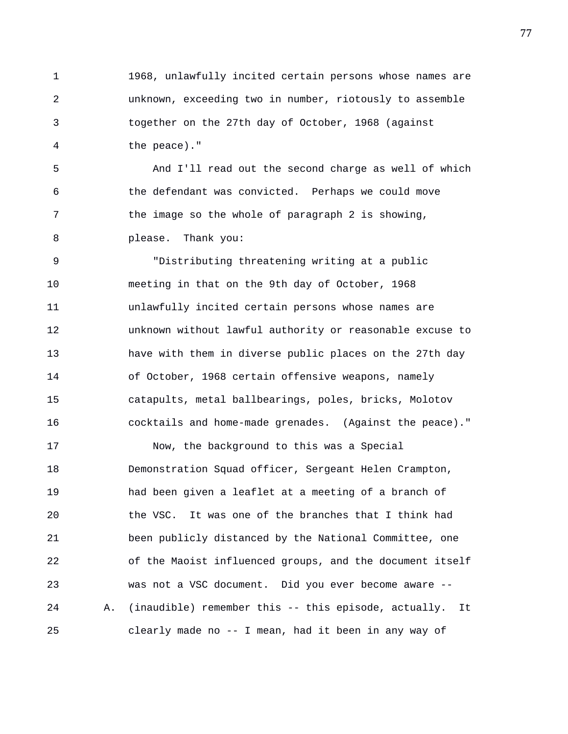1968, unlawfully incited certain persons whose names are unknown, exceeding two in number, riotously to assemble together on the 27th day of October, 1968 (against the peace)."

And I'll read out the second charge as well of which the defendant was convicted. Perhaps we could move the image so the whole of paragraph 2 is showing, please. Thank you:

"Distributing threatening writing at a public meeting in that on the 9th day of October, 1968 unlawfully incited certain persons whose names are unknown without lawful authority or reasonable excuse to have with them in diverse public places on the 27th day of October, 1968 certain offensive weapons, namely catapults, metal ballbearings, poles, bricks, Molotov cocktails and home-made grenades. (Against the peace)."

Now, the background to this was a Special Demonstration Squad officer, Sergeant Helen Crampton, had been given a leaflet at a meeting of a branch of the VSC. It was one of the branches that I think had been publicly distanced by the National Committee, one of the Maoist influenced groups, and the document itself was not a VSC document. Did you ever become aware --

A. (inaudible) remember this -- this episode, actually. It clearly made no -- I mean, had it been in any way of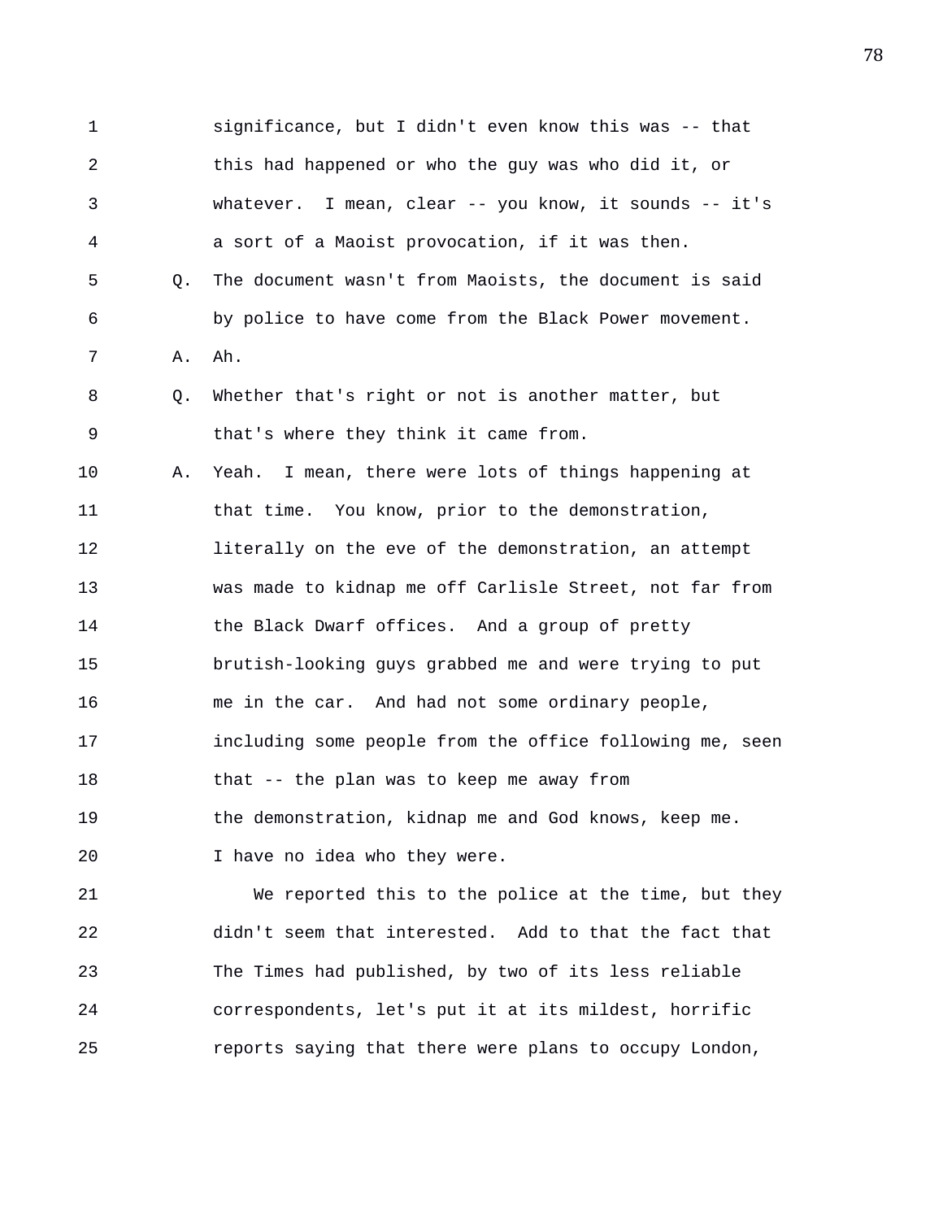significance, but I didn't even know this was -- that this had happened or who the guy was who did it, or whatever. I mean, clear -- you know, it sounds -- it's a sort of a Maoist provocation, if it was then.

Q. The document wasn't from Maoists, the document is said by police to have come from the Black Power movement.

A. Ah.

Q. Whether that's right or not is another matter, but that's where they think it came from.

A. Yeah. I mean, there were lots of things happening at that time. You know, prior to the demonstration, literally on the eve of the demonstration, an attempt was made to kidnap me off Carlisle Street, not far from the Black Dwarf offices. And a group of pretty brutish-looking guys grabbed me and were trying to put me in the car. And had not some ordinary people, including some people from the office following me, seen that -- the plan was to keep me away from the demonstration, kidnap me and God knows, keep me. I have no idea who they were.

We reported this to the police at the time, but they didn't seem that interested. Add to that the fact that The Times had published, by two of its less reliable correspondents, let's put it at its mildest, horrific reports saying that there were plans to occupy London,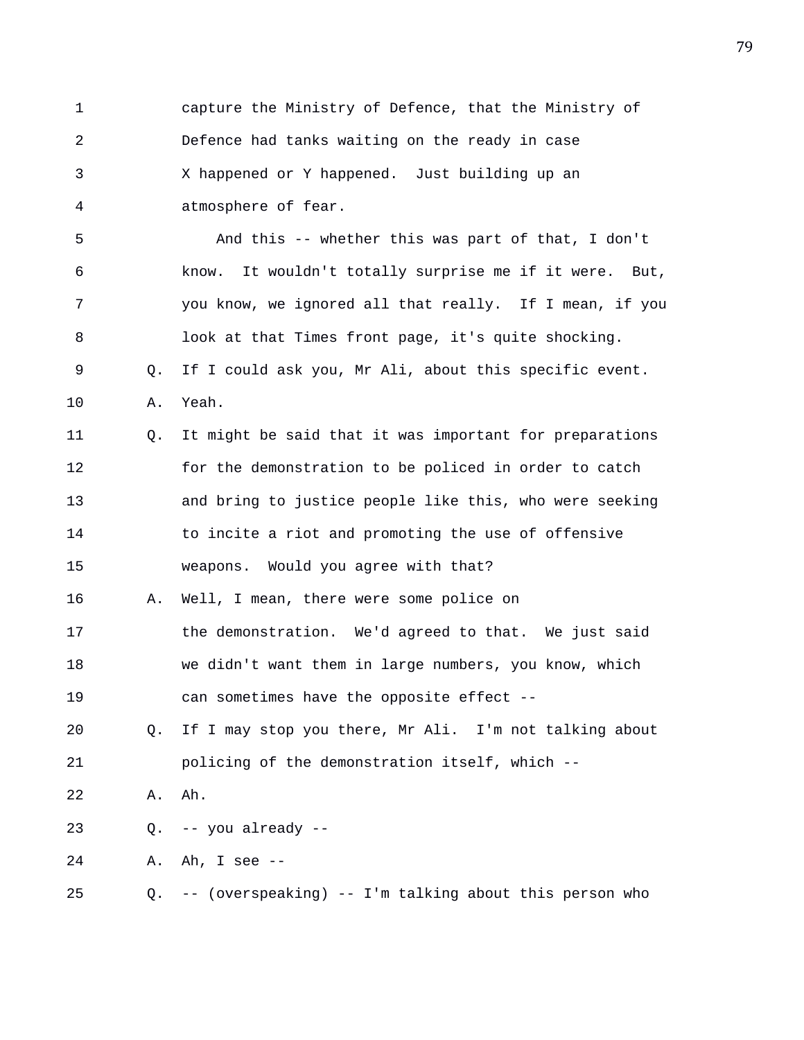1 capture the Ministry of Defence, that the Ministry of
2 Defence had tanks waiting on the ready in case
3 X happened or Y happened. Just building up an
4 atmosphere of fear.
5 And this -- whether this was part of that, I don't
6 know. It wouldn't totally surprise me if it were. But,
7 you know, we ignored all that really. If I mean, if you
8 look at that Times front page, it's quite shocking.
9 Q. If I could ask you, Mr Ali, about this specific event.
10 A. Yeah.
11 Q. It might be said that it was important for preparations
12 for the demonstration to be policed in order to catch
13 and bring to justice people like this, who were seeking
14 to incite a riot and promoting the use of offensive
15 weapons. Would you agree with that?
16 A. Well, I mean, there were some police on
17 the demonstration. We'd agreed to that. We just said
18 we didn't want them in large numbers, you know, which
19 can sometimes have the opposite effect --
20 Q. If I may stop you there, Mr Ali. I'm not talking about
21 policing of the demonstration itself, which --
22 A. Ah.
23 Q. -- you already --
24 A. Ah, I see --
25 Q. -- (overspeaking) -- I'm talking about this person who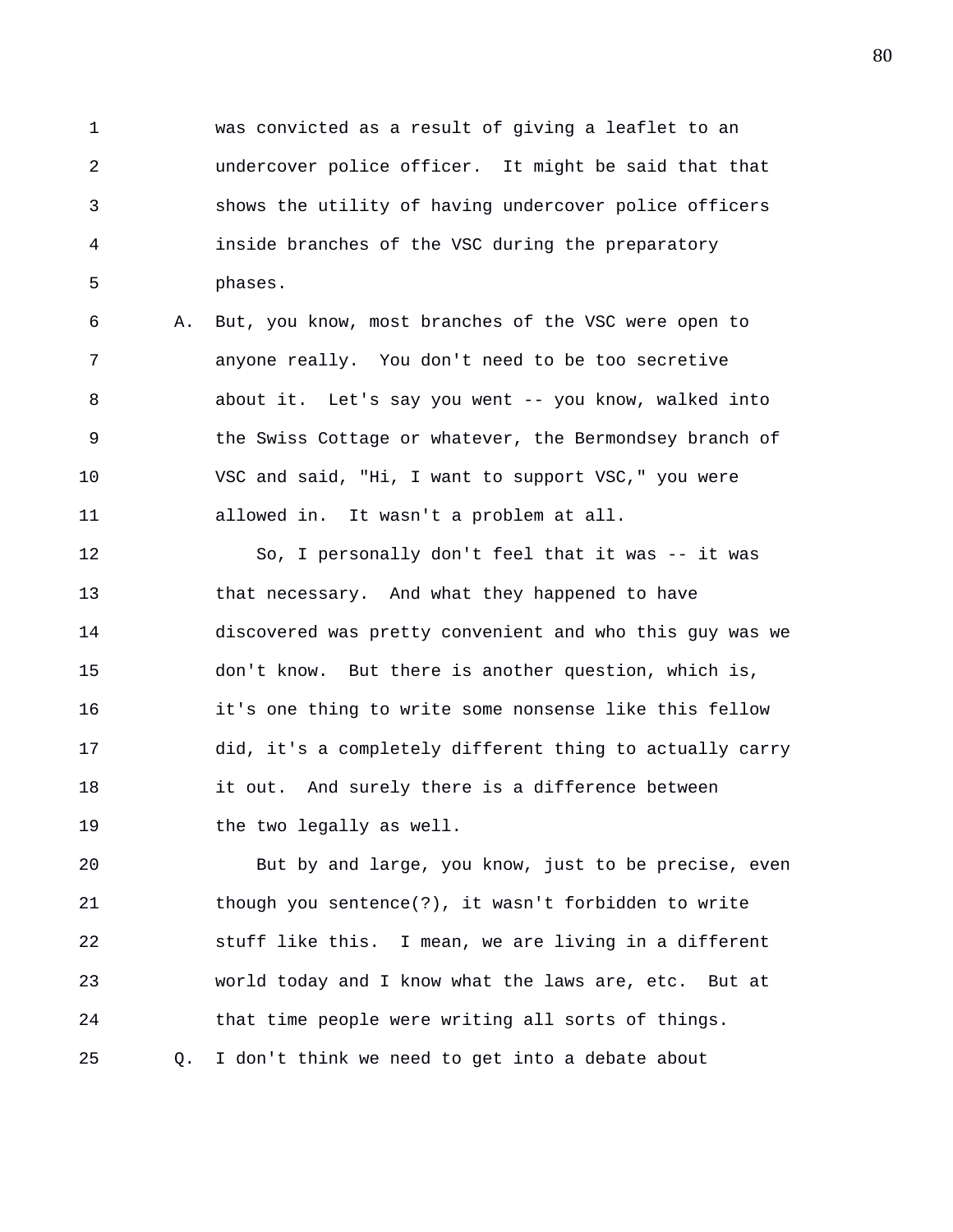was convicted as a result of giving a leaflet to an undercover police officer. It might be said that that shows the utility of having undercover police officers inside branches of the VSC during the preparatory phases.

A. But, you know, most branches of the VSC were open to anyone really. You don't need to be too secretive about it. Let's say you went -- you know, walked into the Swiss Cottage or whatever, the Bermondsey branch of VSC and said, "Hi, I want to support VSC," you were allowed in. It wasn't a problem at all.

So, I personally don't feel that it was -- it was that necessary. And what they happened to have discovered was pretty convenient and who this guy was we don't know. But there is another question, which is, it's one thing to write some nonsense like this fellow did, it's a completely different thing to actually carry it out. And surely there is a difference between the two legally as well.

But by and large, you know, just to be precise, even though you sentence(?), it wasn't forbidden to write stuff like this. I mean, we are living in a different world today and I know what the laws are, etc. But at that time people were writing all sorts of things.

Q. I don't think we need to get into a debate about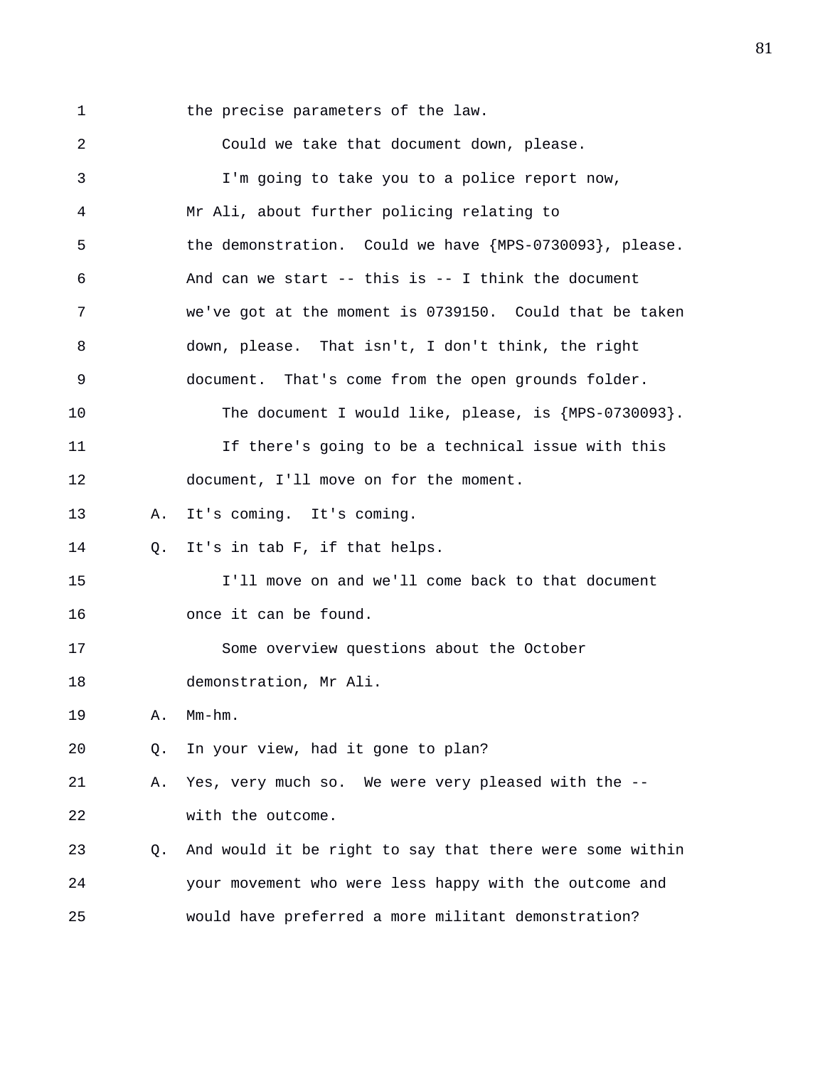1 the precise parameters of the law.

2 Could we take that document down, please.

3 I'm going to take you to a police report now,

4 Mr Ali, about further policing relating to

5 the demonstration. Could we have {MPS-0730093}, please.

6 And can we start -- this is -- I think the document

7 we've got at the moment is 0739150. Could that be taken

8 down, please. That isn't, I don't think, the right

9 document. That's come from the open grounds folder.

10 The document I would like, please, is {MPS-0730093}.

11 If there's going to be a technical issue with this

12 document, I'll move on for the moment.

13 A. It's coming. It's coming.

14 Q. It's in tab F, if that helps.

15 I'll move on and we'll come back to that document

16 once it can be found.

17 Some overview questions about the October

18 demonstration, Mr Ali.

19 A. Mm-hm.

20 Q. In your view, had it gone to plan?

21 A. Yes, very much so. We were very pleased with the --

22 with the outcome.

23 Q. And would it be right to say that there were some within

24 your movement who were less happy with the outcome and

25 would have preferred a more militant demonstration?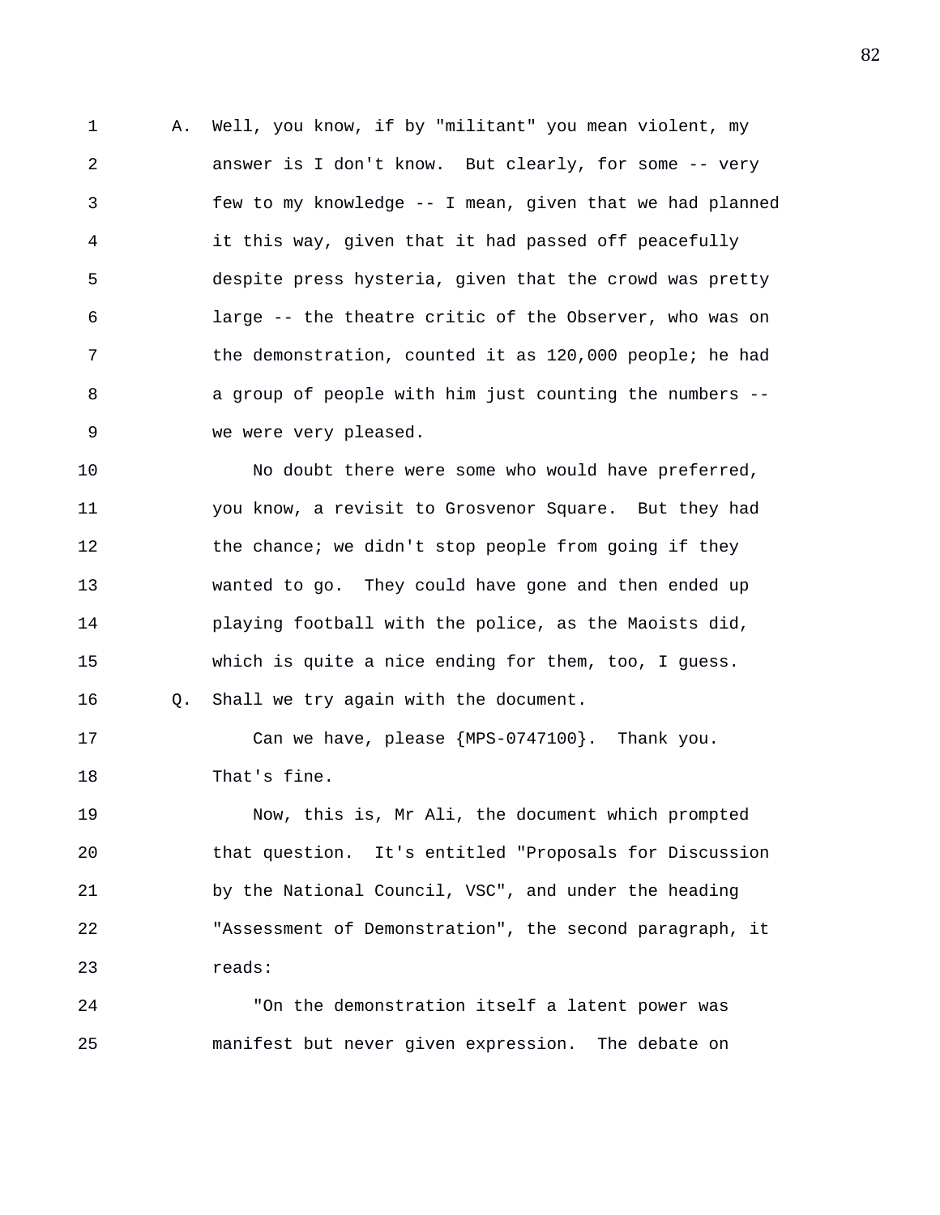A. Well, you know, if by "militant" you mean violent, my answer is I don't know. But clearly, for some -- very few to my knowledge -- I mean, given that we had planned it this way, given that it had passed off peacefully despite press hysteria, given that the crowd was pretty large -- the theatre critic of the Observer, who was on the demonstration, counted it as 120,000 people; he had a group of people with him just counting the numbers -- we were very pleased.

No doubt there were some who would have preferred, you know, a revisit to Grosvenor Square. But they had the chance; we didn't stop people from going if they wanted to go. They could have gone and then ended up playing football with the police, as the Maoists did, which is quite a nice ending for them, too, I guess.

Q. Shall we try again with the document.

Can we have, please {MPS-0747100}. Thank you. That's fine.

Now, this is, Mr Ali, the document which prompted that question. It's entitled "Proposals for Discussion by the National Council, VSC", and under the heading "Assessment of Demonstration", the second paragraph, it reads:

"On the demonstration itself a latent power was manifest but never given expression. The debate on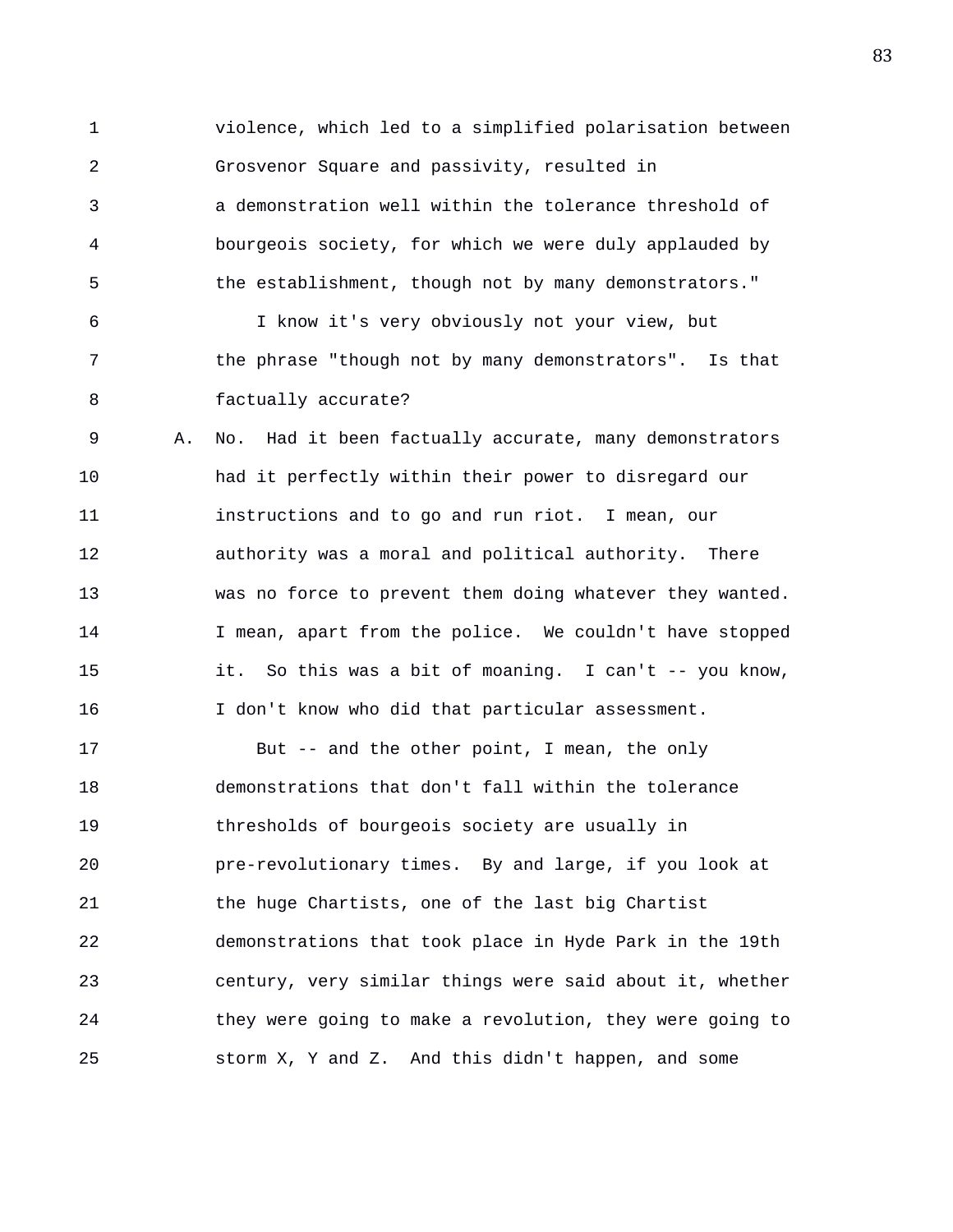violence, which led to a simplified polarisation between Grosvenor Square and passivity, resulted in a demonstration well within the tolerance threshold of bourgeois society, for which we were duly applauded by the establishment, though not by many demonstrators."

I know it's very obviously not your view, but the phrase "though not by many demonstrators". Is that factually accurate?

A. No. Had it been factually accurate, many demonstrators had it perfectly within their power to disregard our instructions and to go and run riot. I mean, our authority was a moral and political authority. There was no force to prevent them doing whatever they wanted. I mean, apart from the police. We couldn't have stopped it. So this was a bit of moaning. I can't -- you know, I don't know who did that particular assessment.

But -- and the other point, I mean, the only demonstrations that don't fall within the tolerance thresholds of bourgeois society are usually in pre-revolutionary times. By and large, if you look at the huge Chartists, one of the last big Chartist demonstrations that took place in Hyde Park in the 19th century, very similar things were said about it, whether they were going to make a revolution, they were going to storm X, Y and Z. And this didn't happen, and some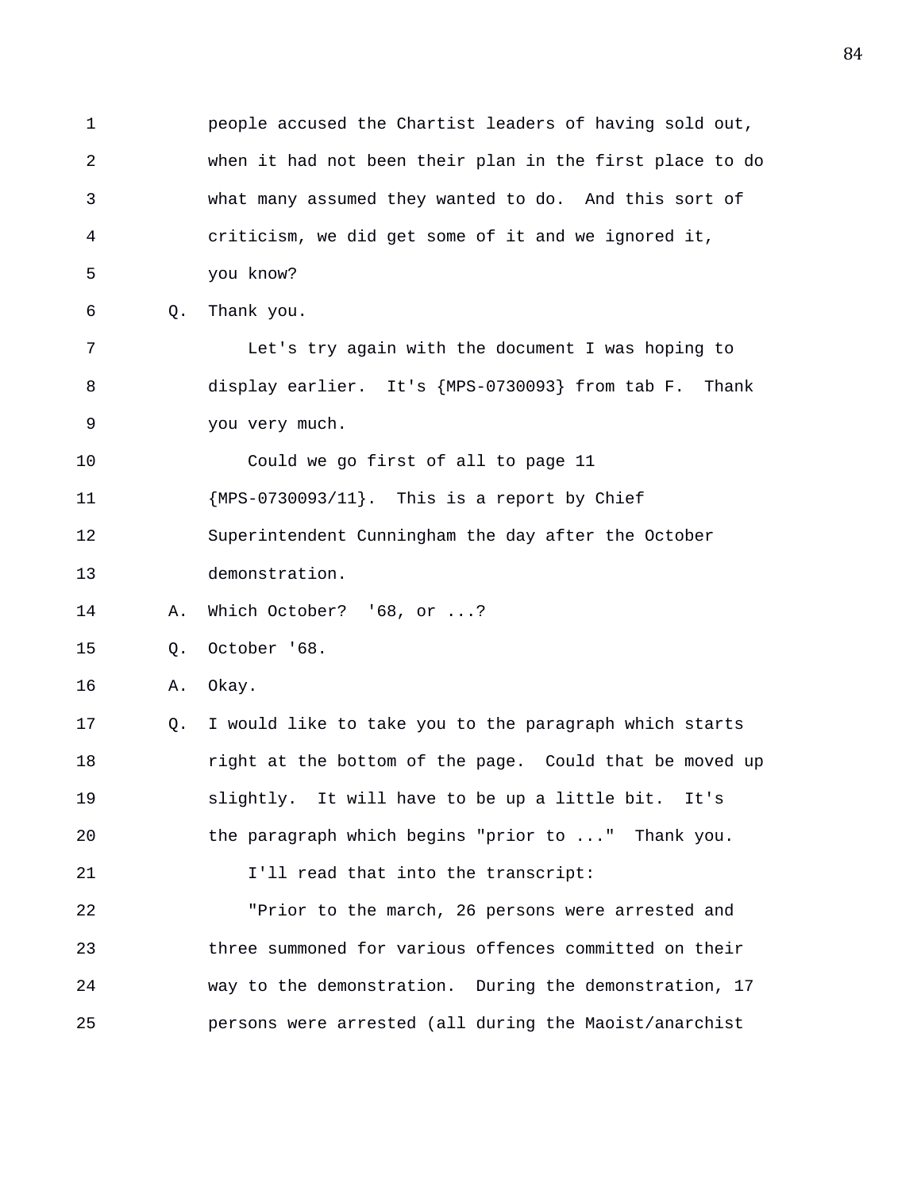people accused the Chartist leaders of having sold out, when it had not been their plan in the first place to do what many assumed they wanted to do. And this sort of criticism, we did get some of it and we ignored it, you know?

Q. Thank you.

Let's try again with the document I was hoping to display earlier. It's {MPS-0730093} from tab F. Thank you very much.

Could we go first of all to page 11 {MPS-0730093/11}. This is a report by Chief Superintendent Cunningham the day after the October demonstration.

A. Which October? '68, or ...?

Q. October '68.

A. Okay.

Q. I would like to take you to the paragraph which starts right at the bottom of the page. Could that be moved up slightly. It will have to be up a little bit. It's the paragraph which begins "prior to ..." Thank you.

I'll read that into the transcript:

"Prior to the march, 26 persons were arrested and three summoned for various offences committed on their way to the demonstration. During the demonstration, 17 persons were arrested (all during the Maoist/anarchist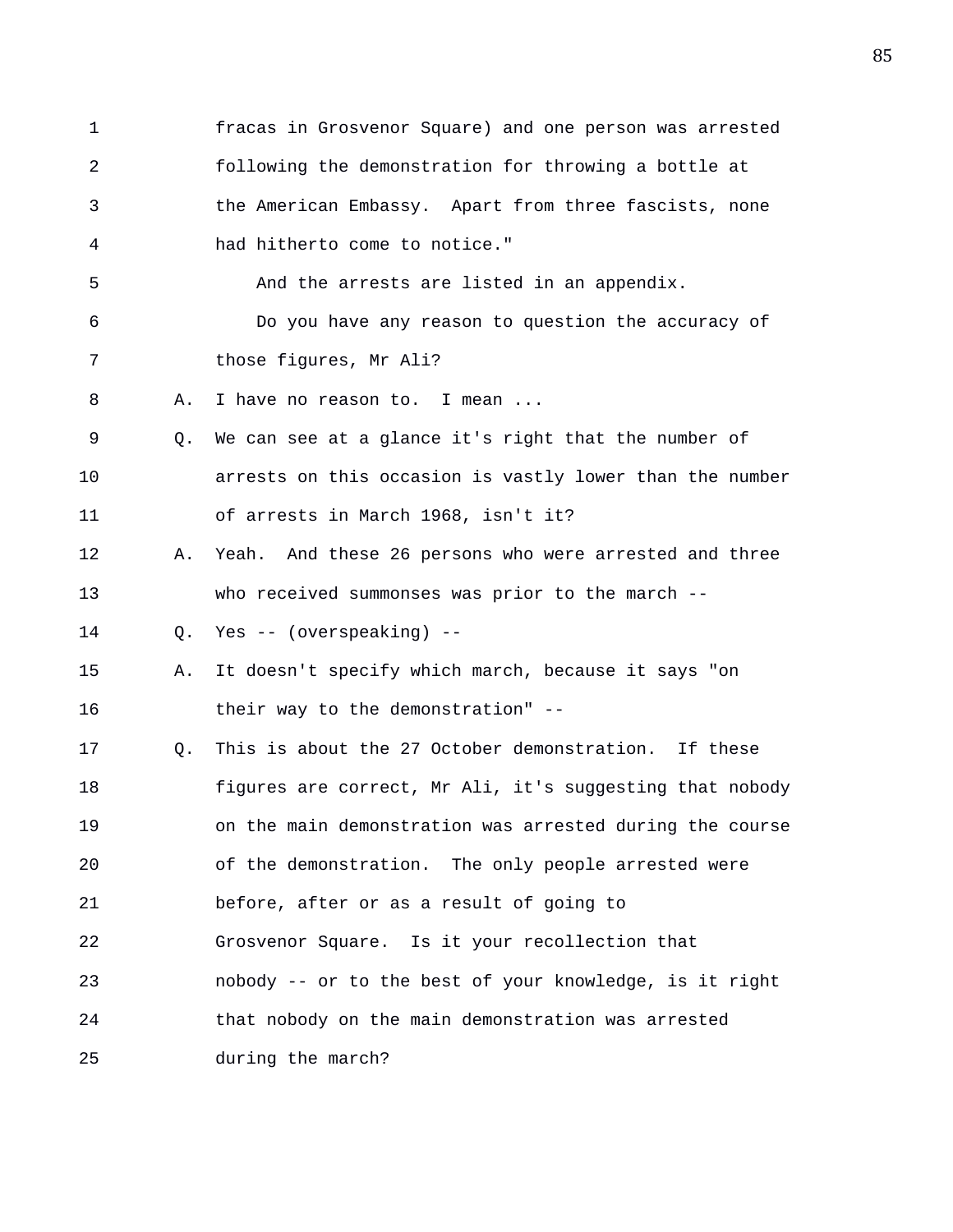1 fracas in Grosvenor Square) and one person was arrested
2 following the demonstration for throwing a bottle at
3 the American Embassy. Apart from three fascists, none
4 had hitherto come to notice."
5 And the arrests are listed in an appendix.
6 Do you have any reason to question the accuracy of
7 those figures, Mr Ali?
8 A. I have no reason to. I mean ...
9 Q. We can see at a glance it's right that the number of
10 arrests on this occasion is vastly lower than the number
11 of arrests in March 1968, isn't it?
12 A. Yeah. And these 26 persons who were arrested and three
13 who received summonses was prior to the march --
14 Q. Yes -- (overspeaking) --
15 A. It doesn't specify which march, because it says "on
16 their way to the demonstration" --
17 Q. This is about the 27 October demonstration. If these
18 figures are correct, Mr Ali, it's suggesting that nobody
19 on the main demonstration was arrested during the course
20 of the demonstration. The only people arrested were
21 before, after or as a result of going to
22 Grosvenor Square. Is it your recollection that
23 nobody -- or to the best of your knowledge, is it right
24 that nobody on the main demonstration was arrested
25 during the march?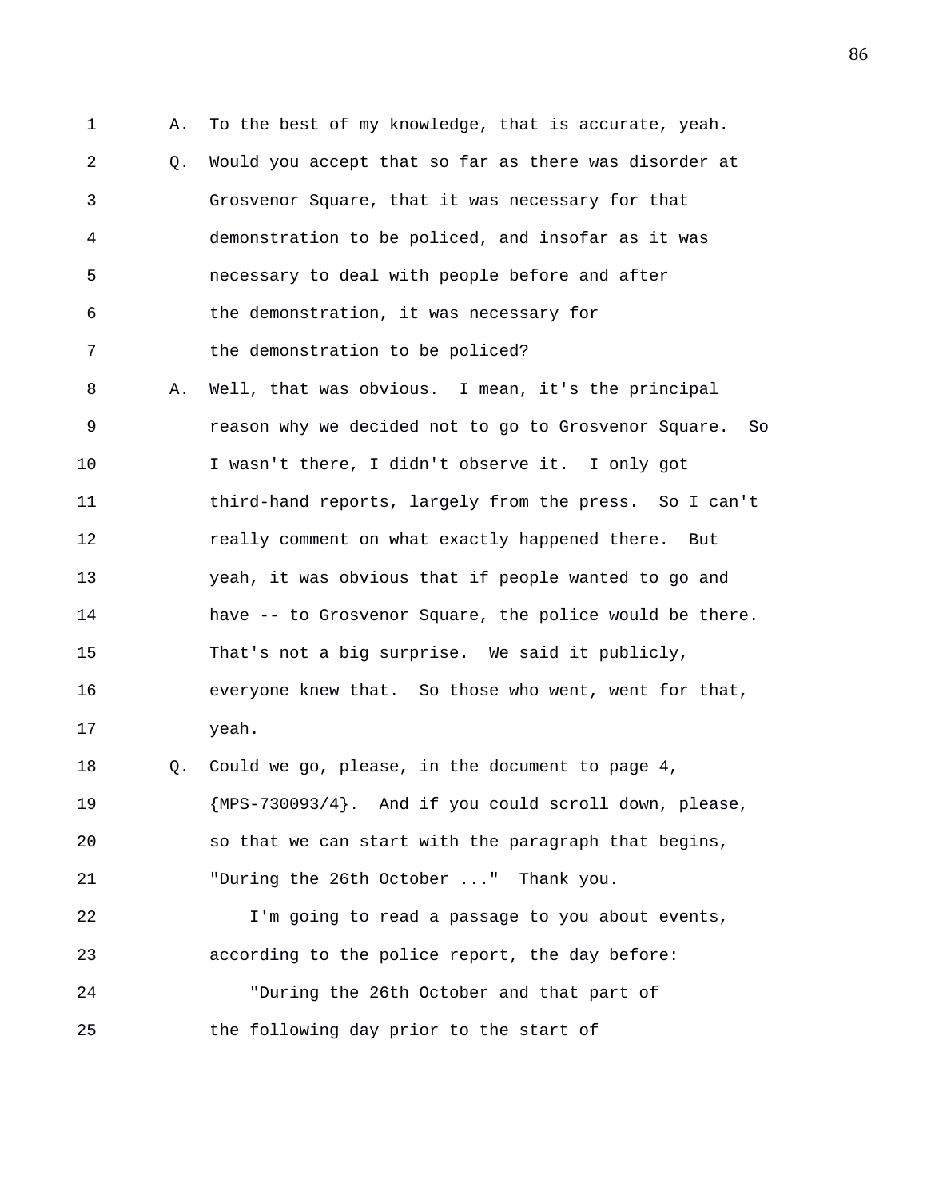A. To the best of my knowledge, that is accurate, yeah.

Q. Would you accept that so far as there was disorder at Grosvenor Square, that it was necessary for that demonstration to be policed, and insofar as it was necessary to deal with people before and after the demonstration, it was necessary for the demonstration to be policed?

A. Well, that was obvious. I mean, it's the principal reason why we decided not to go to Grosvenor Square. So I wasn't there, I didn't observe it. I only got third-hand reports, largely from the press. So I can't really comment on what exactly happened there. But yeah, it was obvious that if people wanted to go and have -- to Grosvenor Square, the police would be there. That's not a big surprise. We said it publicly, everyone knew that. So those who went, went for that, yeah.

Q. Could we go, please, in the document to page 4, {MPS-730093/4}. And if you could scroll down, please, so that we can start with the paragraph that begins, "During the 26th October ..." Thank you.

I'm going to read a passage to you about events, according to the police report, the day before:

"During the 26th October and that part of the following day prior to the start of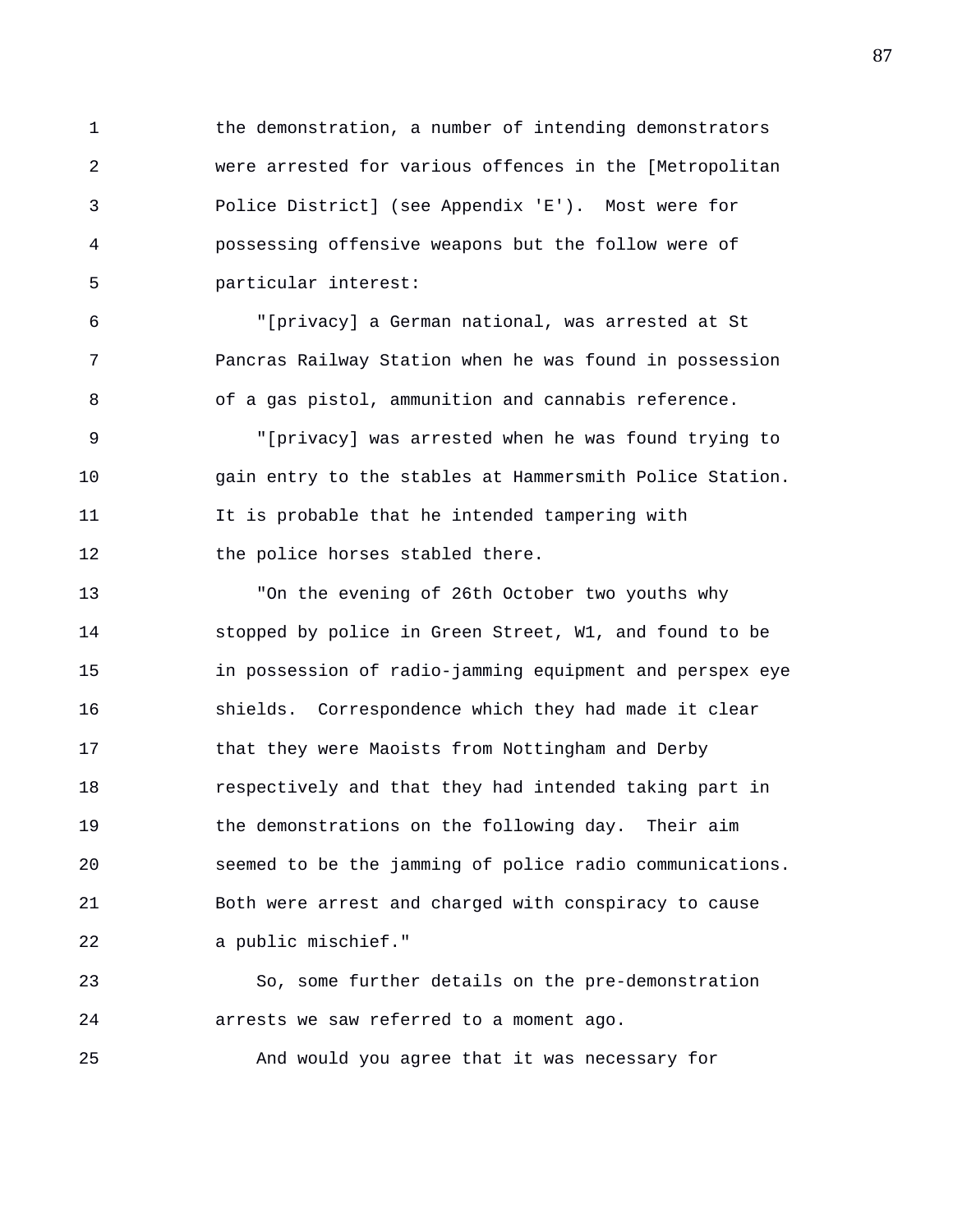the demonstration, a number of intending demonstrators were arrested for various offences in the [Metropolitan Police District] (see Appendix 'E'). Most were for possessing offensive weapons but the follow were of particular interest:

"[privacy] a German national, was arrested at St Pancras Railway Station when he was found in possession of a gas pistol, ammunition and cannabis reference.

"[privacy] was arrested when he was found trying to gain entry to the stables at Hammersmith Police Station. It is probable that he intended tampering with the police horses stabled there.

"On the evening of 26th October two youths why stopped by police in Green Street, W1, and found to be in possession of radio-jamming equipment and perspex eye shields. Correspondence which they had made it clear that they were Maoists from Nottingham and Derby respectively and that they had intended taking part in the demonstrations on the following day. Their aim seemed to be the jamming of police radio communications. Both were arrest and charged with conspiracy to cause a public mischief."

So, some further details on the pre-demonstration arrests we saw referred to a moment ago.

And would you agree that it was necessary for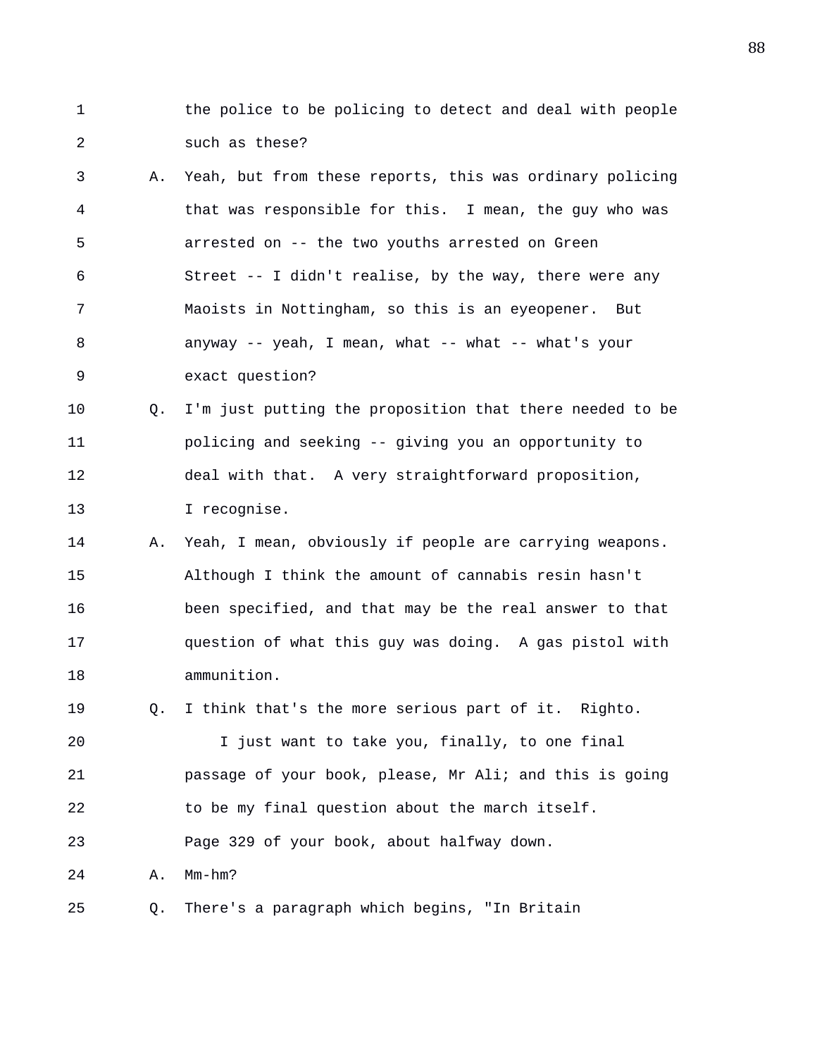1 the police to be policing to detect and deal with people
2 such as these?
3 A. Yeah, but from these reports, this was ordinary policing
4 that was responsible for this. I mean, the guy who was
5 arrested on -- the two youths arrested on Green
6 Street -- I didn't realise, by the way, there were any
7 Maoists in Nottingham, so this is an eyeopener. But
8 anyway -- yeah, I mean, what -- what -- what's your
9 exact question?
10 Q. I'm just putting the proposition that there needed to be
11 policing and seeking -- giving you an opportunity to
12 deal with that. A very straightforward proposition,
13 I recognise.
14 A. Yeah, I mean, obviously if people are carrying weapons.
15 Although I think the amount of cannabis resin hasn't
16 been specified, and that may be the real answer to that
17 question of what this guy was doing. A gas pistol with
18 ammunition.
19 Q. I think that's the more serious part of it. Righto.
20 I just want to take you, finally, to one final
21 passage of your book, please, Mr Ali; and this is going
22 to be my final question about the march itself.
23 Page 329 of your book, about halfway down.
24 A. Mm-hm?
25 Q. There's a paragraph which begins, "In Britain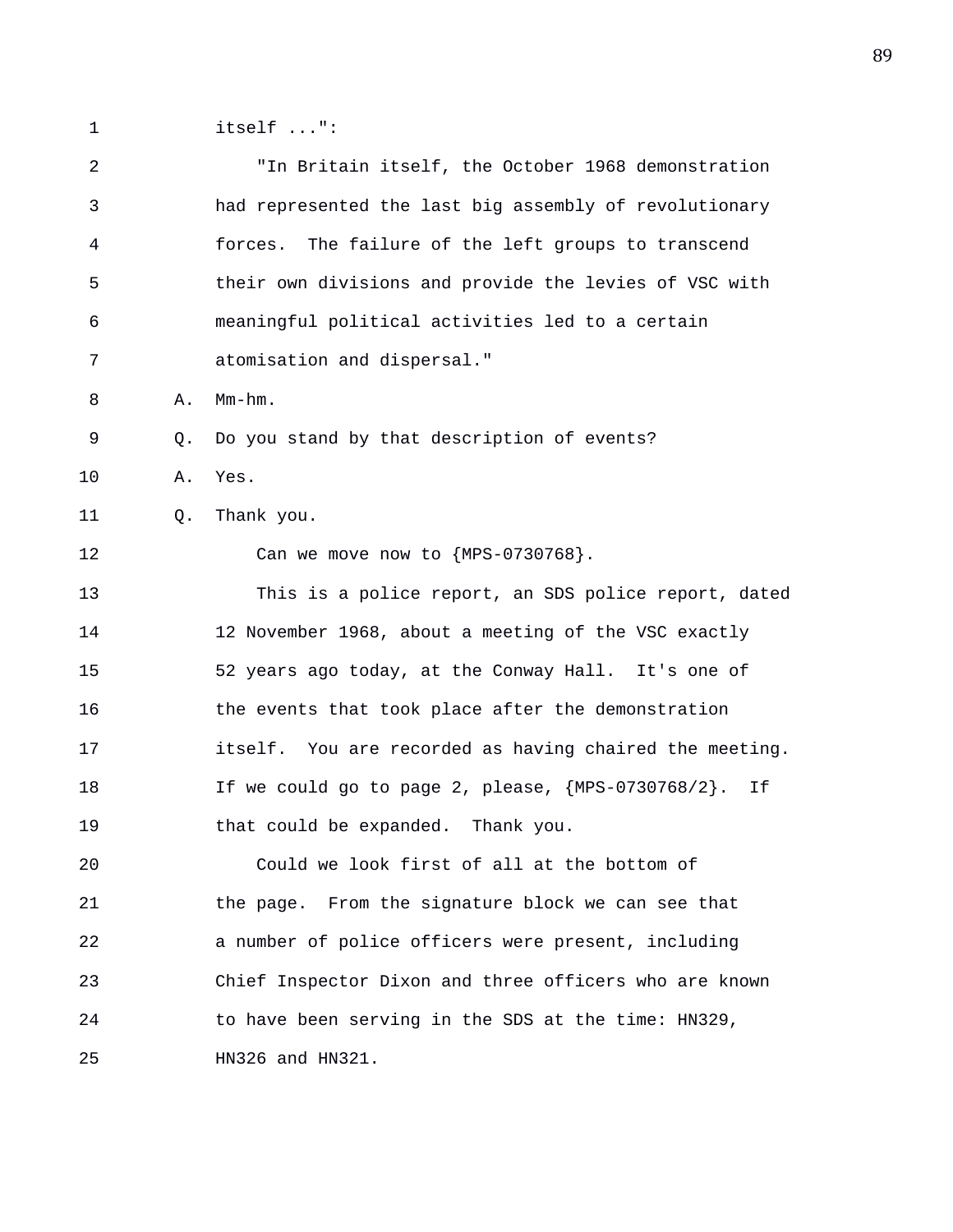itself ...":

"In Britain itself, the October 1968 demonstration had represented the last big assembly of revolutionary forces. The failure of the left groups to transcend their own divisions and provide the levies of VSC with meaningful political activities led to a certain atomisation and dispersal."

A. Mm-hm.

Q. Do you stand by that description of events?

A. Yes.

Q. Thank you.

Can we move now to {MPS-0730768}.

This is a police report, an SDS police report, dated 12 November 1968, about a meeting of the VSC exactly 52 years ago today, at the Conway Hall. It's one of the events that took place after the demonstration itself. You are recorded as having chaired the meeting. If we could go to page 2, please, {MPS-0730768/2}. If that could be expanded. Thank you.

Could we look first of all at the bottom of the page. From the signature block we can see that a number of police officers were present, including Chief Inspector Dixon and three officers who are known to have been serving in the SDS at the time: HN329, HN326 and HN321.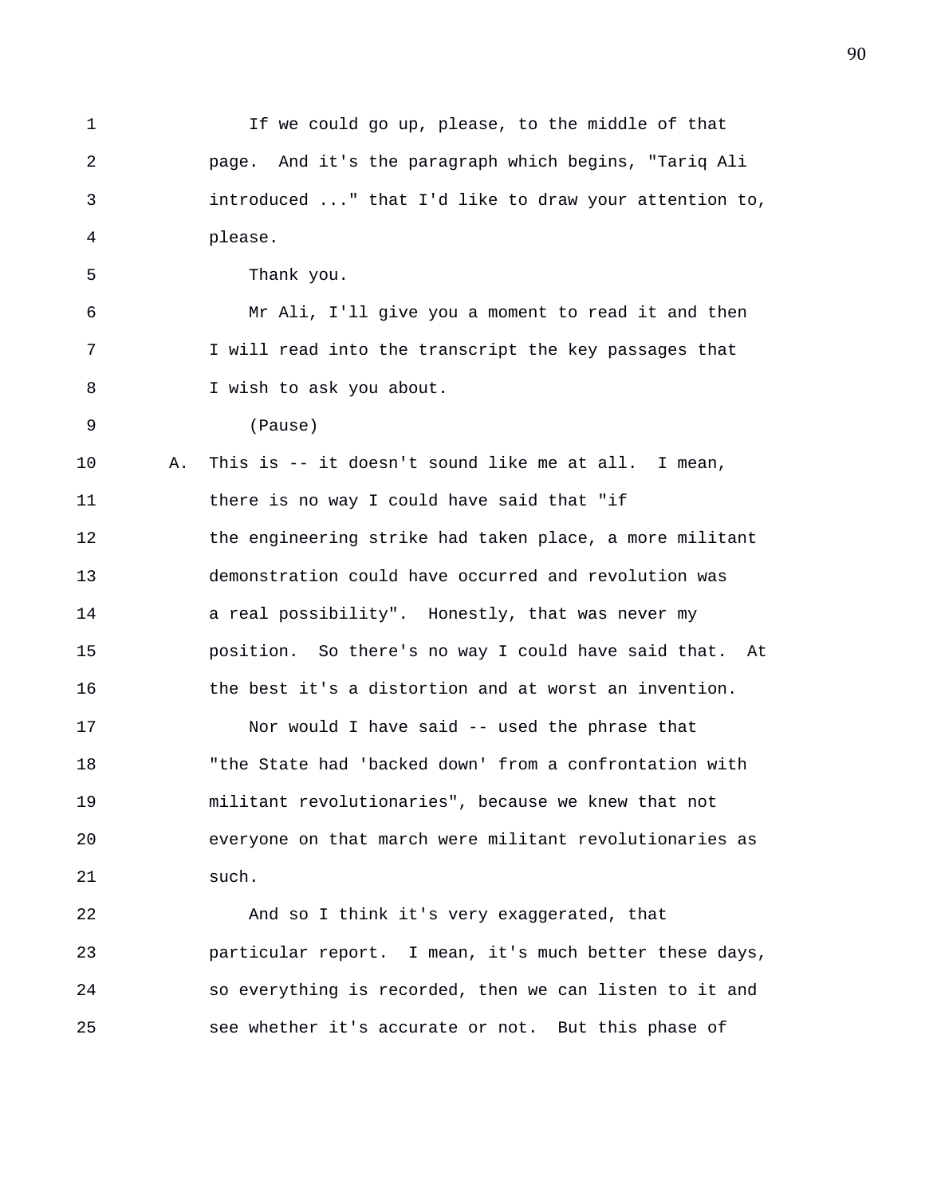If we could go up, please, to the middle of that page. And it's the paragraph which begins, "Tariq Ali introduced ..." that I'd like to draw your attention to, please.

Thank you.

Mr Ali, I'll give you a moment to read it and then I will read into the transcript the key passages that I wish to ask you about.

(Pause)

A. This is -- it doesn't sound like me at all. I mean, there is no way I could have said that "if the engineering strike had taken place, a more militant demonstration could have occurred and revolution was a real possibility". Honestly, that was never my position. So there's no way I could have said that. At the best it's a distortion and at worst an invention.

Nor would I have said -- used the phrase that "the State had 'backed down' from a confrontation with militant revolutionaries", because we knew that not everyone on that march were militant revolutionaries as such.

And so I think it's very exaggerated, that particular report. I mean, it's much better these days, so everything is recorded, then we can listen to it and see whether it's accurate or not. But this phase of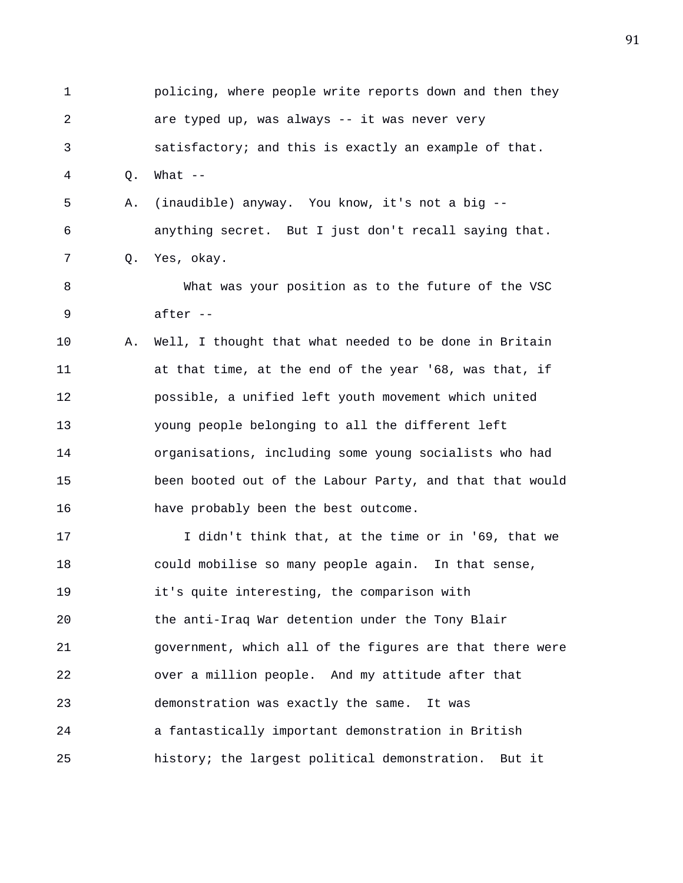policing, where people write reports down and then they are typed up, was always -- it was never very satisfactory; and this is exactly an example of that.

Q. What --

A. (inaudible) anyway. You know, it's not a big -- anything secret. But I just don't recall saying that.

Q. Yes, okay.

What was your position as to the future of the VSC after --

A. Well, I thought that what needed to be done in Britain at that time, at the end of the year '68, was that, if possible, a unified left youth movement which united young people belonging to all the different left organisations, including some young socialists who had been booted out of the Labour Party, and that that would have probably been the best outcome.

I didn't think that, at the time or in '69, that we could mobilise so many people again. In that sense, it's quite interesting, the comparison with the anti-Iraq War detention under the Tony Blair government, which all of the figures are that there were over a million people. And my attitude after that demonstration was exactly the same. It was a fantastically important demonstration in British history; the largest political demonstration. But it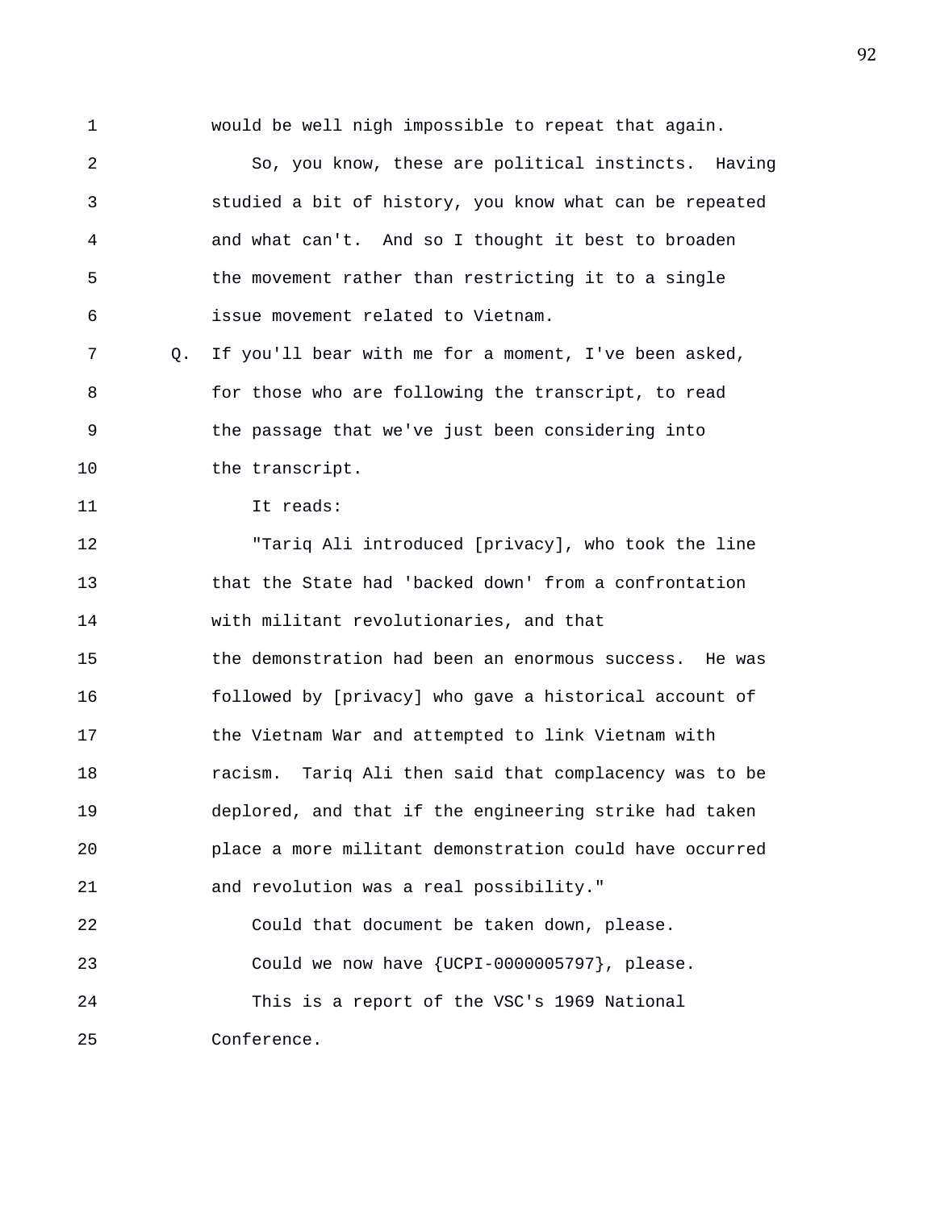would be well nigh impossible to repeat that again.

So, you know, these are political instincts. Having studied a bit of history, you know what can be repeated and what can't. And so I thought it best to broaden the movement rather than restricting it to a single issue movement related to Vietnam.

Q. If you'll bear with me for a moment, I've been asked, for those who are following the transcript, to read the passage that we've just been considering into the transcript.

It reads:

"Tariq Ali introduced [privacy], who took the line that the State had 'backed down' from a confrontation with militant revolutionaries, and that the demonstration had been an enormous success. He was followed by [privacy] who gave a historical account of the Vietnam War and attempted to link Vietnam with racism. Tariq Ali then said that complacency was to be deplored, and that if the engineering strike had taken place a more militant demonstration could have occurred and revolution was a real possibility."

Could that document be taken down, please.

Could we now have {UCPI-0000005797}, please.

This is a report of the VSC's 1969 National Conference.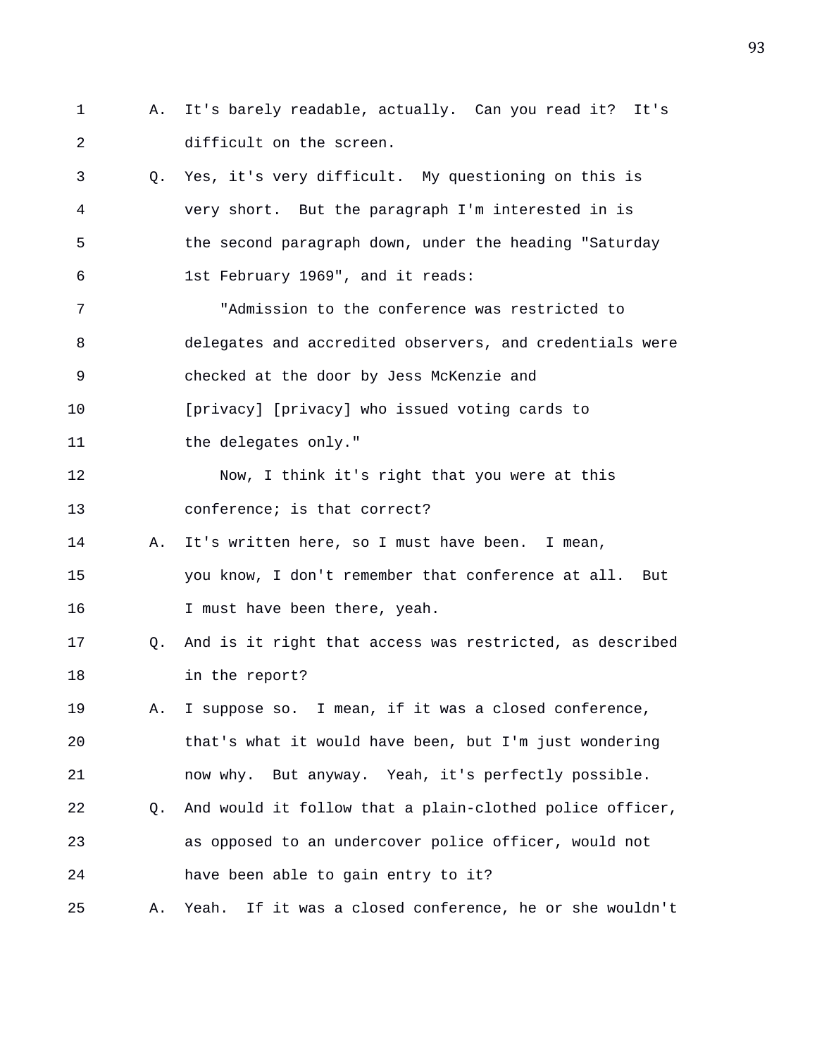1 A. It's barely readable, actually. Can you read it? It's
2 difficult on the screen.

3 Q. Yes, it's very difficult. My questioning on this is
4 very short. But the paragraph I'm interested in is
5 the second paragraph down, under the heading "Saturday
6 1st February 1969", and it reads:

7 "Admission to the conference was restricted to
8 delegates and accredited observers, and credentials were
9 checked at the door by Jess McKenzie and
10 [privacy] [privacy] who issued voting cards to
11 the delegates only."

12 Now, I think it's right that you were at this
13 conference; is that correct?

14 A. It's written here, so I must have been. I mean,
15 you know, I don't remember that conference at all. But
16 I must have been there, yeah.

17 Q. And is it right that access was restricted, as described
18 in the report?

19 A. I suppose so. I mean, if it was a closed conference,
20 that's what it would have been, but I'm just wondering
21 now why. But anyway. Yeah, it's perfectly possible.

22 Q. And would it follow that a plain-clothed police officer,
23 as opposed to an undercover police officer, would not
24 have been able to gain entry to it?

25 A. Yeah. If it was a closed conference, he or she wouldn't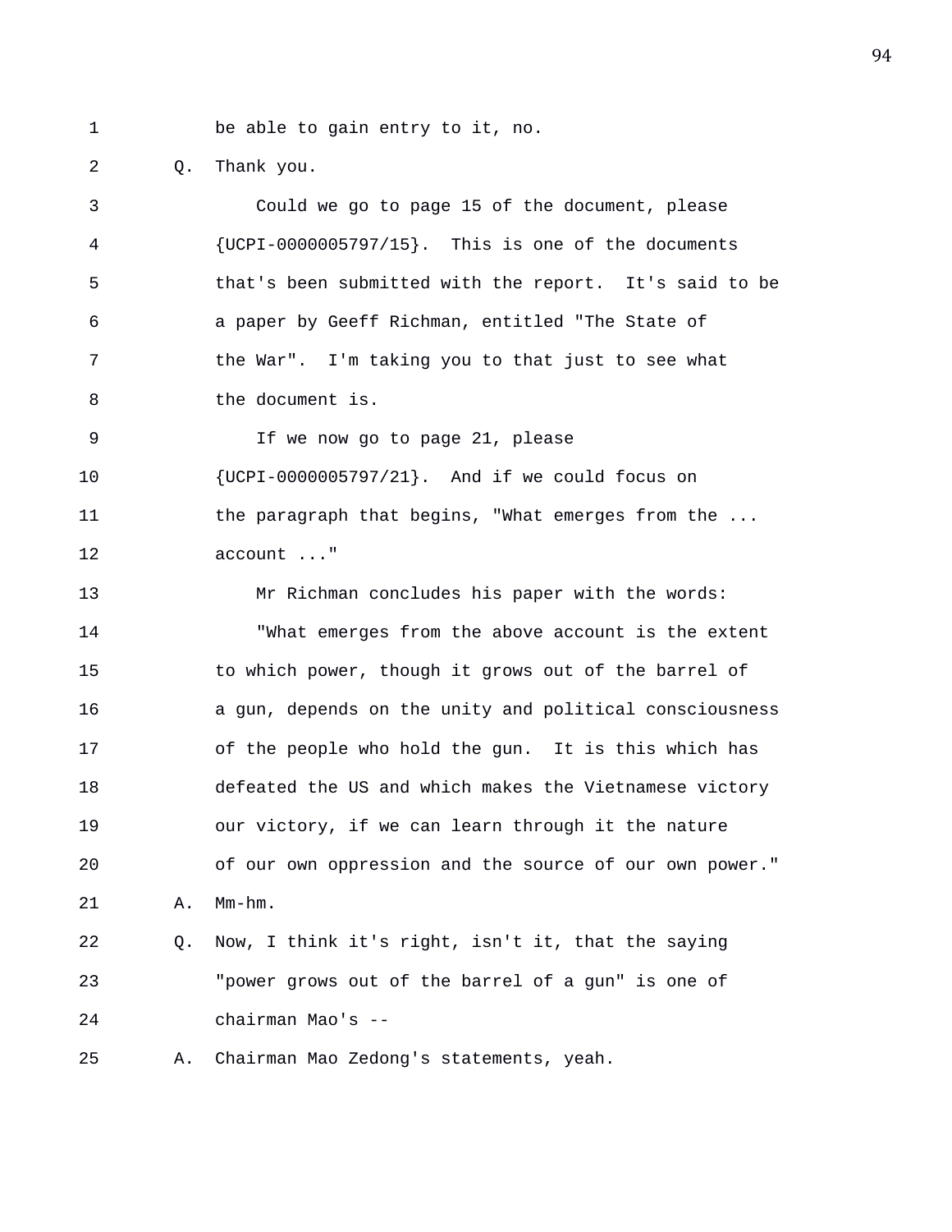1 be able to gain entry to it, no.

2 Q. Thank you.

3 Could we go to page 15 of the document, please

4 {UCPI-0000005797/15}. This is one of the documents

5 that's been submitted with the report. It's said to be

6 a paper by Geeff Richman, entitled "The State of

7 the War". I'm taking you to that just to see what

8 the document is.

9 If we now go to page 21, please

10 {UCPI-0000005797/21}. And if we could focus on

11 the paragraph that begins, "What emerges from the ...

12 account ..."

13 Mr Richman concludes his paper with the words:

14 "What emerges from the above account is the extent

15 to which power, though it grows out of the barrel of

16 a gun, depends on the unity and political consciousness

17 of the people who hold the gun. It is this which has

18 defeated the US and which makes the Vietnamese victory

19 our victory, if we can learn through it the nature

20 of our own oppression and the source of our own power."

21 A. Mm-hm.

22 Q. Now, I think it's right, isn't it, that the saying

23 "power grows out of the barrel of a gun" is one of

24 chairman Mao's --

25 A. Chairman Mao Zedong's statements, yeah.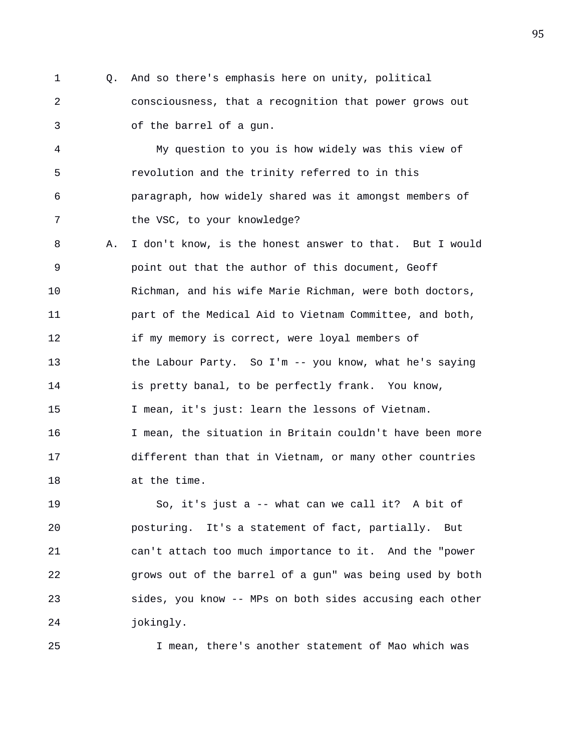Q. And so there's emphasis here on unity, political consciousness, that a recognition that power grows out of the barrel of a gun.

My question to you is how widely was this view of revolution and the trinity referred to in this paragraph, how widely shared was it amongst members of the VSC, to your knowledge?

A. I don't know, is the honest answer to that. But I would point out that the author of this document, Geoff Richman, and his wife Marie Richman, were both doctors, part of the Medical Aid to Vietnam Committee, and both, if my memory is correct, were loyal members of the Labour Party. So I'm -- you know, what he's saying is pretty banal, to be perfectly frank. You know, I mean, it's just: learn the lessons of Vietnam. I mean, the situation in Britain couldn't have been more different than that in Vietnam, or many other countries at the time.

So, it's just a -- what can we call it? A bit of posturing. It's a statement of fact, partially. But can't attach too much importance to it. And the "power grows out of the barrel of a gun" was being used by both sides, you know -- MPs on both sides accusing each other jokingly.

I mean, there's another statement of Mao which was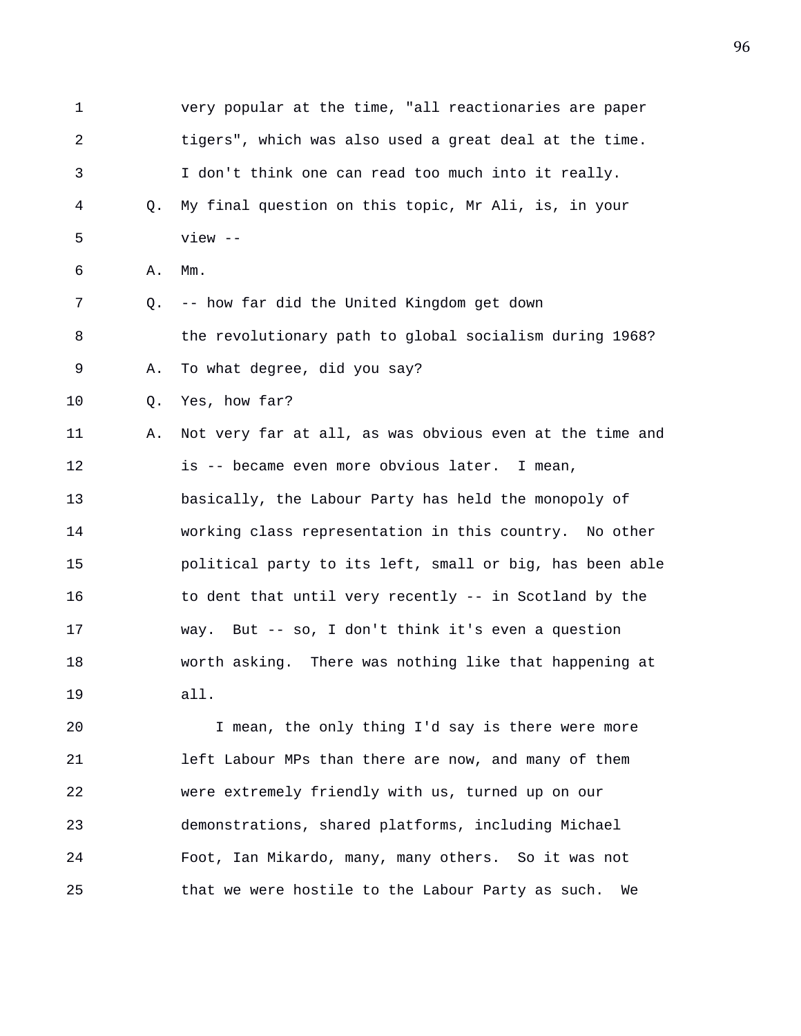very popular at the time, "all reactionaries are paper tigers", which was also used a great deal at the time. I don't think one can read too much into it really.

Q. My final question on this topic, Mr Ali, is, in your view --

A. Mm.

Q. -- how far did the United Kingdom get down the revolutionary path to global socialism during 1968?

A. To what degree, did you say?

Q. Yes, how far?

A. Not very far at all, as was obvious even at the time and is -- became even more obvious later. I mean, basically, the Labour Party has held the monopoly of working class representation in this country. No other political party to its left, small or big, has been able to dent that until very recently -- in Scotland by the way. But -- so, I don't think it's even a question worth asking. There was nothing like that happening at all.

I mean, the only thing I'd say is there were more left Labour MPs than there are now, and many of them were extremely friendly with us, turned up on our demonstrations, shared platforms, including Michael Foot, Ian Mikardo, many, many others. So it was not that we were hostile to the Labour Party as such. We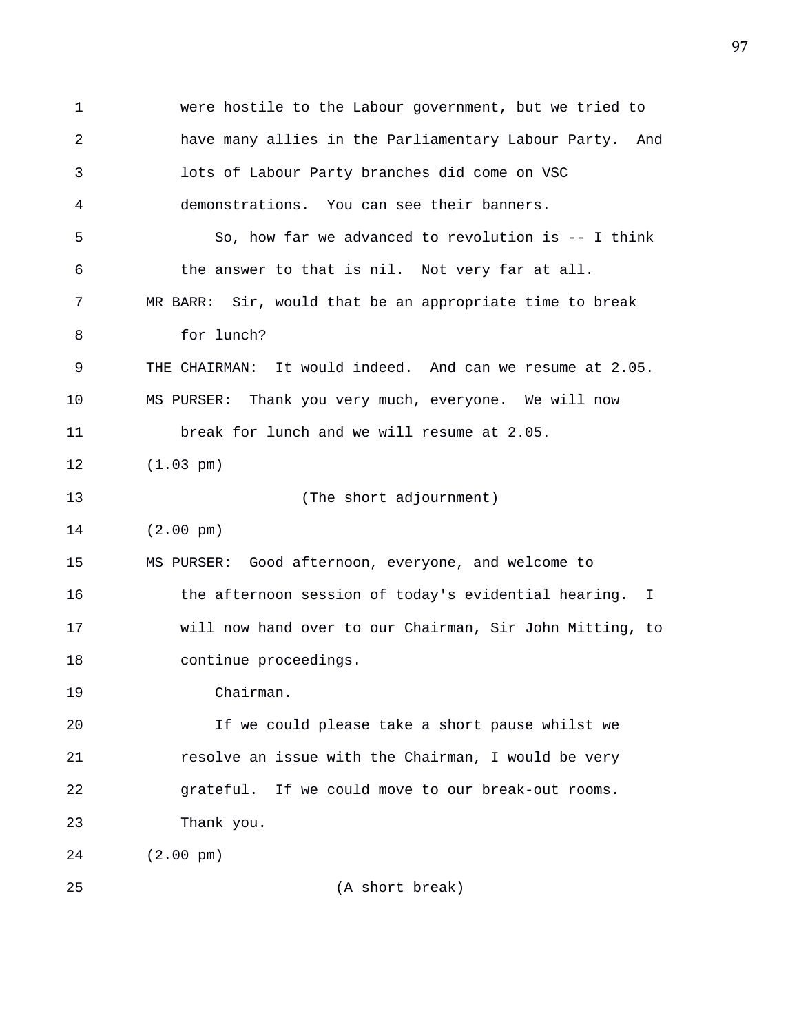were hostile to the Labour government, but we tried to have many allies in the Parliamentary Labour Party. And lots of Labour Party branches did come on VSC demonstrations. You can see their banners.

So, how far we advanced to revolution is -- I think the answer to that is nil. Not very far at all.

MR BARR: Sir, would that be an appropriate time to break for lunch?

THE CHAIRMAN: It would indeed. And can we resume at 2.05.

MS PURSER: Thank you very much, everyone. We will now break for lunch and we will resume at 2.05.

(1.03 pm)

(The short adjournment)

(2.00 pm)

MS PURSER: Good afternoon, everyone, and welcome to the afternoon session of today's evidential hearing. I will now hand over to our Chairman, Sir John Mitting, to continue proceedings.

Chairman.

If we could please take a short pause whilst we resolve an issue with the Chairman, I would be very grateful. If we could move to our break-out rooms. Thank you.

(2.00 pm)

(A short break)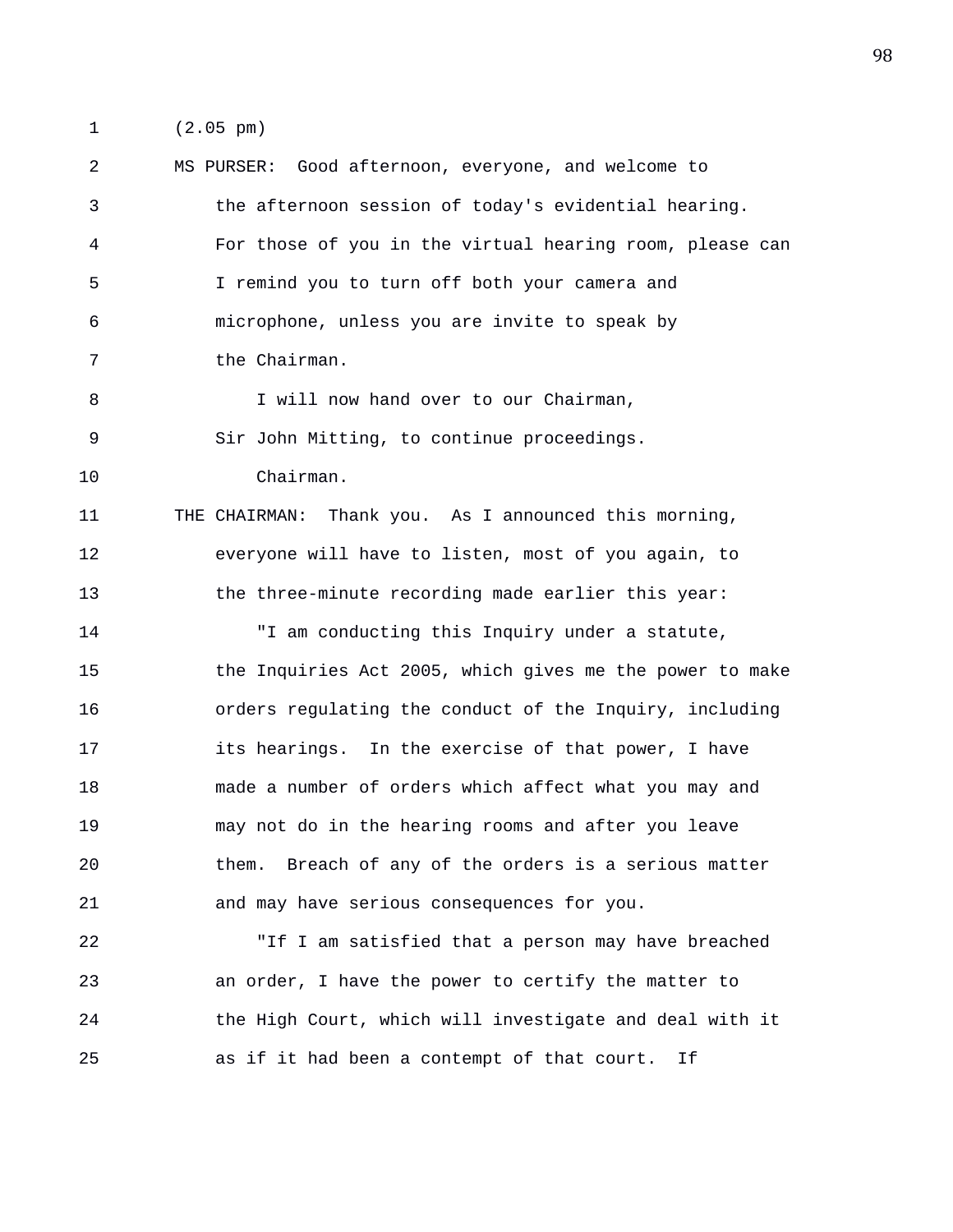(2.05 pm)

MS PURSER: Good afternoon, everyone, and welcome to the afternoon session of today's evidential hearing. For those of you in the virtual hearing room, please can I remind you to turn off both your camera and microphone, unless you are invite to speak by the Chairman.

I will now hand over to our Chairman, Sir John Mitting, to continue proceedings.

Chairman.

THE CHAIRMAN: Thank you. As I announced this morning, everyone will have to listen, most of you again, to the three-minute recording made earlier this year:

"I am conducting this Inquiry under a statute, the Inquiries Act 2005, which gives me the power to make orders regulating the conduct of the Inquiry, including its hearings. In the exercise of that power, I have made a number of orders which affect what you may and may not do in the hearing rooms and after you leave them. Breach of any of the orders is a serious matter and may have serious consequences for you.

"If I am satisfied that a person may have breached an order, I have the power to certify the matter to the High Court, which will investigate and deal with it as if it had been a contempt of that court. If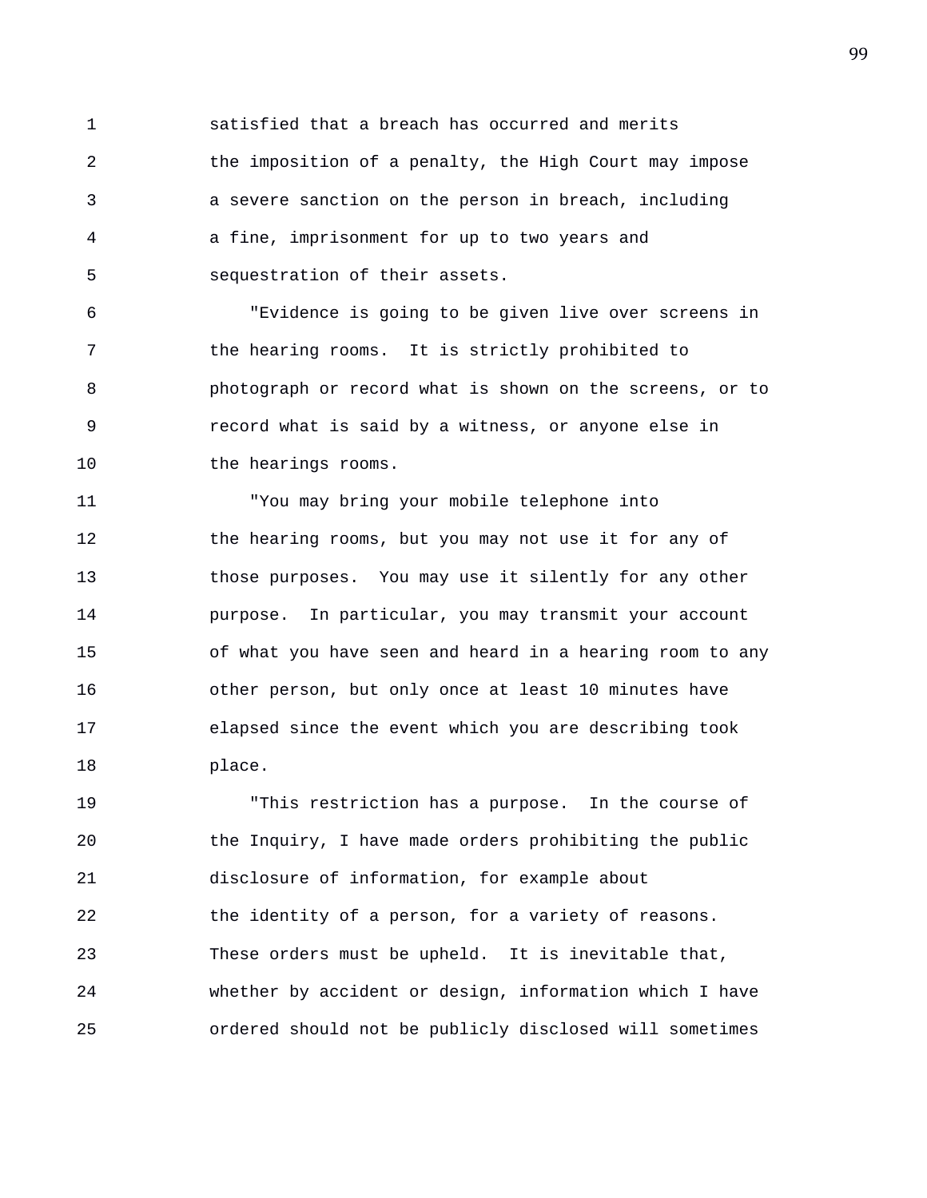satisfied that a breach has occurred and merits the imposition of a penalty, the High Court may impose a severe sanction on the person in breach, including a fine, imprisonment for up to two years and sequestration of their assets.

"Evidence is going to be given live over screens in the hearing rooms. It is strictly prohibited to photograph or record what is shown on the screens, or to record what is said by a witness, or anyone else in the hearings rooms.

"You may bring your mobile telephone into the hearing rooms, but you may not use it for any of those purposes. You may use it silently for any other purpose. In particular, you may transmit your account of what you have seen and heard in a hearing room to any other person, but only once at least 10 minutes have elapsed since the event which you are describing took place.

"This restriction has a purpose. In the course of the Inquiry, I have made orders prohibiting the public disclosure of information, for example about the identity of a person, for a variety of reasons. These orders must be upheld. It is inevitable that, whether by accident or design, information which I have ordered should not be publicly disclosed will sometimes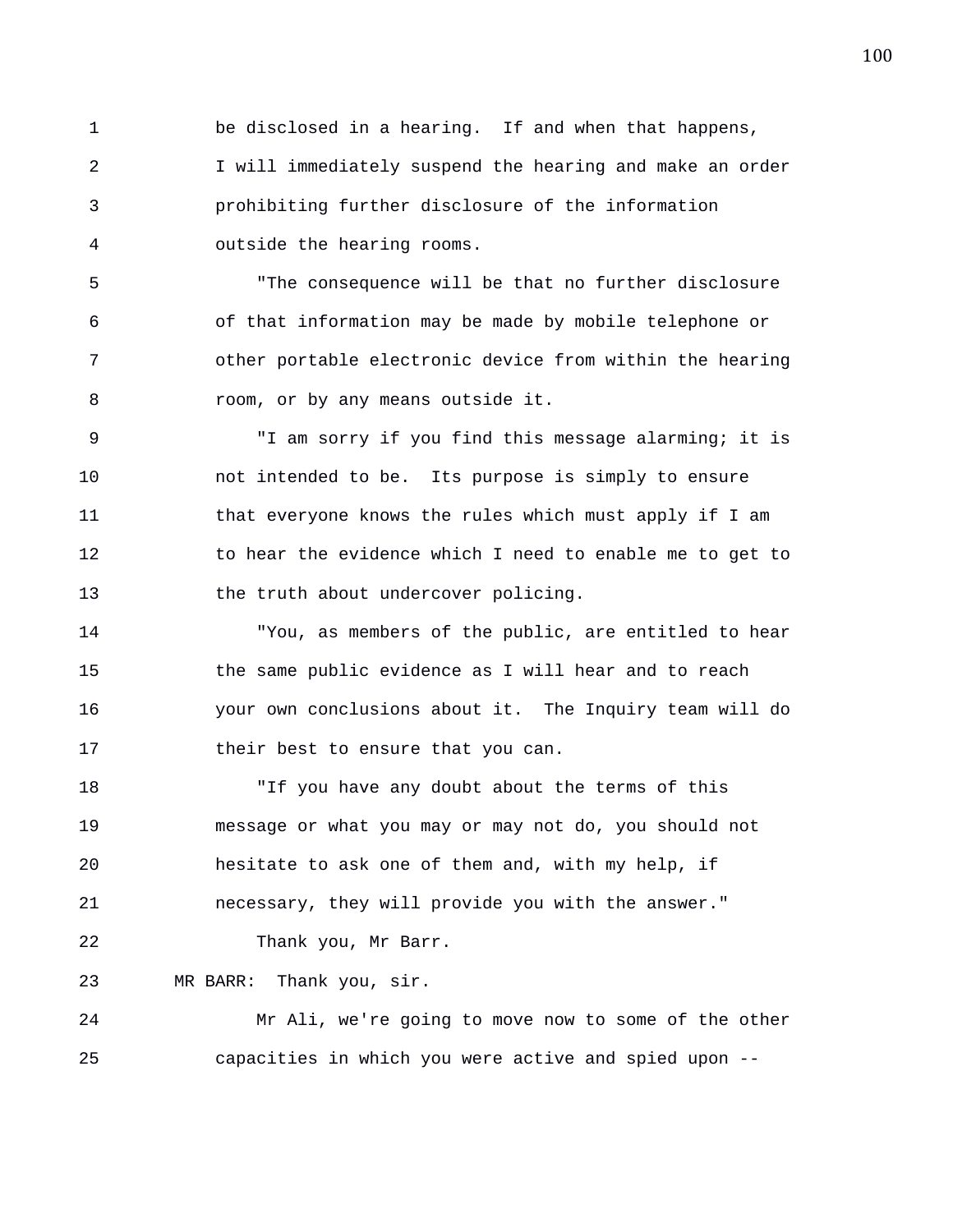be disclosed in a hearing. If and when that happens, I will immediately suspend the hearing and make an order prohibiting further disclosure of the information outside the hearing rooms.

"The consequence will be that no further disclosure of that information may be made by mobile telephone or other portable electronic device from within the hearing room, or by any means outside it.

"I am sorry if you find this message alarming; it is not intended to be. Its purpose is simply to ensure that everyone knows the rules which must apply if I am to hear the evidence which I need to enable me to get to the truth about undercover policing.

"You, as members of the public, are entitled to hear the same public evidence as I will hear and to reach your own conclusions about it. The Inquiry team will do their best to ensure that you can.

"If you have any doubt about the terms of this message or what you may or may not do, you should not hesitate to ask one of them and, with my help, if necessary, they will provide you with the answer."

Thank you, Mr Barr.

MR BARR: Thank you, sir.

Mr Ali, we're going to move now to some of the other capacities in which you were active and spied upon --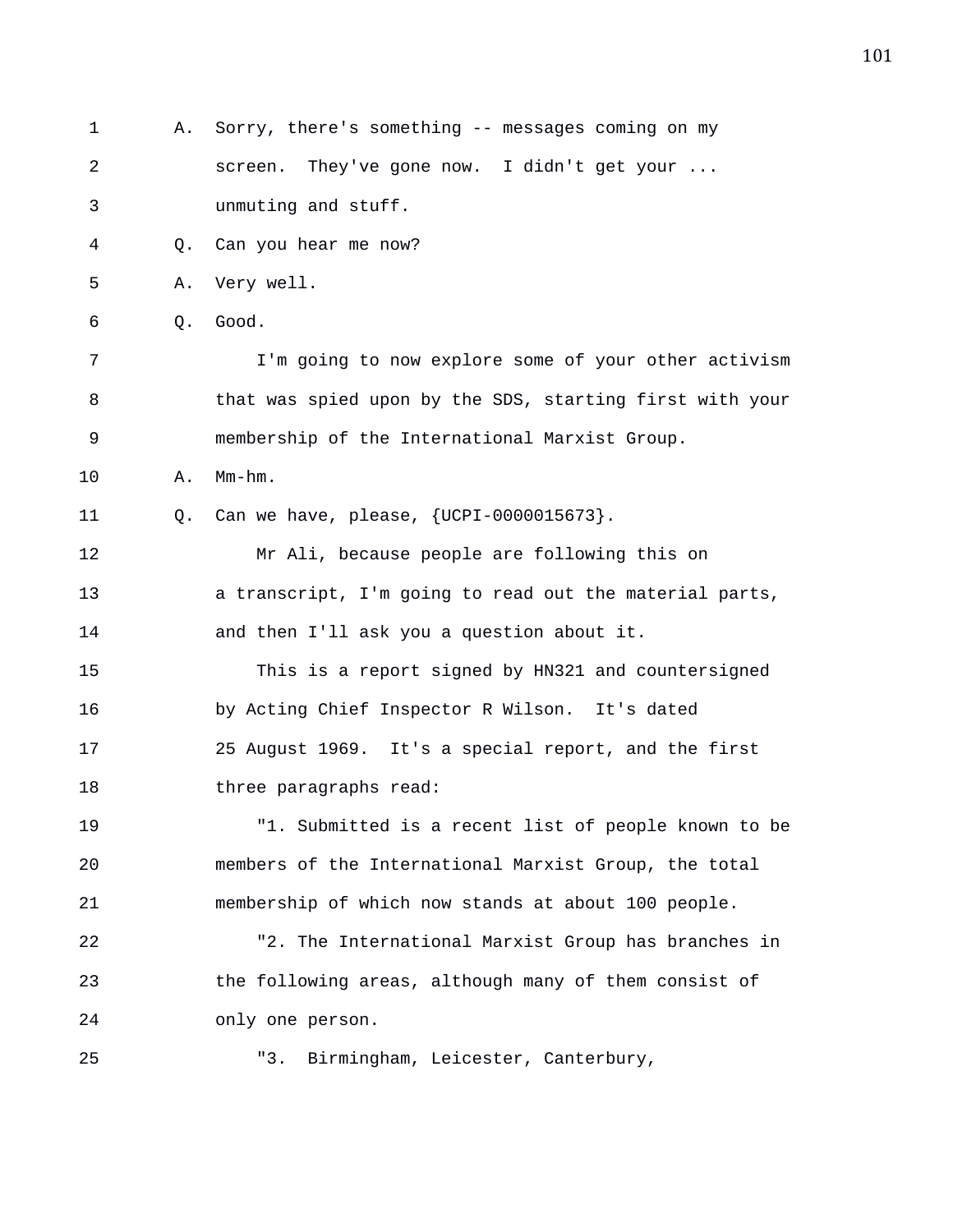A. Sorry, there's something -- messages coming on my screen. They've gone now. I didn't get your ... unmuting and stuff.

Q. Can you hear me now?

A. Very well.

Q. Good.

I'm going to now explore some of your other activism that was spied upon by the SDS, starting first with your membership of the International Marxist Group.

A. Mm-hm.

Q. Can we have, please, {UCPI-0000015673}.

Mr Ali, because people are following this on a transcript, I'm going to read out the material parts, and then I'll ask you a question about it.

This is a report signed by HN321 and countersigned by Acting Chief Inspector R Wilson. It's dated 25 August 1969. It's a special report, and the first three paragraphs read:

"1. Submitted is a recent list of people known to be members of the International Marxist Group, the total membership of which now stands at about 100 people.

"2. The International Marxist Group has branches in the following areas, although many of them consist of only one person.

"3. Birmingham, Leicester, Canterbury,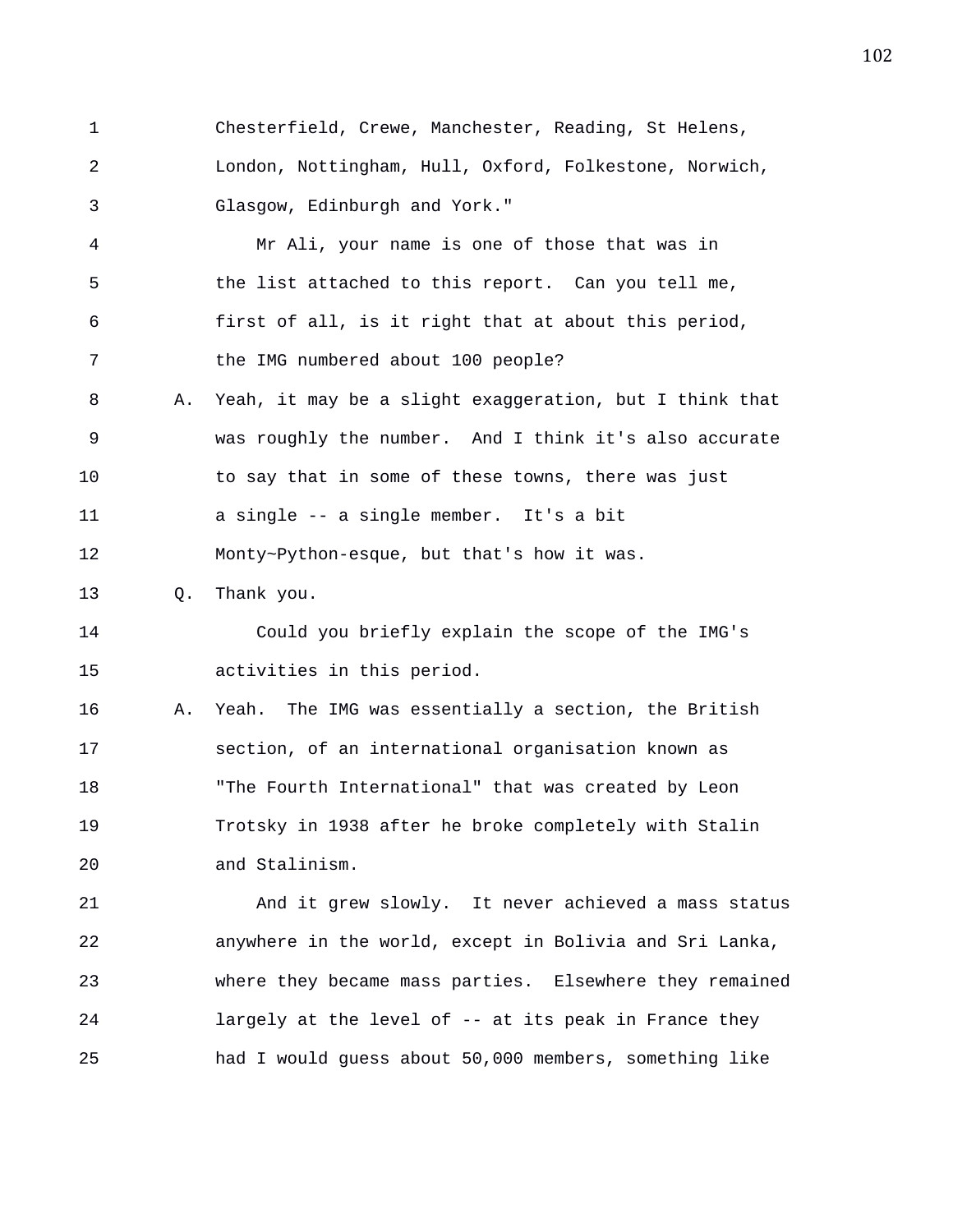Chesterfield, Crewe, Manchester, Reading, St Helens, London, Nottingham, Hull, Oxford, Folkestone, Norwich, Glasgow, Edinburgh and York."

Mr Ali, your name is one of those that was in the list attached to this report. Can you tell me, first of all, is it right that at about this period, the IMG numbered about 100 people?

A. Yeah, it may be a slight exaggeration, but I think that was roughly the number. And I think it's also accurate to say that in some of these towns, there was just a single -- a single member. It's a bit Monty~Python-esque, but that's how it was.

Q. Thank you.

Could you briefly explain the scope of the IMG's activities in this period.

A. Yeah. The IMG was essentially a section, the British section, of an international organisation known as "The Fourth International" that was created by Leon Trotsky in 1938 after he broke completely with Stalin and Stalinism.

And it grew slowly. It never achieved a mass status anywhere in the world, except in Bolivia and Sri Lanka, where they became mass parties. Elsewhere they remained largely at the level of -- at its peak in France they had I would guess about 50,000 members, something like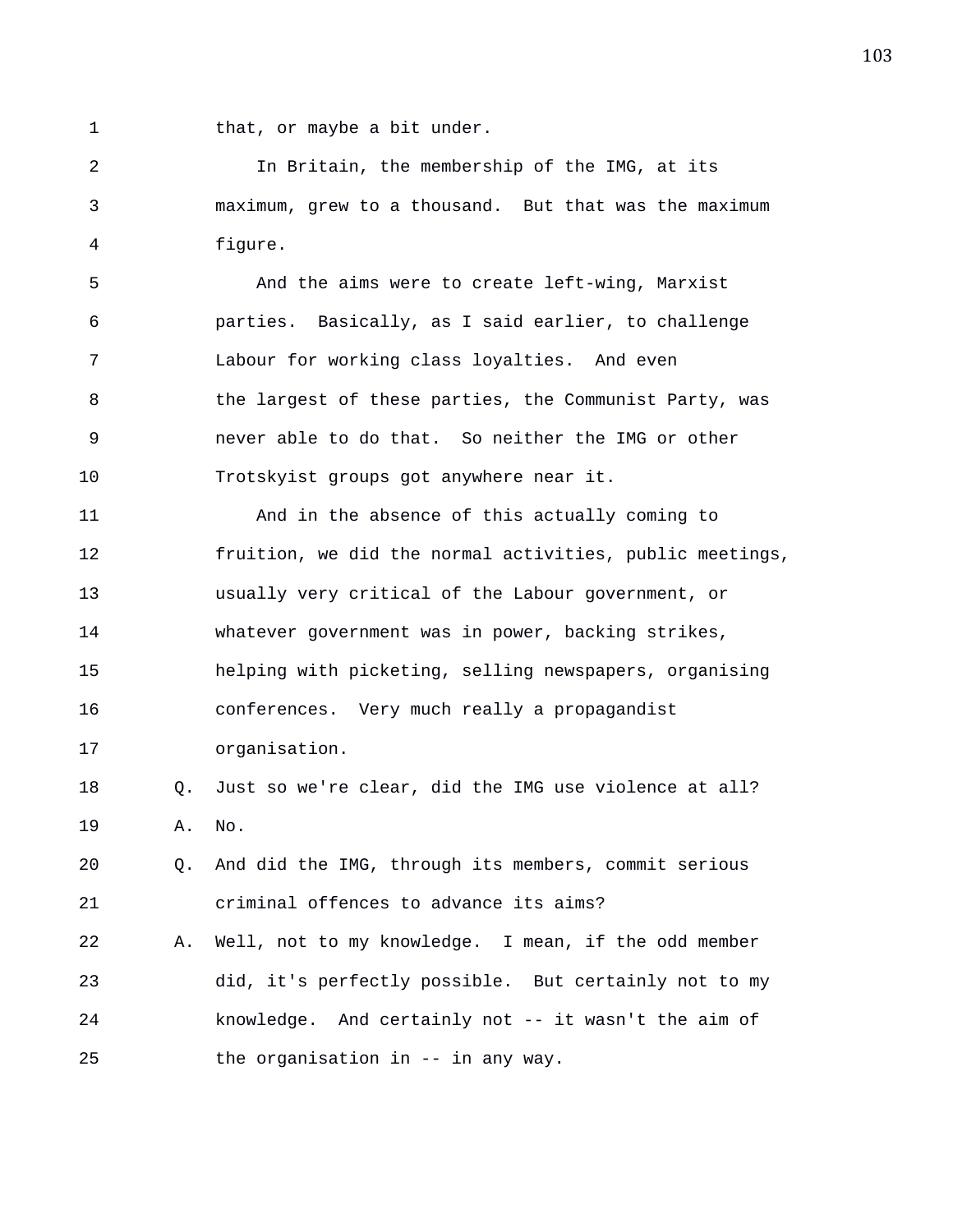that, or maybe a bit under.

In Britain, the membership of the IMG, at its maximum, grew to a thousand. But that was the maximum figure.

And the aims were to create left-wing, Marxist parties. Basically, as I said earlier, to challenge Labour for working class loyalties. And even the largest of these parties, the Communist Party, was never able to do that. So neither the IMG or other Trotskyist groups got anywhere near it.

And in the absence of this actually coming to fruition, we did the normal activities, public meetings, usually very critical of the Labour government, or whatever government was in power, backing strikes, helping with picketing, selling newspapers, organising conferences. Very much really a propagandist organisation.

Q. Just so we're clear, did the IMG use violence at all?

A. No.

Q. And did the IMG, through its members, commit serious criminal offences to advance its aims?

A. Well, not to my knowledge. I mean, if the odd member did, it's perfectly possible. But certainly not to my knowledge. And certainly not -- it wasn't the aim of the organisation in -- in any way.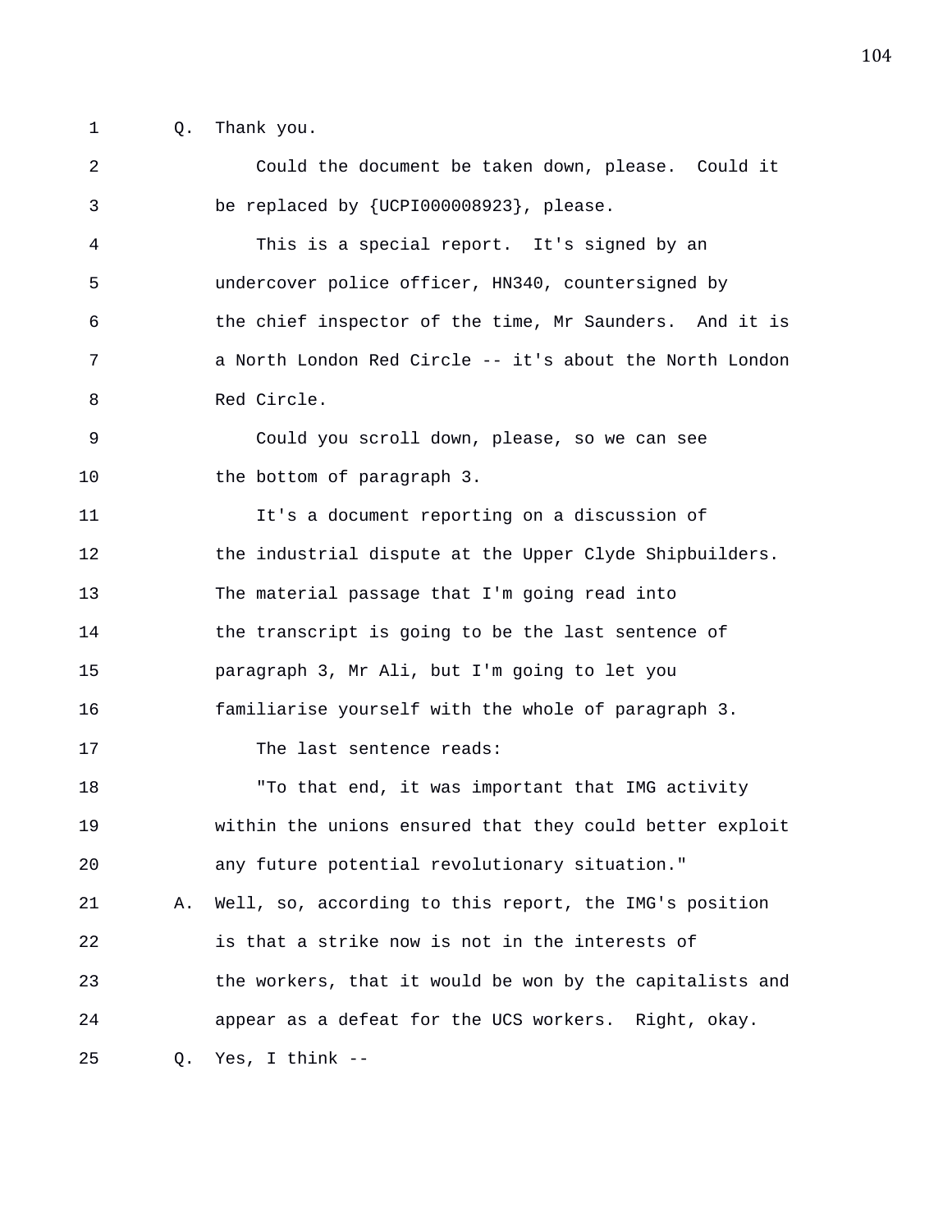Q. Thank you.

Could the document be taken down, please. Could it be replaced by {UCPI000008923}, please.

This is a special report. It's signed by an undercover police officer, HN340, countersigned by the chief inspector of the time, Mr Saunders. And it is a North London Red Circle -- it's about the North London Red Circle.

Could you scroll down, please, so we can see the bottom of paragraph 3.

It's a document reporting on a discussion of the industrial dispute at the Upper Clyde Shipbuilders. The material passage that I'm going read into the transcript is going to be the last sentence of paragraph 3, Mr Ali, but I'm going to let you familiarise yourself with the whole of paragraph 3.

The last sentence reads:

"To that end, it was important that IMG activity within the unions ensured that they could better exploit any future potential revolutionary situation."

A. Well, so, according to this report, the IMG's position is that a strike now is not in the interests of the workers, that it would be won by the capitalists and appear as a defeat for the UCS workers. Right, okay.

Q. Yes, I think --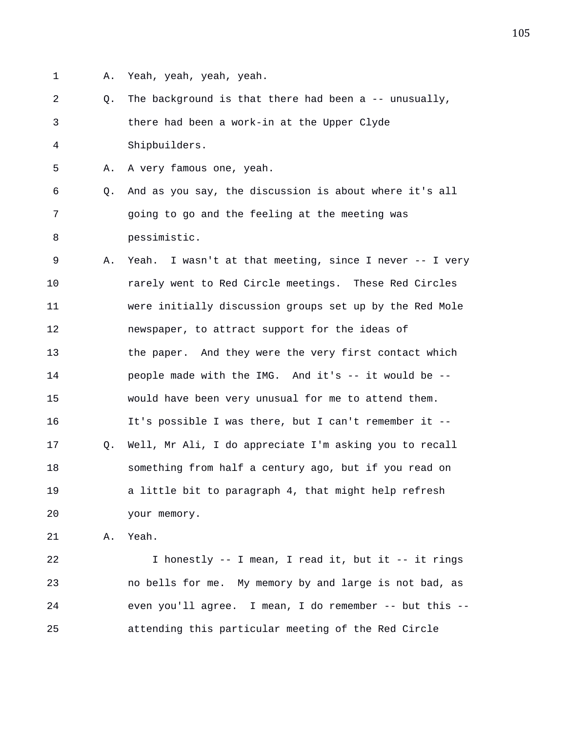1 A. Yeah, yeah, yeah, yeah.

2 Q. The background is that there had been a -- unusually,

3 there had been a work-in at the Upper Clyde

4 Shipbuilders.

5 A. A very famous one, yeah.

6 Q. And as you say, the discussion is about where it's all

7 going to go and the feeling at the meeting was

8 pessimistic.

9 A. Yeah. I wasn't at that meeting, since I never -- I very

10 rarely went to Red Circle meetings. These Red Circles

11 were initially discussion groups set up by the Red Mole

12 newspaper, to attract support for the ideas of

13 the paper. And they were the very first contact which

14 people made with the IMG. And it's -- it would be --

15 would have been very unusual for me to attend them.

16 It's possible I was there, but I can't remember it --

17 Q. Well, Mr Ali, I do appreciate I'm asking you to recall

18 something from half a century ago, but if you read on

19 a little bit to paragraph 4, that might help refresh

20 your memory.

21 A. Yeah.

22 I honestly -- I mean, I read it, but it -- it rings

23 no bells for me. My memory by and large is not bad, as

24 even you'll agree. I mean, I do remember -- but this --

25 attending this particular meeting of the Red Circle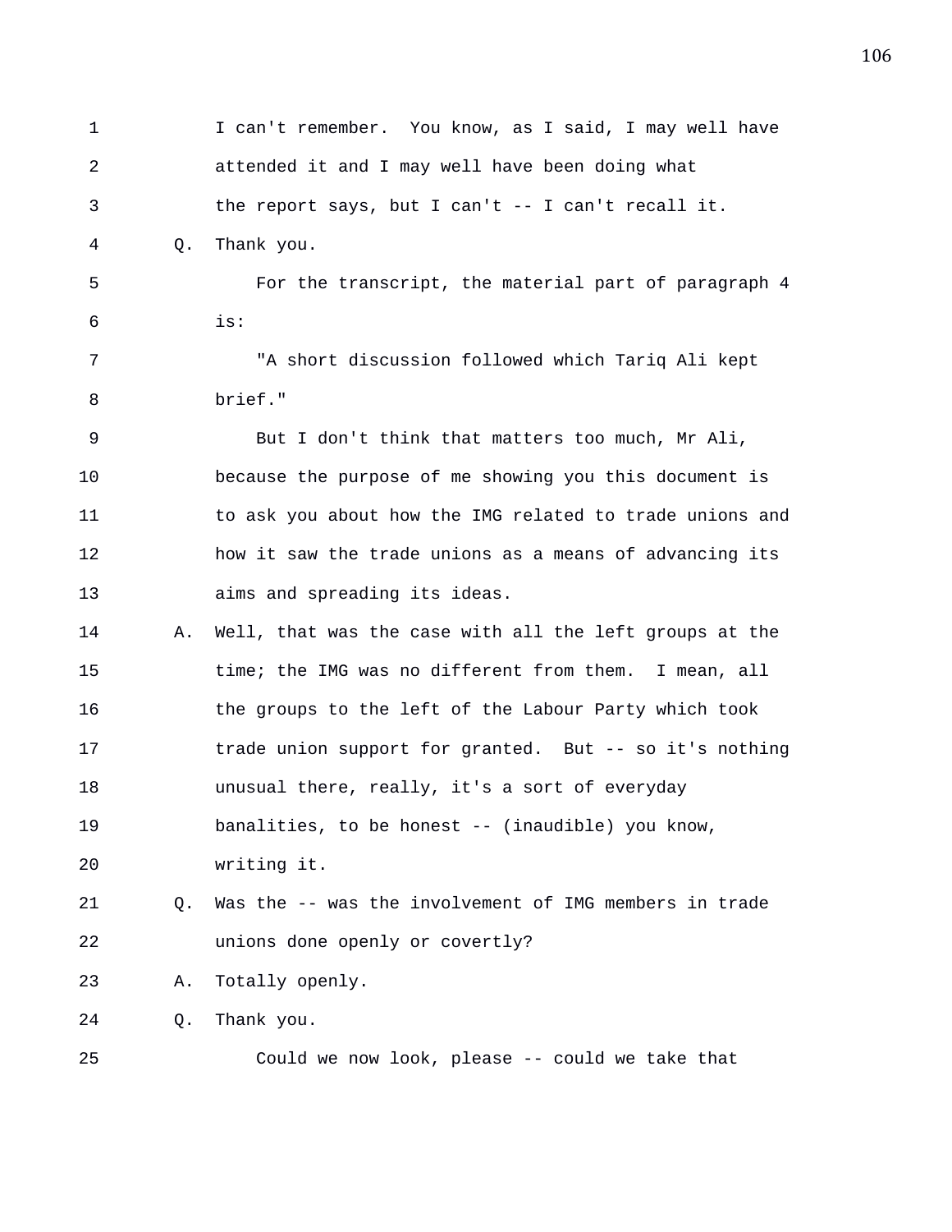1 I can't remember. You know, as I said, I may well have
2 attended it and I may well have been doing what
3 the report says, but I can't -- I can't recall it.
4 Q. Thank you.
5 For the transcript, the material part of paragraph 4
6 is:
7 "A short discussion followed which Tariq Ali kept
8 brief."
9 But I don't think that matters too much, Mr Ali,
10 because the purpose of me showing you this document is
11 to ask you about how the IMG related to trade unions and
12 how it saw the trade unions as a means of advancing its
13 aims and spreading its ideas.
14 A. Well, that was the case with all the left groups at the
15 time; the IMG was no different from them. I mean, all
16 the groups to the left of the Labour Party which took
17 trade union support for granted. But -- so it's nothing
18 unusual there, really, it's a sort of everyday
19 banalities, to be honest -- (inaudible) you know,
20 writing it.
21 Q. Was the -- was the involvement of IMG members in trade
22 unions done openly or covertly?
23 A. Totally openly.
24 Q. Thank you.
25 Could we now look, please -- could we take that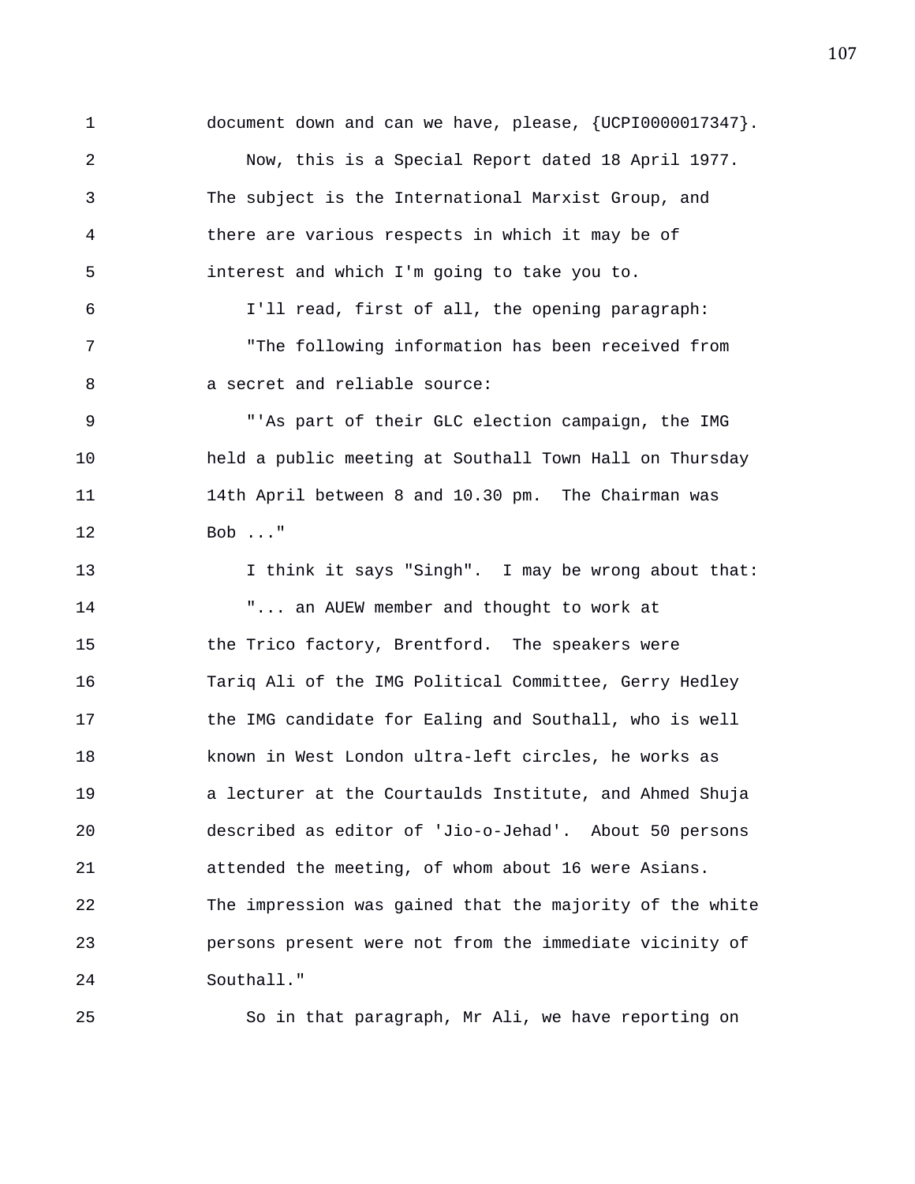1 document down and can we have, please, {UCPI0000017347}.

2 Now, this is a Special Report dated 18 April 1977.

3 The subject is the International Marxist Group, and

4 there are various respects in which it may be of

5 interest and which I'm going to take you to.

6 I'll read, first of all, the opening paragraph:

7 "The following information has been received from

8 a secret and reliable source:

9 "'As part of their GLC election campaign, the IMG

10 held a public meeting at Southall Town Hall on Thursday

11 14th April between 8 and 10.30 pm. The Chairman was

12 Bob ..."

13 I think it says "Singh". I may be wrong about that:

14 "... an AUEW member and thought to work at

15 the Trico factory, Brentford. The speakers were

16 Tariq Ali of the IMG Political Committee, Gerry Hedley

17 the IMG candidate for Ealing and Southall, who is well

18 known in West London ultra-left circles, he works as

19 a lecturer at the Courtaulds Institute, and Ahmed Shuja

20 described as editor of 'Jio-o-Jehad'. About 50 persons

21 attended the meeting, of whom about 16 were Asians.

22 The impression was gained that the majority of the white

23 persons present were not from the immediate vicinity of

24 Southall."

25 So in that paragraph, Mr Ali, we have reporting on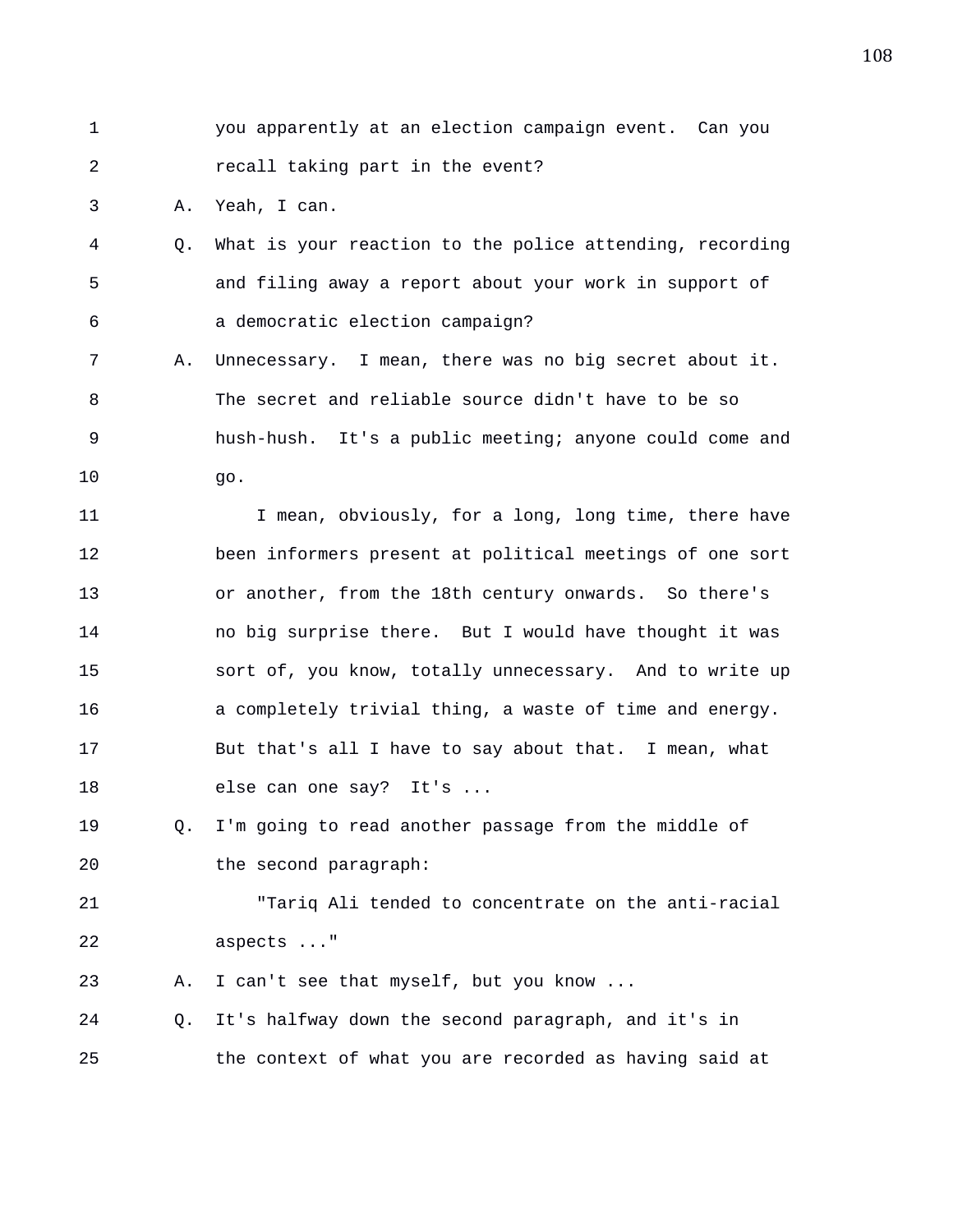you apparently at an election campaign event. Can you recall taking part in the event?

A. Yeah, I can.

Q. What is your reaction to the police attending, recording and filing away a report about your work in support of a democratic election campaign?

A. Unnecessary. I mean, there was no big secret about it. The secret and reliable source didn't have to be so hush-hush. It's a public meeting; anyone could come and go.

I mean, obviously, for a long, long time, there have been informers present at political meetings of one sort or another, from the 18th century onwards. So there's no big surprise there. But I would have thought it was sort of, you know, totally unnecessary. And to write up a completely trivial thing, a waste of time and energy. But that's all I have to say about that. I mean, what else can one say? It's ...

Q. I'm going to read another passage from the middle of the second paragraph:

"Tariq Ali tended to concentrate on the anti-racial aspects ..."

A. I can't see that myself, but you know ...

Q. It's halfway down the second paragraph, and it's in the context of what you are recorded as having said at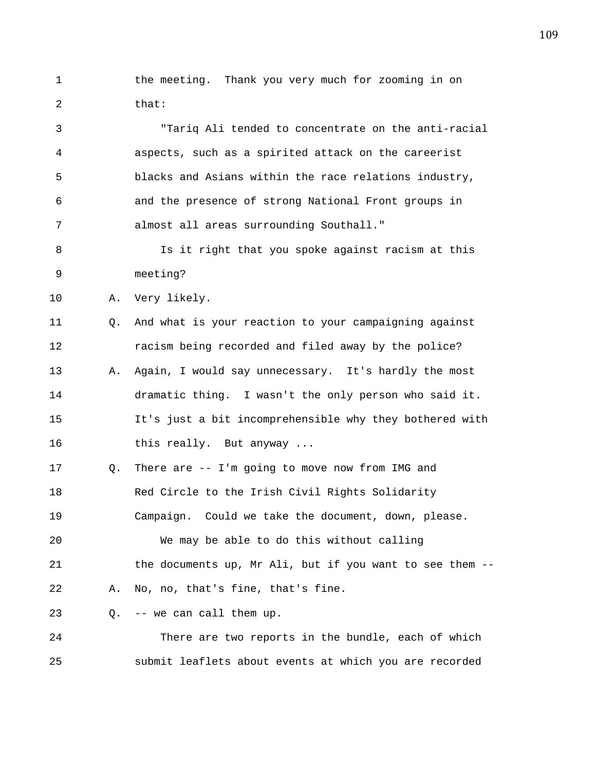1 the meeting. Thank you very much for zooming in on
2 that:
3 "Tariq Ali tended to concentrate on the anti-racial
4 aspects, such as a spirited attack on the careerist
5 blacks and Asians within the race relations industry,
6 and the presence of strong National Front groups in
7 almost all areas surrounding Southall."
8 Is it right that you spoke against racism at this
9 meeting?
10 A. Very likely.
11 Q. And what is your reaction to your campaigning against
12 racism being recorded and filed away by the police?
13 A. Again, I would say unnecessary. It's hardly the most
14 dramatic thing. I wasn't the only person who said it.
15 It's just a bit incomprehensible why they bothered with
16 this really. But anyway ...
17 Q. There are -- I'm going to move now from IMG and
18 Red Circle to the Irish Civil Rights Solidarity
19 Campaign. Could we take the document, down, please.
20 We may be able to do this without calling
21 the documents up, Mr Ali, but if you want to see them --
22 A. No, no, that's fine, that's fine.
23 Q. -- we can call them up.
24 There are two reports in the bundle, each of which
25 submit leaflets about events at which you are recorded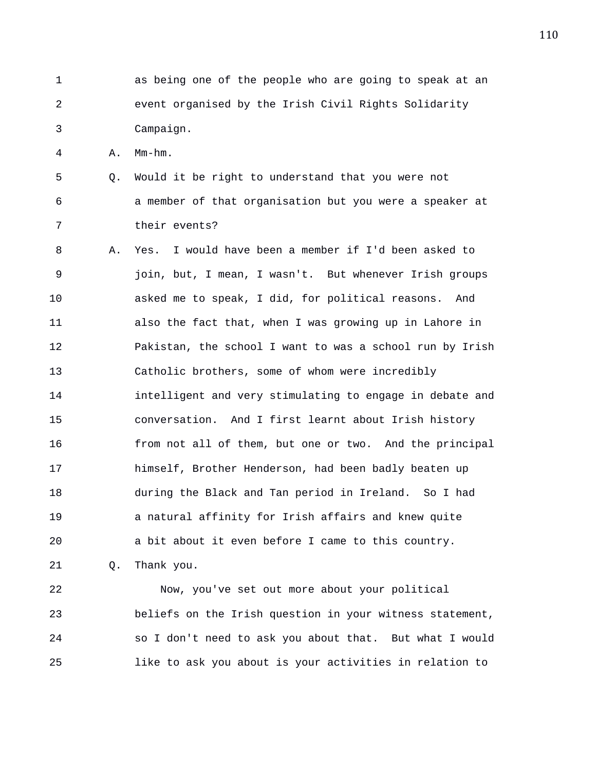1 as being one of the people who are going to speak at an
2 event organised by the Irish Civil Rights Solidarity
3 Campaign.

4 A. Mm-hm.

5 Q. Would it be right to understand that you were not
6 a member of that organisation but you were a speaker at
7 their events?

8 A. Yes. I would have been a member if I'd been asked to
9 join, but, I mean, I wasn't. But whenever Irish groups
10 asked me to speak, I did, for political reasons. And
11 also the fact that, when I was growing up in Lahore in
12 Pakistan, the school I want to was a school run by Irish
13 Catholic brothers, some of whom were incredibly
14 intelligent and very stimulating to engage in debate and
15 conversation. And I first learnt about Irish history
16 from not all of them, but one or two. And the principal
17 himself, Brother Henderson, had been badly beaten up
18 during the Black and Tan period in Ireland. So I had
19 a natural affinity for Irish affairs and knew quite
20 a bit about it even before I came to this country.

21 Q. Thank you.

22 Now, you've set out more about your political
23 beliefs on the Irish question in your witness statement,
24 so I don't need to ask you about that. But what I would
25 like to ask you about is your activities in relation to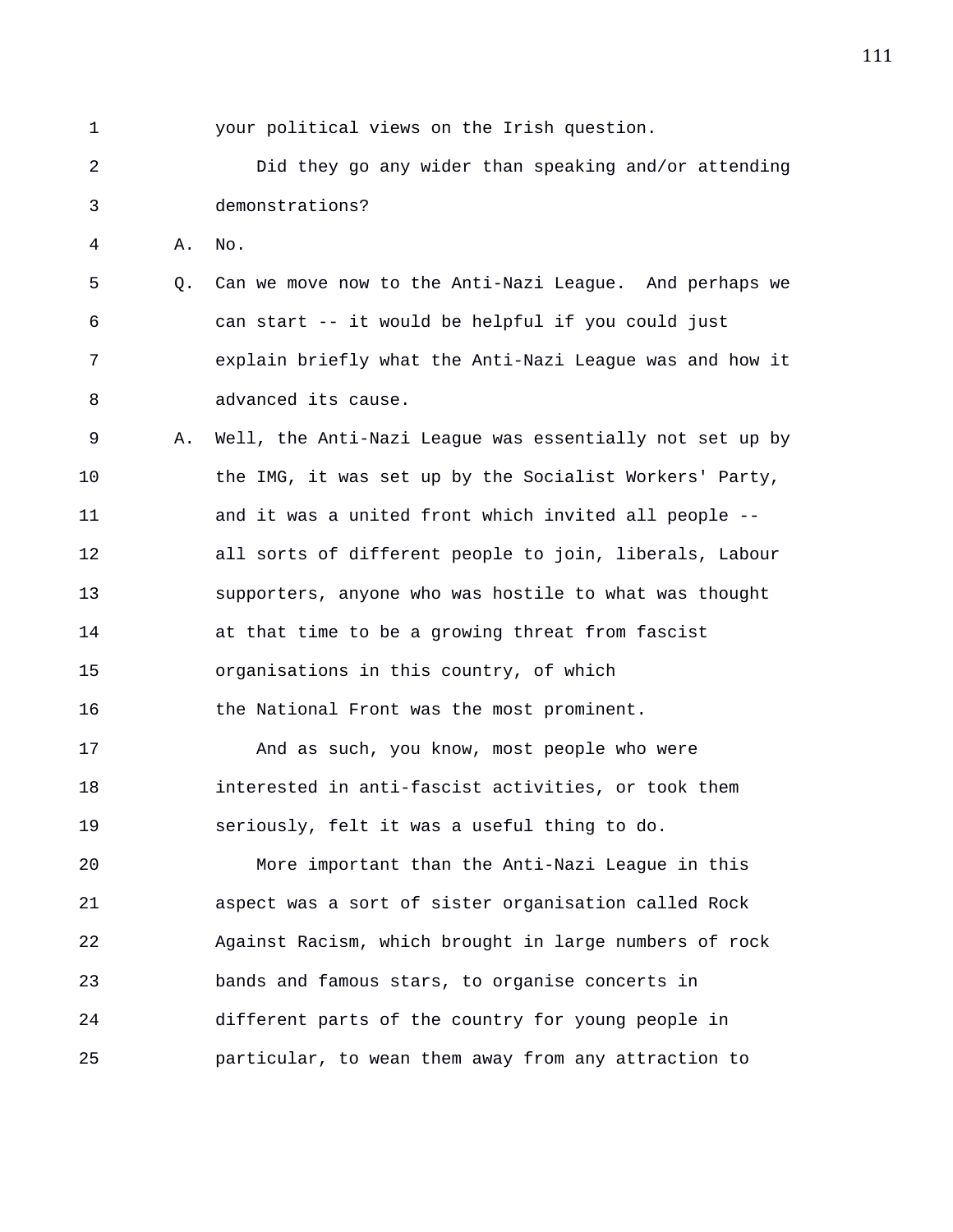your political views on the Irish question.

Did they go any wider than speaking and/or attending demonstrations?

A. No.

Q. Can we move now to the Anti-Nazi League. And perhaps we can start -- it would be helpful if you could just explain briefly what the Anti-Nazi League was and how it advanced its cause.

A. Well, the Anti-Nazi League was essentially not set up by the IMG, it was set up by the Socialist Workers' Party, and it was a united front which invited all people -- all sorts of different people to join, liberals, Labour supporters, anyone who was hostile to what was thought at that time to be a growing threat from fascist organisations in this country, of which the National Front was the most prominent.

And as such, you know, most people who were interested in anti-fascist activities, or took them seriously, felt it was a useful thing to do.

More important than the Anti-Nazi League in this aspect was a sort of sister organisation called Rock Against Racism, which brought in large numbers of rock bands and famous stars, to organise concerts in different parts of the country for young people in particular, to wean them away from any attraction to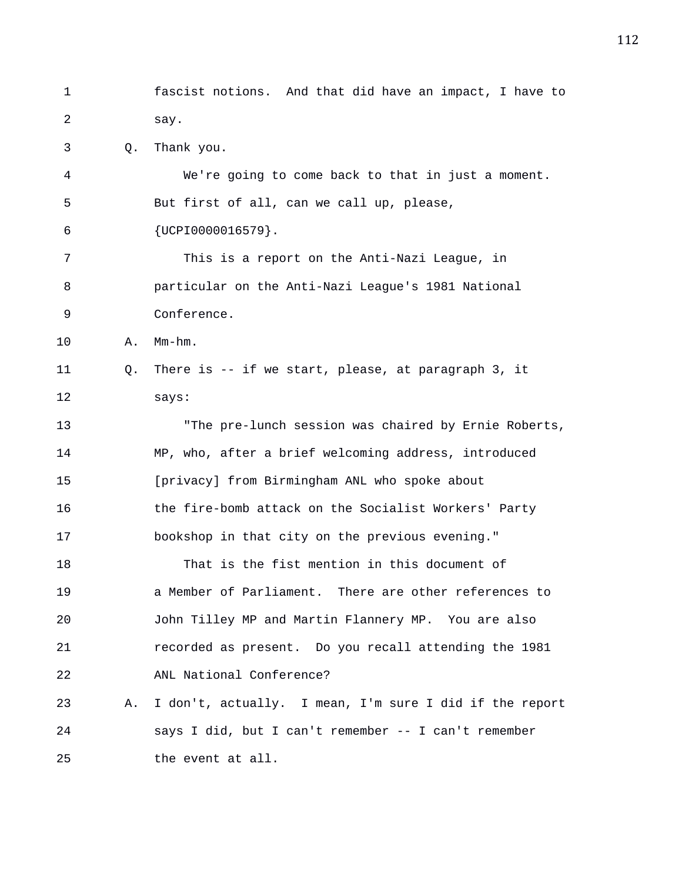fascist notions. And that did have an impact, I have to say.

Q. Thank you.

We're going to come back to that in just a moment. But first of all, can we call up, please, {UCPI0000016579}.

This is a report on the Anti-Nazi League, in particular on the Anti-Nazi League's 1981 National Conference.

A. Mm-hm.

Q. There is -- if we start, please, at paragraph 3, it says:

"The pre-lunch session was chaired by Ernie Roberts, MP, who, after a brief welcoming address, introduced [privacy] from Birmingham ANL who spoke about the fire-bomb attack on the Socialist Workers' Party bookshop in that city on the previous evening."

That is the fist mention in this document of a Member of Parliament. There are other references to John Tilley MP and Martin Flannery MP. You are also recorded as present. Do you recall attending the 1981 ANL National Conference?

A. I don't, actually. I mean, I'm sure I did if the report says I did, but I can't remember -- I can't remember the event at all.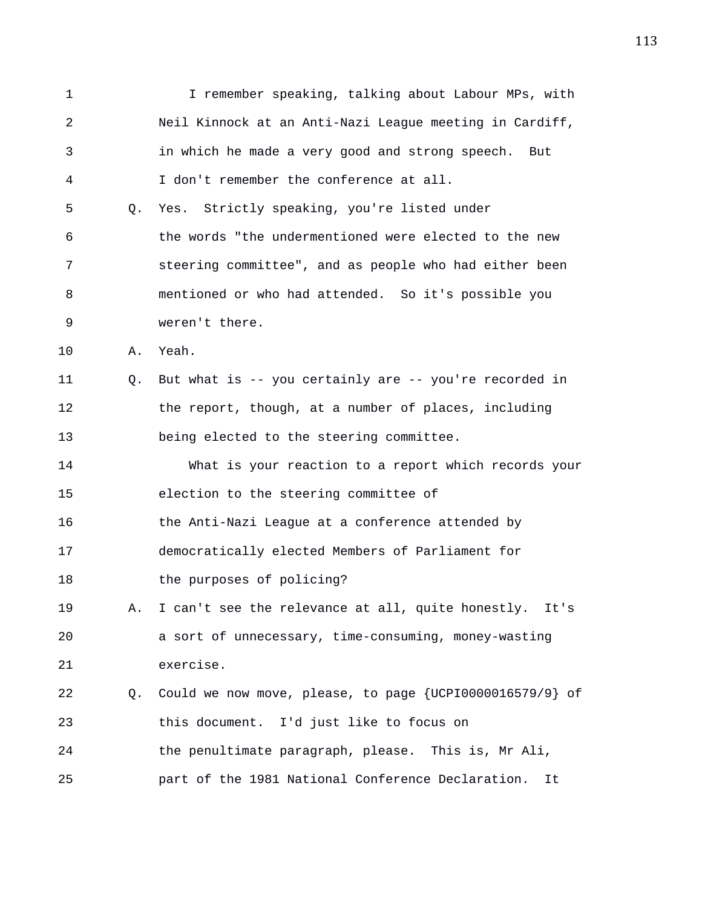I remember speaking, talking about Labour MPs, with Neil Kinnock at an Anti-Nazi League meeting in Cardiff, in which he made a very good and strong speech. But I don't remember the conference at all.

Q. Yes. Strictly speaking, you're listed under the words "the undermentioned were elected to the new steering committee", and as people who had either been mentioned or who had attended. So it's possible you weren't there.

A. Yeah.

Q. But what is -- you certainly are -- you're recorded in the report, though, at a number of places, including being elected to the steering committee.

What is your reaction to a report which records your election to the steering committee of the Anti-Nazi League at a conference attended by democratically elected Members of Parliament for the purposes of policing?

A. I can't see the relevance at all, quite honestly. It's a sort of unnecessary, time-consuming, money-wasting exercise.

Q. Could we now move, please, to page {UCPI0000016579/9} of this document. I'd just like to focus on the penultimate paragraph, please. This is, Mr Ali, part of the 1981 National Conference Declaration. It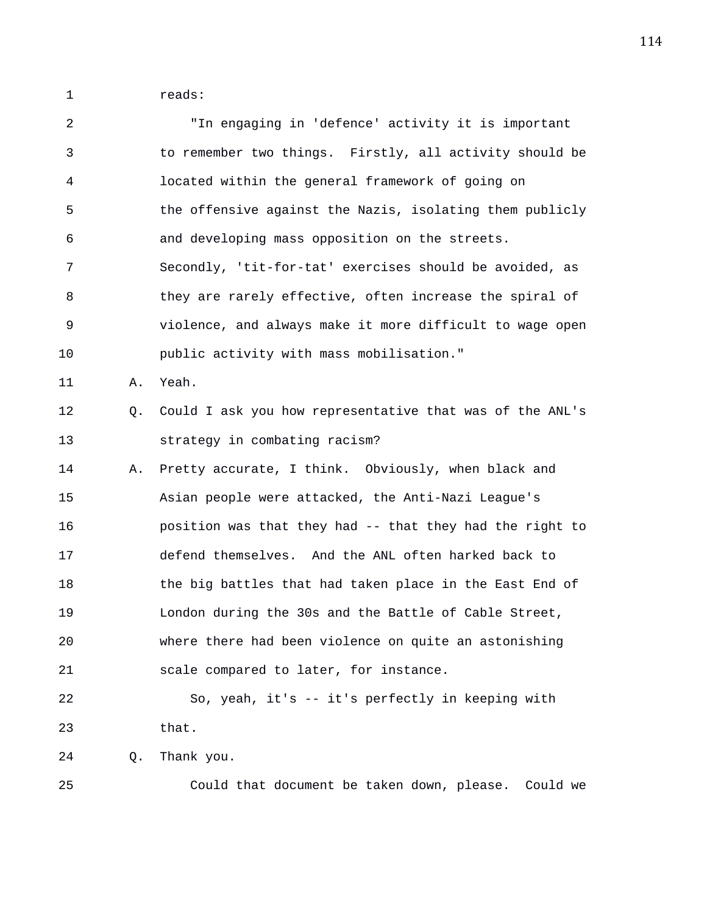reads:

"In engaging in 'defence' activity it is important to remember two things. Firstly, all activity should be located within the general framework of going on the offensive against the Nazis, isolating them publicly and developing mass opposition on the streets. Secondly, 'tit-for-tat' exercises should be avoided, as they are rarely effective, often increase the spiral of violence, and always make it more difficult to wage open public activity with mass mobilisation."

A. Yeah.

Q. Could I ask you how representative that was of the ANL's strategy in combating racism?

A. Pretty accurate, I think. Obviously, when black and Asian people were attacked, the Anti-Nazi League's position was that they had -- that they had the right to defend themselves. And the ANL often harked back to the big battles that had taken place in the East End of London during the 30s and the Battle of Cable Street, where there had been violence on quite an astonishing scale compared to later, for instance.

So, yeah, it's -- it's perfectly in keeping with that.

Q. Thank you.

Could that document be taken down, please. Could we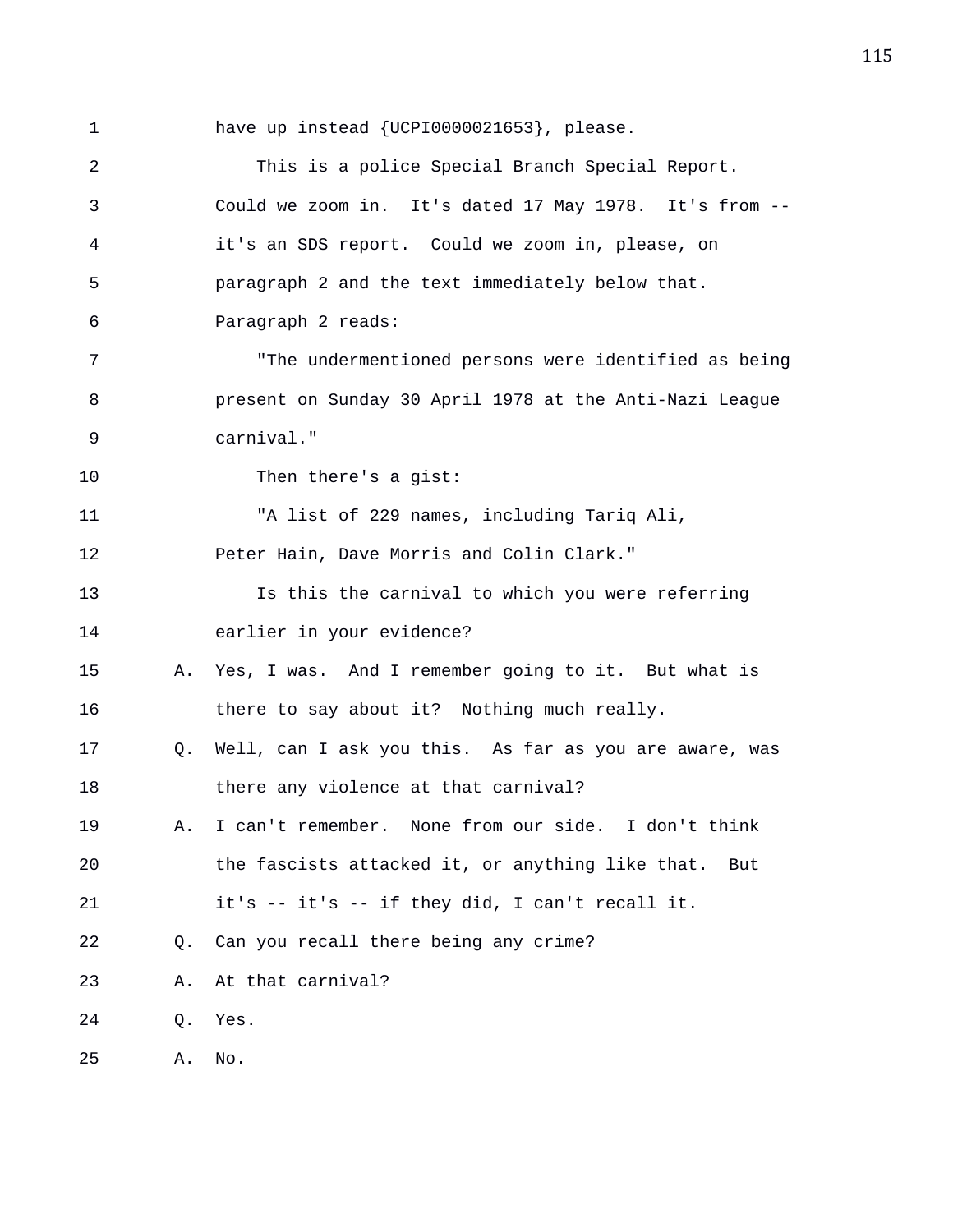have up instead {UCPI0000021653}, please.

This is a police Special Branch Special Report. Could we zoom in. It's dated 17 May 1978. It's from -- it's an SDS report. Could we zoom in, please, on paragraph 2 and the text immediately below that. Paragraph 2 reads:

"The undermentioned persons were identified as being present on Sunday 30 April 1978 at the Anti-Nazi League carnival."

Then there's a gist:

"A list of 229 names, including Tariq Ali, Peter Hain, Dave Morris and Colin Clark."

Is this the carnival to which you were referring earlier in your evidence?

A. Yes, I was. And I remember going to it. But what is there to say about it? Nothing much really.

Q. Well, can I ask you this. As far as you are aware, was there any violence at that carnival?

A. I can't remember. None from our side. I don't think the fascists attacked it, or anything like that. But it's -- it's -- if they did, I can't recall it.

Q. Can you recall there being any crime?

A. At that carnival?

Q. Yes.

A. No.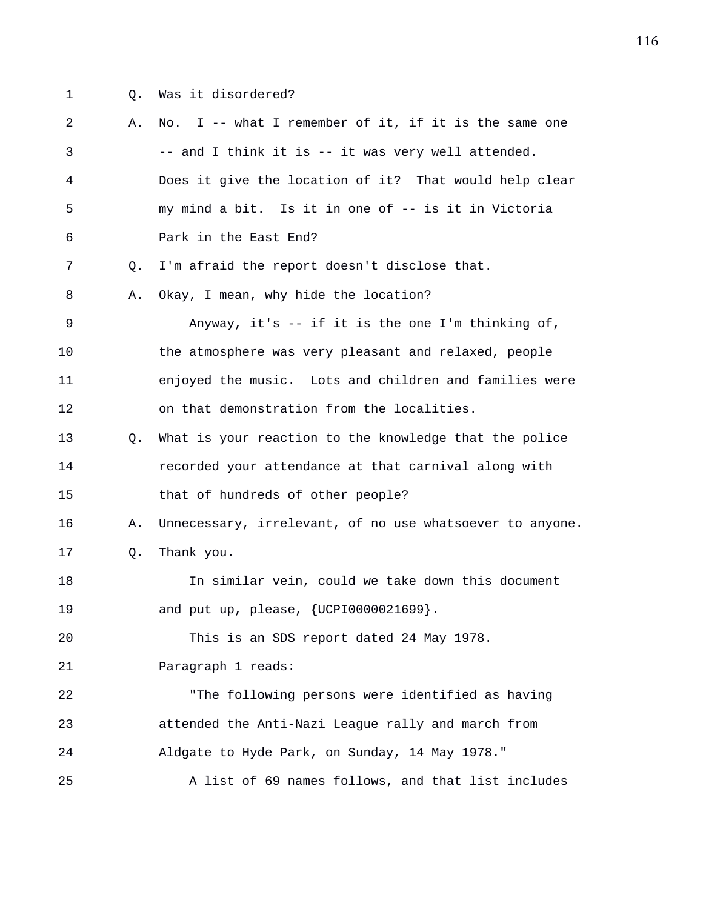1 Q. Was it disordered?

2 A. No. I -- what I remember of it, if it is the same one

3 -- and I think it is -- it was very well attended.

4 Does it give the location of it? That would help clear

5 my mind a bit. Is it in one of -- is it in Victoria

6 Park in the East End?

7 Q. I'm afraid the report doesn't disclose that.

8 A. Okay, I mean, why hide the location?

9 Anyway, it's -- if it is the one I'm thinking of,

10 the atmosphere was very pleasant and relaxed, people

11 enjoyed the music. Lots and children and families were

12 on that demonstration from the localities.

13 Q. What is your reaction to the knowledge that the police

14 recorded your attendance at that carnival along with

15 that of hundreds of other people?

16 A. Unnecessary, irrelevant, of no use whatsoever to anyone.

17 Q. Thank you.

18 In similar vein, could we take down this document

19 and put up, please, {UCPI0000021699}.

20 This is an SDS report dated 24 May 1978.

21 Paragraph 1 reads:

22 "The following persons were identified as having

23 attended the Anti-Nazi League rally and march from

24 Aldgate to Hyde Park, on Sunday, 14 May 1978."

25 A list of 69 names follows, and that list includes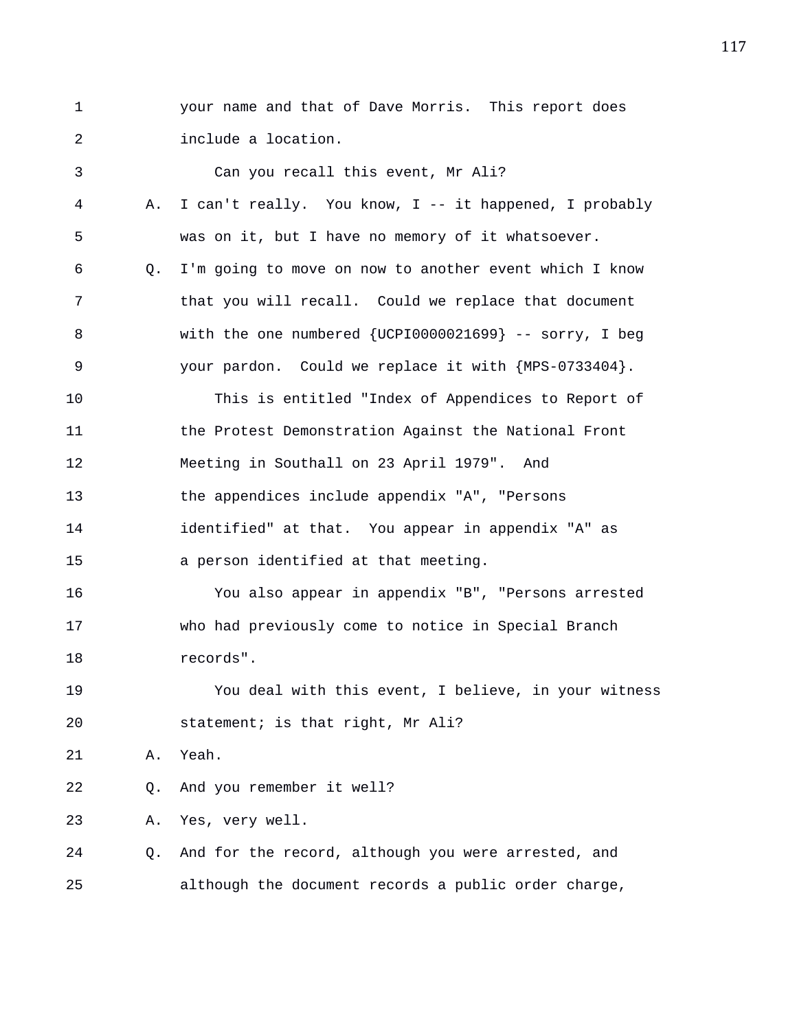1 your name and that of Dave Morris. This report does
2 include a location.
3 Can you recall this event, Mr Ali?
4 A. I can't really. You know, I -- it happened, I probably
5 was on it, but I have no memory of it whatsoever.
6 Q. I'm going to move on now to another event which I know
7 that you will recall. Could we replace that document
8 with the one numbered {UCPI0000021699} -- sorry, I beg
9 your pardon. Could we replace it with {MPS-0733404}.
10 This is entitled "Index of Appendices to Report of
11 the Protest Demonstration Against the National Front
12 Meeting in Southall on 23 April 1979". And
13 the appendices include appendix "A", "Persons
14 identified" at that. You appear in appendix "A" as
15 a person identified at that meeting.
16 You also appear in appendix "B", "Persons arrested
17 who had previously come to notice in Special Branch
18 records".
19 You deal with this event, I believe, in your witness
20 statement; is that right, Mr Ali?
21 A. Yeah.
22 Q. And you remember it well?
23 A. Yes, very well.
24 Q. And for the record, although you were arrested, and
25 although the document records a public order charge,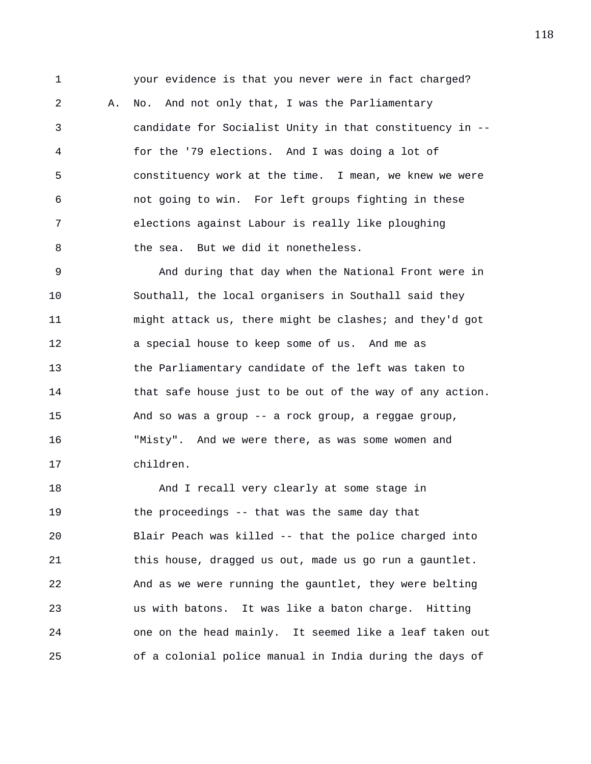your evidence is that you never were in fact charged?

A. No. And not only that, I was the Parliamentary candidate for Socialist Unity in that constituency in -- for the '79 elections. And I was doing a lot of constituency work at the time. I mean, we knew we were not going to win. For left groups fighting in these elections against Labour is really like ploughing the sea. But we did it nonetheless.

And during that day when the National Front were in Southall, the local organisers in Southall said they might attack us, there might be clashes; and they'd got a special house to keep some of us. And me as the Parliamentary candidate of the left was taken to that safe house just to be out of the way of any action. And so was a group -- a rock group, a reggae group, "Misty". And we were there, as was some women and children.

And I recall very clearly at some stage in the proceedings -- that was the same day that Blair Peach was killed -- that the police charged into this house, dragged us out, made us go run a gauntlet. And as we were running the gauntlet, they were belting us with batons. It was like a baton charge. Hitting one on the head mainly. It seemed like a leaf taken out of a colonial police manual in India during the days of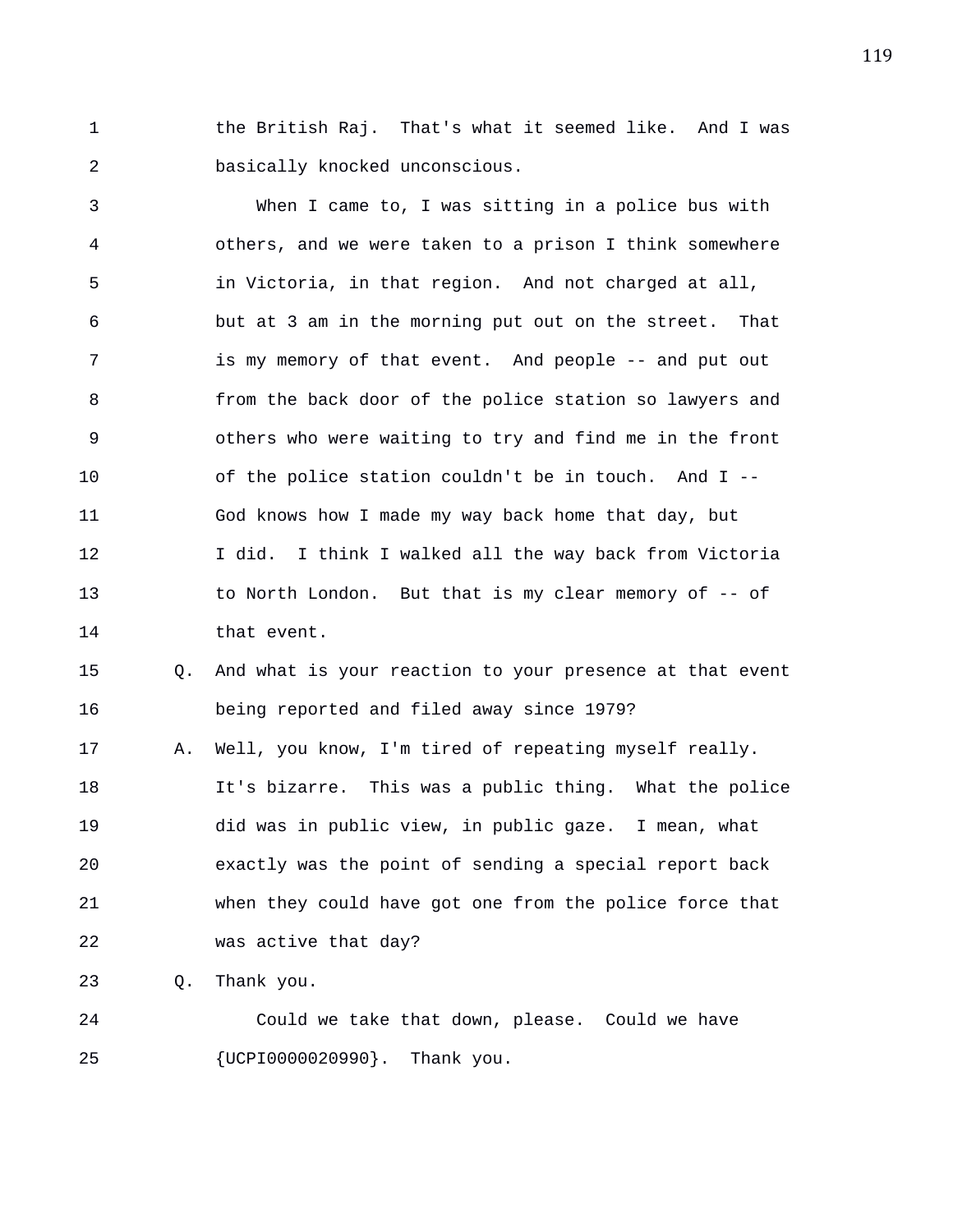the British Raj. That's what it seemed like. And I was basically knocked unconscious.

When I came to, I was sitting in a police bus with others, and we were taken to a prison I think somewhere in Victoria, in that region. And not charged at all, but at 3 am in the morning put out on the street. That is my memory of that event. And people -- and put out from the back door of the police station so lawyers and others who were waiting to try and find me in the front of the police station couldn't be in touch. And I -- God knows how I made my way back home that day, but I did. I think I walked all the way back from Victoria to North London. But that is my clear memory of -- of that event.

Q. And what is your reaction to your presence at that event being reported and filed away since 1979?

A. Well, you know, I'm tired of repeating myself really. It's bizarre. This was a public thing. What the police did was in public view, in public gaze. I mean, what exactly was the point of sending a special report back when they could have got one from the police force that was active that day?

Q. Thank you.

Could we take that down, please. Could we have {UCPI0000020990}. Thank you.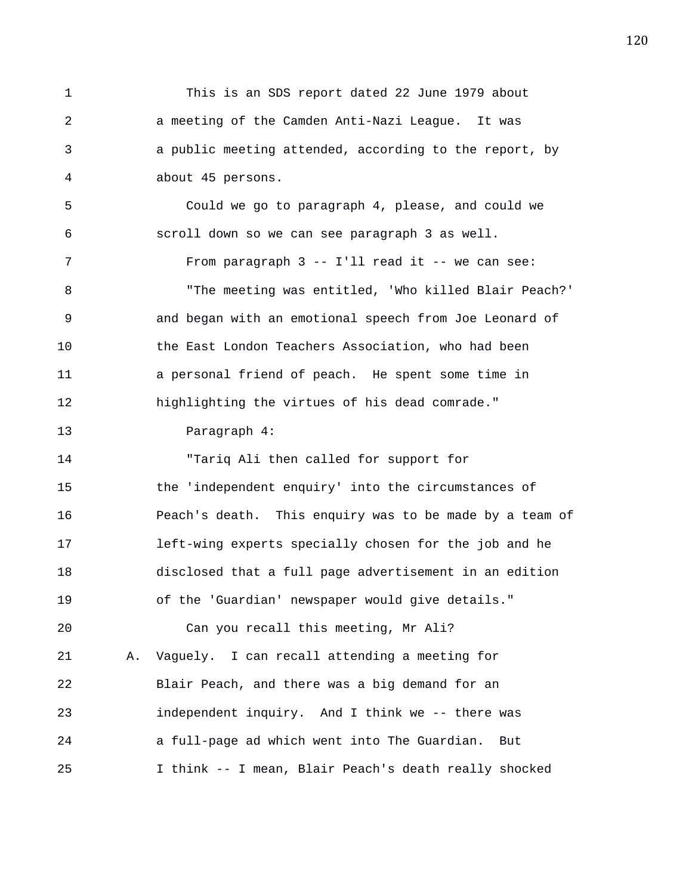1 This is an SDS report dated 22 June 1979 about
2 a meeting of the Camden Anti-Nazi League. It was
3 a public meeting attended, according to the report, by
4 about 45 persons.
5 Could we go to paragraph 4, please, and could we
6 scroll down so we can see paragraph 3 as well.
7 From paragraph 3 -- I'll read it -- we can see:
8 "The meeting was entitled, 'Who killed Blair Peach?'
9 and began with an emotional speech from Joe Leonard of
10 the East London Teachers Association, who had been
11 a personal friend of peach. He spent some time in
12 highlighting the virtues of his dead comrade."
13 Paragraph 4:
14 "Tariq Ali then called for support for
15 the 'independent enquiry' into the circumstances of
16 Peach's death. This enquiry was to be made by a team of
17 left-wing experts specially chosen for the job and he
18 disclosed that a full page advertisement in an edition
19 of the 'Guardian' newspaper would give details."
20 Can you recall this meeting, Mr Ali?
21 A. Vaguely. I can recall attending a meeting for
22 Blair Peach, and there was a big demand for an
23 independent inquiry. And I think we -- there was
24 a full-page ad which went into The Guardian. But
25 I think -- I mean, Blair Peach's death really shocked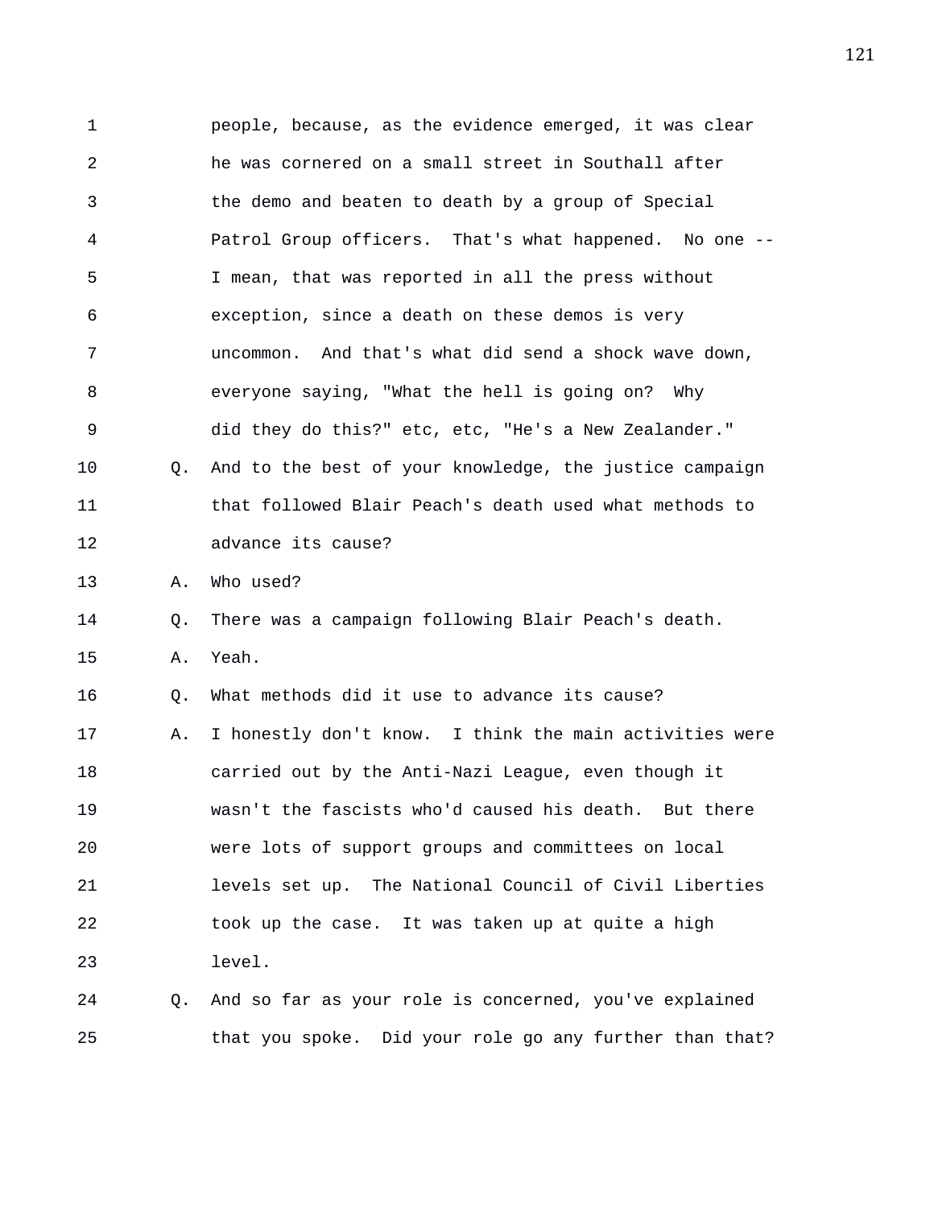people, because, as the evidence emerged, it was clear he was cornered on a small street in Southall after the demo and beaten to death by a group of Special Patrol Group officers. That's what happened. No one -- I mean, that was reported in all the press without exception, since a death on these demos is very uncommon. And that's what did send a shock wave down, everyone saying, "What the hell is going on? Why did they do this?" etc, etc, "He's a New Zealander."

Q. And to the best of your knowledge, the justice campaign that followed Blair Peach's death used what methods to advance its cause?

A. Who used?

Q. There was a campaign following Blair Peach's death.

A. Yeah.

Q. What methods did it use to advance its cause?

A. I honestly don't know. I think the main activities were carried out by the Anti-Nazi League, even though it wasn't the fascists who'd caused his death. But there were lots of support groups and committees on local levels set up. The National Council of Civil Liberties took up the case. It was taken up at quite a high level.

Q. And so far as your role is concerned, you've explained that you spoke. Did your role go any further than that?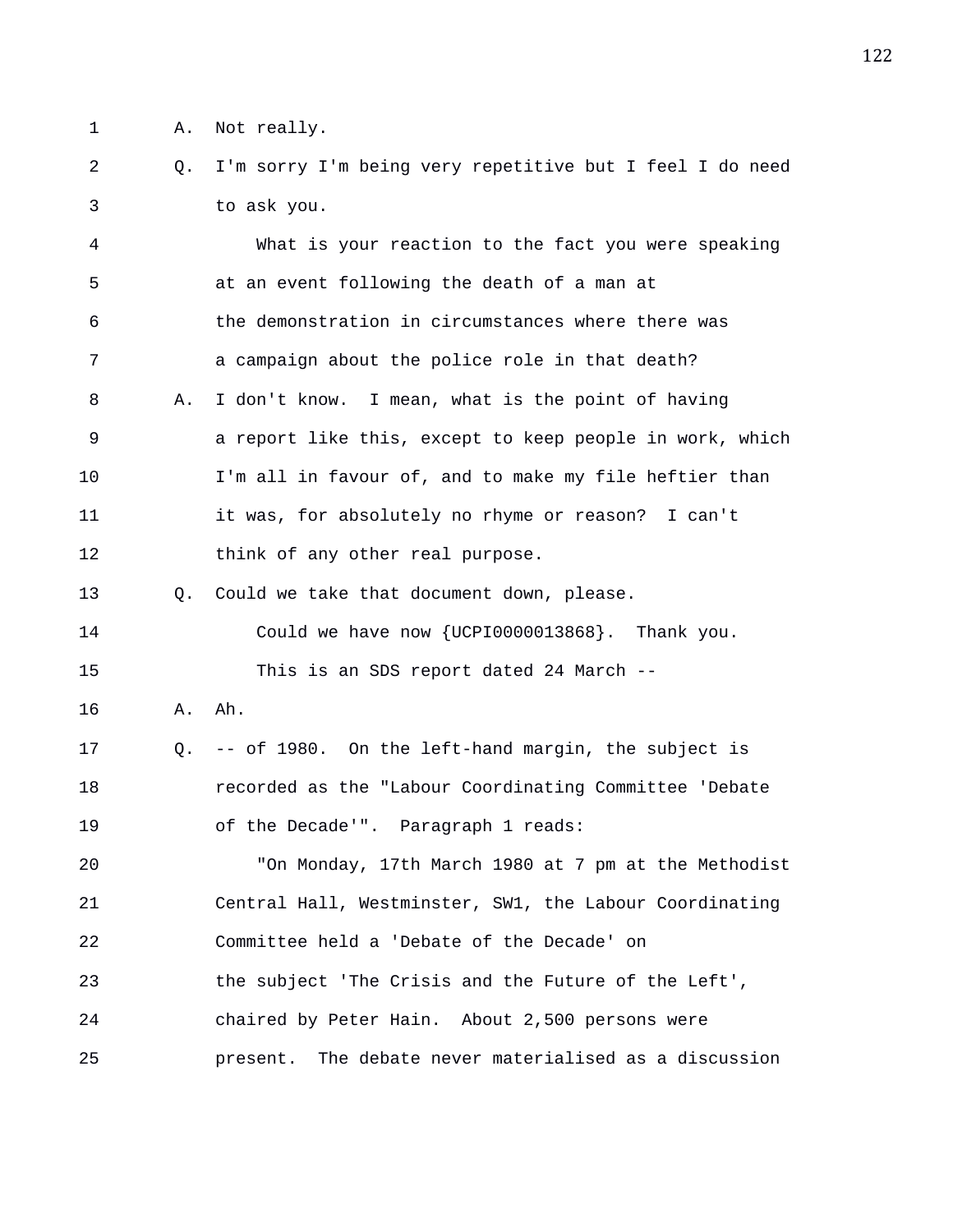A. Not really.

Q. I'm sorry I'm being very repetitive but I feel I do need to ask you.

What is your reaction to the fact you were speaking at an event following the death of a man at the demonstration in circumstances where there was a campaign about the police role in that death?

A. I don't know. I mean, what is the point of having a report like this, except to keep people in work, which I'm all in favour of, and to make my file heftier than it was, for absolutely no rhyme or reason? I can't think of any other real purpose.

Q. Could we take that document down, please.

Could we have now {UCPI0000013868}. Thank you.

This is an SDS report dated 24 March --

A. Ah.

Q. -- of 1980. On the left-hand margin, the subject is recorded as the "Labour Coordinating Committee 'Debate of the Decade'". Paragraph 1 reads:

"On Monday, 17th March 1980 at 7 pm at the Methodist Central Hall, Westminster, SW1, the Labour Coordinating Committee held a 'Debate of the Decade' on the subject 'The Crisis and the Future of the Left', chaired by Peter Hain. About 2,500 persons were present. The debate never materialised as a discussion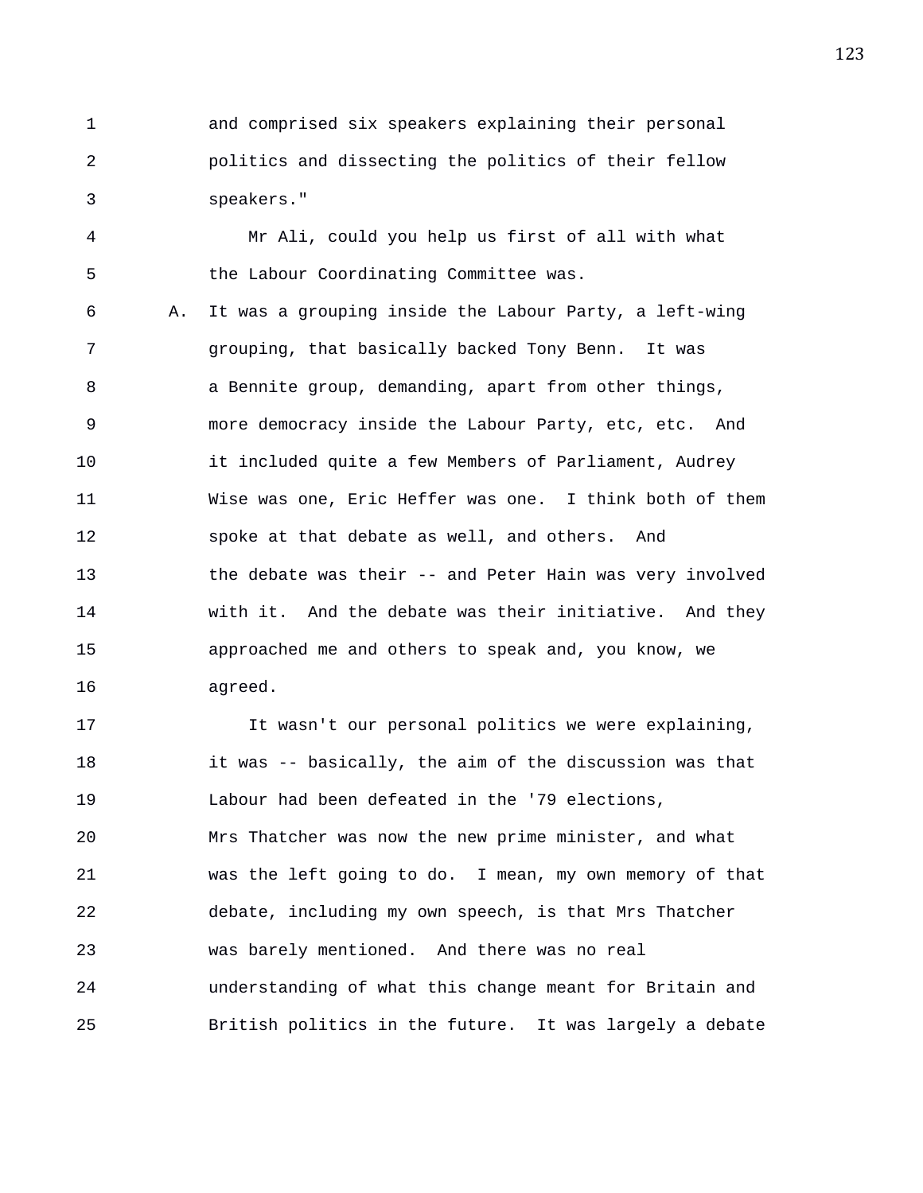and comprised six speakers explaining their personal politics and dissecting the politics of their fellow speakers."

Mr Ali, could you help us first of all with what the Labour Coordinating Committee was.

A. It was a grouping inside the Labour Party, a left-wing grouping, that basically backed Tony Benn. It was a Bennite group, demanding, apart from other things, more democracy inside the Labour Party, etc, etc. And it included quite a few Members of Parliament, Audrey Wise was one, Eric Heffer was one. I think both of them spoke at that debate as well, and others. And the debate was their -- and Peter Hain was very involved with it. And the debate was their initiative. And they approached me and others to speak and, you know, we agreed.

It wasn't our personal politics we were explaining, it was -- basically, the aim of the discussion was that Labour had been defeated in the '79 elections, Mrs Thatcher was now the new prime minister, and what was the left going to do. I mean, my own memory of that debate, including my own speech, is that Mrs Thatcher was barely mentioned. And there was no real understanding of what this change meant for Britain and British politics in the future. It was largely a debate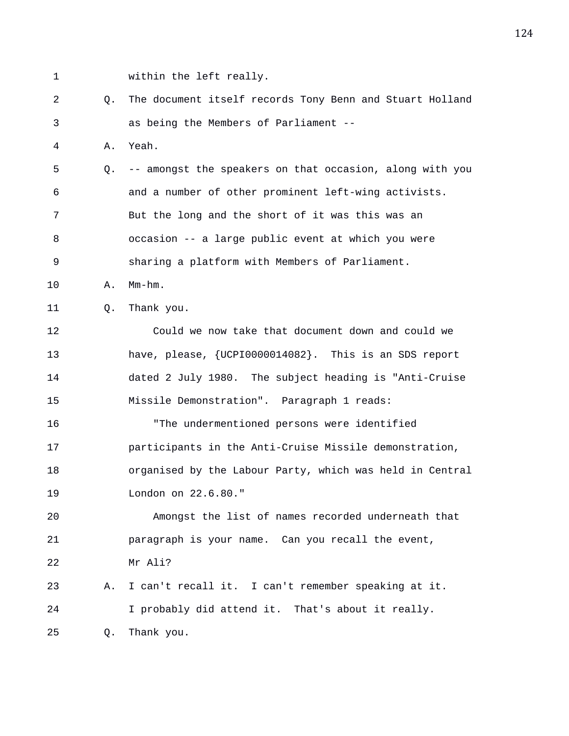1 within the left really.

2 Q. The document itself records Tony Benn and Stuart Holland

3 as being the Members of Parliament --

4 A. Yeah.

5 Q. -- amongst the speakers on that occasion, along with you

6 and a number of other prominent left-wing activists.

7 But the long and the short of it was this was an

8 occasion -- a large public event at which you were

9 sharing a platform with Members of Parliament.

10 A. Mm-hm.

11 Q. Thank you.

12 Could we now take that document down and could we

13 have, please, {UCPI0000014082}. This is an SDS report

14 dated 2 July 1980. The subject heading is "Anti-Cruise

15 Missile Demonstration". Paragraph 1 reads:

16 "The undermentioned persons were identified

17 participants in the Anti-Cruise Missile demonstration,

18 organised by the Labour Party, which was held in Central

19 London on 22.6.80."

20 Amongst the list of names recorded underneath that

21 paragraph is your name. Can you recall the event,

22 Mr Ali?

23 A. I can't recall it. I can't remember speaking at it.

24 I probably did attend it. That's about it really.

25 Q. Thank you.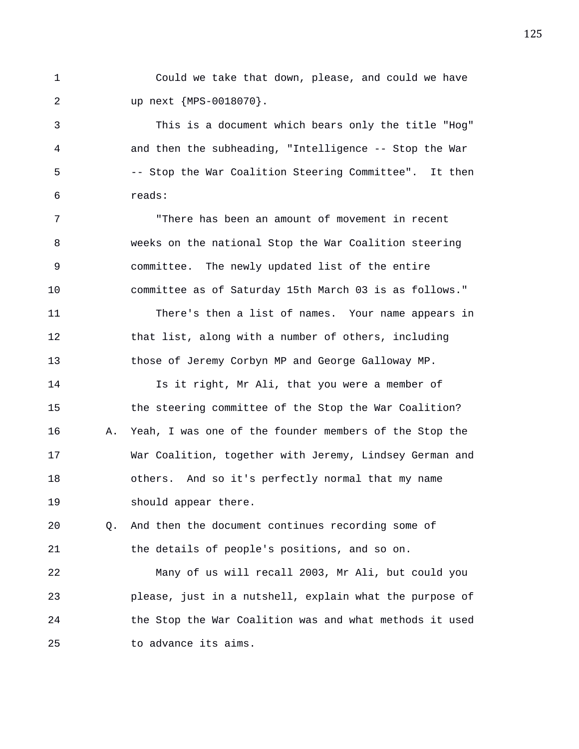1 Could we take that down, please, and could we have
2 up next {MPS-0018070}.
3 This is a document which bears only the title "Hog"
4 and then the subheading, "Intelligence -- Stop the War
5 -- Stop the War Coalition Steering Committee". It then
6 reads:
7 "There has been an amount of movement in recent
8 weeks on the national Stop the War Coalition steering
9 committee. The newly updated list of the entire
10 committee as of Saturday 15th March 03 is as follows."
11 There's then a list of names. Your name appears in
12 that list, along with a number of others, including
13 those of Jeremy Corbyn MP and George Galloway MP.
14 Is it right, Mr Ali, that you were a member of
15 the steering committee of the Stop the War Coalition?
16 A. Yeah, I was one of the founder members of the Stop the
17 War Coalition, together with Jeremy, Lindsey German and
18 others. And so it's perfectly normal that my name
19 should appear there.
20 Q. And then the document continues recording some of
21 the details of people's positions, and so on.
22 Many of us will recall 2003, Mr Ali, but could you
23 please, just in a nutshell, explain what the purpose of
24 the Stop the War Coalition was and what methods it used
25 to advance its aims.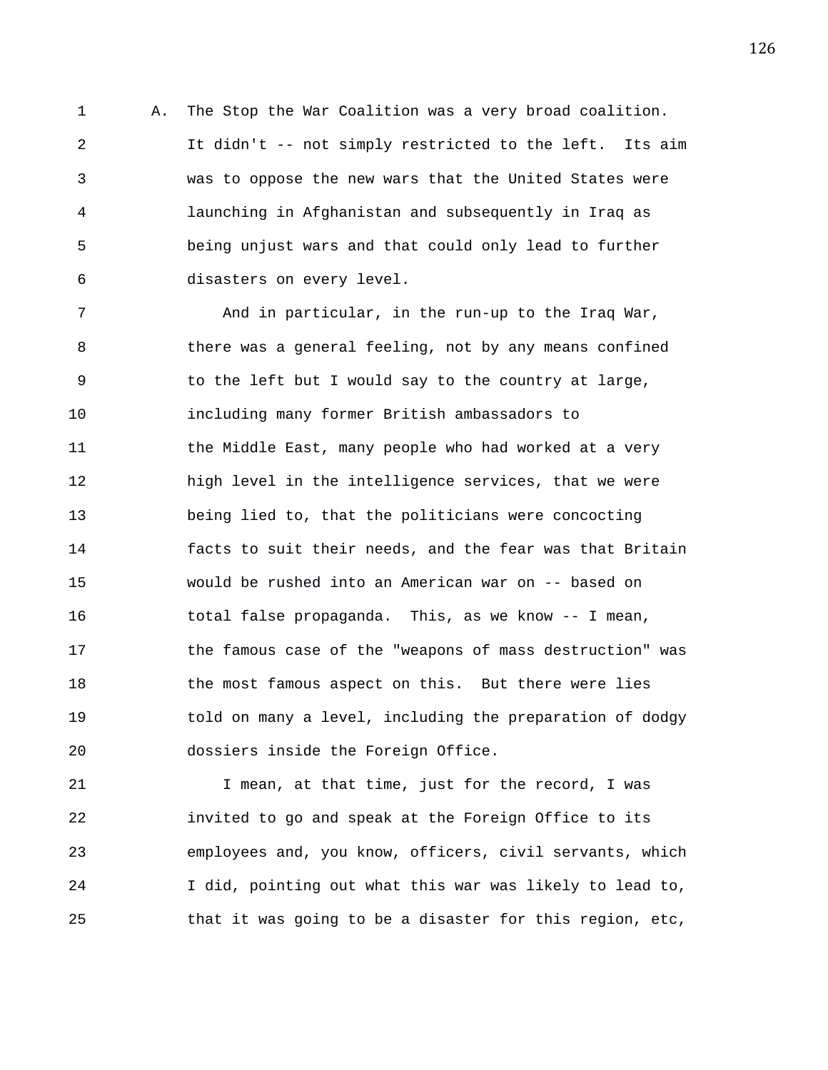A. The Stop the War Coalition was a very broad coalition. It didn't -- not simply restricted to the left. Its aim was to oppose the new wars that the United States were launching in Afghanistan and subsequently in Iraq as being unjust wars and that could only lead to further disasters on every level.

And in particular, in the run-up to the Iraq War, there was a general feeling, not by any means confined to the left but I would say to the country at large, including many former British ambassadors to the Middle East, many people who had worked at a very high level in the intelligence services, that we were being lied to, that the politicians were concocting facts to suit their needs, and the fear was that Britain would be rushed into an American war on -- based on total false propaganda. This, as we know -- I mean, the famous case of the "weapons of mass destruction" was the most famous aspect on this. But there were lies told on many a level, including the preparation of dodgy dossiers inside the Foreign Office.

I mean, at that time, just for the record, I was invited to go and speak at the Foreign Office to its employees and, you know, officers, civil servants, which I did, pointing out what this war was likely to lead to, that it was going to be a disaster for this region, etc,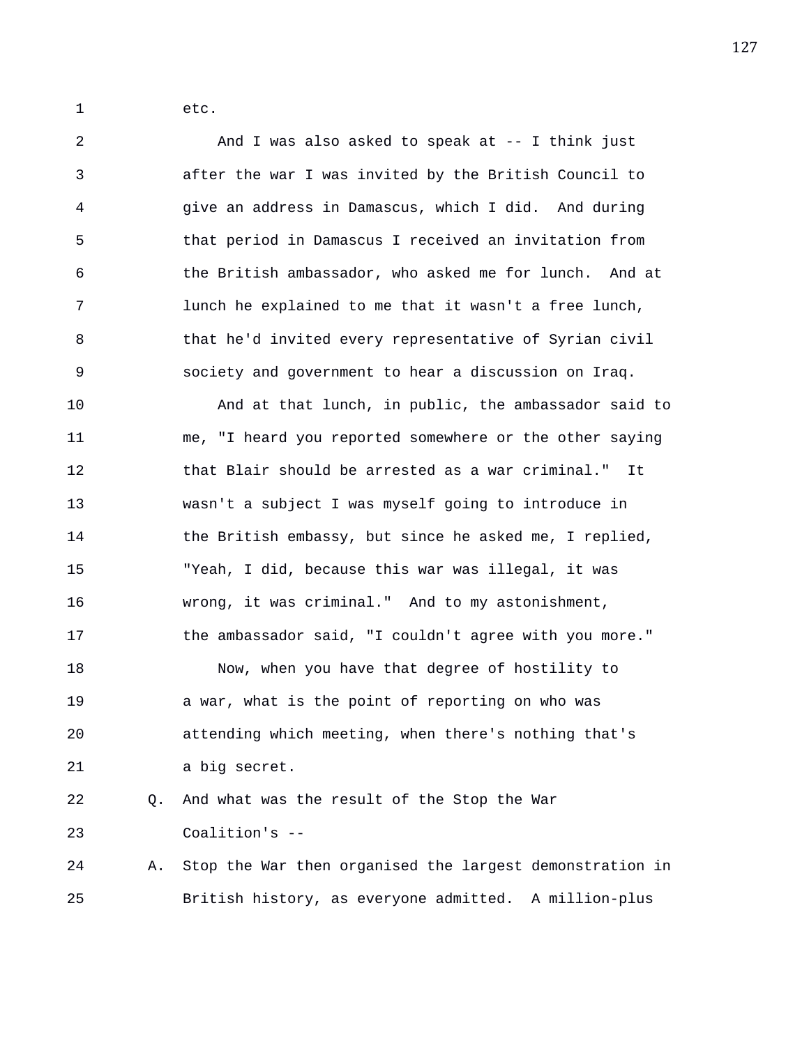etc.

And I was also asked to speak at -- I think just after the war I was invited by the British Council to give an address in Damascus, which I did. And during that period in Damascus I received an invitation from the British ambassador, who asked me for lunch. And at lunch he explained to me that it wasn't a free lunch, that he'd invited every representative of Syrian civil society and government to hear a discussion on Iraq.

And at that lunch, in public, the ambassador said to me, "I heard you reported somewhere or the other saying that Blair should be arrested as a war criminal." It wasn't a subject I was myself going to introduce in the British embassy, but since he asked me, I replied, "Yeah, I did, because this war was illegal, it was wrong, it was criminal." And to my astonishment, the ambassador said, "I couldn't agree with you more."

Now, when you have that degree of hostility to a war, what is the point of reporting on who was attending which meeting, when there's nothing that's a big secret.

Q. And what was the result of the Stop the War Coalition's --

A. Stop the War then organised the largest demonstration in British history, as everyone admitted. A million-plus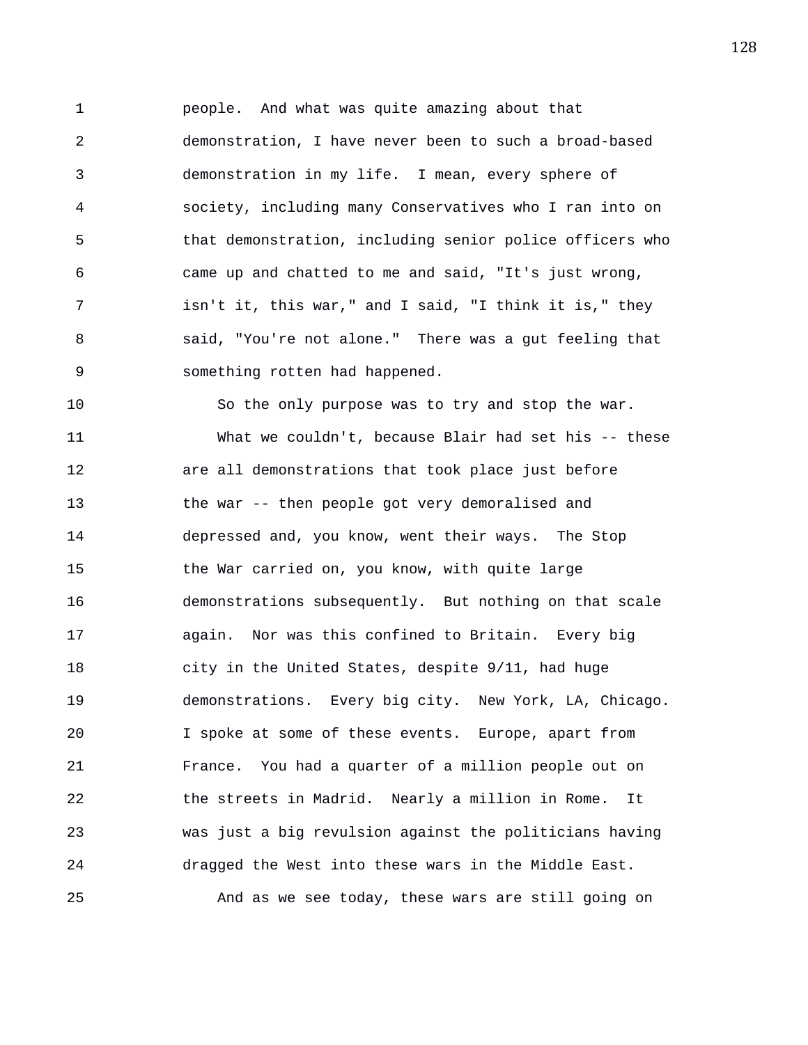people. And what was quite amazing about that demonstration, I have never been to such a broad-based demonstration in my life. I mean, every sphere of society, including many Conservatives who I ran into on that demonstration, including senior police officers who came up and chatted to me and said, "It's just wrong, isn't it, this war," and I said, "I think it is," they said, "You're not alone." There was a gut feeling that something rotten had happened.

So the only purpose was to try and stop the war.

What we couldn't, because Blair had set his -- these are all demonstrations that took place just before the war -- then people got very demoralised and depressed and, you know, went their ways. The Stop the War carried on, you know, with quite large demonstrations subsequently. But nothing on that scale again. Nor was this confined to Britain. Every big city in the United States, despite 9/11, had huge demonstrations. Every big city. New York, LA, Chicago. I spoke at some of these events. Europe, apart from France. You had a quarter of a million people out on the streets in Madrid. Nearly a million in Rome. It was just a big revulsion against the politicians having dragged the West into these wars in the Middle East.

And as we see today, these wars are still going on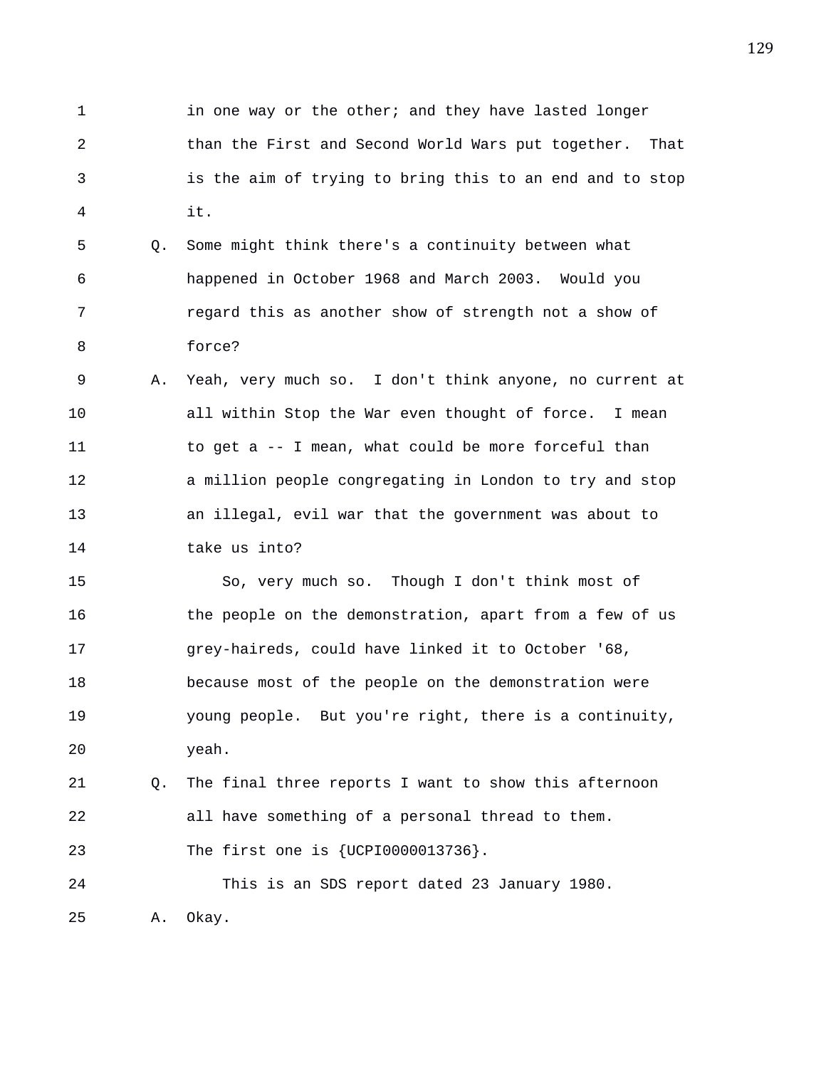1 in one way or the other; and they have lasted longer
2 than the First and Second World Wars put together. That
3 is the aim of trying to bring this to an end and to stop
4 it.

5 Q. Some might think there's a continuity between what
6 happened in October 1968 and March 2003. Would you
7 regard this as another show of strength not a show of
8 force?

9 A. Yeah, very much so. I don't think anyone, no current at
10 all within Stop the War even thought of force. I mean
11 to get a -- I mean, what could be more forceful than
12 a million people congregating in London to try and stop
13 an illegal, evil war that the government was about to
14 take us into?

15 So, very much so. Though I don't think most of
16 the people on the demonstration, apart from a few of us
17 grey-haireds, could have linked it to October '68,
18 because most of the people on the demonstration were
19 young people. But you're right, there is a continuity,
20 yeah.

21 Q. The final three reports I want to show this afternoon
22 all have something of a personal thread to them.
23 The first one is {UCPI0000013736}.

24 This is an SDS report dated 23 January 1980.

25 A. Okay.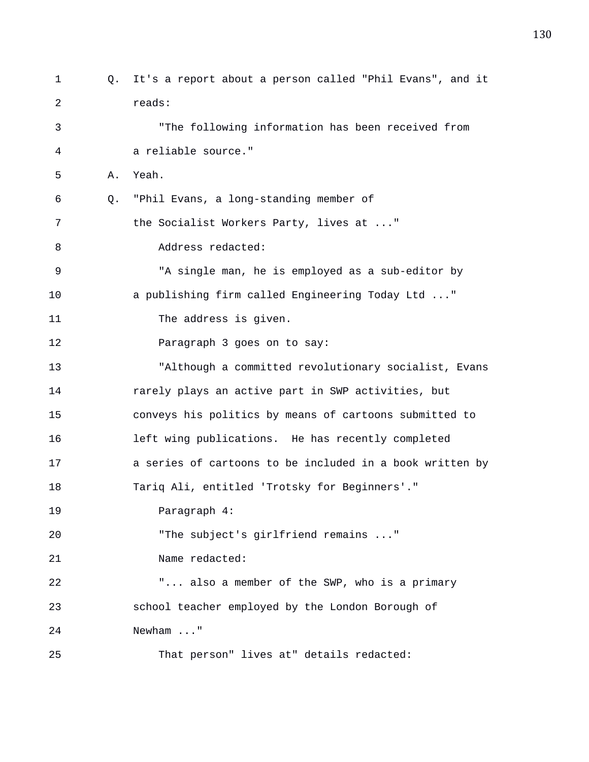Q. It's a report about a person called "Phil Evans", and it reads:

"The following information has been received from a reliable source."

A. Yeah.

Q. "Phil Evans, a long-standing member of the Socialist Workers Party, lives at ..."

Address redacted:

"A single man, he is employed as a sub-editor by a publishing firm called Engineering Today Ltd ..."

The address is given.

Paragraph 3 goes on to say:

"Although a committed revolutionary socialist, Evans rarely plays an active part in SWP activities, but conveys his politics by means of cartoons submitted to left wing publications. He has recently completed a series of cartoons to be included in a book written by Tariq Ali, entitled 'Trotsky for Beginners'."

Paragraph 4:

"The subject's girlfriend remains ..."

Name redacted:

"... also a member of the SWP, who is a primary school teacher employed by the London Borough of Newham ..."

That person" lives at" details redacted: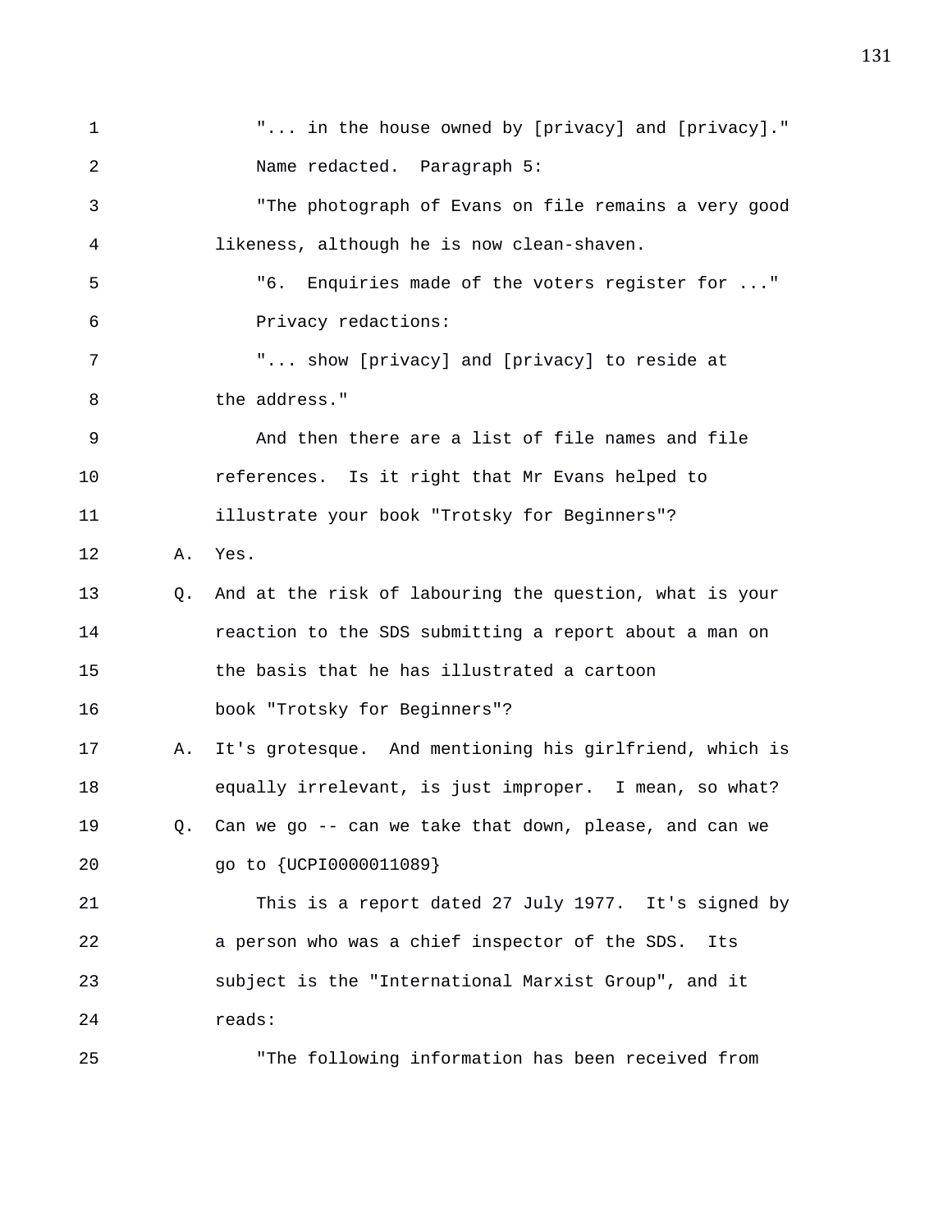"... in the house owned by [privacy] and [privacy]."

Name redacted. Paragraph 5:

"The photograph of Evans on file remains a very good likeness, although he is now clean-shaven.

"6. Enquiries made of the voters register for ..."

Privacy redactions:

"... show [privacy] and [privacy] to reside at the address."

And then there are a list of file names and file references. Is it right that Mr Evans helped to illustrate your book "Trotsky for Beginners"?

A. Yes.

Q. And at the risk of labouring the question, what is your reaction to the SDS submitting a report about a man on the basis that he has illustrated a cartoon book "Trotsky for Beginners"?

A. It's grotesque. And mentioning his girlfriend, which is equally irrelevant, is just improper. I mean, so what?

Q. Can we go -- can we take that down, please, and can we go to {UCPI0000011089}

This is a report dated 27 July 1977. It's signed by a person who was a chief inspector of the SDS. Its subject is the "International Marxist Group", and it reads:

"The following information has been received from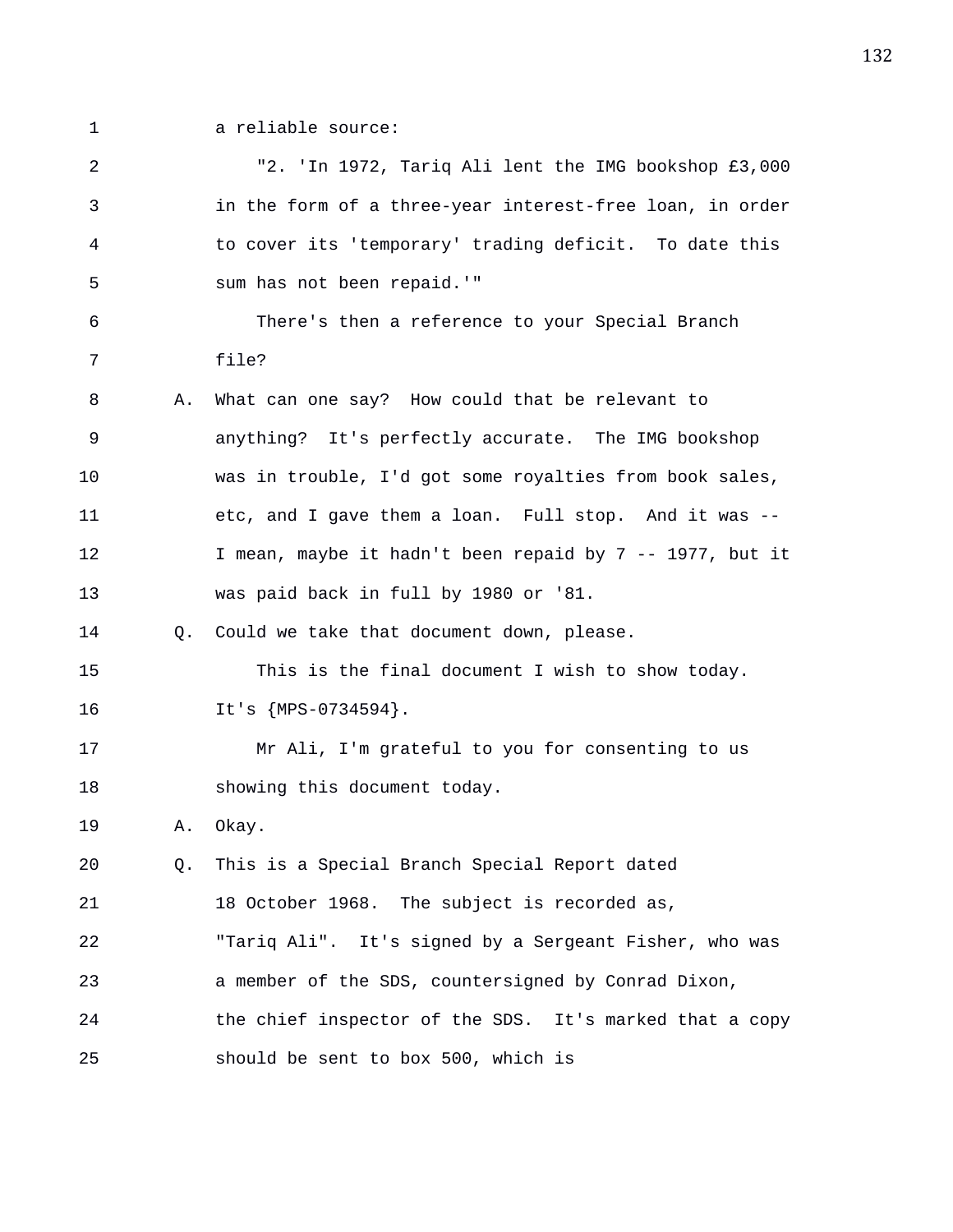1 a reliable source:

2 "2. 'In 1972, Tariq Ali lent the IMG bookshop £3,000
3 in the form of a three-year interest-free loan, in order
4 to cover its 'temporary' trading deficit. To date this
5 sum has not been repaid.'"

6 There's then a reference to your Special Branch
7 file?

8 A. What can one say? How could that be relevant to
9 anything? It's perfectly accurate. The IMG bookshop
10 was in trouble, I'd got some royalties from book sales,
11 etc, and I gave them a loan. Full stop. And it was --
12 I mean, maybe it hadn't been repaid by 7 -- 1977, but it
13 was paid back in full by 1980 or '81.

14 Q. Could we take that document down, please.

15 This is the final document I wish to show today.
16 It's {MPS-0734594}.

17 Mr Ali, I'm grateful to you for consenting to us
18 showing this document today.

19 A. Okay.

20 Q. This is a Special Branch Special Report dated
21 18 October 1968. The subject is recorded as,
22 "Tariq Ali". It's signed by a Sergeant Fisher, who was
23 a member of the SDS, countersigned by Conrad Dixon,
24 the chief inspector of the SDS. It's marked that a copy
25 should be sent to box 500, which is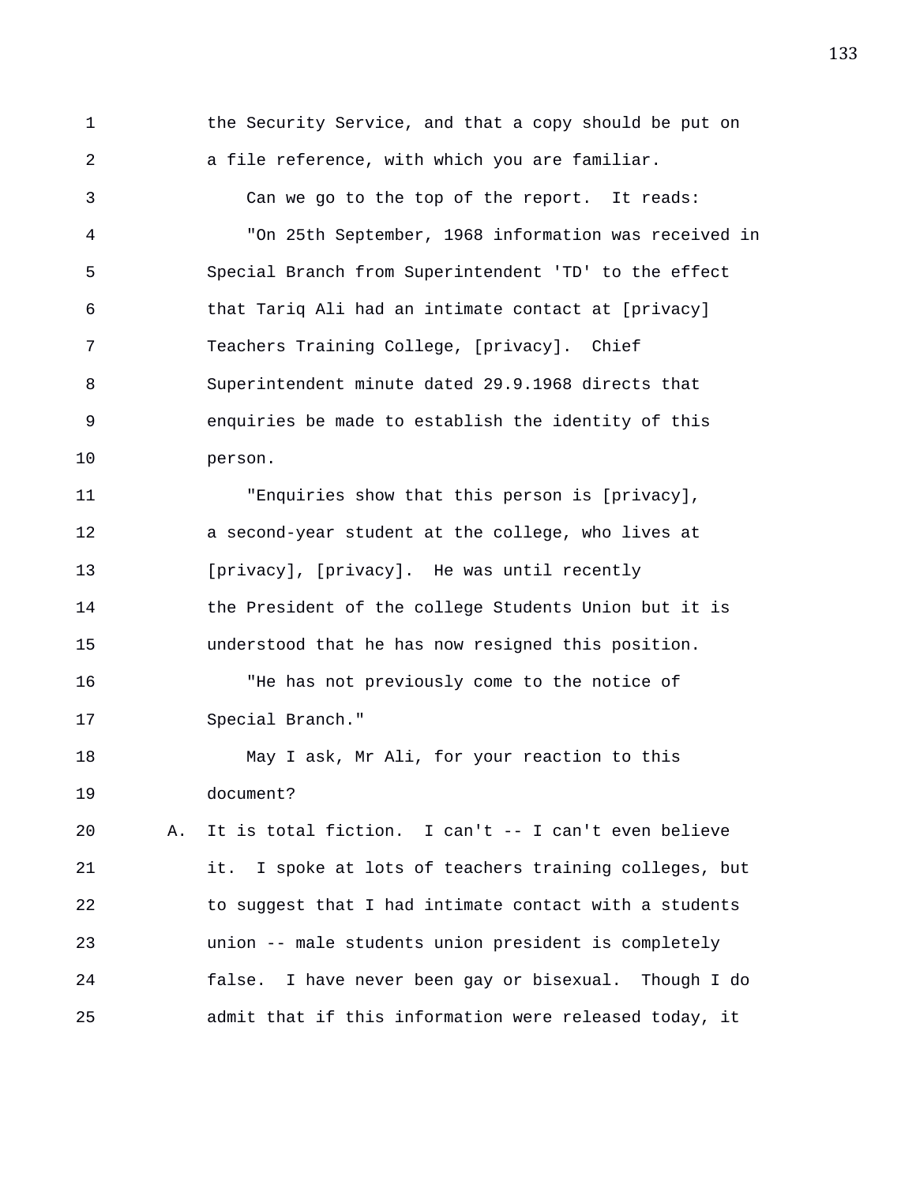the Security Service, and that a copy should be put on a file reference, with which you are familiar.

Can we go to the top of the report. It reads:

"On 25th September, 1968 information was received in Special Branch from Superintendent 'TD' to the effect that Tariq Ali had an intimate contact at [privacy] Teachers Training College, [privacy]. Chief Superintendent minute dated 29.9.1968 directs that enquiries be made to establish the identity of this person.

"Enquiries show that this person is [privacy], a second-year student at the college, who lives at [privacy], [privacy]. He was until recently the President of the college Students Union but it is understood that he has now resigned this position.

"He has not previously come to the notice of Special Branch."

May I ask, Mr Ali, for your reaction to this document?

A. It is total fiction. I can't -- I can't even believe it. I spoke at lots of teachers training colleges, but to suggest that I had intimate contact with a students union -- male students union president is completely false. I have never been gay or bisexual. Though I do admit that if this information were released today, it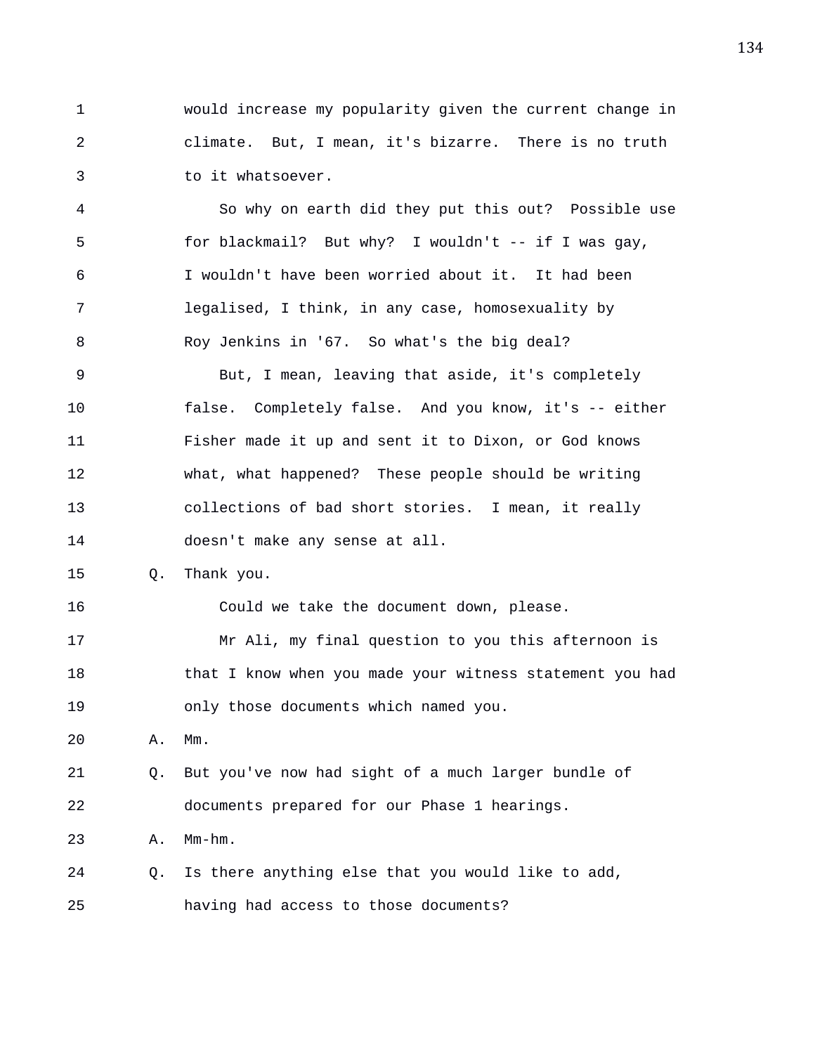1 would increase my popularity given the current change in
2 climate. But, I mean, it's bizarre. There is no truth
3 to it whatsoever.

4 So why on earth did they put this out? Possible use
5 for blackmail? But why? I wouldn't -- if I was gay,
6 I wouldn't have been worried about it. It had been
7 legalised, I think, in any case, homosexuality by
8 Roy Jenkins in '67. So what's the big deal?

9 But, I mean, leaving that aside, it's completely
10 false. Completely false. And you know, it's -- either
11 Fisher made it up and sent it to Dixon, or God knows
12 what, what happened? These people should be writing
13 collections of bad short stories. I mean, it really
14 doesn't make any sense at all.

15 Q. Thank you.

16 Could we take the document down, please.

17 Mr Ali, my final question to you this afternoon is
18 that I know when you made your witness statement you had
19 only those documents which named you.

20 A. Mm.

21 Q. But you've now had sight of a much larger bundle of
22 documents prepared for our Phase 1 hearings.

23 A. Mm-hm.

24 Q. Is there anything else that you would like to add,
25 having had access to those documents?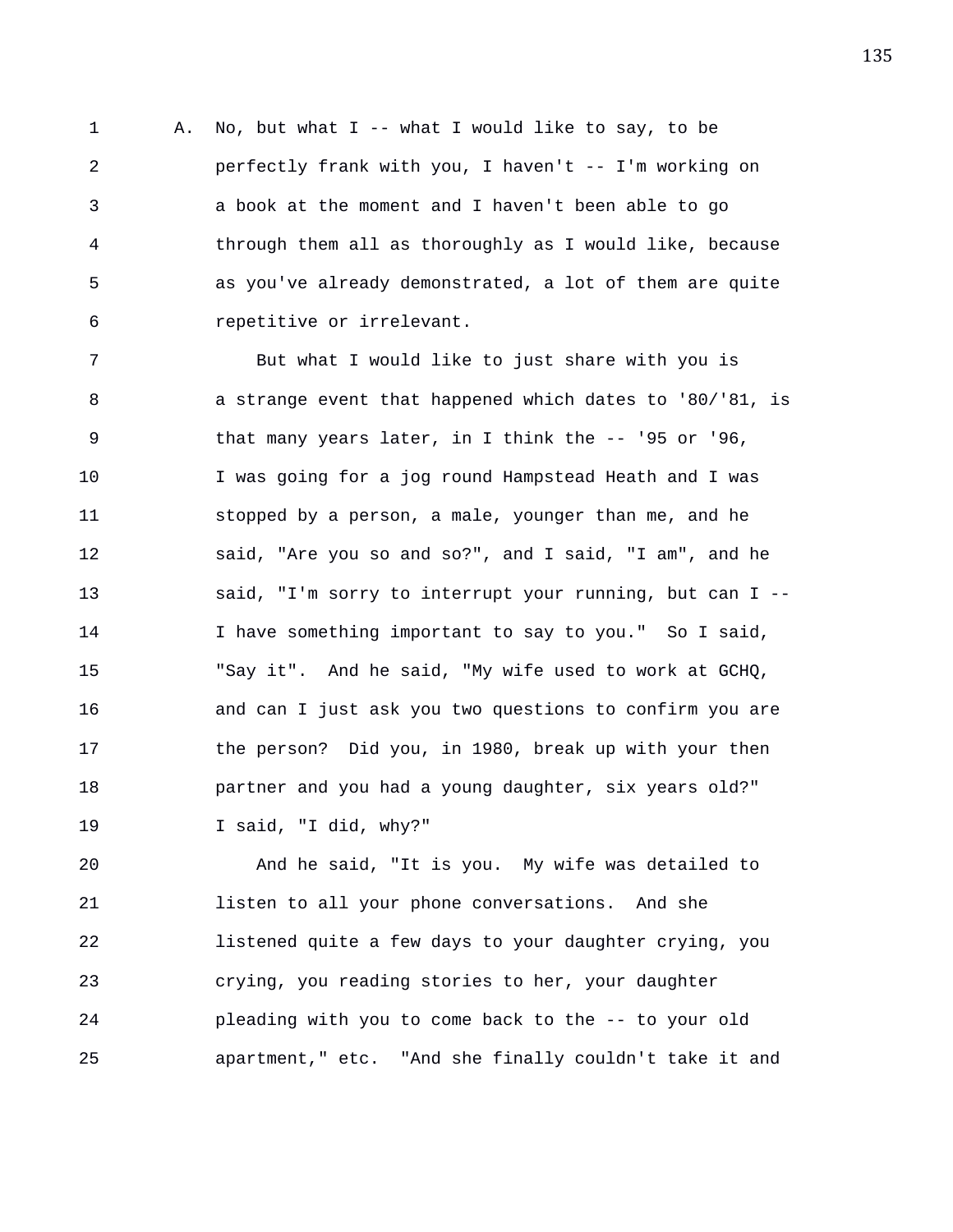A. No, but what I -- what I would like to say, to be perfectly frank with you, I haven't -- I'm working on a book at the moment and I haven't been able to go through them all as thoroughly as I would like, because as you've already demonstrated, a lot of them are quite repetitive or irrelevant.

But what I would like to just share with you is a strange event that happened which dates to '80/'81, is that many years later, in I think the -- '95 or '96, I was going for a jog round Hampstead Heath and I was stopped by a person, a male, younger than me, and he said, "Are you so and so?", and I said, "I am", and he said, "I'm sorry to interrupt your running, but can I -- I have something important to say to you." So I said, "Say it". And he said, "My wife used to work at GCHQ, and can I just ask you two questions to confirm you are the person? Did you, in 1980, break up with your then partner and you had a young daughter, six years old?" I said, "I did, why?"

And he said, "It is you. My wife was detailed to listen to all your phone conversations. And she listened quite a few days to your daughter crying, you crying, you reading stories to her, your daughter pleading with you to come back to the -- to your old apartment," etc. "And she finally couldn't take it and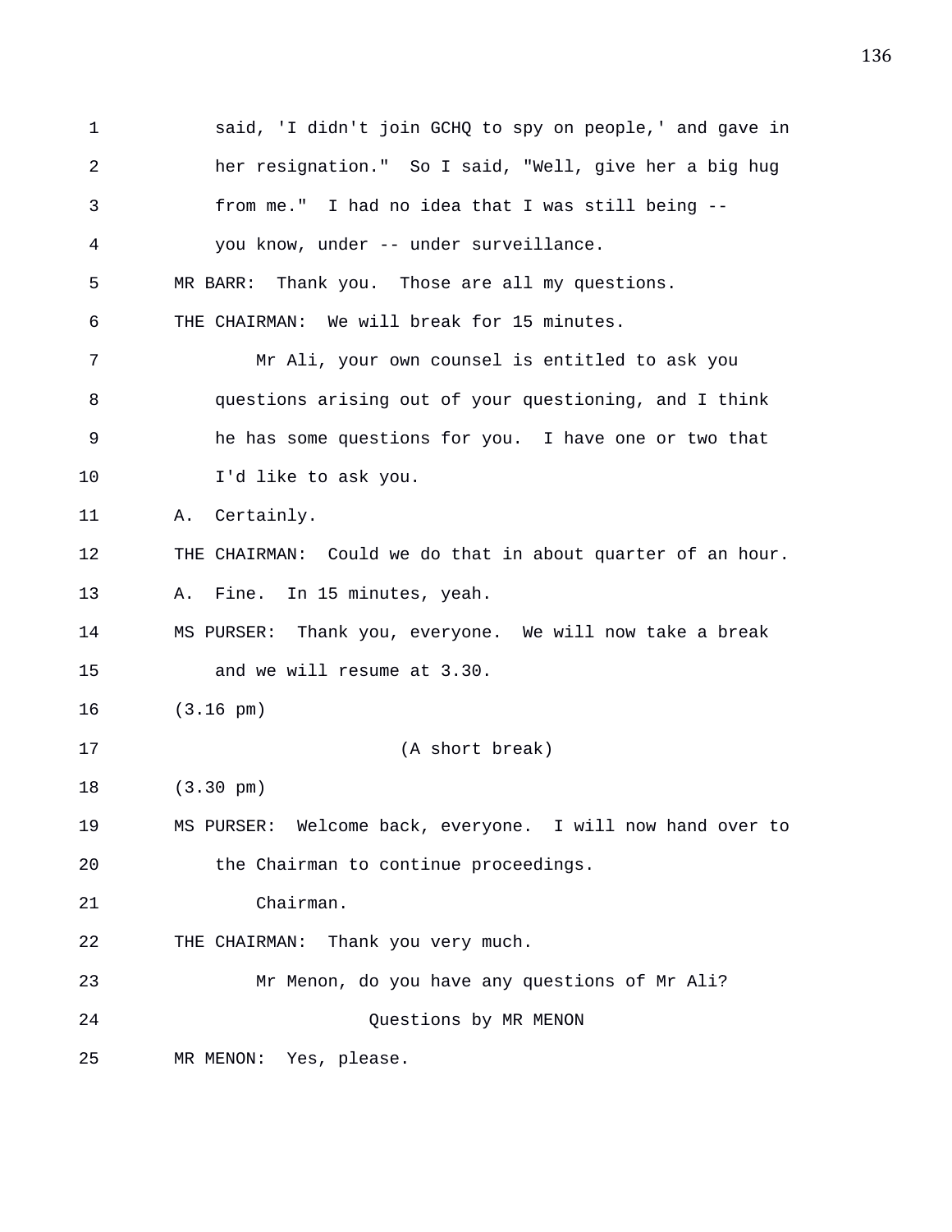said, 'I didn't join GCHQ to spy on people,' and gave in her resignation." So I said, "Well, give her a big hug from me." I had no idea that I was still being -- you know, under -- under surveillance.

MR BARR: Thank you. Those are all my questions.

THE CHAIRMAN: We will break for 15 minutes.

Mr Ali, your own counsel is entitled to ask you questions arising out of your questioning, and I think he has some questions for you. I have one or two that I'd like to ask you.

A. Certainly.

THE CHAIRMAN: Could we do that in about quarter of an hour.

A. Fine. In 15 minutes, yeah.

MS PURSER: Thank you, everyone. We will now take a break and we will resume at 3.30.

(3.16 pm)

(A short break)

(3.30 pm)

MS PURSER: Welcome back, everyone. I will now hand over to the Chairman to continue proceedings.

Chairman.

THE CHAIRMAN: Thank you very much.

Mr Menon, do you have any questions of Mr Ali?

Questions by MR MENON

MR MENON: Yes, please.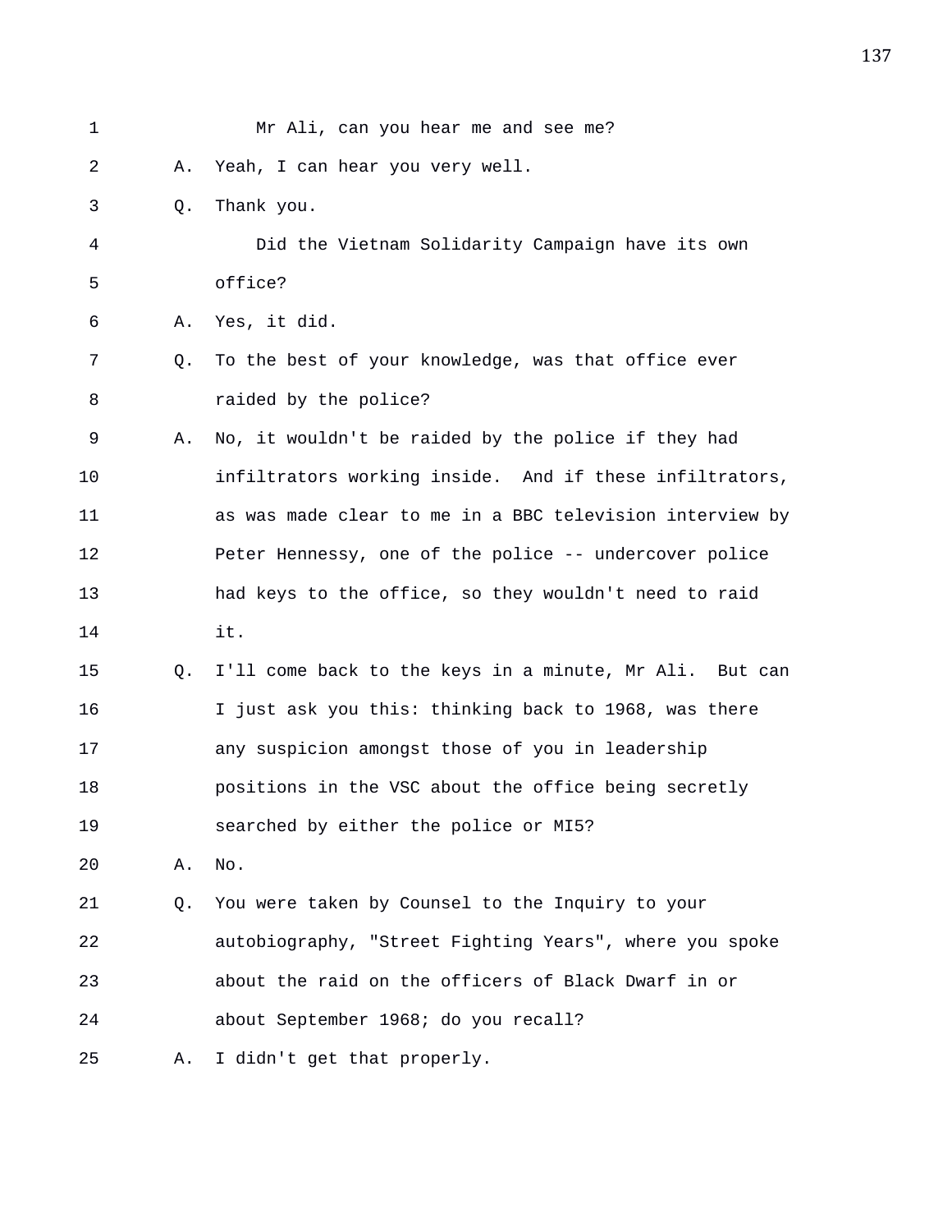1 Mr Ali, can you hear me and see me?

2 A. Yeah, I can hear you very well.

3 Q. Thank you.

4 Did the Vietnam Solidarity Campaign have its own

5 office?

6 A. Yes, it did.

7 Q. To the best of your knowledge, was that office ever

8 raided by the police?

9 A. No, it wouldn't be raided by the police if they had

10 infiltrators working inside. And if these infiltrators,

11 as was made clear to me in a BBC television interview by

12 Peter Hennessy, one of the police -- undercover police

13 had keys to the office, so they wouldn't need to raid

14 it.

15 Q. I'll come back to the keys in a minute, Mr Ali. But can

16 I just ask you this: thinking back to 1968, was there

17 any suspicion amongst those of you in leadership

18 positions in the VSC about the office being secretly

19 searched by either the police or MI5?

20 A. No.

21 Q. You were taken by Counsel to the Inquiry to your

22 autobiography, "Street Fighting Years", where you spoke

23 about the raid on the officers of Black Dwarf in or

24 about September 1968; do you recall?

25 A. I didn't get that properly.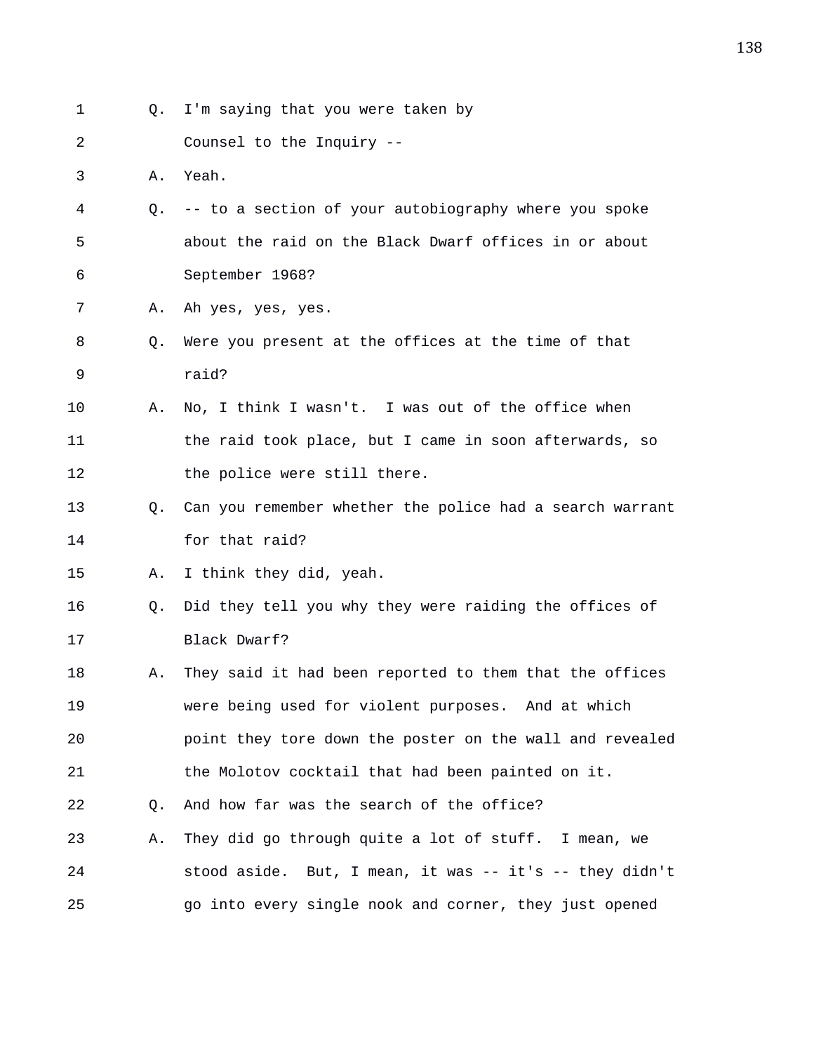1 Q. I'm saying that you were taken by

2 Counsel to the Inquiry --

3 A. Yeah.

4 Q. -- to a section of your autobiography where you spoke

5 about the raid on the Black Dwarf offices in or about

6 September 1968?

7 A. Ah yes, yes, yes.

8 Q. Were you present at the offices at the time of that

9 raid?

10 A. No, I think I wasn't. I was out of the office when

11 the raid took place, but I came in soon afterwards, so

12 the police were still there.

13 Q. Can you remember whether the police had a search warrant

14 for that raid?

15 A. I think they did, yeah.

16 Q. Did they tell you why they were raiding the offices of

17 Black Dwarf?

18 A. They said it had been reported to them that the offices

19 were being used for violent purposes. And at which

20 point they tore down the poster on the wall and revealed

21 the Molotov cocktail that had been painted on it.

22 Q. And how far was the search of the office?

23 A. They did go through quite a lot of stuff. I mean, we

24 stood aside. But, I mean, it was -- it's -- they didn't

25 go into every single nook and corner, they just opened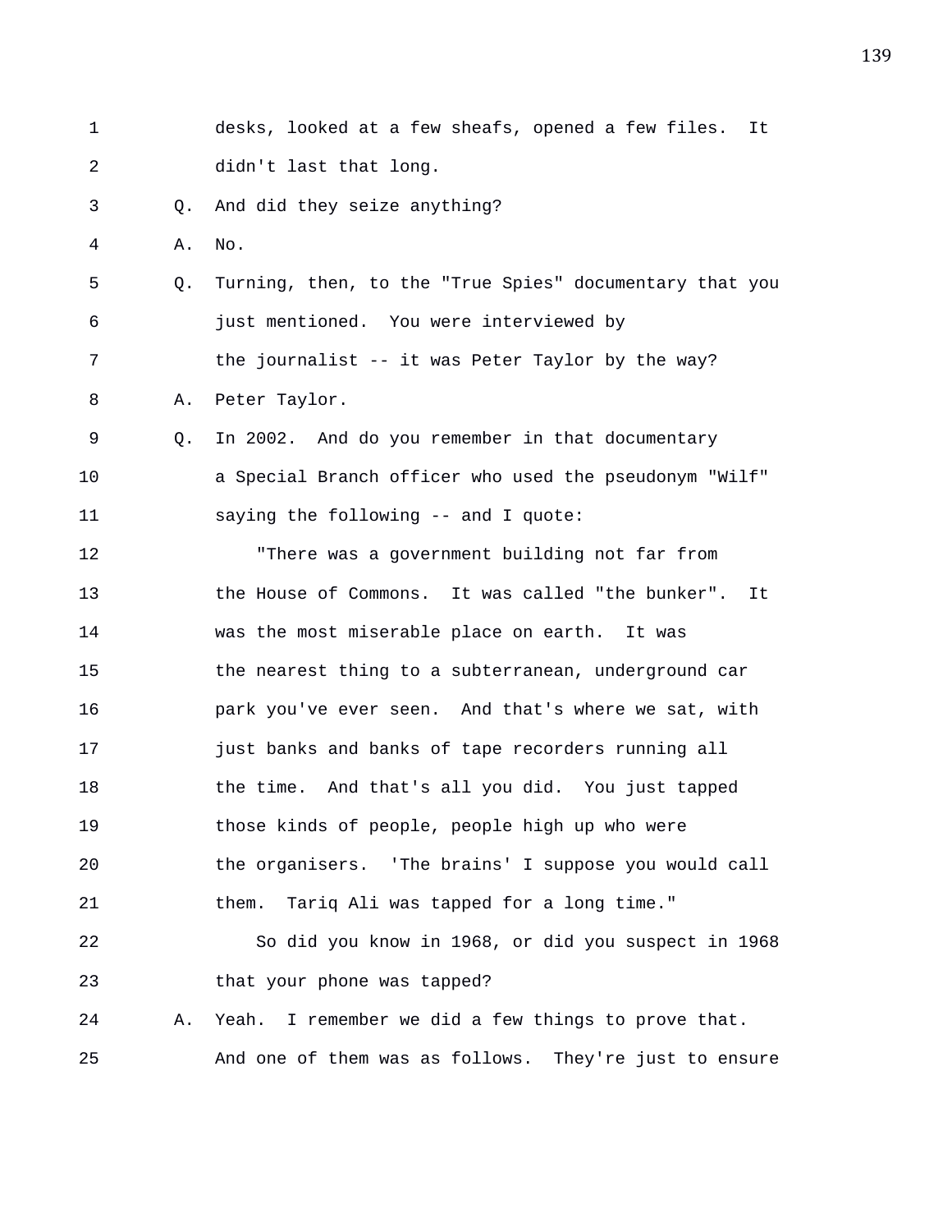desks, looked at a few sheafs, opened a few files. It didn't last that long.

Q. And did they seize anything?

A. No.

Q. Turning, then, to the "True Spies" documentary that you just mentioned. You were interviewed by the journalist -- it was Peter Taylor by the way?

A. Peter Taylor.

Q. In 2002. And do you remember in that documentary a Special Branch officer who used the pseudonym "Wilf" saying the following -- and I quote:

"There was a government building not far from the House of Commons. It was called "the bunker". It was the most miserable place on earth. It was the nearest thing to a subterranean, underground car park you've ever seen. And that's where we sat, with just banks and banks of tape recorders running all the time. And that's all you did. You just tapped those kinds of people, people high up who were the organisers. 'The brains' I suppose you would call them. Tariq Ali was tapped for a long time."

So did you know in 1968, or did you suspect in 1968 that your phone was tapped?

A. Yeah. I remember we did a few things to prove that. And one of them was as follows. They're just to ensure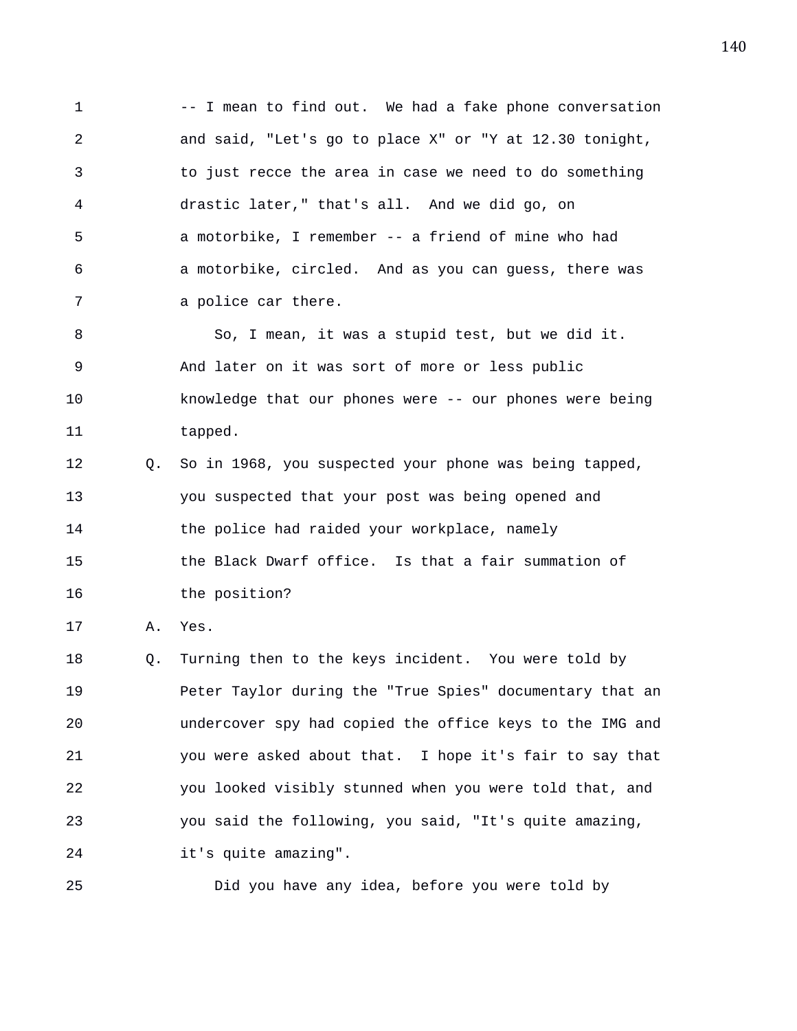-- I mean to find out. We had a fake phone conversation and said, "Let's go to place X" or "Y at 12.30 tonight, to just recce the area in case we need to do something drastic later," that's all. And we did go, on a motorbike, I remember -- a friend of mine who had a motorbike, circled. And as you can guess, there was a police car there.

So, I mean, it was a stupid test, but we did it. And later on it was sort of more or less public knowledge that our phones were -- our phones were being tapped.

Q. So in 1968, you suspected your phone was being tapped, you suspected that your post was being opened and the police had raided your workplace, namely the Black Dwarf office. Is that a fair summation of the position?

A. Yes.

Q. Turning then to the keys incident. You were told by Peter Taylor during the "True Spies" documentary that an undercover spy had copied the office keys to the IMG and you were asked about that. I hope it's fair to say that you looked visibly stunned when you were told that, and you said the following, you said, "It's quite amazing, it's quite amazing".

Did you have any idea, before you were told by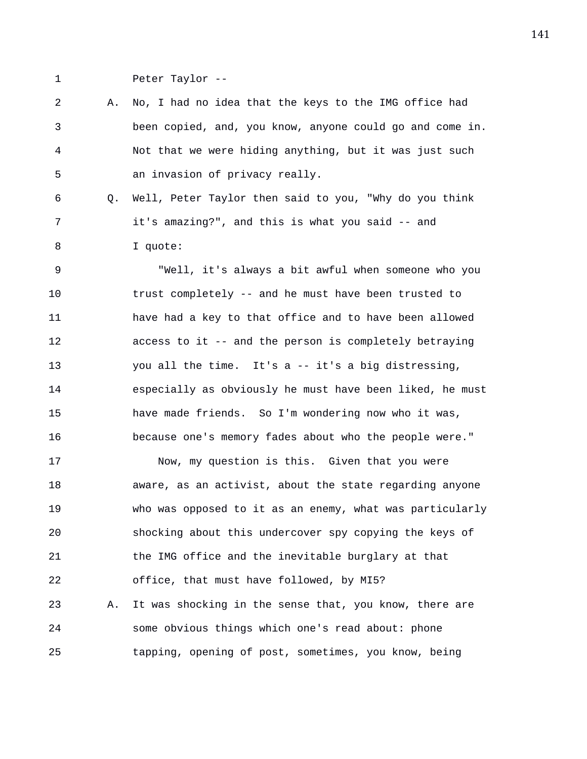Peter Taylor --

A. No, I had no idea that the keys to the IMG office had been copied, and, you know, anyone could go and come in. Not that we were hiding anything, but it was just such an invasion of privacy really.

Q. Well, Peter Taylor then said to you, "Why do you think it's amazing?", and this is what you said -- and I quote:

"Well, it's always a bit awful when someone who you trust completely -- and he must have been trusted to have had a key to that office and to have been allowed access to it -- and the person is completely betraying you all the time. It's a -- it's a big distressing, especially as obviously he must have been liked, he must have made friends. So I'm wondering now who it was, because one's memory fades about who the people were."

Now, my question is this. Given that you were aware, as an activist, about the state regarding anyone who was opposed to it as an enemy, what was particularly shocking about this undercover spy copying the keys of the IMG office and the inevitable burglary at that office, that must have followed, by MI5?

A. It was shocking in the sense that, you know, there are some obvious things which one's read about: phone tapping, opening of post, sometimes, you know, being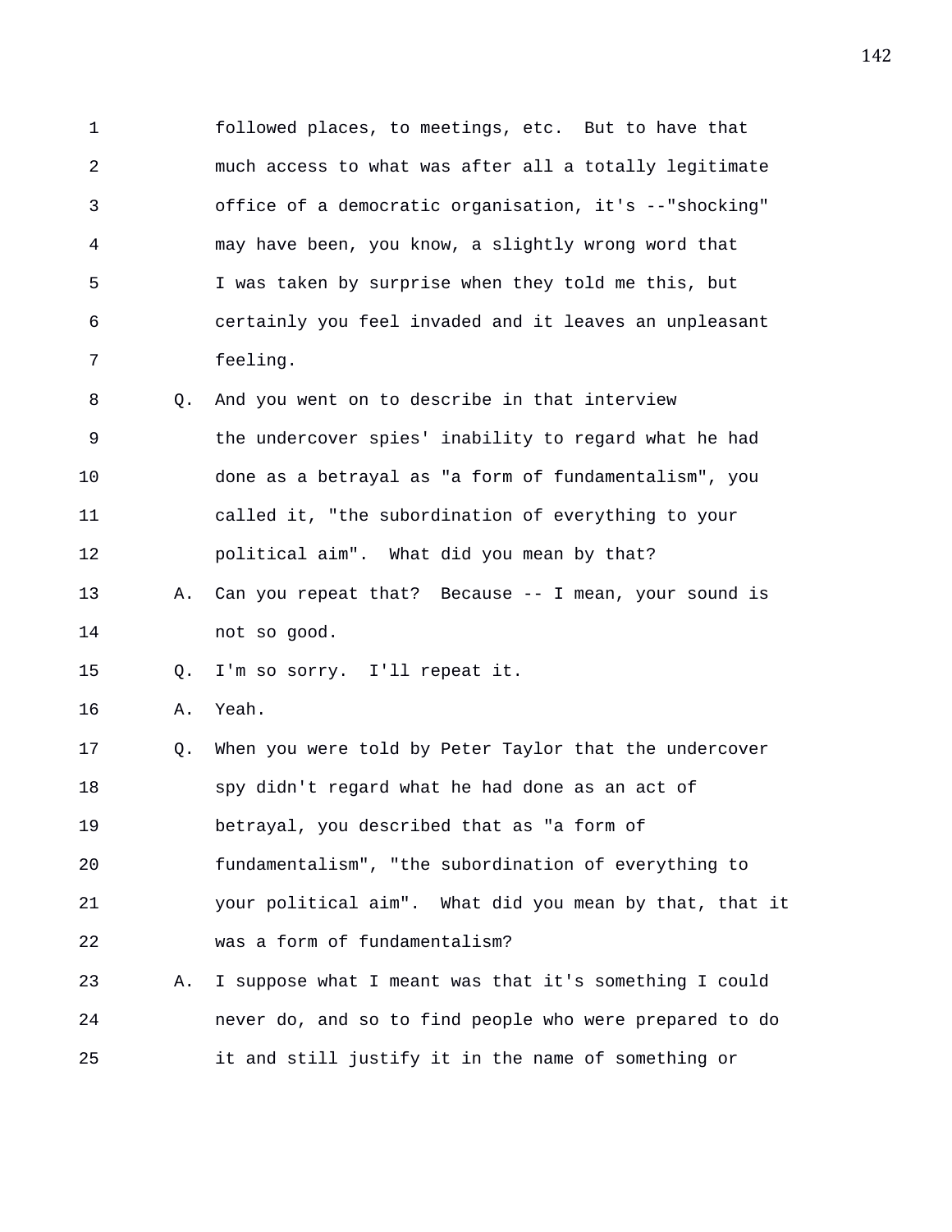1 followed places, to meetings, etc. But to have that
2 much access to what was after all a totally legitimate
3 office of a democratic organisation, it's --"shocking"
4 may have been, you know, a slightly wrong word that
5 I was taken by surprise when they told me this, but
6 certainly you feel invaded and it leaves an unpleasant
7 feeling.

8 Q. And you went on to describe in that interview
9 the undercover spies' inability to regard what he had
10 done as a betrayal as "a form of fundamentalism", you
11 called it, "the subordination of everything to your
12 political aim". What did you mean by that?

13 A. Can you repeat that? Because -- I mean, your sound is
14 not so good.

15 Q. I'm so sorry. I'll repeat it.

16 A. Yeah.

17 Q. When you were told by Peter Taylor that the undercover
18 spy didn't regard what he had done as an act of
19 betrayal, you described that as "a form of
20 fundamentalism", "the subordination of everything to
21 your political aim". What did you mean by that, that it
22 was a form of fundamentalism?

23 A. I suppose what I meant was that it's something I could
24 never do, and so to find people who were prepared to do
25 it and still justify it in the name of something or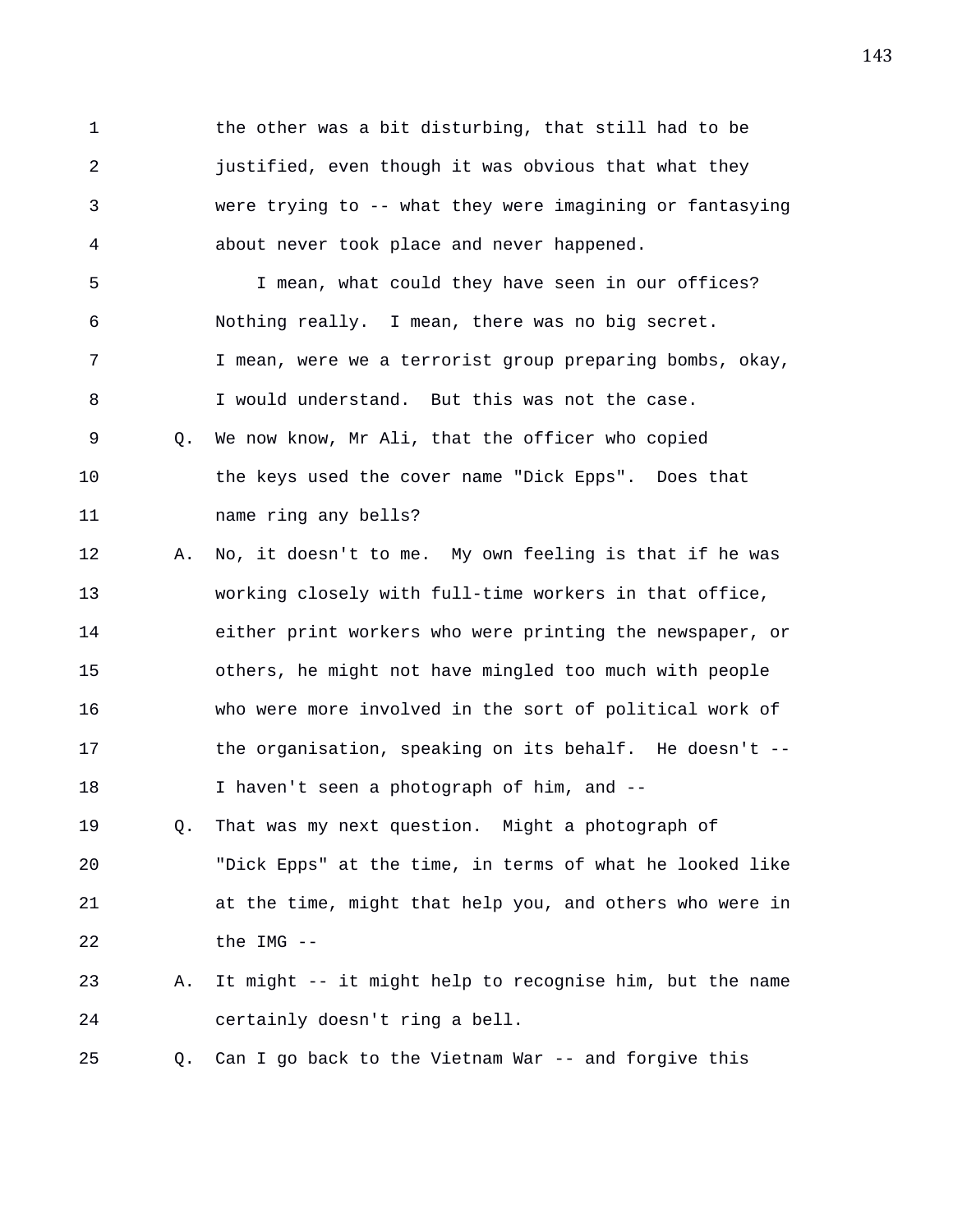1 the other was a bit disturbing, that still had to be
2 justified, even though it was obvious that what they
3 were trying to -- what they were imagining or fantasying
4 about never took place and never happened.
5 I mean, what could they have seen in our offices?
6 Nothing really. I mean, there was no big secret.
7 I mean, were we a terrorist group preparing bombs, okay,
8 I would understand. But this was not the case.
9 Q. We now know, Mr Ali, that the officer who copied
10 the keys used the cover name "Dick Epps". Does that
11 name ring any bells?
12 A. No, it doesn't to me. My own feeling is that if he was
13 working closely with full-time workers in that office,
14 either print workers who were printing the newspaper, or
15 others, he might not have mingled too much with people
16 who were more involved in the sort of political work of
17 the organisation, speaking on its behalf. He doesn't --
18 I haven't seen a photograph of him, and --
19 Q. That was my next question. Might a photograph of
20 "Dick Epps" at the time, in terms of what he looked like
21 at the time, might that help you, and others who were in
22 the IMG --
23 A. It might -- it might help to recognise him, but the name
24 certainly doesn't ring a bell.
25 Q. Can I go back to the Vietnam War -- and forgive this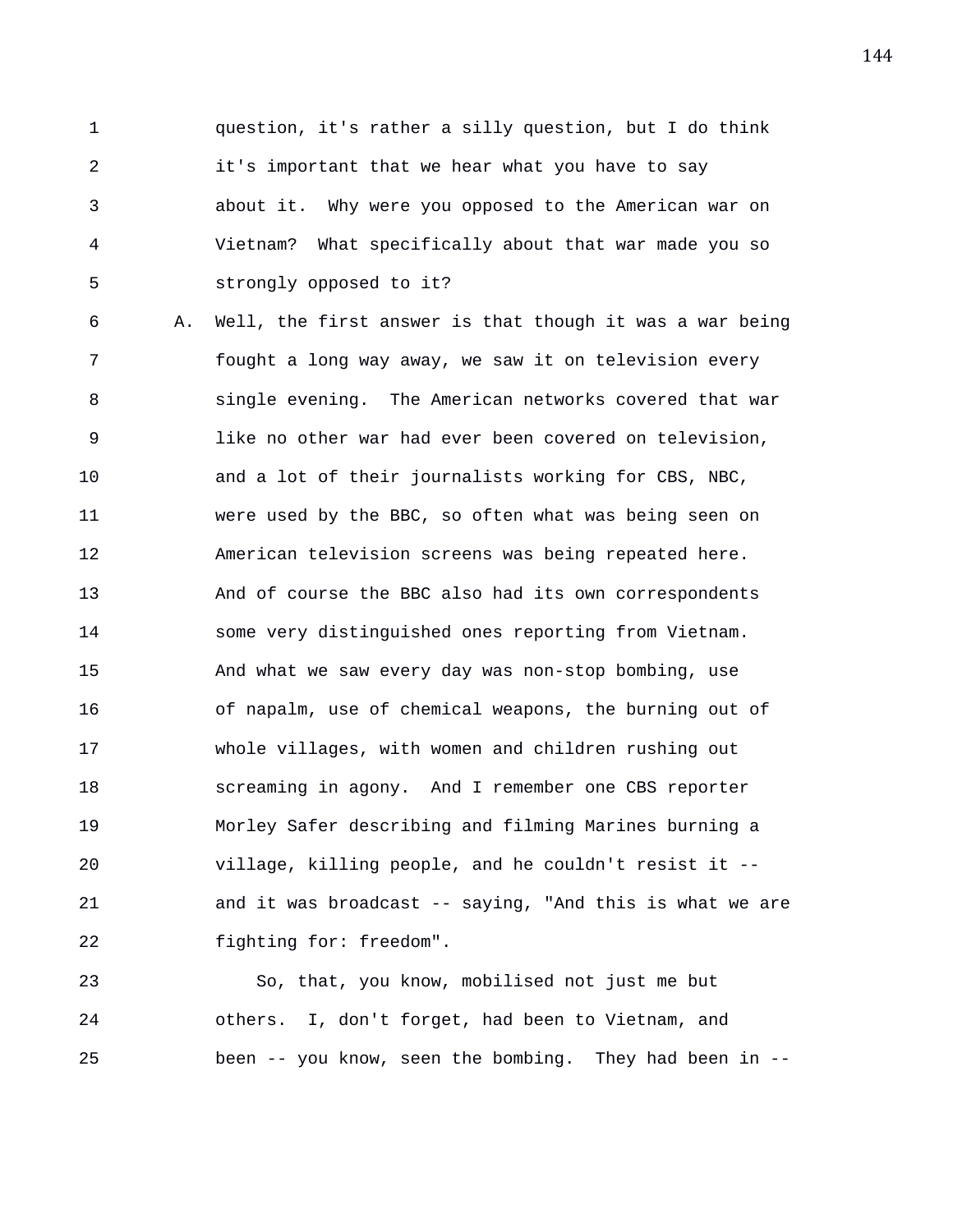question, it's rather a silly question, but I do think it's important that we hear what you have to say about it. Why were you opposed to the American war on Vietnam? What specifically about that war made you so strongly opposed to it?

A. Well, the first answer is that though it was a war being fought a long way away, we saw it on television every single evening. The American networks covered that war like no other war had ever been covered on television, and a lot of their journalists working for CBS, NBC, were used by the BBC, so often what was being seen on American television screens was being repeated here. And of course the BBC also had its own correspondents some very distinguished ones reporting from Vietnam. And what we saw every day was non-stop bombing, use of napalm, use of chemical weapons, the burning out of whole villages, with women and children rushing out screaming in agony. And I remember one CBS reporter Morley Safer describing and filming Marines burning a village, killing people, and he couldn't resist it -- and it was broadcast -- saying, "And this is what we are fighting for: freedom".

So, that, you know, mobilised not just me but others. I, don't forget, had been to Vietnam, and been -- you know, seen the bombing. They had been in --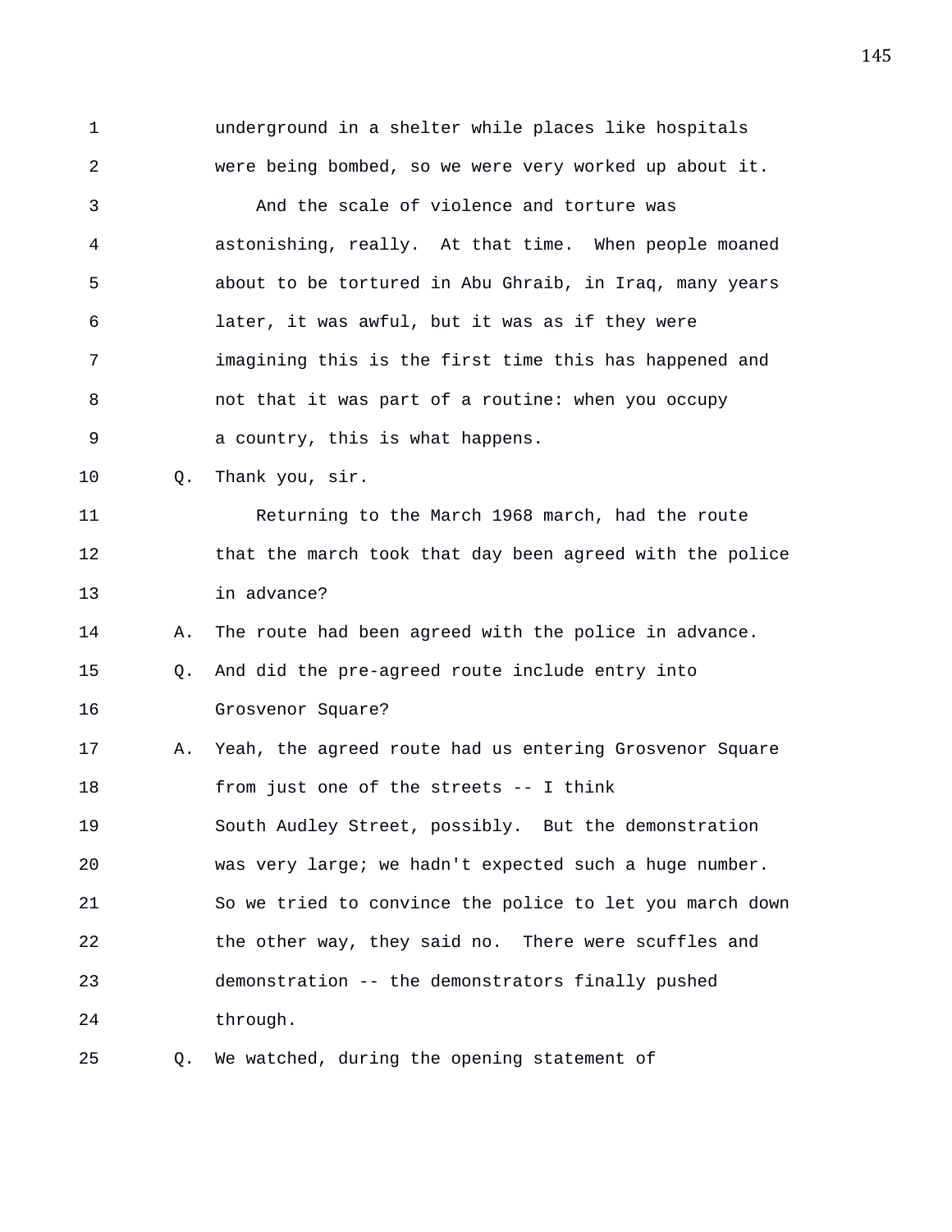underground in a shelter while places like hospitals were being bombed, so we were very worked up about it.

And the scale of violence and torture was astonishing, really. At that time. When people moaned about to be tortured in Abu Ghraib, in Iraq, many years later, it was awful, but it was as if they were imagining this is the first time this has happened and not that it was part of a routine: when you occupy a country, this is what happens.

Q. Thank you, sir.

Returning to the March 1968 march, had the route that the march took that day been agreed with the police in advance?

A. The route had been agreed with the police in advance.

Q. And did the pre-agreed route include entry into Grosvenor Square?

A. Yeah, the agreed route had us entering Grosvenor Square from just one of the streets -- I think South Audley Street, possibly. But the demonstration was very large; we hadn't expected such a huge number. So we tried to convince the police to let you march down the other way, they said no. There were scuffles and demonstration -- the demonstrators finally pushed through.

Q. We watched, during the opening statement of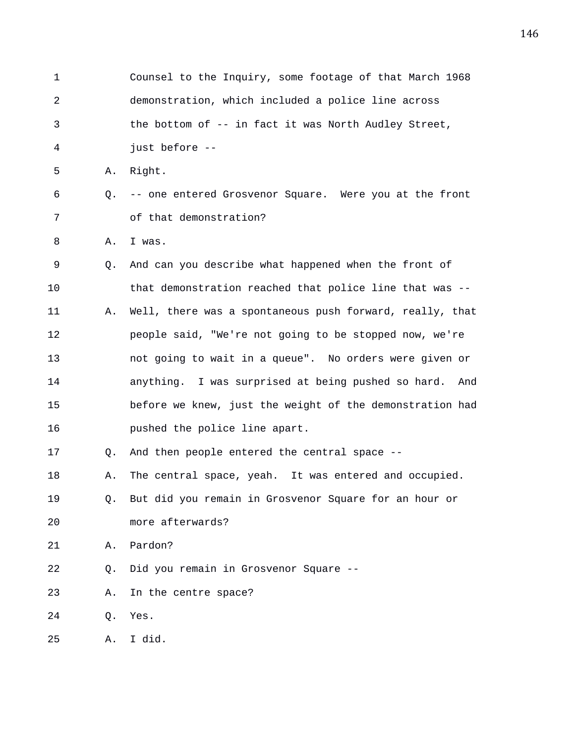1 Counsel to the Inquiry, some footage of that March 1968
2 demonstration, which included a police line across
3 the bottom of -- in fact it was North Audley Street,
4 just before --
5 A. Right.
6 Q. -- one entered Grosvenor Square. Were you at the front
7 of that demonstration?
8 A. I was.
9 Q. And can you describe what happened when the front of
10 that demonstration reached that police line that was --
11 A. Well, there was a spontaneous push forward, really, that
12 people said, "We're not going to be stopped now, we're
13 not going to wait in a queue". No orders were given or
14 anything. I was surprised at being pushed so hard. And
15 before we knew, just the weight of the demonstration had
16 pushed the police line apart.
17 Q. And then people entered the central space --
18 A. The central space, yeah. It was entered and occupied.
19 Q. But did you remain in Grosvenor Square for an hour or
20 more afterwards?
21 A. Pardon?
22 Q. Did you remain in Grosvenor Square --
23 A. In the centre space?
24 Q. Yes.
25 A. I did.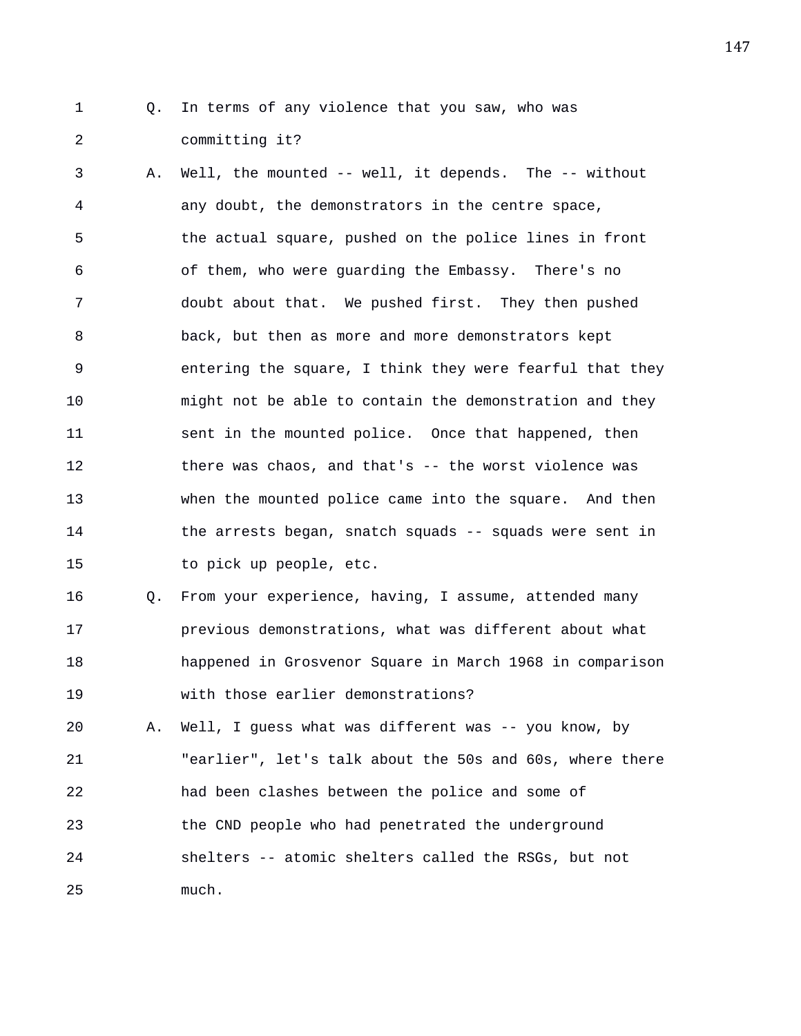Q. In terms of any violence that you saw, who was committing it?

A. Well, the mounted -- well, it depends. The -- without any doubt, the demonstrators in the centre space, the actual square, pushed on the police lines in front of them, who were guarding the Embassy. There's no doubt about that. We pushed first. They then pushed back, but then as more and more demonstrators kept entering the square, I think they were fearful that they might not be able to contain the demonstration and they sent in the mounted police. Once that happened, then there was chaos, and that's -- the worst violence was when the mounted police came into the square. And then the arrests began, snatch squads -- squads were sent in to pick up people, etc.

Q. From your experience, having, I assume, attended many previous demonstrations, what was different about what happened in Grosvenor Square in March 1968 in comparison with those earlier demonstrations?

A. Well, I guess what was different was -- you know, by "earlier", let's talk about the 50s and 60s, where there had been clashes between the police and some of the CND people who had penetrated the underground shelters -- atomic shelters called the RSGs, but not much.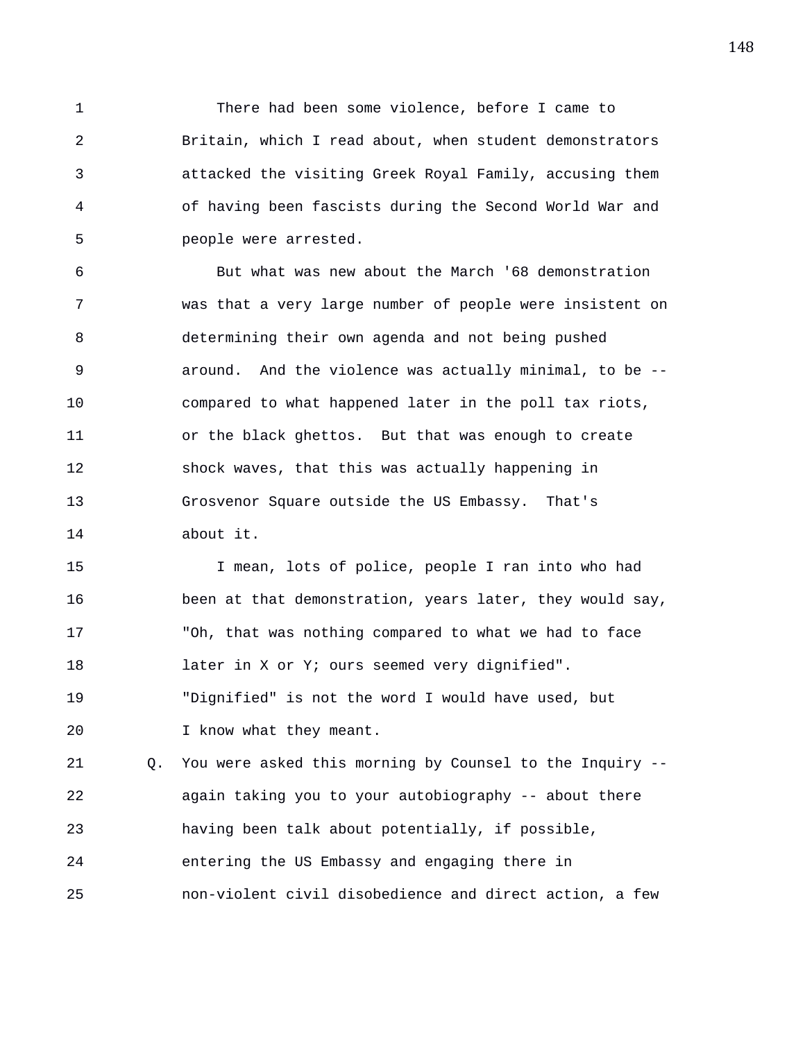There had been some violence, before I came to Britain, which I read about, when student demonstrators attacked the visiting Greek Royal Family, accusing them of having been fascists during the Second World War and people were arrested.

But what was new about the March '68 demonstration was that a very large number of people were insistent on determining their own agenda and not being pushed around. And the violence was actually minimal, to be -- compared to what happened later in the poll tax riots, or the black ghettos. But that was enough to create shock waves, that this was actually happening in Grosvenor Square outside the US Embassy. That's about it.

I mean, lots of police, people I ran into who had been at that demonstration, years later, they would say, "Oh, that was nothing compared to what we had to face later in X or Y; ours seemed very dignified". "Dignified" is not the word I would have used, but I know what they meant.

Q. You were asked this morning by Counsel to the Inquiry -- again taking you to your autobiography -- about there having been talk about potentially, if possible, entering the US Embassy and engaging there in non-violent civil disobedience and direct action, a few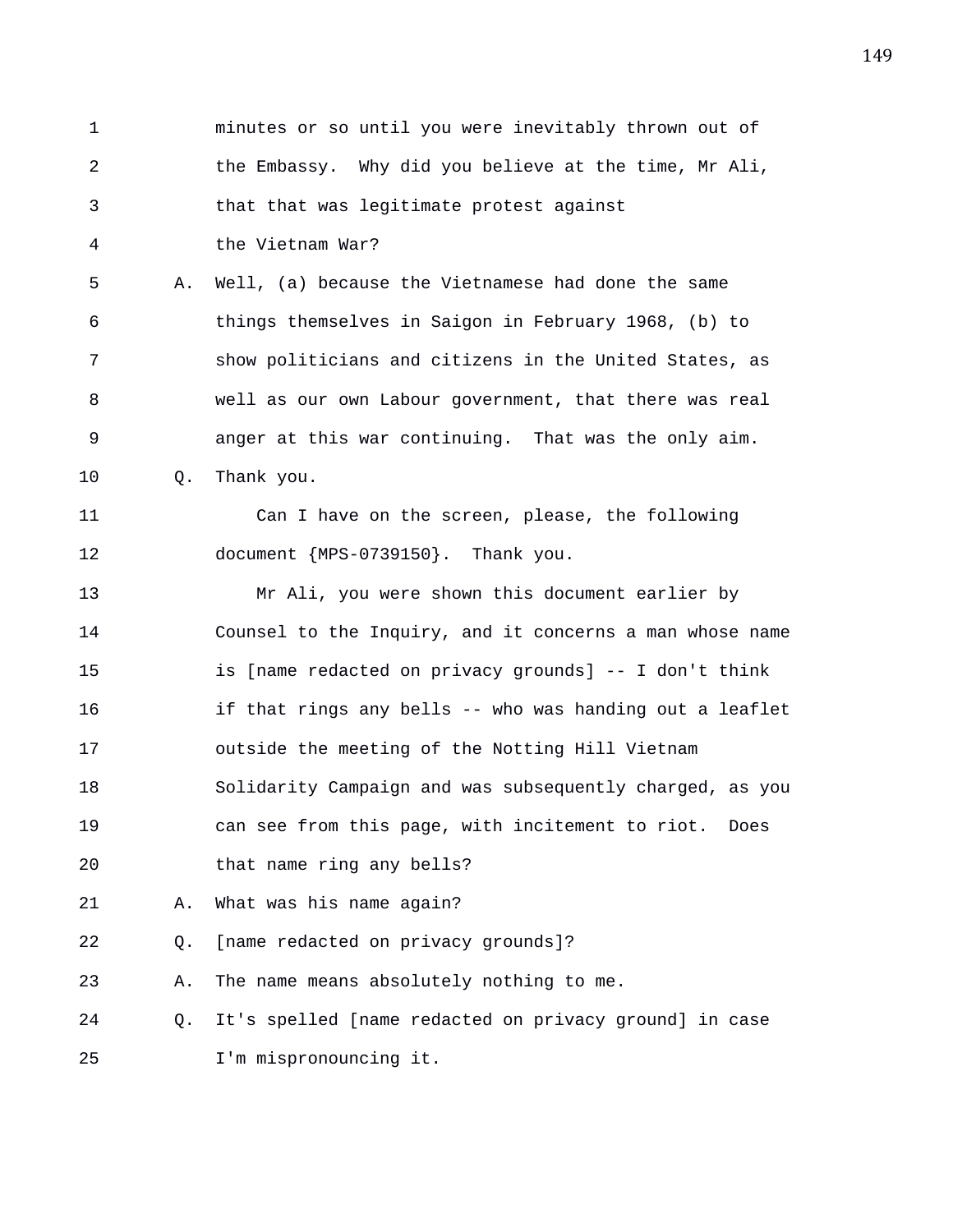1 minutes or so until you were inevitably thrown out of
2 the Embassy. Why did you believe at the time, Mr Ali,
3 that that was legitimate protest against
4 the Vietnam War?

5 A. Well, (a) because the Vietnamese had done the same
6 things themselves in Saigon in February 1968, (b) to
7 show politicians and citizens in the United States, as
8 well as our own Labour government, that there was real
9 anger at this war continuing. That was the only aim.

10 Q. Thank you.

11 Can I have on the screen, please, the following
12 document {MPS-0739150}. Thank you.

13 Mr Ali, you were shown this document earlier by
14 Counsel to the Inquiry, and it concerns a man whose name
15 is [name redacted on privacy grounds] -- I don't think
16 if that rings any bells -- who was handing out a leaflet
17 outside the meeting of the Notting Hill Vietnam
18 Solidarity Campaign and was subsequently charged, as you
19 can see from this page, with incitement to riot. Does
20 that name ring any bells?

21 A. What was his name again?

22 Q. [name redacted on privacy grounds]?

23 A. The name means absolutely nothing to me.

24 Q. It's spelled [name redacted on privacy ground] in case
25 I'm mispronouncing it.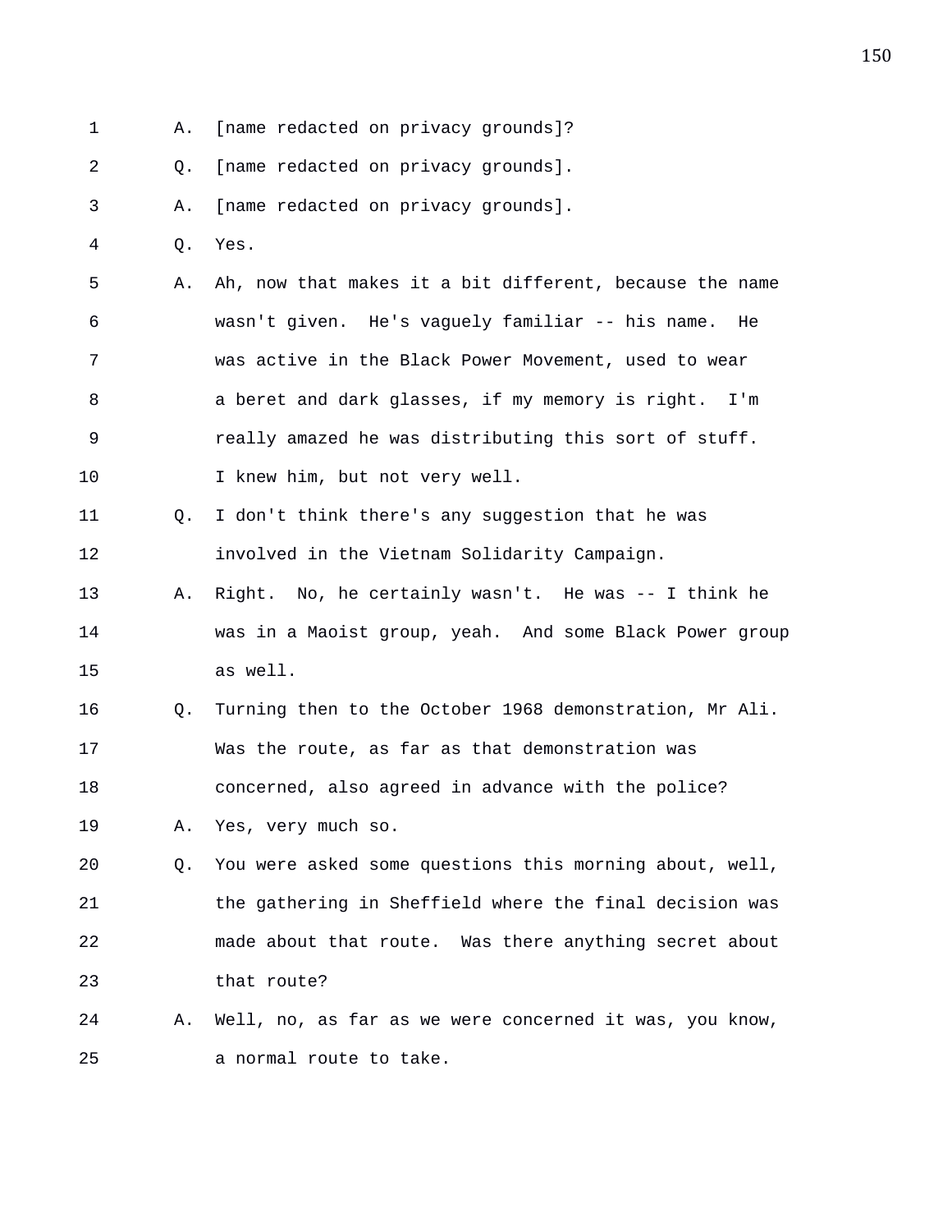A. [name redacted on privacy grounds]?

Q. [name redacted on privacy grounds].

A. [name redacted on privacy grounds].

Q. Yes.

A. Ah, now that makes it a bit different, because the name wasn't given. He's vaguely familiar -- his name. He was active in the Black Power Movement, used to wear a beret and dark glasses, if my memory is right. I'm really amazed he was distributing this sort of stuff. I knew him, but not very well.

Q. I don't think there's any suggestion that he was involved in the Vietnam Solidarity Campaign.

A. Right. No, he certainly wasn't. He was -- I think he was in a Maoist group, yeah. And some Black Power group as well.

Q. Turning then to the October 1968 demonstration, Mr Ali. Was the route, as far as that demonstration was concerned, also agreed in advance with the police?

A. Yes, very much so.

Q. You were asked some questions this morning about, well, the gathering in Sheffield where the final decision was made about that route. Was there anything secret about that route?

A. Well, no, as far as we were concerned it was, you know, a normal route to take.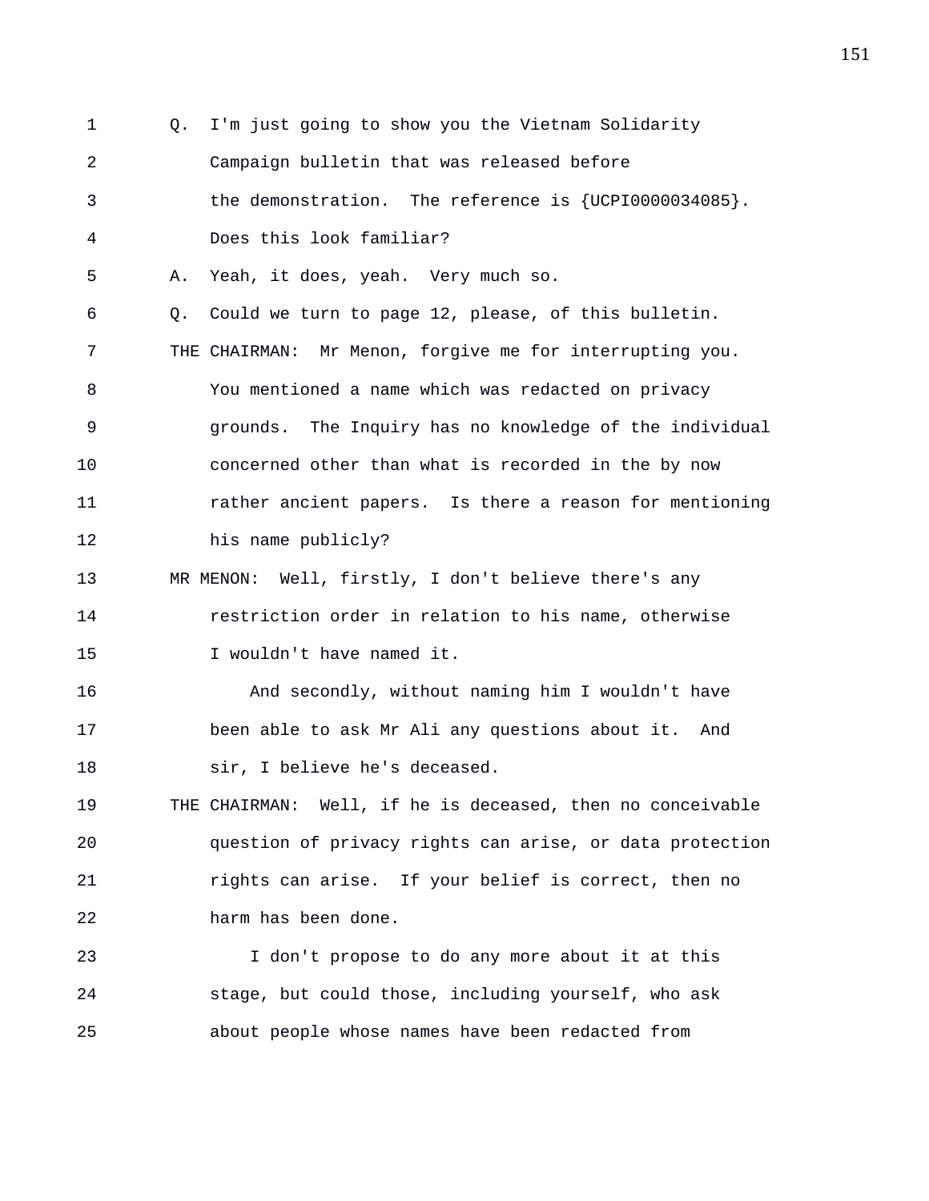Q. I'm just going to show you the Vietnam Solidarity Campaign bulletin that was released before the demonstration. The reference is {UCPI0000034085}. Does this look familiar?

A. Yeah, it does, yeah. Very much so.

Q. Could we turn to page 12, please, of this bulletin.

THE CHAIRMAN: Mr Menon, forgive me for interrupting you. You mentioned a name which was redacted on privacy grounds. The Inquiry has no knowledge of the individual concerned other than what is recorded in the by now rather ancient papers. Is there a reason for mentioning his name publicly?

MR MENON: Well, firstly, I don't believe there's any restriction order in relation to his name, otherwise I wouldn't have named it.

And secondly, without naming him I wouldn't have been able to ask Mr Ali any questions about it. And sir, I believe he's deceased.

THE CHAIRMAN: Well, if he is deceased, then no conceivable question of privacy rights can arise, or data protection rights can arise. If your belief is correct, then no harm has been done.

I don't propose to do any more about it at this stage, but could those, including yourself, who ask about people whose names have been redacted from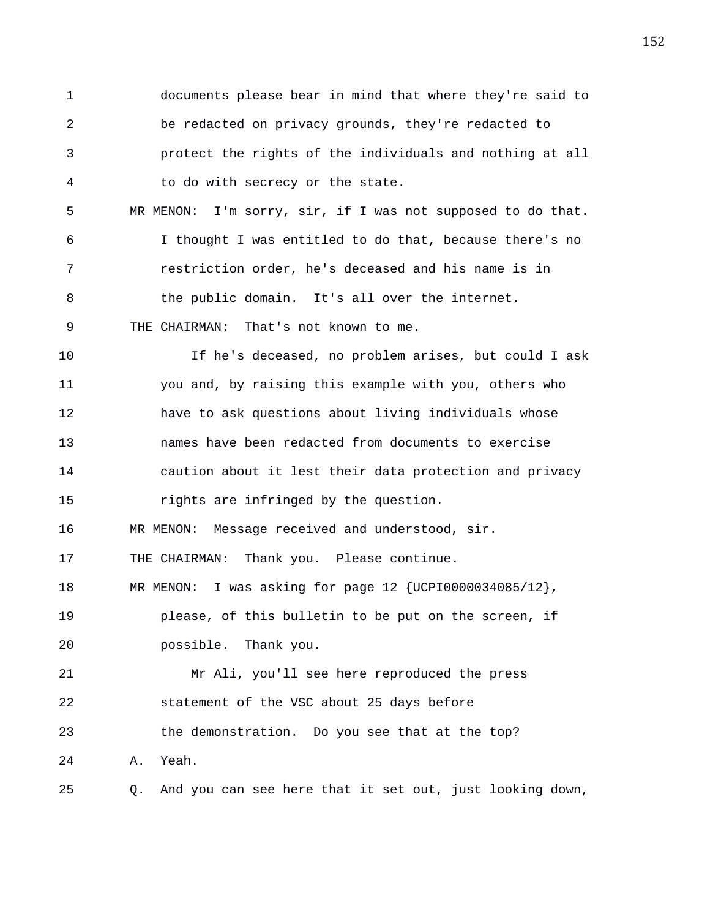documents please bear in mind that where they're said to be redacted on privacy grounds, they're redacted to protect the rights of the individuals and nothing at all to do with secrecy or the state.

MR MENON: I'm sorry, sir, if I was not supposed to do that. I thought I was entitled to do that, because there's no restriction order, he's deceased and his name is in the public domain. It's all over the internet.

THE CHAIRMAN: That's not known to me.

If he's deceased, no problem arises, but could I ask you and, by raising this example with you, others who have to ask questions about living individuals whose names have been redacted from documents to exercise caution about it lest their data protection and privacy rights are infringed by the question.

MR MENON: Message received and understood, sir.

THE CHAIRMAN: Thank you. Please continue.

MR MENON: I was asking for page 12 {UCPI0000034085/12}, please, of this bulletin to be put on the screen, if possible. Thank you.

Mr Ali, you'll see here reproduced the press statement of the VSC about 25 days before the demonstration. Do you see that at the top?

A. Yeah.

Q. And you can see here that it set out, just looking down,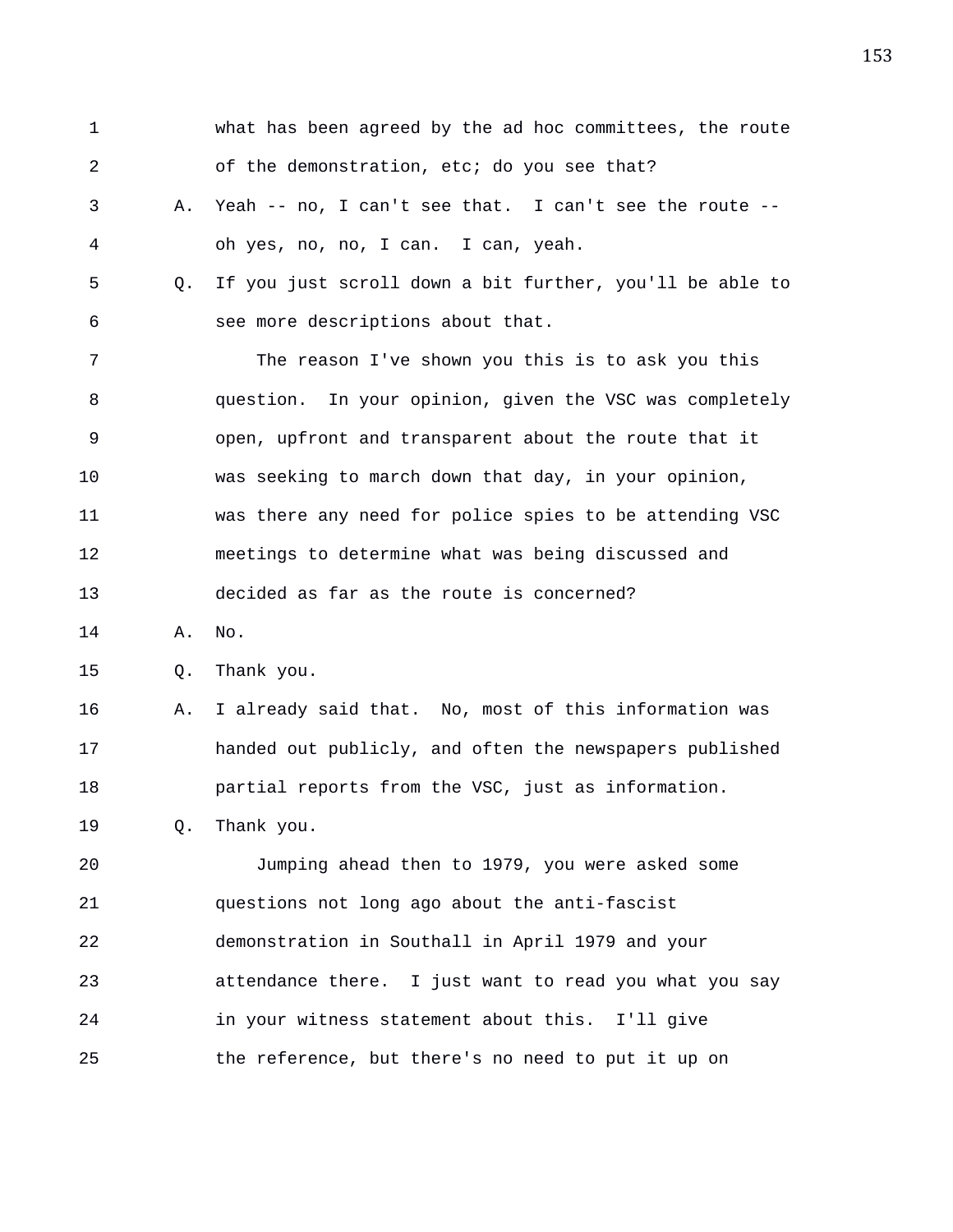1 what has been agreed by the ad hoc committees, the route
2 of the demonstration, etc; do you see that?

3 A. Yeah -- no, I can't see that. I can't see the route --
4 oh yes, no, no, I can. I can, yeah.

5 Q. If you just scroll down a bit further, you'll be able to
6 see more descriptions about that.

7 The reason I've shown you this is to ask you this
8 question. In your opinion, given the VSC was completely
9 open, upfront and transparent about the route that it
10 was seeking to march down that day, in your opinion,
11 was there any need for police spies to be attending VSC
12 meetings to determine what was being discussed and
13 decided as far as the route is concerned?

14 A. No.

15 Q. Thank you.

16 A. I already said that. No, most of this information was
17 handed out publicly, and often the newspapers published
18 partial reports from the VSC, just as information.

19 Q. Thank you.

20 Jumping ahead then to 1979, you were asked some
21 questions not long ago about the anti-fascist
22 demonstration in Southall in April 1979 and your
23 attendance there. I just want to read you what you say
24 in your witness statement about this. I'll give
25 the reference, but there's no need to put it up on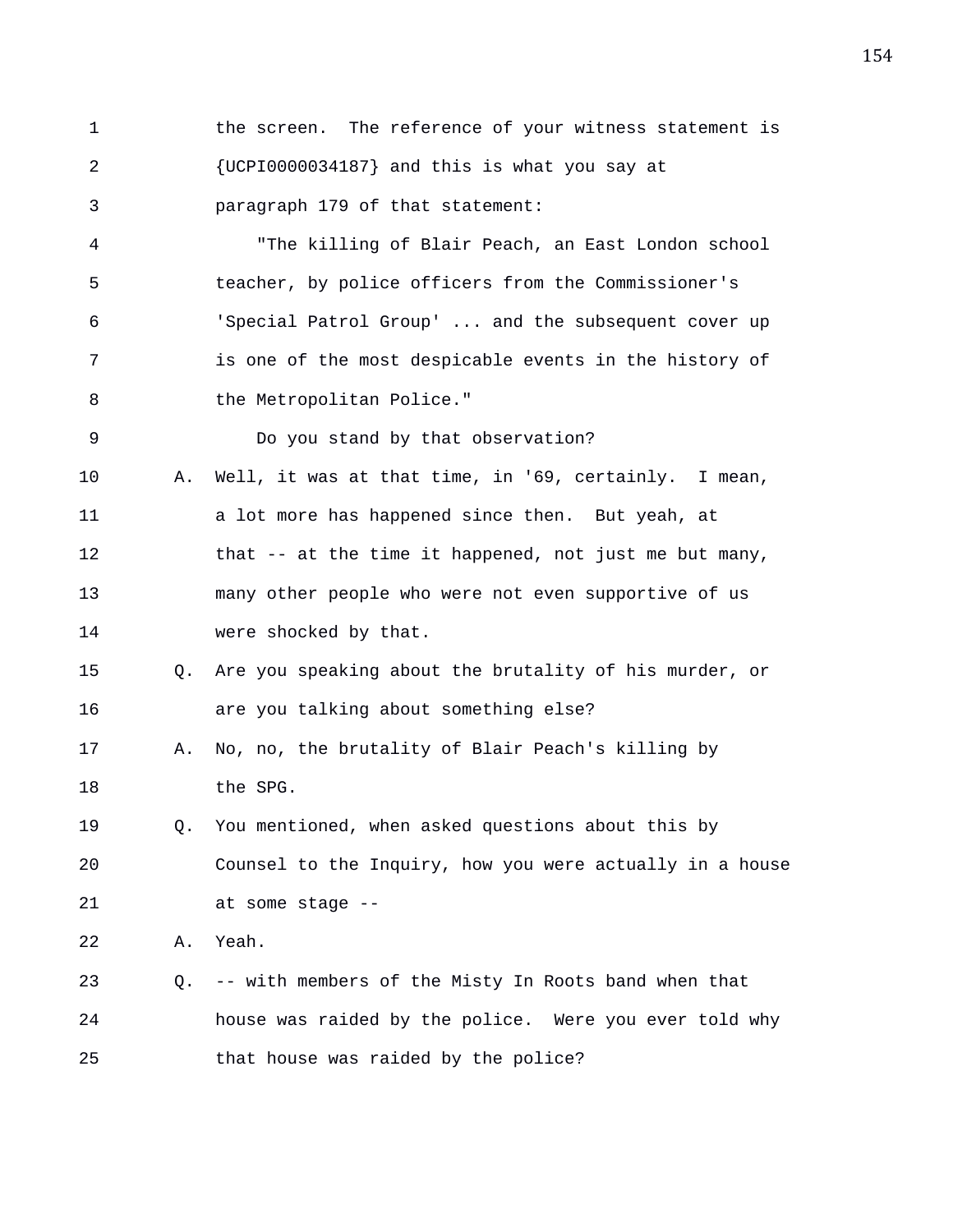1 the screen. The reference of your witness statement is
2 {UCPI0000034187} and this is what you say at
3 paragraph 179 of that statement:

4 "The killing of Blair Peach, an East London school
5 teacher, by police officers from the Commissioner's
6 'Special Patrol Group' ... and the subsequent cover up
7 is one of the most despicable events in the history of
8 the Metropolitan Police."

9 Do you stand by that observation?

10 A. Well, it was at that time, in '69, certainly. I mean,
11 a lot more has happened since then. But yeah, at
12 that -- at the time it happened, not just me but many,
13 many other people who were not even supportive of us
14 were shocked by that.

15 Q. Are you speaking about the brutality of his murder, or
16 are you talking about something else?

17 A. No, no, the brutality of Blair Peach's killing by
18 the SPG.

19 Q. You mentioned, when asked questions about this by
20 Counsel to the Inquiry, how you were actually in a house
21 at some stage --

22 A. Yeah.

23 Q. -- with members of the Misty In Roots band when that
24 house was raided by the police. Were you ever told why
25 that house was raided by the police?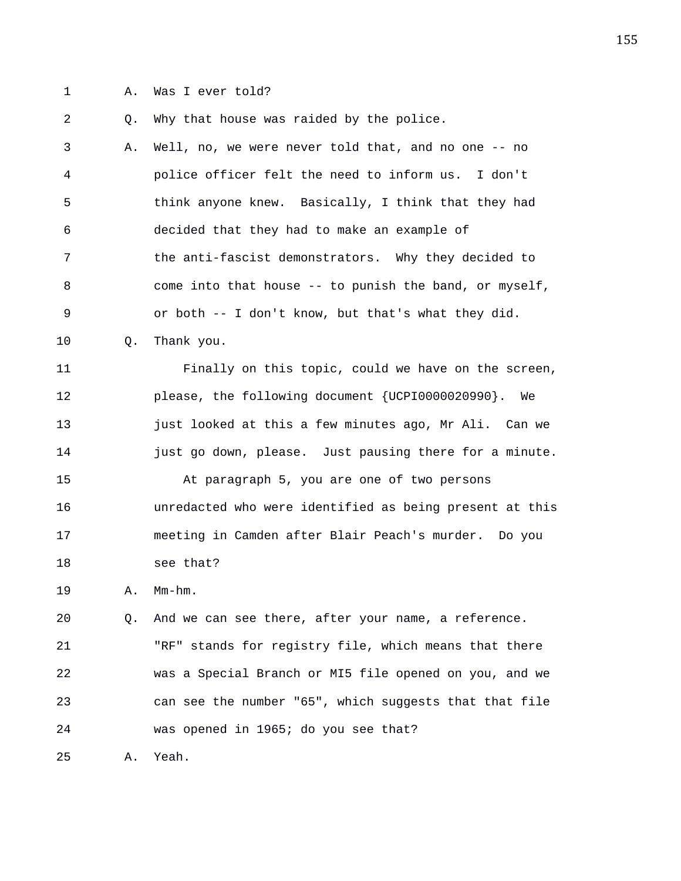A. Was I ever told?

Q. Why that house was raided by the police.

A. Well, no, we were never told that, and no one -- no police officer felt the need to inform us. I don't think anyone knew. Basically, I think that they had decided that they had to make an example of the anti-fascist demonstrators. Why they decided to come into that house -- to punish the band, or myself, or both -- I don't know, but that's what they did.

Q. Thank you.

Finally on this topic, could we have on the screen, please, the following document {UCPI0000020990}. We just looked at this a few minutes ago, Mr Ali. Can we just go down, please. Just pausing there for a minute.

At paragraph 5, you are one of two persons unredacted who were identified as being present at this meeting in Camden after Blair Peach's murder. Do you see that?

A. Mm-hm.

Q. And we can see there, after your name, a reference. "RF" stands for registry file, which means that there was a Special Branch or MI5 file opened on you, and we can see the number "65", which suggests that that file was opened in 1965; do you see that?

A. Yeah.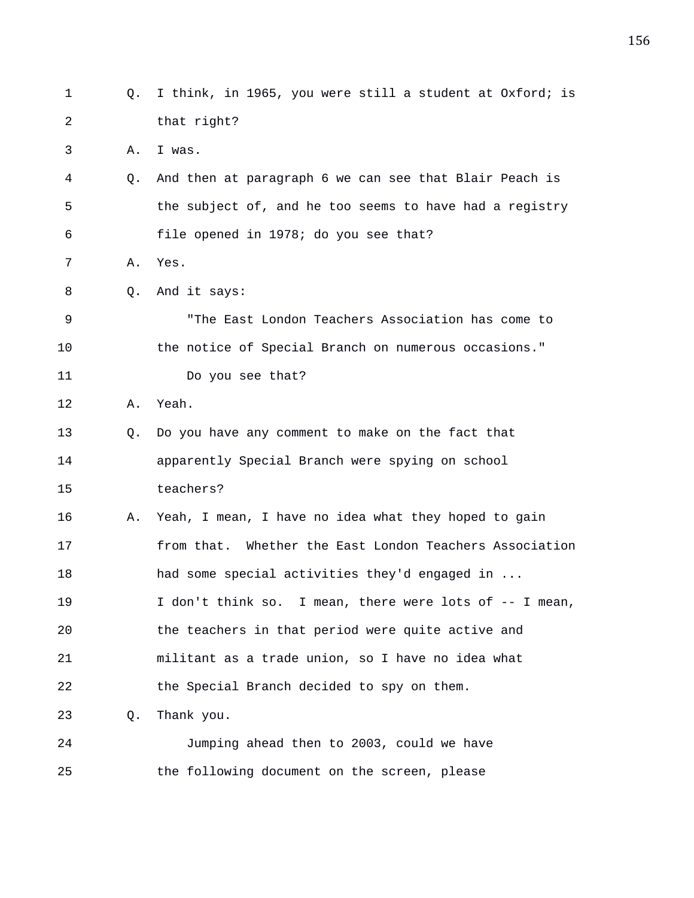1 Q. I think, in 1965, you were still a student at Oxford; is
2 that right?
3 A. I was.
4 Q. And then at paragraph 6 we can see that Blair Peach is
5 the subject of, and he too seems to have had a registry
6 file opened in 1978; do you see that?
7 A. Yes.
8 Q. And it says:
9 "The East London Teachers Association has come to
10 the notice of Special Branch on numerous occasions."
11 Do you see that?
12 A. Yeah.
13 Q. Do you have any comment to make on the fact that
14 apparently Special Branch were spying on school
15 teachers?
16 A. Yeah, I mean, I have no idea what they hoped to gain
17 from that. Whether the East London Teachers Association
18 had some special activities they'd engaged in ...
19 I don't think so. I mean, there were lots of -- I mean,
20 the teachers in that period were quite active and
21 militant as a trade union, so I have no idea what
22 the Special Branch decided to spy on them.
23 Q. Thank you.
24 Jumping ahead then to 2003, could we have
25 the following document on the screen, please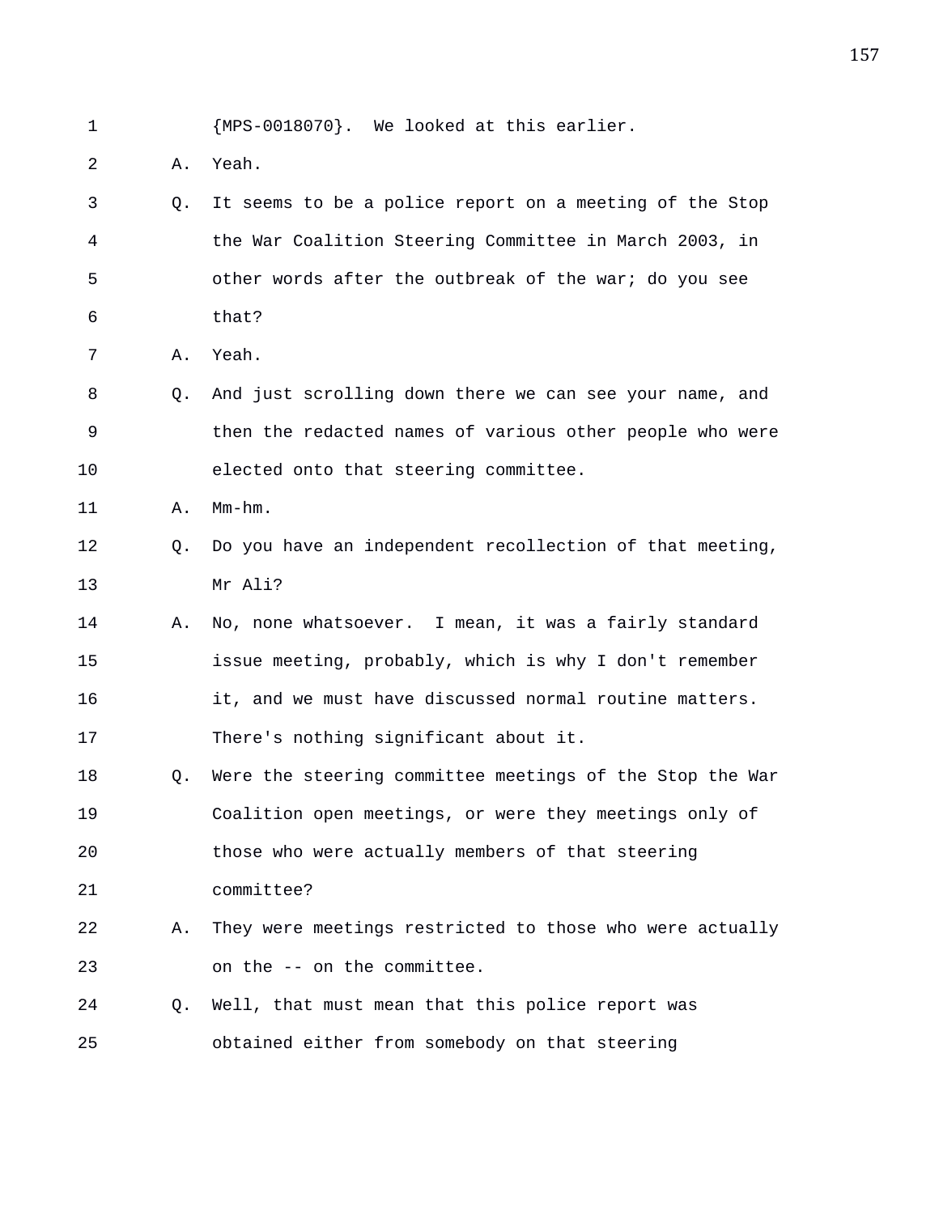1 {MPS-0018070}. We looked at this earlier.

2 A. Yeah.

3 Q. It seems to be a police report on a meeting of the Stop

4 the War Coalition Steering Committee in March 2003, in

5 other words after the outbreak of the war; do you see

6 that?

7 A. Yeah.

8 Q. And just scrolling down there we can see your name, and

9 then the redacted names of various other people who were

10 elected onto that steering committee.

11 A. Mm-hm.

12 Q. Do you have an independent recollection of that meeting,

13 Mr Ali?

14 A. No, none whatsoever. I mean, it was a fairly standard

15 issue meeting, probably, which is why I don't remember

16 it, and we must have discussed normal routine matters.

17 There's nothing significant about it.

18 Q. Were the steering committee meetings of the Stop the War

19 Coalition open meetings, or were they meetings only of

20 those who were actually members of that steering

21 committee?

22 A. They were meetings restricted to those who were actually

23 on the -- on the committee.

24 Q. Well, that must mean that this police report was

25 obtained either from somebody on that steering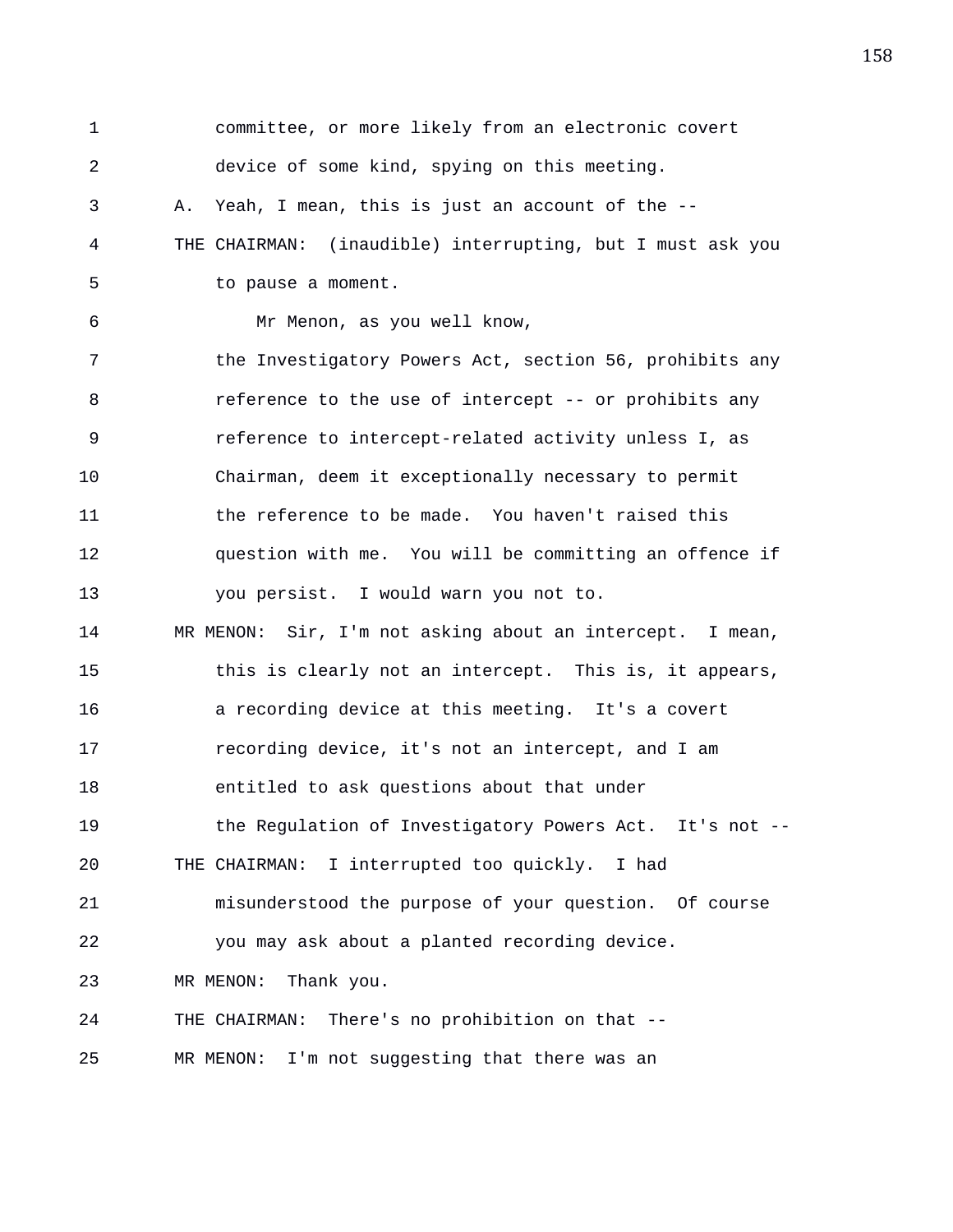1 committee, or more likely from an electronic covert
2 device of some kind, spying on this meeting.
3 A. Yeah, I mean, this is just an account of the --
4 THE CHAIRMAN: (inaudible) interrupting, but I must ask you
5 to pause a moment.
6 Mr Menon, as you well know,
7 the Investigatory Powers Act, section 56, prohibits any
8 reference to the use of intercept -- or prohibits any
9 reference to intercept-related activity unless I, as
10 Chairman, deem it exceptionally necessary to permit
11 the reference to be made. You haven't raised this
12 question with me. You will be committing an offence if
13 you persist. I would warn you not to.
14 MR MENON: Sir, I'm not asking about an intercept. I mean,
15 this is clearly not an intercept. This is, it appears,
16 a recording device at this meeting. It's a covert
17 recording device, it's not an intercept, and I am
18 entitled to ask questions about that under
19 the Regulation of Investigatory Powers Act. It's not --
20 THE CHAIRMAN: I interrupted too quickly. I had
21 misunderstood the purpose of your question. Of course
22 you may ask about a planted recording device.
23 MR MENON: Thank you.
24 THE CHAIRMAN: There's no prohibition on that --
25 MR MENON: I'm not suggesting that there was an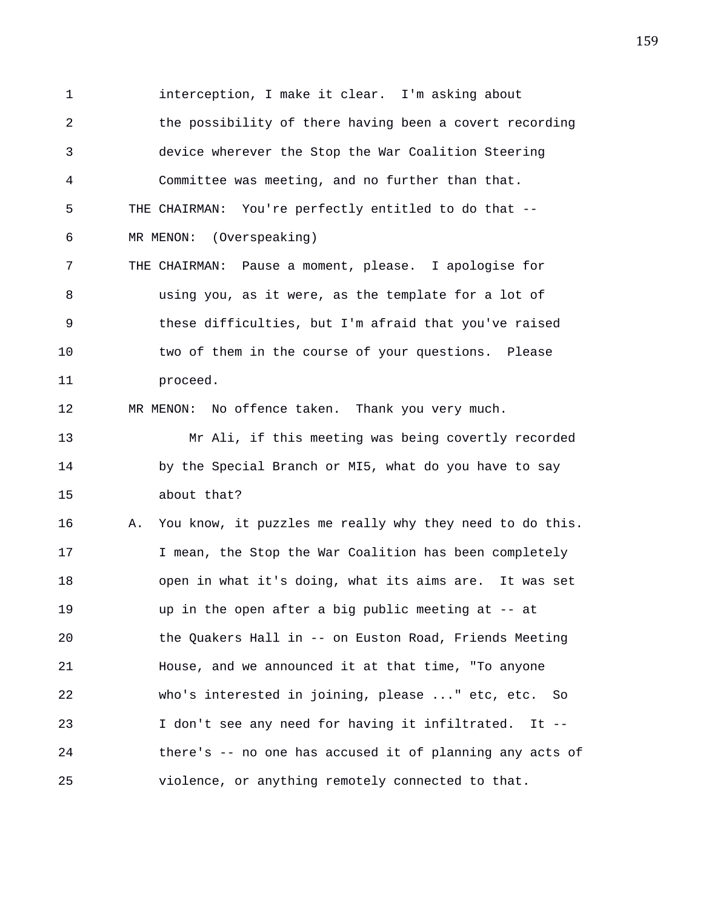interception, I make it clear. I'm asking about the possibility of there having been a covert recording device wherever the Stop the War Coalition Steering Committee was meeting, and no further than that.

THE CHAIRMAN: You're perfectly entitled to do that --

MR MENON: (Overspeaking)

THE CHAIRMAN: Pause a moment, please. I apologise for using you, as it were, as the template for a lot of these difficulties, but I'm afraid that you've raised two of them in the course of your questions. Please proceed.

MR MENON: No offence taken. Thank you very much.

Mr Ali, if this meeting was being covertly recorded by the Special Branch or MI5, what do you have to say about that?

A. You know, it puzzles me really why they need to do this. I mean, the Stop the War Coalition has been completely open in what it's doing, what its aims are. It was set up in the open after a big public meeting at -- at the Quakers Hall in -- on Euston Road, Friends Meeting House, and we announced it at that time, "To anyone who's interested in joining, please ..." etc, etc. So I don't see any need for having it infiltrated. It -- there's -- no one has accused it of planning any acts of violence, or anything remotely connected to that.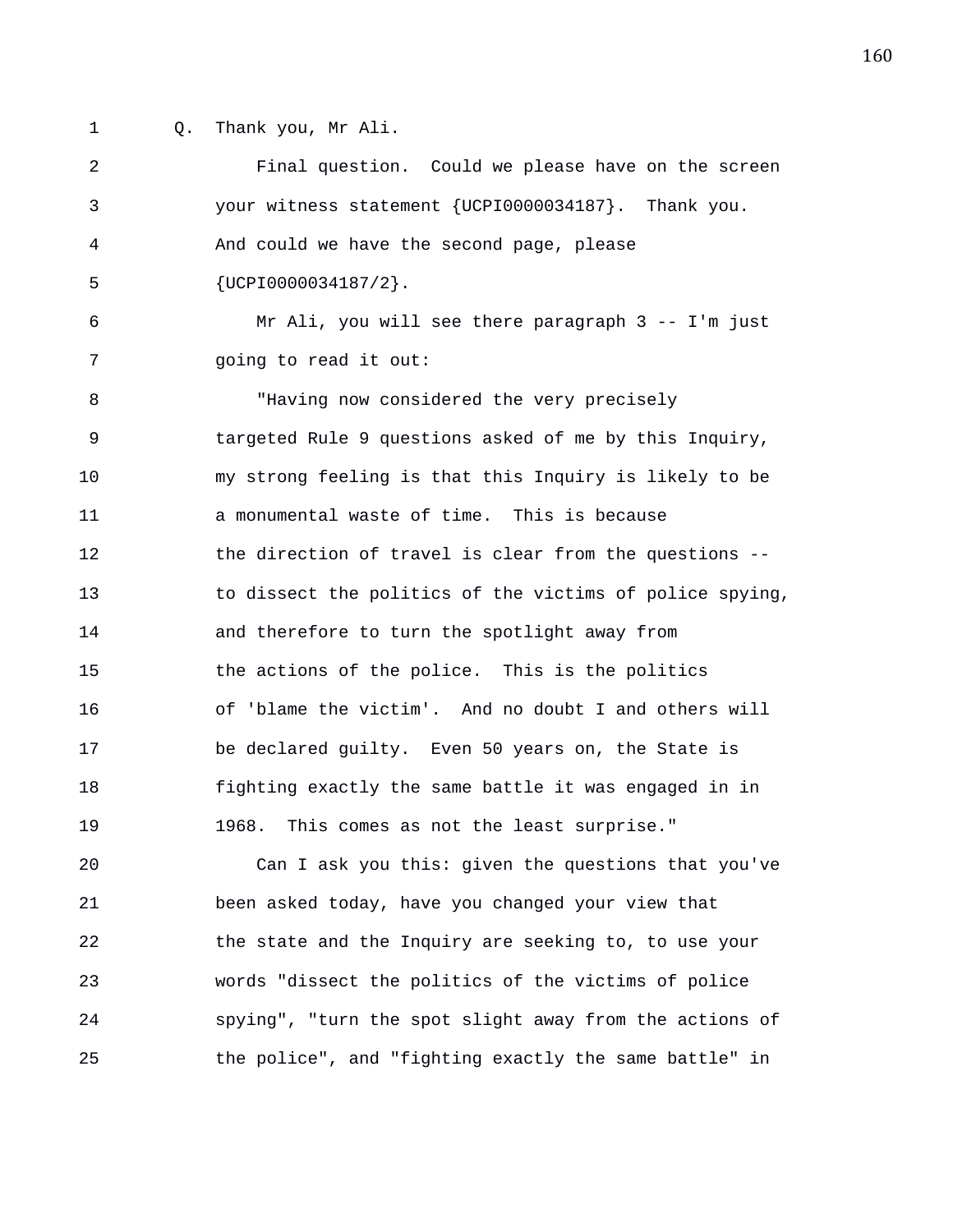Q. Thank you, Mr Ali.

Final question. Could we please have on the screen your witness statement {UCPI0000034187}. Thank you. And could we have the second page, please {UCPI0000034187/2}.

Mr Ali, you will see there paragraph 3 -- I'm just going to read it out:

"Having now considered the very precisely targeted Rule 9 questions asked of me by this Inquiry, my strong feeling is that this Inquiry is likely to be a monumental waste of time. This is because the direction of travel is clear from the questions -- to dissect the politics of the victims of police spying, and therefore to turn the spotlight away from the actions of the police. This is the politics of 'blame the victim'. And no doubt I and others will be declared guilty. Even 50 years on, the State is fighting exactly the same battle it was engaged in in 1968. This comes as not the least surprise."

Can I ask you this: given the questions that you've been asked today, have you changed your view that the state and the Inquiry are seeking to, to use your words "dissect the politics of the victims of police spying", "turn the spot slight away from the actions of the police", and "fighting exactly the same battle" in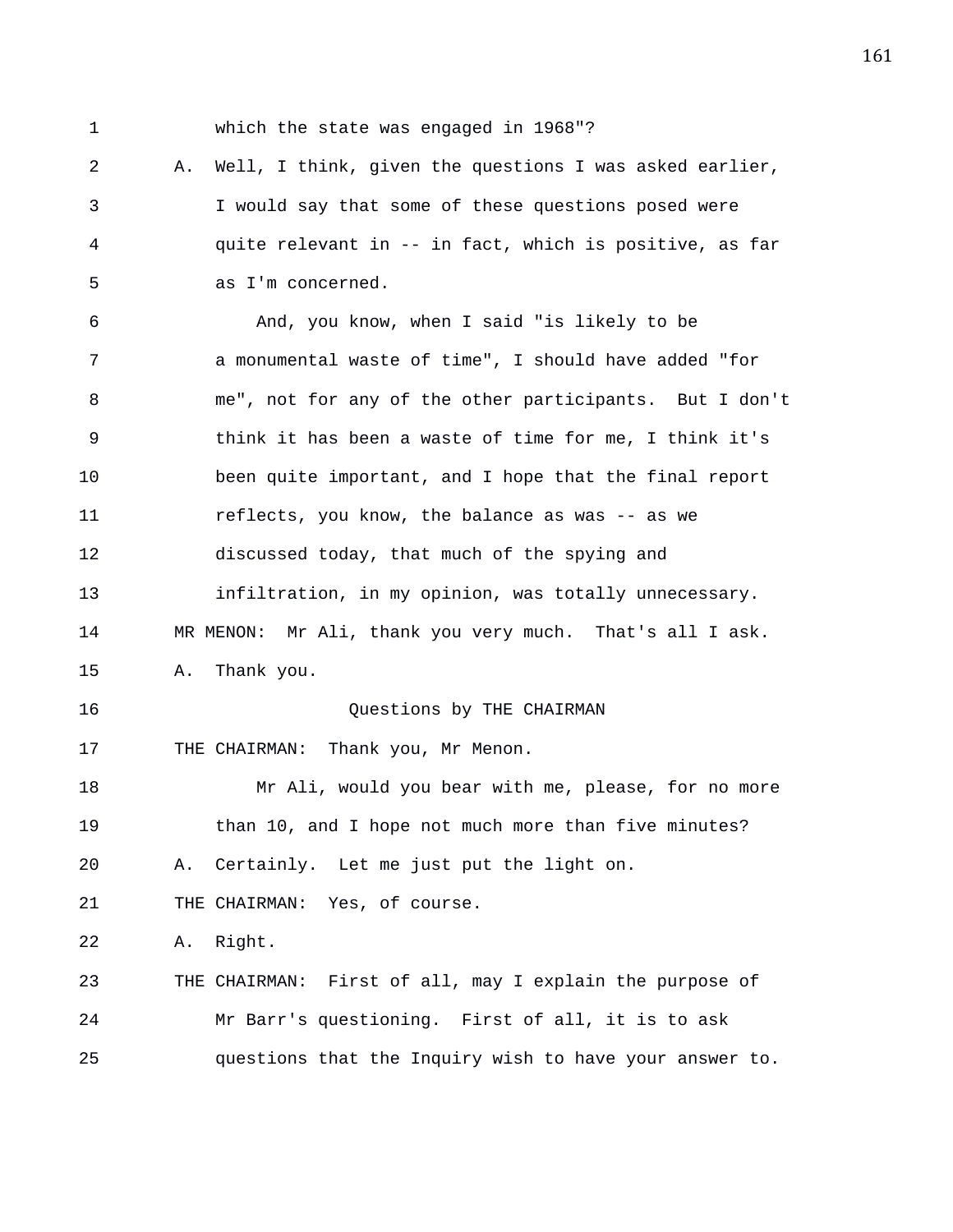which the state was engaged in 1968"?

A. Well, I think, given the questions I was asked earlier, I would say that some of these questions posed were quite relevant in -- in fact, which is positive, as far as I'm concerned.

And, you know, when I said "is likely to be a monumental waste of time", I should have added "for me", not for any of the other participants. But I don't think it has been a waste of time for me, I think it's been quite important, and I hope that the final report reflects, you know, the balance as was -- as we discussed today, that much of the spying and infiltration, in my opinion, was totally unnecessary.

MR MENON: Mr Ali, thank you very much. That's all I ask.

A. Thank you.

Questions by THE CHAIRMAN

THE CHAIRMAN: Thank you, Mr Menon.

Mr Ali, would you bear with me, please, for no more than 10, and I hope not much more than five minutes?

A. Certainly. Let me just put the light on.

THE CHAIRMAN: Yes, of course.

A. Right.

THE CHAIRMAN: First of all, may I explain the purpose of Mr Barr's questioning. First of all, it is to ask questions that the Inquiry wish to have your answer to.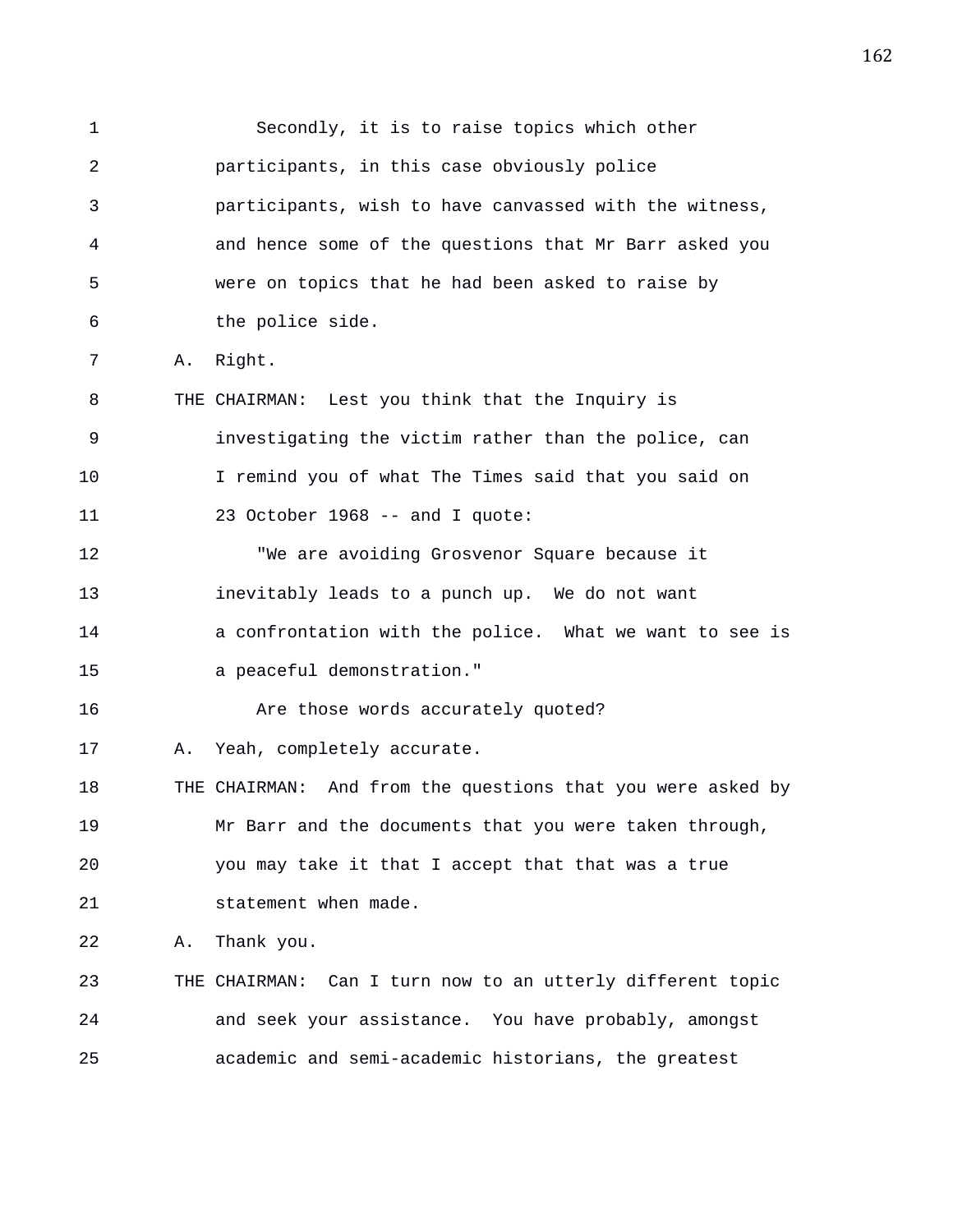Secondly, it is to raise topics which other participants, in this case obviously police participants, wish to have canvassed with the witness, and hence some of the questions that Mr Barr asked you were on topics that he had been asked to raise by the police side.

A. Right.

THE CHAIRMAN: Lest you think that the Inquiry is investigating the victim rather than the police, can I remind you of what The Times said that you said on 23 October 1968 -- and I quote:

"We are avoiding Grosvenor Square because it inevitably leads to a punch up. We do not want a confrontation with the police. What we want to see is a peaceful demonstration."

Are those words accurately quoted?

A. Yeah, completely accurate.

THE CHAIRMAN: And from the questions that you were asked by Mr Barr and the documents that you were taken through, you may take it that I accept that that was a true statement when made.

A. Thank you.

THE CHAIRMAN: Can I turn now to an utterly different topic and seek your assistance. You have probably, amongst academic and semi-academic historians, the greatest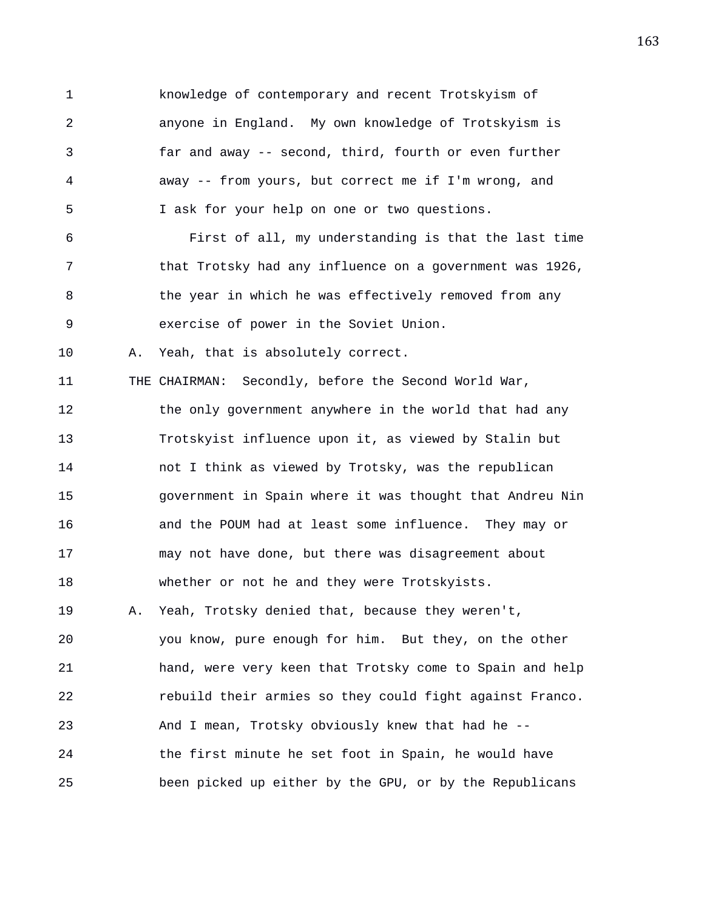knowledge of contemporary and recent Trotskyism of anyone in England. My own knowledge of Trotskyism is far and away -- second, third, fourth or even further away -- from yours, but correct me if I'm wrong, and I ask for your help on one or two questions.

First of all, my understanding is that the last time that Trotsky had any influence on a government was 1926, the year in which he was effectively removed from any exercise of power in the Soviet Union.

A. Yeah, that is absolutely correct.

THE CHAIRMAN: Secondly, before the Second World War, the only government anywhere in the world that had any Trotskyist influence upon it, as viewed by Stalin but not I think as viewed by Trotsky, was the republican government in Spain where it was thought that Andreu Nin and the POUM had at least some influence. They may or may not have done, but there was disagreement about whether or not he and they were Trotskyists.

A. Yeah, Trotsky denied that, because they weren't, you know, pure enough for him. But they, on the other hand, were very keen that Trotsky come to Spain and help rebuild their armies so they could fight against Franco. And I mean, Trotsky obviously knew that had he -- the first minute he set foot in Spain, he would have been picked up either by the GPU, or by the Republicans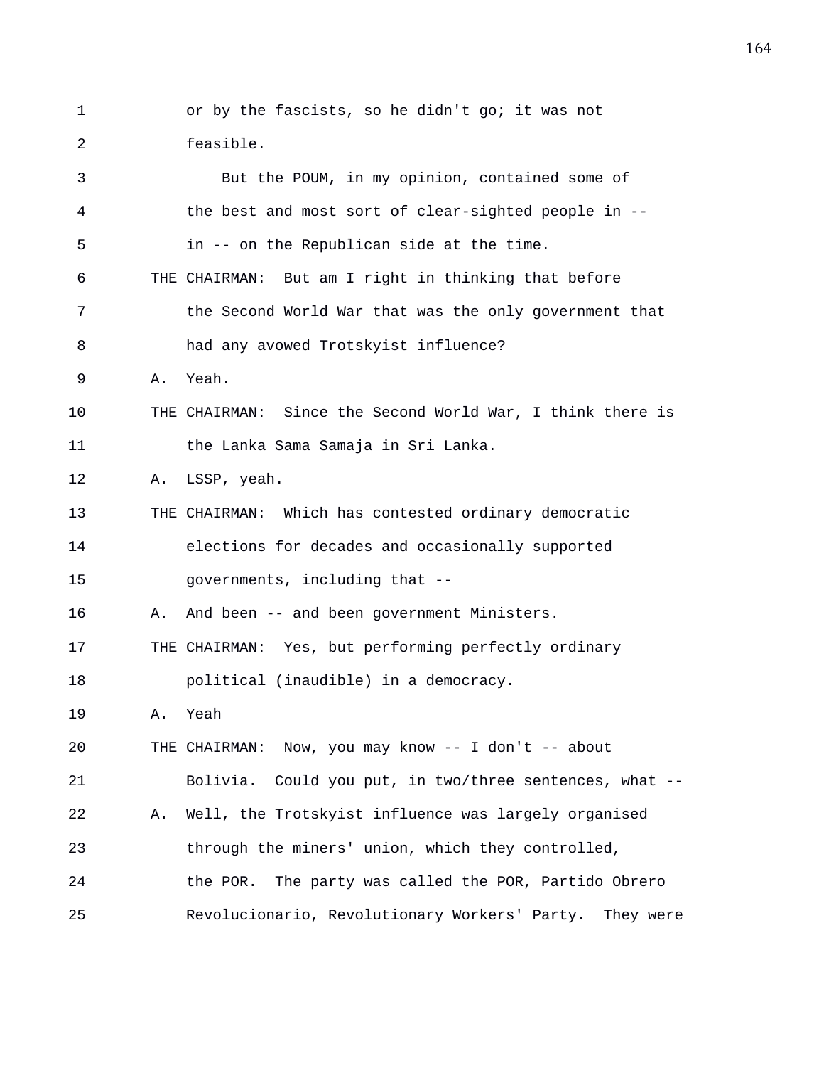or by the fascists, so he didn't go; it was not feasible.

But the POUM, in my opinion, contained some of the best and most sort of clear-sighted people in -- in -- on the Republican side at the time.

THE CHAIRMAN: But am I right in thinking that before the Second World War that was the only government that had any avowed Trotskyist influence?

A. Yeah.

THE CHAIRMAN: Since the Second World War, I think there is the Lanka Sama Samaja in Sri Lanka.

A. LSSP, yeah.

THE CHAIRMAN: Which has contested ordinary democratic elections for decades and occasionally supported governments, including that --

A. And been -- and been government Ministers.

THE CHAIRMAN: Yes, but performing perfectly ordinary political (inaudible) in a democracy.

A. Yeah

THE CHAIRMAN: Now, you may know -- I don't -- about Bolivia. Could you put, in two/three sentences, what --

A. Well, the Trotskyist influence was largely organised through the miners' union, which they controlled, the POR. The party was called the POR, Partido Obrero Revolucionario, Revolutionary Workers' Party. They were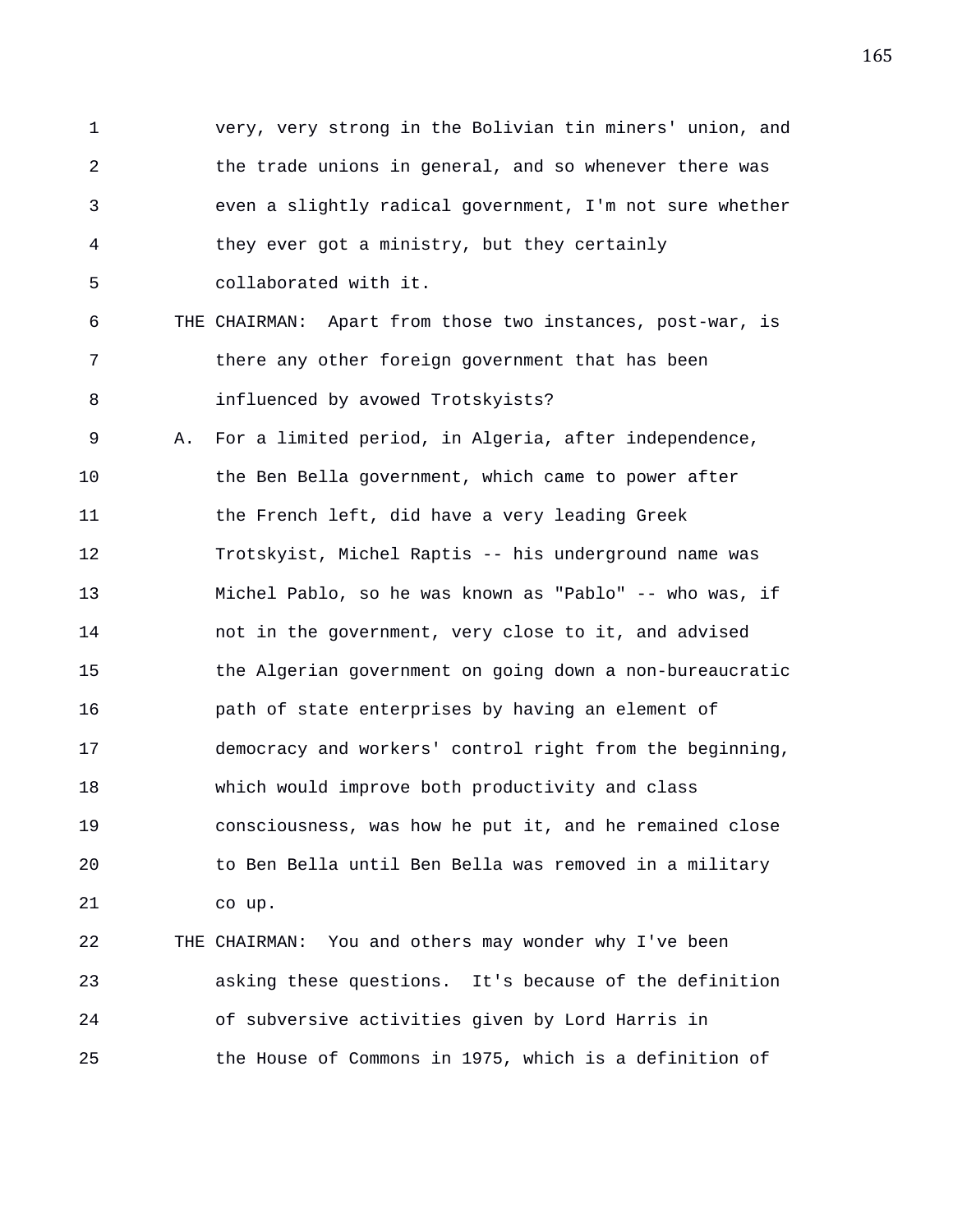very, very strong in the Bolivian tin miners' union, and the trade unions in general, and so whenever there was even a slightly radical government, I'm not sure whether they ever got a ministry, but they certainly collaborated with it.

THE CHAIRMAN: Apart from those two instances, post-war, is there any other foreign government that has been influenced by avowed Trotskyists?

A. For a limited period, in Algeria, after independence, the Ben Bella government, which came to power after the French left, did have a very leading Greek Trotskyist, Michel Raptis -- his underground name was Michel Pablo, so he was known as "Pablo" -- who was, if not in the government, very close to it, and advised the Algerian government on going down a non-bureaucratic path of state enterprises by having an element of democracy and workers' control right from the beginning, which would improve both productivity and class consciousness, was how he put it, and he remained close to Ben Bella until Ben Bella was removed in a military co up.

THE CHAIRMAN: You and others may wonder why I've been asking these questions. It's because of the definition of subversive activities given by Lord Harris in the House of Commons in 1975, which is a definition of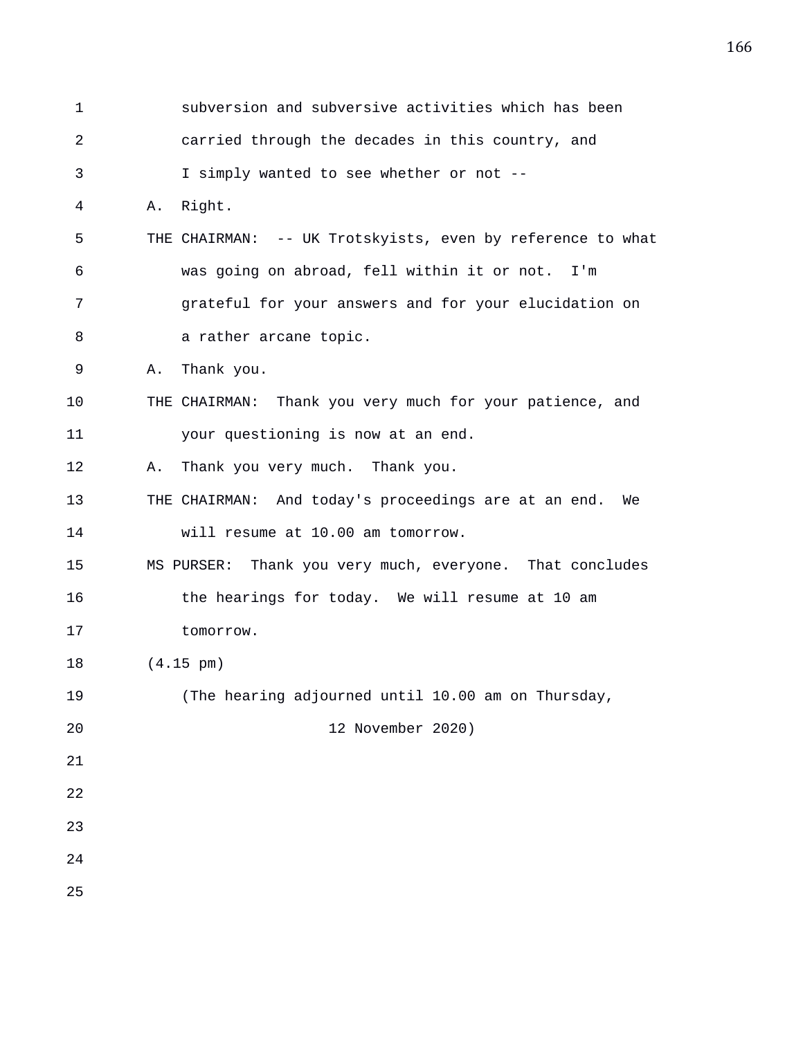subversion and subversive activities which has been carried through the decades in this country, and I simply wanted to see whether or not --

A. Right.

THE CHAIRMAN: -- UK Trotskyists, even by reference to what was going on abroad, fell within it or not. I'm grateful for your answers and for your elucidation on a rather arcane topic.

A. Thank you.

THE CHAIRMAN: Thank you very much for your patience, and your questioning is now at an end.

A. Thank you very much. Thank you.

THE CHAIRMAN: And today's proceedings are at an end. We will resume at 10.00 am tomorrow.

MS PURSER: Thank you very much, everyone. That concludes the hearings for today. We will resume at 10 am tomorrow.

(4.15 pm)

(The hearing adjourned until 10.00 am on Thursday, 12 November 2020)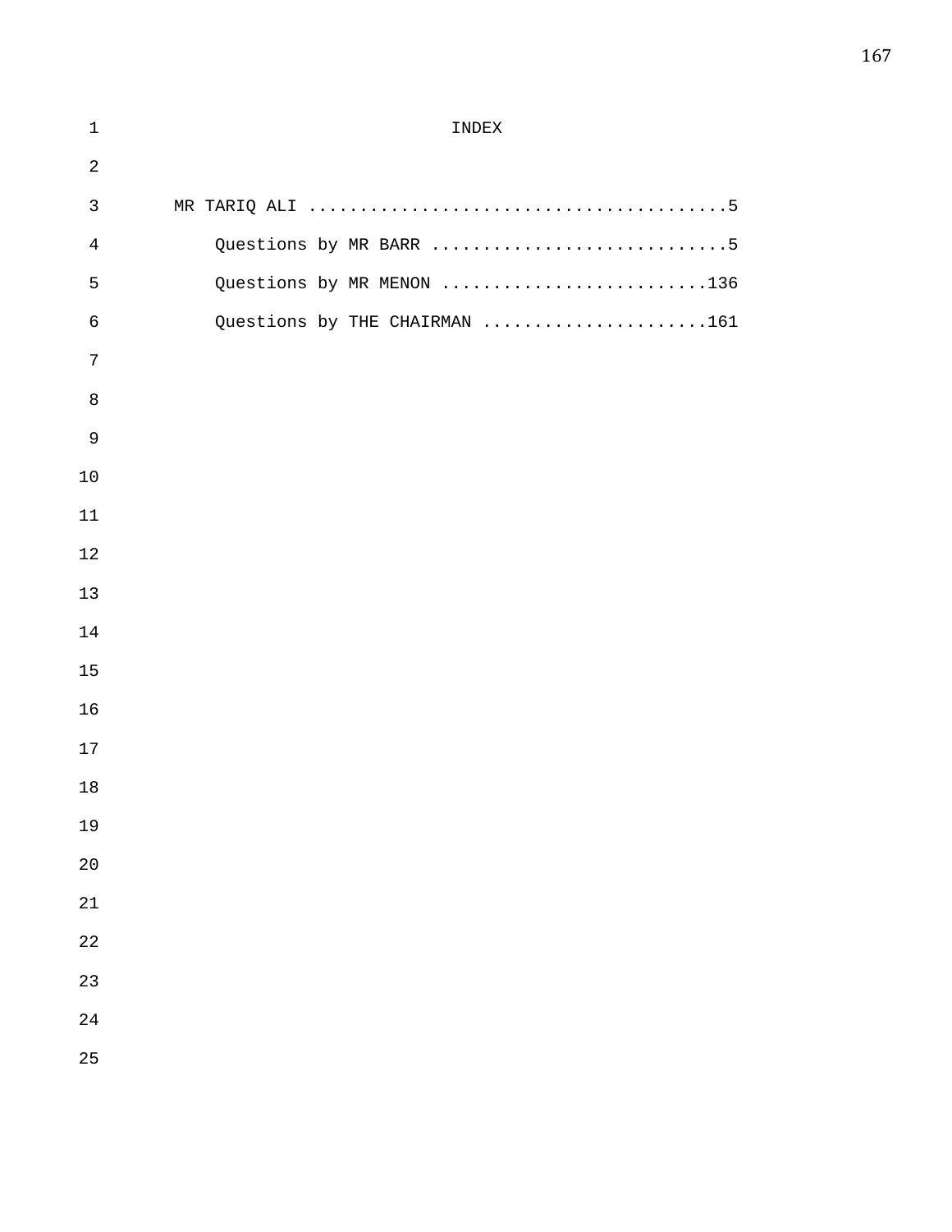INDEX

MR TARIQ ALI .........................................5

Questions by MR BARR .............................5

Questions by MR MENON ..........................136

Questions by THE CHAIRMAN ......................161